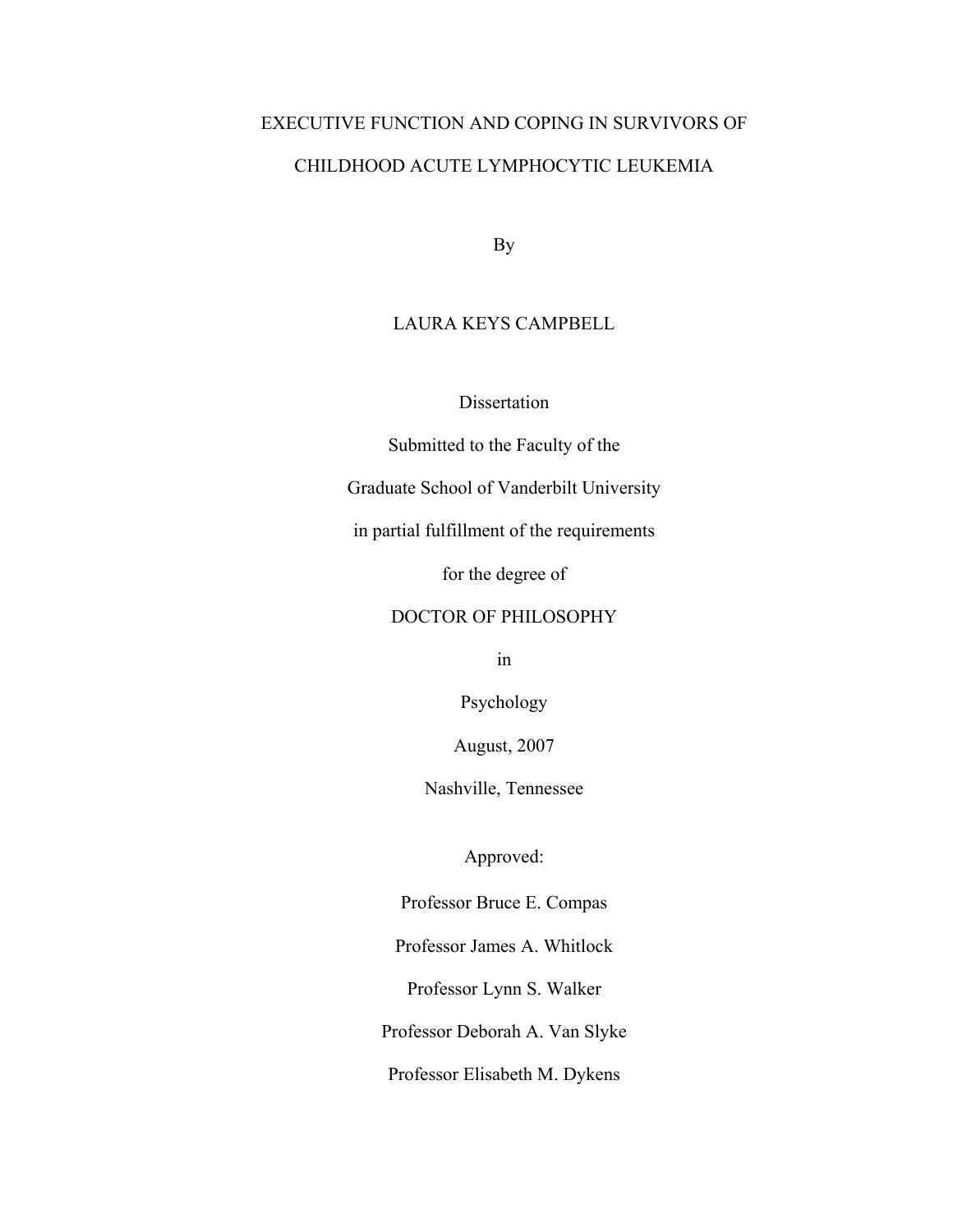# EXECUTIVE FUNCTION AND COPING IN SURVIVORS OF CHILDHOOD ACUTE LYMPHOCYTIC LEUKEMIA

By

LAURA KEYS CAMPBELL

Dissertation

Submitted to the Faculty of the

Graduate School of Vanderbilt University

in partial fulfillment of the requirements

for the degree of

DOCTOR OF PHILOSOPHY

in

Psychology

August, 2007

Nashville, Tennessee

Approved:

Professor Bruce E. Compas

Professor James A. Whitlock

Professor Lynn S. Walker

Professor Deborah A. Van Slyke

Professor Elisabeth M. Dykens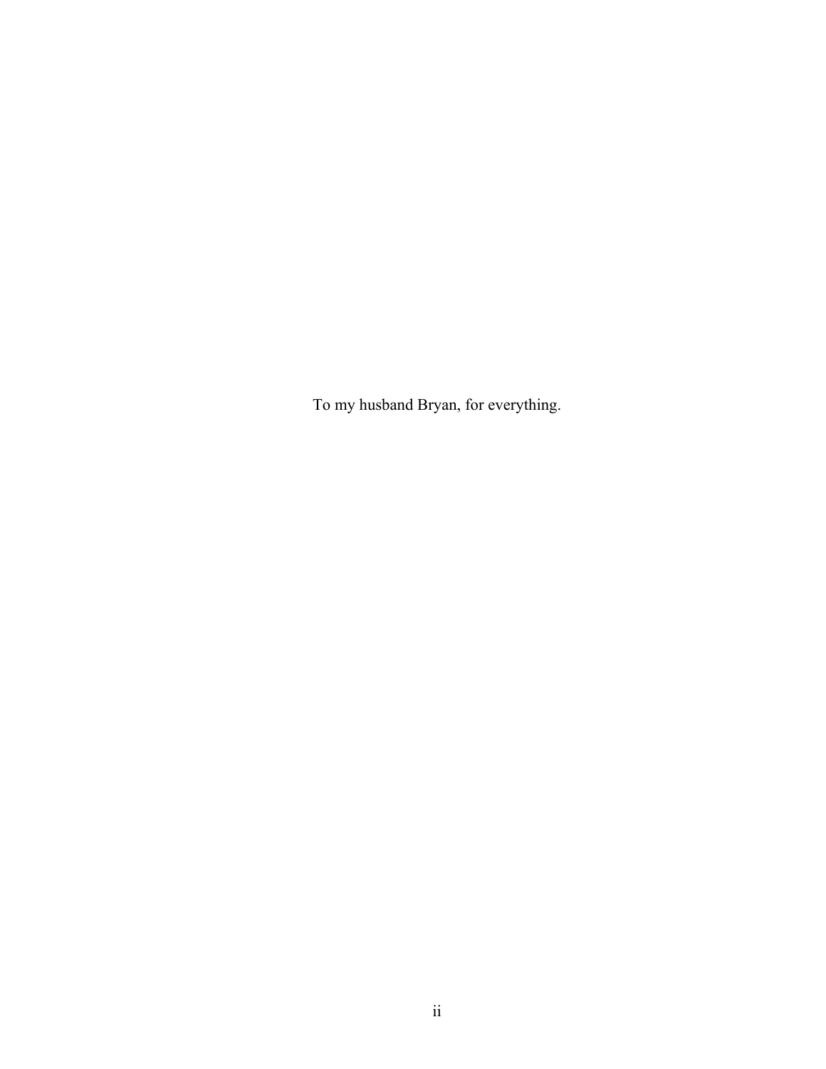To my husband Bryan, for everything.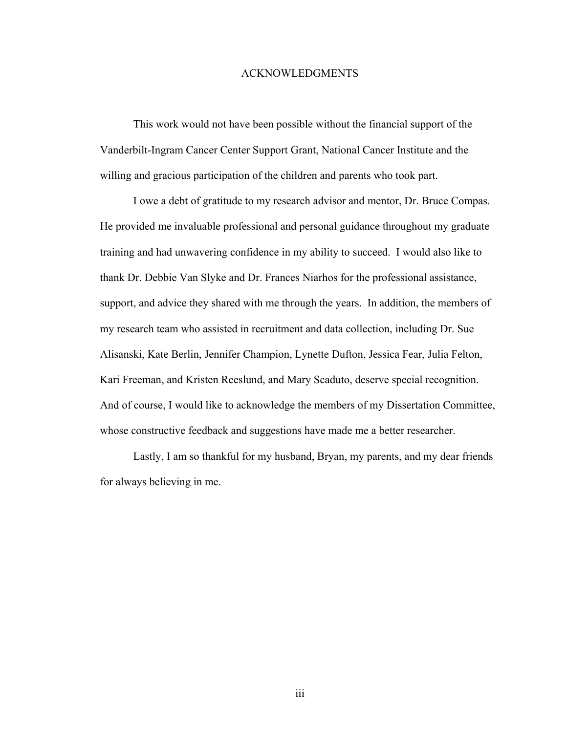# ACKNOWLEDGMENTS

This work would not have been possible without the financial support of the Vanderbilt-Ingram Cancer Center Support Grant, National Cancer Institute and the willing and gracious participation of the children and parents who took part.

I owe a debt of gratitude to my research advisor and mentor, Dr. Bruce Compas. He provided me invaluable professional and personal guidance throughout my graduate training and had unwavering confidence in my ability to succeed. I would also like to thank Dr. Debbie Van Slyke and Dr. Frances Niarhos for the professional assistance, support, and advice they shared with me through the years. In addition, the members of my research team who assisted in recruitment and data collection, including Dr. Sue Alisanski, Kate Berlin, Jennifer Champion, Lynette Dufton, Jessica Fear, Julia Felton, Kari Freeman, and Kristen Reeslund, and Mary Scaduto, deserve special recognition. And of course, I would like to acknowledge the members of my Dissertation Committee, whose constructive feedback and suggestions have made me a better researcher.

Lastly, I am so thankful for my husband, Bryan, my parents, and my dear friends for always believing in me.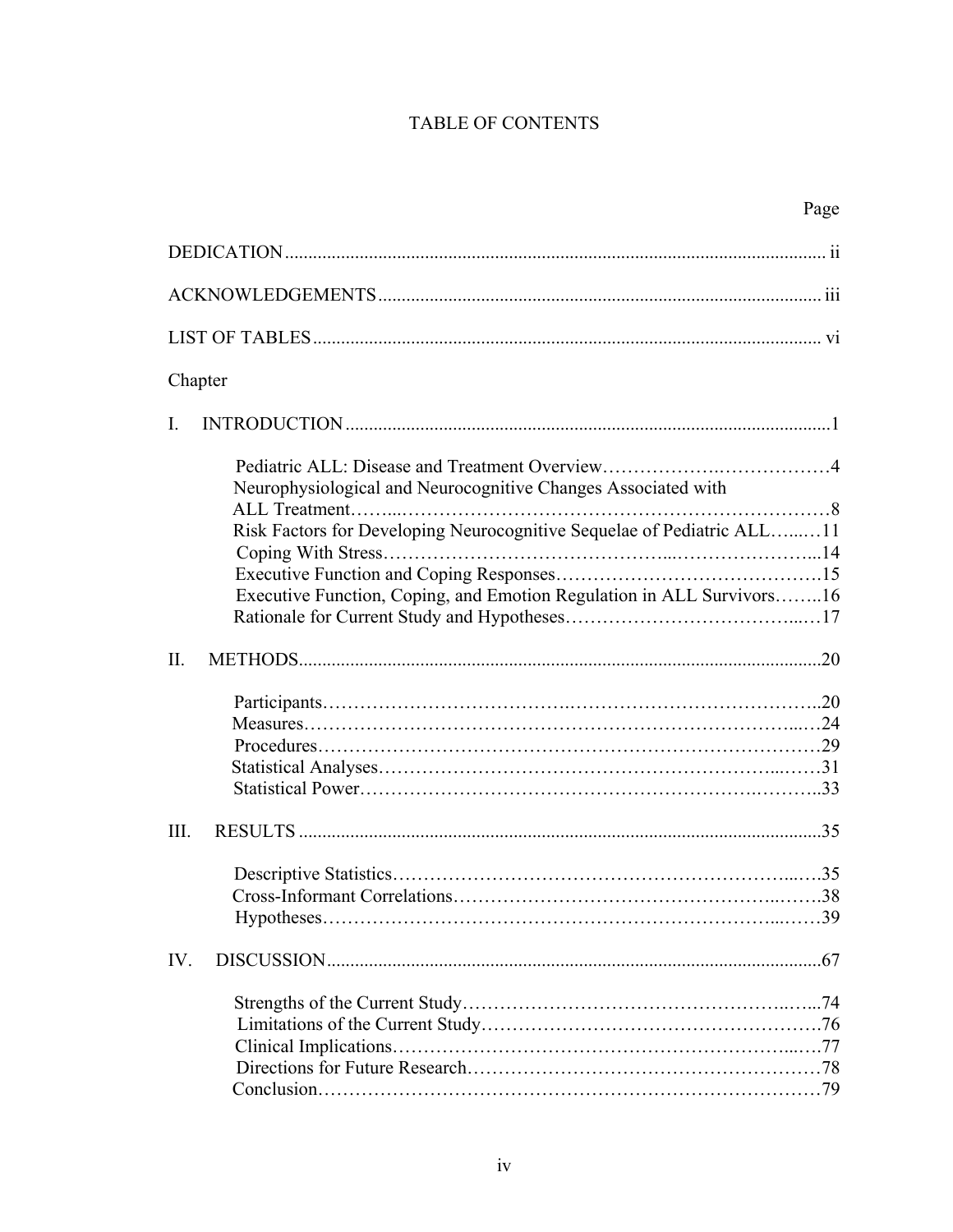# TABLE OF CONTENTS

Page

DEDICATION ........................................................................................................ ii

ACKNOWLEDGEMENTS ........................................................................................ iii

LIST OF TABLES .................................................................................................. vi

Chapter

I. INTRODUCTION ..................................................................................................1

- Pediatric ALL: Disease and Treatment Overview……………….……………4
- Neurophysiological and Neurocognitive Changes Associated with ALL Treatment……...…………………………………………………………8
- Risk Factors for Developing Neurocognitive Sequelae of Pediatric ALL…...…11
- Coping With Stress………………………………….....…………………...14
- Executive Function and Coping Responses…………………………………….15
- Executive Function, Coping, and Emotion Regulation in ALL Survivors……..16
- Rationale for Current Study and Hypotheses………………………….……...…17

II. METHODS...........................................................................................................20

- Participants……………………………….…………………………………..20
- Measures…………………………………………………………………...…24
- Procedures……………………………………………………………………29
- Statistical Analyses…………………………………………………...……31
- Statistical Power……………………………………………………….……..33

III. RESULTS ..........................................................................................................35

- Descriptive Statistics……………………………………………………...….35
- Cross-Informant Correlations………………………………………….…….38
- Hypotheses……………………………………………………………...……39

IV. DISCUSSION......................................................................................................67

- Strengths of the Current Study……………………………………………..…...74
- Limitations of the Current Study……………………………………………….76
- Clinical Implications…………………………………………………….....…77
- Directions for Future Research………………………………………………78
- Conclusion……………………………………………………………………79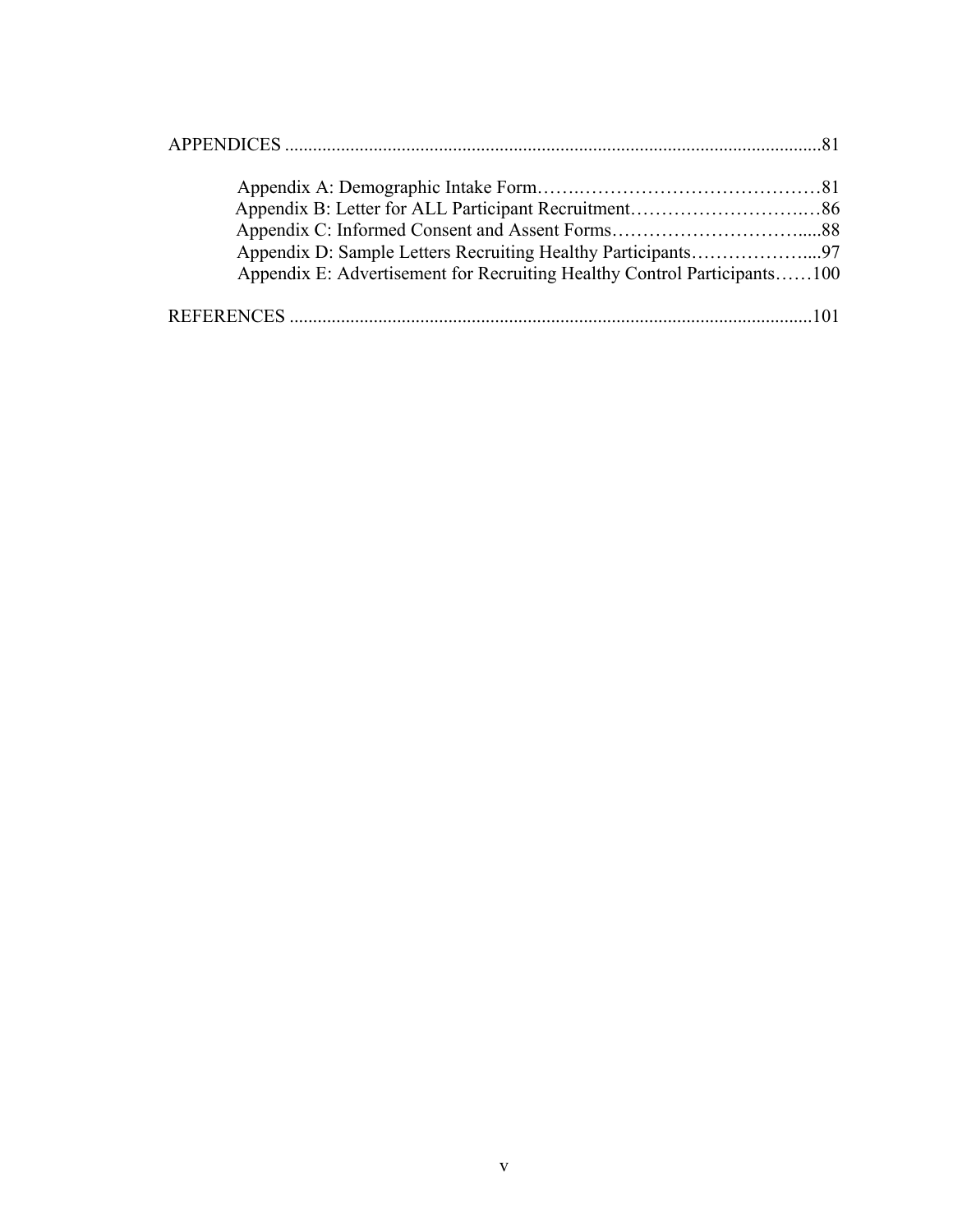APPENDICES ....................................................................................................................81

Appendix A: Demographic Intake Form……..……………………………………81
Appendix B: Letter for ALL Participant Recruitment……………………….…86
Appendix C: Informed Consent and Assent Forms…………………………....88
Appendix D: Sample Letters Recruiting Healthy Participants………………....97
Appendix E: Advertisement for Recruiting Healthy Control Participants……100

REFERENCES ................................................................................................................101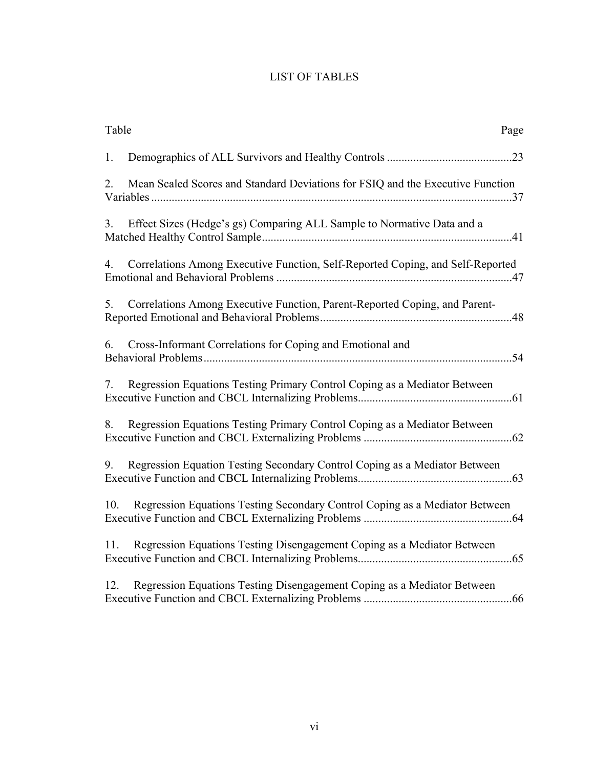# LIST OF TABLES

| Table | Page |
|---|---|
| 1. Demographics of ALL Survivors and Healthy Controls | 23 |
| 2. Mean Scaled Scores and Standard Deviations for FSIQ and the Executive Function Variables | 37 |
| 3. Effect Sizes (Hedge's gs) Comparing ALL Sample to Normative Data and a Matched Healthy Control Sample | 41 |
| 4. Correlations Among Executive Function, Self-Reported Coping, and Self-Reported Emotional and Behavioral Problems | 47 |
| 5. Correlations Among Executive Function, Parent-Reported Coping, and Parent-Reported Emotional and Behavioral Problems | 48 |
| 6. Cross-Informant Correlations for Coping and Emotional and Behavioral Problems | 54 |
| 7. Regression Equations Testing Primary Control Coping as a Mediator Between Executive Function and CBCL Internalizing Problems | 61 |
| 8. Regression Equations Testing Primary Control Coping as a Mediator Between Executive Function and CBCL Externalizing Problems | 62 |
| 9. Regression Equation Testing Secondary Control Coping as a Mediator Between Executive Function and CBCL Internalizing Problems | 63 |
| 10. Regression Equations Testing Secondary Control Coping as a Mediator Between Executive Function and CBCL Externalizing Problems | 64 |
| 11. Regression Equations Testing Disengagement Coping as a Mediator Between Executive Function and CBCL Internalizing Problems | 65 |
| 12. Regression Equations Testing Disengagement Coping as a Mediator Between Executive Function and CBCL Externalizing Problems | 66 |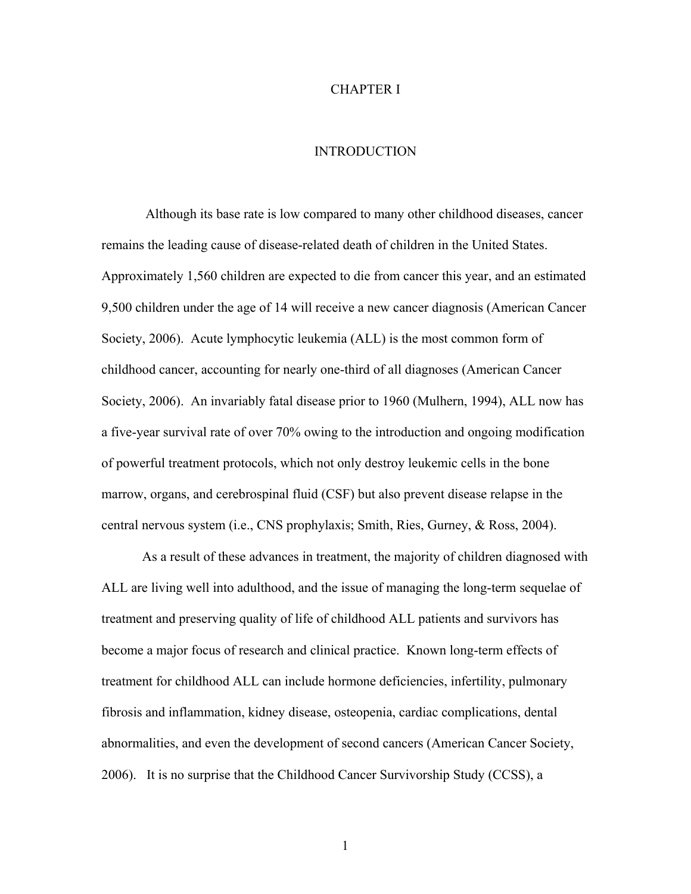# CHAPTER I

## INTRODUCTION

Although its base rate is low compared to many other childhood diseases, cancer remains the leading cause of disease-related death of children in the United States. Approximately 1,560 children are expected to die from cancer this year, and an estimated 9,500 children under the age of 14 will receive a new cancer diagnosis (American Cancer Society, 2006). Acute lymphocytic leukemia (ALL) is the most common form of childhood cancer, accounting for nearly one-third of all diagnoses (American Cancer Society, 2006). An invariably fatal disease prior to 1960 (Mulhern, 1994), ALL now has a five-year survival rate of over 70% owing to the introduction and ongoing modification of powerful treatment protocols, which not only destroy leukemic cells in the bone marrow, organs, and cerebrospinal fluid (CSF) but also prevent disease relapse in the central nervous system (i.e., CNS prophylaxis; Smith, Ries, Gurney, & Ross, 2004).

As a result of these advances in treatment, the majority of children diagnosed with ALL are living well into adulthood, and the issue of managing the long-term sequelae of treatment and preserving quality of life of childhood ALL patients and survivors has become a major focus of research and clinical practice. Known long-term effects of treatment for childhood ALL can include hormone deficiencies, infertility, pulmonary fibrosis and inflammation, kidney disease, osteopenia, cardiac complications, dental abnormalities, and even the development of second cancers (American Cancer Society, 2006). It is no surprise that the Childhood Cancer Survivorship Study (CCSS), a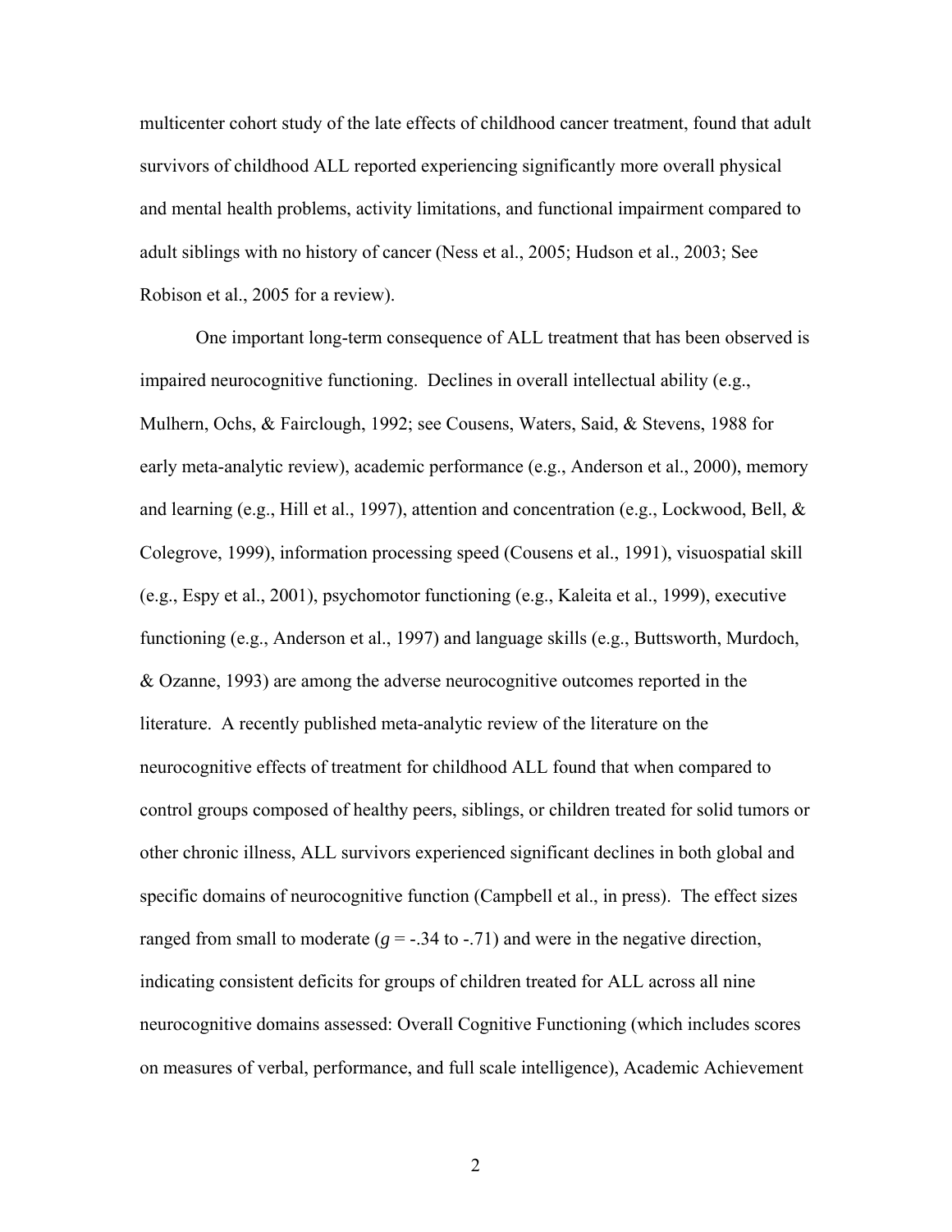multicenter cohort study of the late effects of childhood cancer treatment, found that adult survivors of childhood ALL reported experiencing significantly more overall physical and mental health problems, activity limitations, and functional impairment compared to adult siblings with no history of cancer (Ness et al., 2005; Hudson et al., 2003; See Robison et al., 2005 for a review).

One important long-term consequence of ALL treatment that has been observed is impaired neurocognitive functioning. Declines in overall intellectual ability (e.g., Mulhern, Ochs, & Fairclough, 1992; see Cousens, Waters, Said, & Stevens, 1988 for early meta-analytic review), academic performance (e.g., Anderson et al., 2000), memory and learning (e.g., Hill et al., 1997), attention and concentration (e.g., Lockwood, Bell, & Colegrove, 1999), information processing speed (Cousens et al., 1991), visuospatial skill (e.g., Espy et al., 2001), psychomotor functioning (e.g., Kaleita et al., 1999), executive functioning (e.g., Anderson et al., 1997) and language skills (e.g., Buttsworth, Murdoch, & Ozanne, 1993) are among the adverse neurocognitive outcomes reported in the literature. A recently published meta-analytic review of the literature on the neurocognitive effects of treatment for childhood ALL found that when compared to control groups composed of healthy peers, siblings, or children treated for solid tumors or other chronic illness, ALL survivors experienced significant declines in both global and specific domains of neurocognitive function (Campbell et al., in press). The effect sizes ranged from small to moderate ($g$ = -.34 to -.71) and were in the negative direction, indicating consistent deficits for groups of children treated for ALL across all nine neurocognitive domains assessed: Overall Cognitive Functioning (which includes scores on measures of verbal, performance, and full scale intelligence), Academic Achievement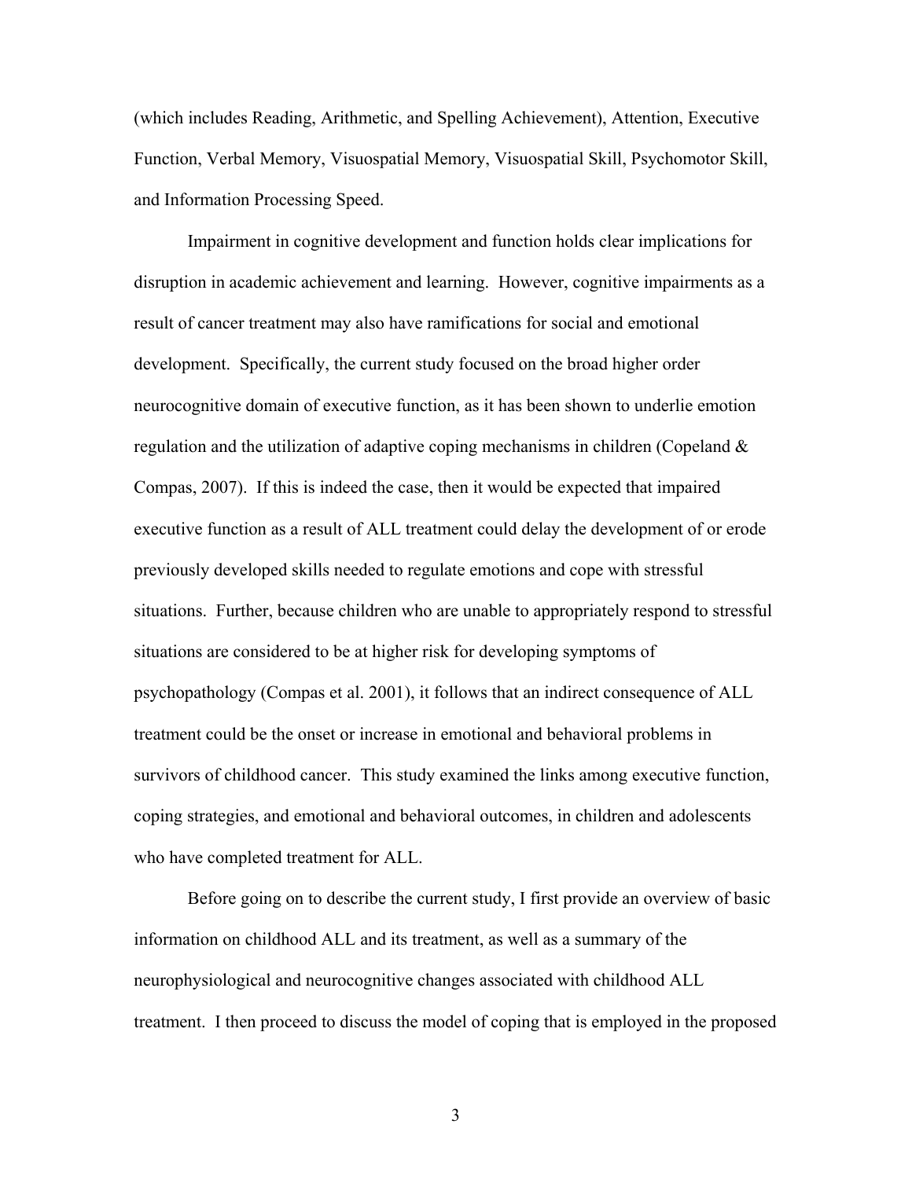(which includes Reading, Arithmetic, and Spelling Achievement), Attention, Executive Function, Verbal Memory, Visuospatial Memory, Visuospatial Skill, Psychomotor Skill, and Information Processing Speed.

Impairment in cognitive development and function holds clear implications for disruption in academic achievement and learning. However, cognitive impairments as a result of cancer treatment may also have ramifications for social and emotional development. Specifically, the current study focused on the broad higher order neurocognitive domain of executive function, as it has been shown to underlie emotion regulation and the utilization of adaptive coping mechanisms in children (Copeland & Compas, 2007). If this is indeed the case, then it would be expected that impaired executive function as a result of ALL treatment could delay the development of or erode previously developed skills needed to regulate emotions and cope with stressful situations. Further, because children who are unable to appropriately respond to stressful situations are considered to be at higher risk for developing symptoms of psychopathology (Compas et al. 2001), it follows that an indirect consequence of ALL treatment could be the onset or increase in emotional and behavioral problems in survivors of childhood cancer. This study examined the links among executive function, coping strategies, and emotional and behavioral outcomes, in children and adolescents who have completed treatment for ALL.

Before going on to describe the current study, I first provide an overview of basic information on childhood ALL and its treatment, as well as a summary of the neurophysiological and neurocognitive changes associated with childhood ALL treatment. I then proceed to discuss the model of coping that is employed in the proposed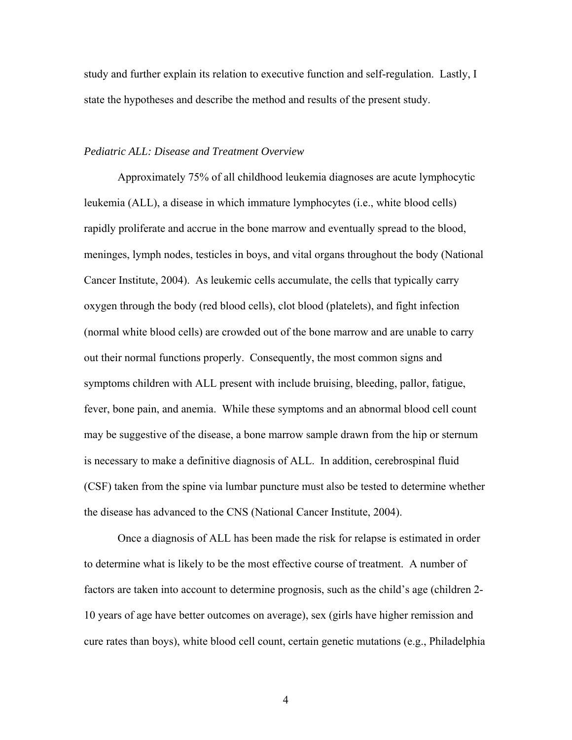study and further explain its relation to executive function and self-regulation. Lastly, I state the hypotheses and describe the method and results of the present study.

### *Pediatric ALL: Disease and Treatment Overview*

Approximately 75% of all childhood leukemia diagnoses are acute lymphocytic leukemia (ALL), a disease in which immature lymphocytes (i.e., white blood cells) rapidly proliferate and accrue in the bone marrow and eventually spread to the blood, meninges, lymph nodes, testicles in boys, and vital organs throughout the body (National Cancer Institute, 2004). As leukemic cells accumulate, the cells that typically carry oxygen through the body (red blood cells), clot blood (platelets), and fight infection (normal white blood cells) are crowded out of the bone marrow and are unable to carry out their normal functions properly. Consequently, the most common signs and symptoms children with ALL present with include bruising, bleeding, pallor, fatigue, fever, bone pain, and anemia. While these symptoms and an abnormal blood cell count may be suggestive of the disease, a bone marrow sample drawn from the hip or sternum is necessary to make a definitive diagnosis of ALL. In addition, cerebrospinal fluid (CSF) taken from the spine via lumbar puncture must also be tested to determine whether the disease has advanced to the CNS (National Cancer Institute, 2004).

Once a diagnosis of ALL has been made the risk for relapse is estimated in order to determine what is likely to be the most effective course of treatment. A number of factors are taken into account to determine prognosis, such as the child's age (children 2-10 years of age have better outcomes on average), sex (girls have higher remission and cure rates than boys), white blood cell count, certain genetic mutations (e.g., Philadelphia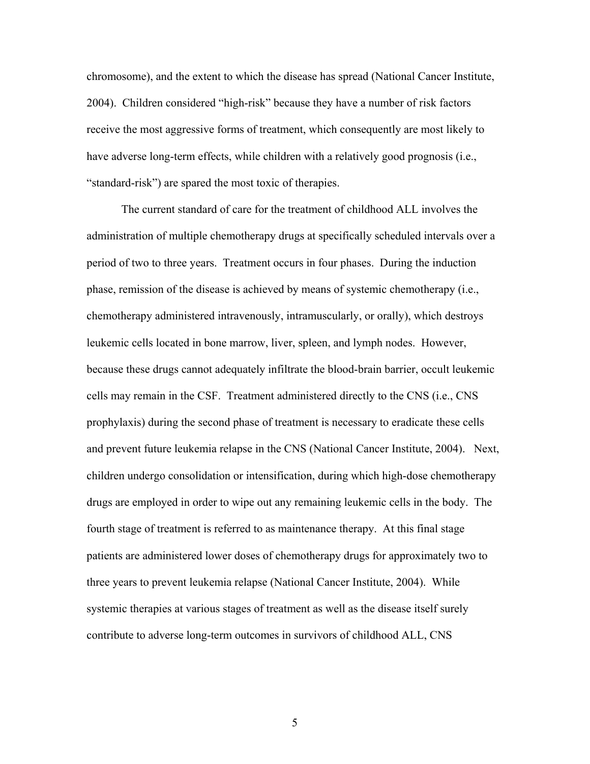chromosome), and the extent to which the disease has spread (National Cancer Institute, 2004). Children considered "high-risk" because they have a number of risk factors receive the most aggressive forms of treatment, which consequently are most likely to have adverse long-term effects, while children with a relatively good prognosis (i.e., "standard-risk") are spared the most toxic of therapies.

The current standard of care for the treatment of childhood ALL involves the administration of multiple chemotherapy drugs at specifically scheduled intervals over a period of two to three years. Treatment occurs in four phases. During the induction phase, remission of the disease is achieved by means of systemic chemotherapy (i.e., chemotherapy administered intravenously, intramuscularly, or orally), which destroys leukemic cells located in bone marrow, liver, spleen, and lymph nodes. However, because these drugs cannot adequately infiltrate the blood-brain barrier, occult leukemic cells may remain in the CSF. Treatment administered directly to the CNS (i.e., CNS prophylaxis) during the second phase of treatment is necessary to eradicate these cells and prevent future leukemia relapse in the CNS (National Cancer Institute, 2004). Next, children undergo consolidation or intensification, during which high-dose chemotherapy drugs are employed in order to wipe out any remaining leukemic cells in the body. The fourth stage of treatment is referred to as maintenance therapy. At this final stage patients are administered lower doses of chemotherapy drugs for approximately two to three years to prevent leukemia relapse (National Cancer Institute, 2004). While systemic therapies at various stages of treatment as well as the disease itself surely contribute to adverse long-term outcomes in survivors of childhood ALL, CNS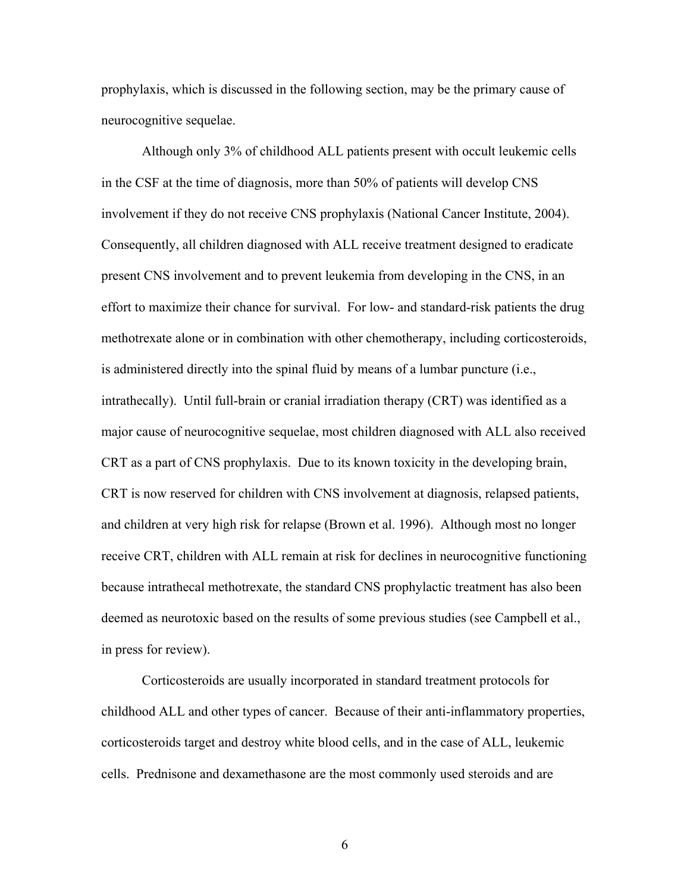prophylaxis, which is discussed in the following section, may be the primary cause of neurocognitive sequelae.

Although only 3% of childhood ALL patients present with occult leukemic cells in the CSF at the time of diagnosis, more than 50% of patients will develop CNS involvement if they do not receive CNS prophylaxis (National Cancer Institute, 2004). Consequently, all children diagnosed with ALL receive treatment designed to eradicate present CNS involvement and to prevent leukemia from developing in the CNS, in an effort to maximize their chance for survival. For low- and standard-risk patients the drug methotrexate alone or in combination with other chemotherapy, including corticosteroids, is administered directly into the spinal fluid by means of a lumbar puncture (i.e., intrathecally). Until full-brain or cranial irradiation therapy (CRT) was identified as a major cause of neurocognitive sequelae, most children diagnosed with ALL also received CRT as a part of CNS prophylaxis. Due to its known toxicity in the developing brain, CRT is now reserved for children with CNS involvement at diagnosis, relapsed patients, and children at very high risk for relapse (Brown et al. 1996). Although most no longer receive CRT, children with ALL remain at risk for declines in neurocognitive functioning because intrathecal methotrexate, the standard CNS prophylactic treatment has also been deemed as neurotoxic based on the results of some previous studies (see Campbell et al., in press for review).

Corticosteroids are usually incorporated in standard treatment protocols for childhood ALL and other types of cancer. Because of their anti-inflammatory properties, corticosteroids target and destroy white blood cells, and in the case of ALL, leukemic cells. Prednisone and dexamethasone are the most commonly used steroids and are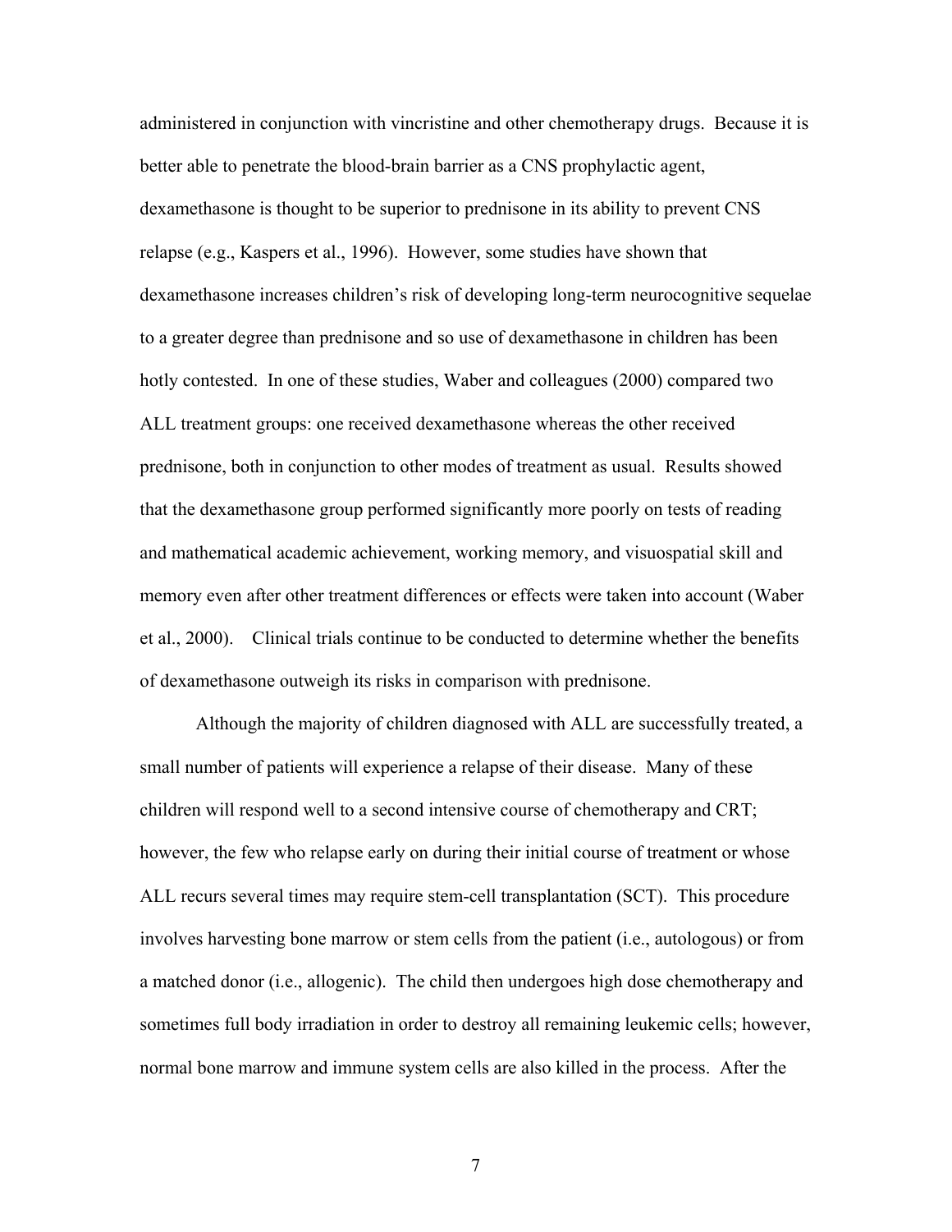administered in conjunction with vincristine and other chemotherapy drugs. Because it is better able to penetrate the blood-brain barrier as a CNS prophylactic agent, dexamethasone is thought to be superior to prednisone in its ability to prevent CNS relapse (e.g., Kaspers et al., 1996). However, some studies have shown that dexamethasone increases children's risk of developing long-term neurocognitive sequelae to a greater degree than prednisone and so use of dexamethasone in children has been hotly contested. In one of these studies, Waber and colleagues (2000) compared two ALL treatment groups: one received dexamethasone whereas the other received prednisone, both in conjunction to other modes of treatment as usual. Results showed that the dexamethasone group performed significantly more poorly on tests of reading and mathematical academic achievement, working memory, and visuospatial skill and memory even after other treatment differences or effects were taken into account (Waber et al., 2000). Clinical trials continue to be conducted to determine whether the benefits of dexamethasone outweigh its risks in comparison with prednisone.

Although the majority of children diagnosed with ALL are successfully treated, a small number of patients will experience a relapse of their disease. Many of these children will respond well to a second intensive course of chemotherapy and CRT; however, the few who relapse early on during their initial course of treatment or whose ALL recurs several times may require stem-cell transplantation (SCT). This procedure involves harvesting bone marrow or stem cells from the patient (i.e., autologous) or from a matched donor (i.e., allogenic). The child then undergoes high dose chemotherapy and sometimes full body irradiation in order to destroy all remaining leukemic cells; however, normal bone marrow and immune system cells are also killed in the process. After the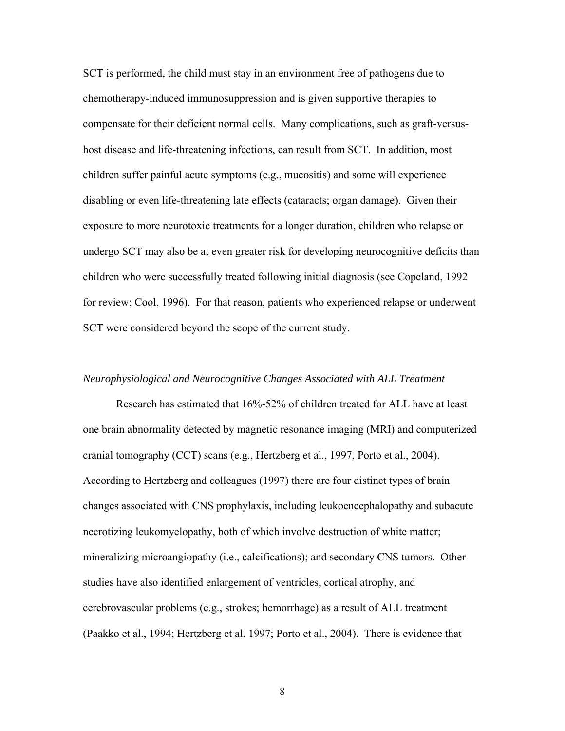SCT is performed, the child must stay in an environment free of pathogens due to chemotherapy-induced immunosuppression and is given supportive therapies to compensate for their deficient normal cells. Many complications, such as graft-versus-host disease and life-threatening infections, can result from SCT. In addition, most children suffer painful acute symptoms (e.g., mucositis) and some will experience disabling or even life-threatening late effects (cataracts; organ damage). Given their exposure to more neurotoxic treatments for a longer duration, children who relapse or undergo SCT may also be at even greater risk for developing neurocognitive deficits than children who were successfully treated following initial diagnosis (see Copeland, 1992 for review; Cool, 1996). For that reason, patients who experienced relapse or underwent SCT were considered beyond the scope of the current study.

*Neurophysiological and Neurocognitive Changes Associated with ALL Treatment*

Research has estimated that 16%-52% of children treated for ALL have at least one brain abnormality detected by magnetic resonance imaging (MRI) and computerized cranial tomography (CCT) scans (e.g., Hertzberg et al., 1997, Porto et al., 2004). According to Hertzberg and colleagues (1997) there are four distinct types of brain changes associated with CNS prophylaxis, including leukoencephalopathy and subacute necrotizing leukomyelopathy, both of which involve destruction of white matter; mineralizing microangiopathy (i.e., calcifications); and secondary CNS tumors. Other studies have also identified enlargement of ventricles, cortical atrophy, and cerebrovascular problems (e.g., strokes; hemorrhage) as a result of ALL treatment (Paakko et al., 1994; Hertzberg et al. 1997; Porto et al., 2004). There is evidence that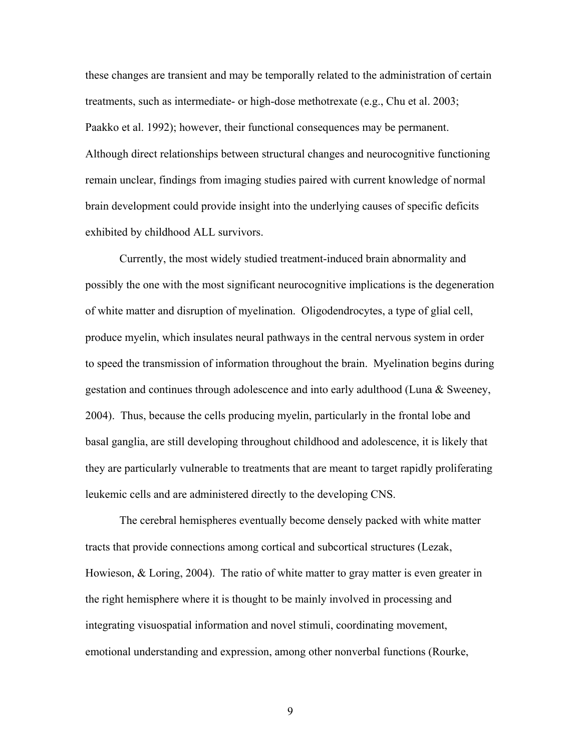these changes are transient and may be temporally related to the administration of certain treatments, such as intermediate- or high-dose methotrexate (e.g., Chu et al. 2003; Paakko et al. 1992); however, their functional consequences may be permanent. Although direct relationships between structural changes and neurocognitive functioning remain unclear, findings from imaging studies paired with current knowledge of normal brain development could provide insight into the underlying causes of specific deficits exhibited by childhood ALL survivors.

Currently, the most widely studied treatment-induced brain abnormality and possibly the one with the most significant neurocognitive implications is the degeneration of white matter and disruption of myelination. Oligodendrocytes, a type of glial cell, produce myelin, which insulates neural pathways in the central nervous system in order to speed the transmission of information throughout the brain. Myelination begins during gestation and continues through adolescence and into early adulthood (Luna & Sweeney, 2004). Thus, because the cells producing myelin, particularly in the frontal lobe and basal ganglia, are still developing throughout childhood and adolescence, it is likely that they are particularly vulnerable to treatments that are meant to target rapidly proliferating leukemic cells and are administered directly to the developing CNS.

The cerebral hemispheres eventually become densely packed with white matter tracts that provide connections among cortical and subcortical structures (Lezak, Howieson, & Loring, 2004). The ratio of white matter to gray matter is even greater in the right hemisphere where it is thought to be mainly involved in processing and integrating visuospatial information and novel stimuli, coordinating movement, emotional understanding and expression, among other nonverbal functions (Rourke,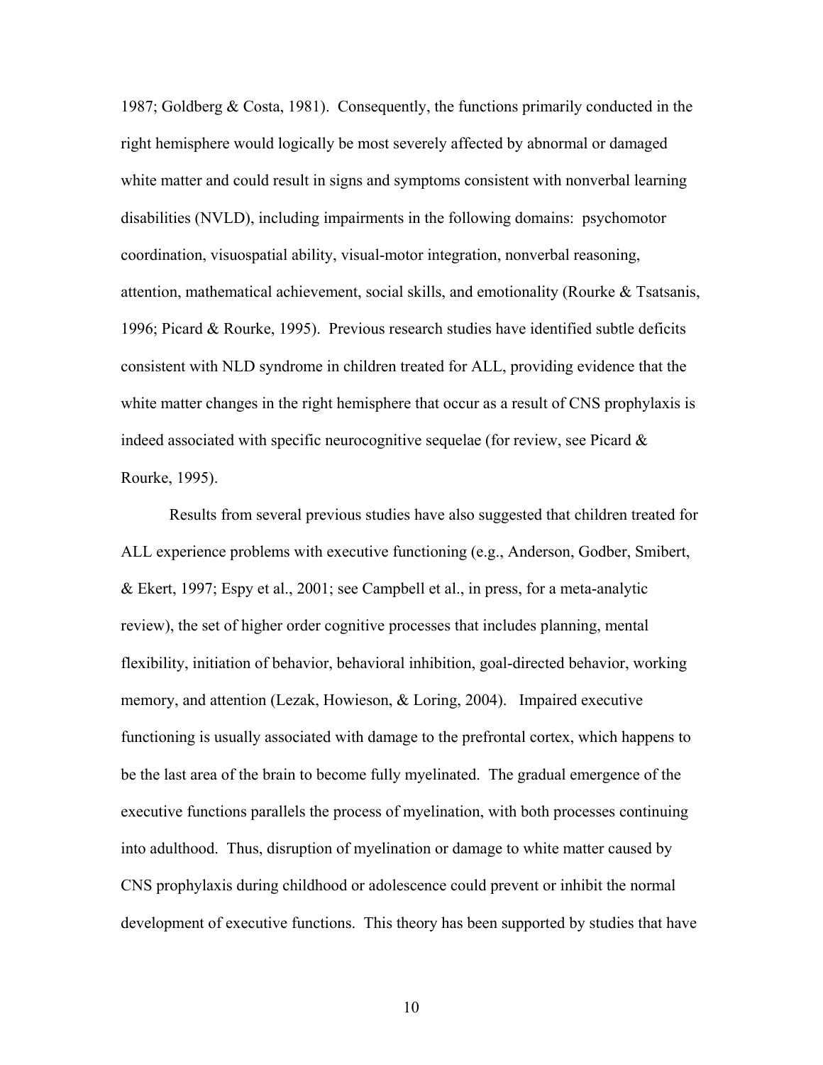1987; Goldberg & Costa, 1981). Consequently, the functions primarily conducted in the right hemisphere would logically be most severely affected by abnormal or damaged white matter and could result in signs and symptoms consistent with nonverbal learning disabilities (NVLD), including impairments in the following domains: psychomotor coordination, visuospatial ability, visual-motor integration, nonverbal reasoning, attention, mathematical achievement, social skills, and emotionality (Rourke & Tsatsanis, 1996; Picard & Rourke, 1995). Previous research studies have identified subtle deficits consistent with NLD syndrome in children treated for ALL, providing evidence that the white matter changes in the right hemisphere that occur as a result of CNS prophylaxis is indeed associated with specific neurocognitive sequelae (for review, see Picard & Rourke, 1995).

Results from several previous studies have also suggested that children treated for ALL experience problems with executive functioning (e.g., Anderson, Godber, Smibert, & Ekert, 1997; Espy et al., 2001; see Campbell et al., in press, for a meta-analytic review), the set of higher order cognitive processes that includes planning, mental flexibility, initiation of behavior, behavioral inhibition, goal-directed behavior, working memory, and attention (Lezak, Howieson, & Loring, 2004). Impaired executive functioning is usually associated with damage to the prefrontal cortex, which happens to be the last area of the brain to become fully myelinated. The gradual emergence of the executive functions parallels the process of myelination, with both processes continuing into adulthood. Thus, disruption of myelination or damage to white matter caused by CNS prophylaxis during childhood or adolescence could prevent or inhibit the normal development of executive functions. This theory has been supported by studies that have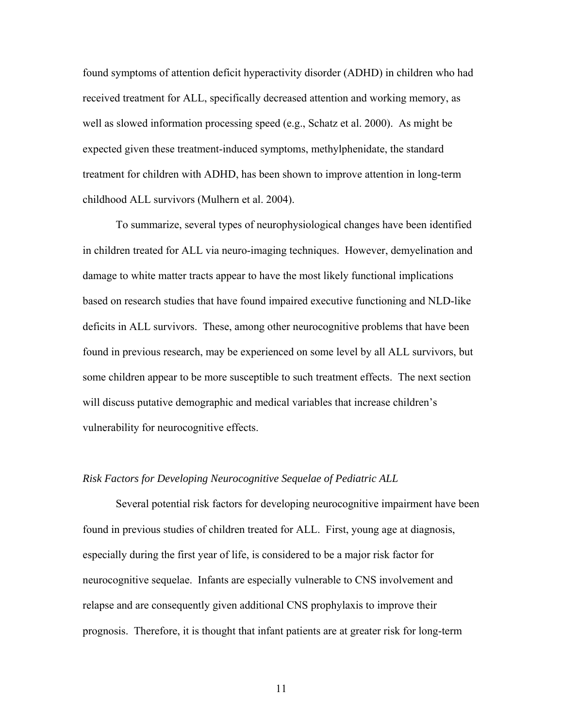found symptoms of attention deficit hyperactivity disorder (ADHD) in children who had received treatment for ALL, specifically decreased attention and working memory, as well as slowed information processing speed (e.g., Schatz et al. 2000). As might be expected given these treatment-induced symptoms, methylphenidate, the standard treatment for children with ADHD, has been shown to improve attention in long-term childhood ALL survivors (Mulhern et al. 2004).

To summarize, several types of neurophysiological changes have been identified in children treated for ALL via neuro-imaging techniques. However, demyelination and damage to white matter tracts appear to have the most likely functional implications based on research studies that have found impaired executive functioning and NLD-like deficits in ALL survivors. These, among other neurocognitive problems that have been found in previous research, may be experienced on some level by all ALL survivors, but some children appear to be more susceptible to such treatment effects. The next section will discuss putative demographic and medical variables that increase children's vulnerability for neurocognitive effects.

*Risk Factors for Developing Neurocognitive Sequelae of Pediatric ALL*

Several potential risk factors for developing neurocognitive impairment have been found in previous studies of children treated for ALL. First, young age at diagnosis, especially during the first year of life, is considered to be a major risk factor for neurocognitive sequelae. Infants are especially vulnerable to CNS involvement and relapse and are consequently given additional CNS prophylaxis to improve their prognosis. Therefore, it is thought that infant patients are at greater risk for long-term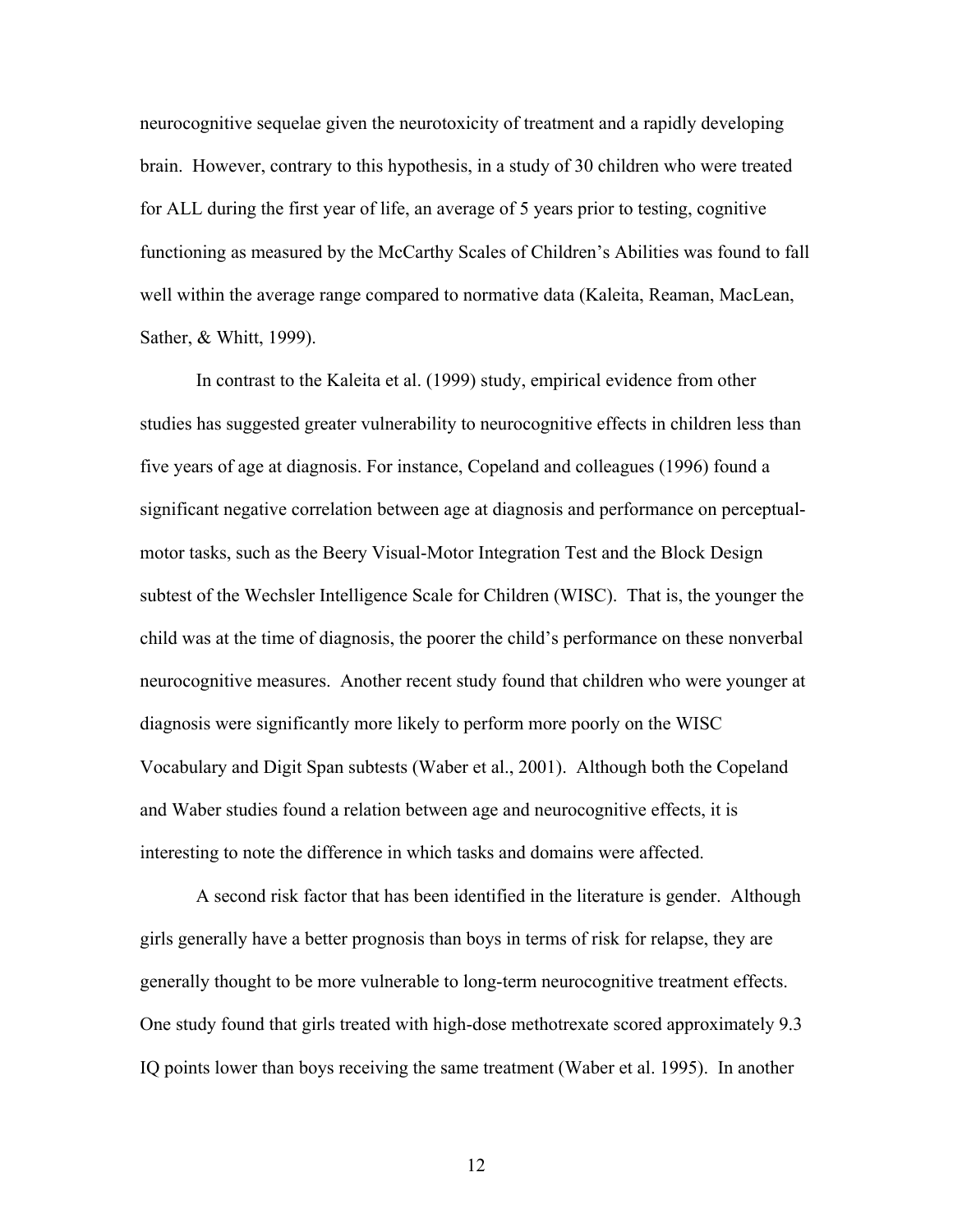neurocognitive sequelae given the neurotoxicity of treatment and a rapidly developing brain. However, contrary to this hypothesis, in a study of 30 children who were treated for ALL during the first year of life, an average of 5 years prior to testing, cognitive functioning as measured by the McCarthy Scales of Children's Abilities was found to fall well within the average range compared to normative data (Kaleita, Reaman, MacLean, Sather, & Whitt, 1999).

In contrast to the Kaleita et al. (1999) study, empirical evidence from other studies has suggested greater vulnerability to neurocognitive effects in children less than five years of age at diagnosis. For instance, Copeland and colleagues (1996) found a significant negative correlation between age at diagnosis and performance on perceptual-motor tasks, such as the Beery Visual-Motor Integration Test and the Block Design subtest of the Wechsler Intelligence Scale for Children (WISC). That is, the younger the child was at the time of diagnosis, the poorer the child's performance on these nonverbal neurocognitive measures. Another recent study found that children who were younger at diagnosis were significantly more likely to perform more poorly on the WISC Vocabulary and Digit Span subtests (Waber et al., 2001). Although both the Copeland and Waber studies found a relation between age and neurocognitive effects, it is interesting to note the difference in which tasks and domains were affected.

A second risk factor that has been identified in the literature is gender. Although girls generally have a better prognosis than boys in terms of risk for relapse, they are generally thought to be more vulnerable to long-term neurocognitive treatment effects. One study found that girls treated with high-dose methotrexate scored approximately 9.3 IQ points lower than boys receiving the same treatment (Waber et al. 1995). In another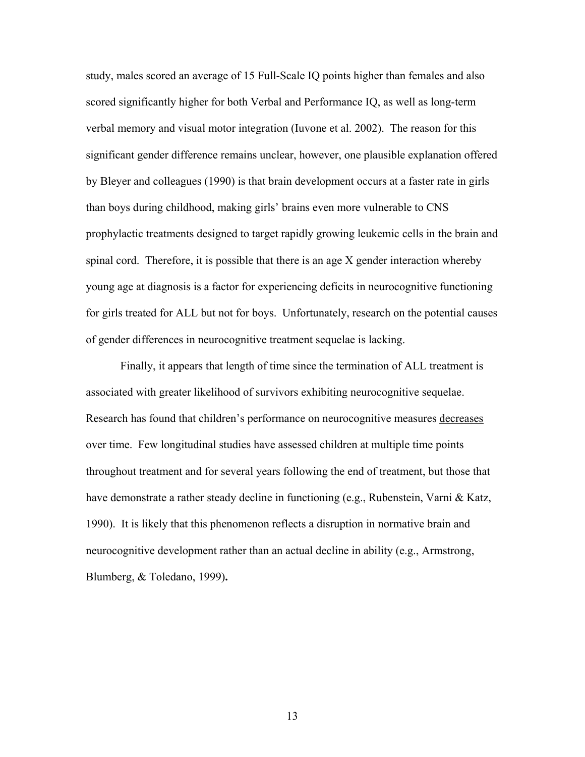study, males scored an average of 15 Full-Scale IQ points higher than females and also scored significantly higher for both Verbal and Performance IQ, as well as long-term verbal memory and visual motor integration (Iuvone et al. 2002). The reason for this significant gender difference remains unclear, however, one plausible explanation offered by Bleyer and colleagues (1990) is that brain development occurs at a faster rate in girls than boys during childhood, making girls' brains even more vulnerable to CNS prophylactic treatments designed to target rapidly growing leukemic cells in the brain and spinal cord. Therefore, it is possible that there is an age X gender interaction whereby young age at diagnosis is a factor for experiencing deficits in neurocognitive functioning for girls treated for ALL but not for boys. Unfortunately, research on the potential causes of gender differences in neurocognitive treatment sequelae is lacking.

Finally, it appears that length of time since the termination of ALL treatment is associated with greater likelihood of survivors exhibiting neurocognitive sequelae. Research has found that children's performance on neurocognitive measures <u>decreases</u> over time. Few longitudinal studies have assessed children at multiple time points throughout treatment and for several years following the end of treatment, but those that have demonstrate a rather steady decline in functioning (e.g., Rubenstein, Varni & Katz, 1990). It is likely that this phenomenon reflects a disruption in normative brain and neurocognitive development rather than an actual decline in ability (e.g., Armstrong, Blumberg, & Toledano, 1999)**.**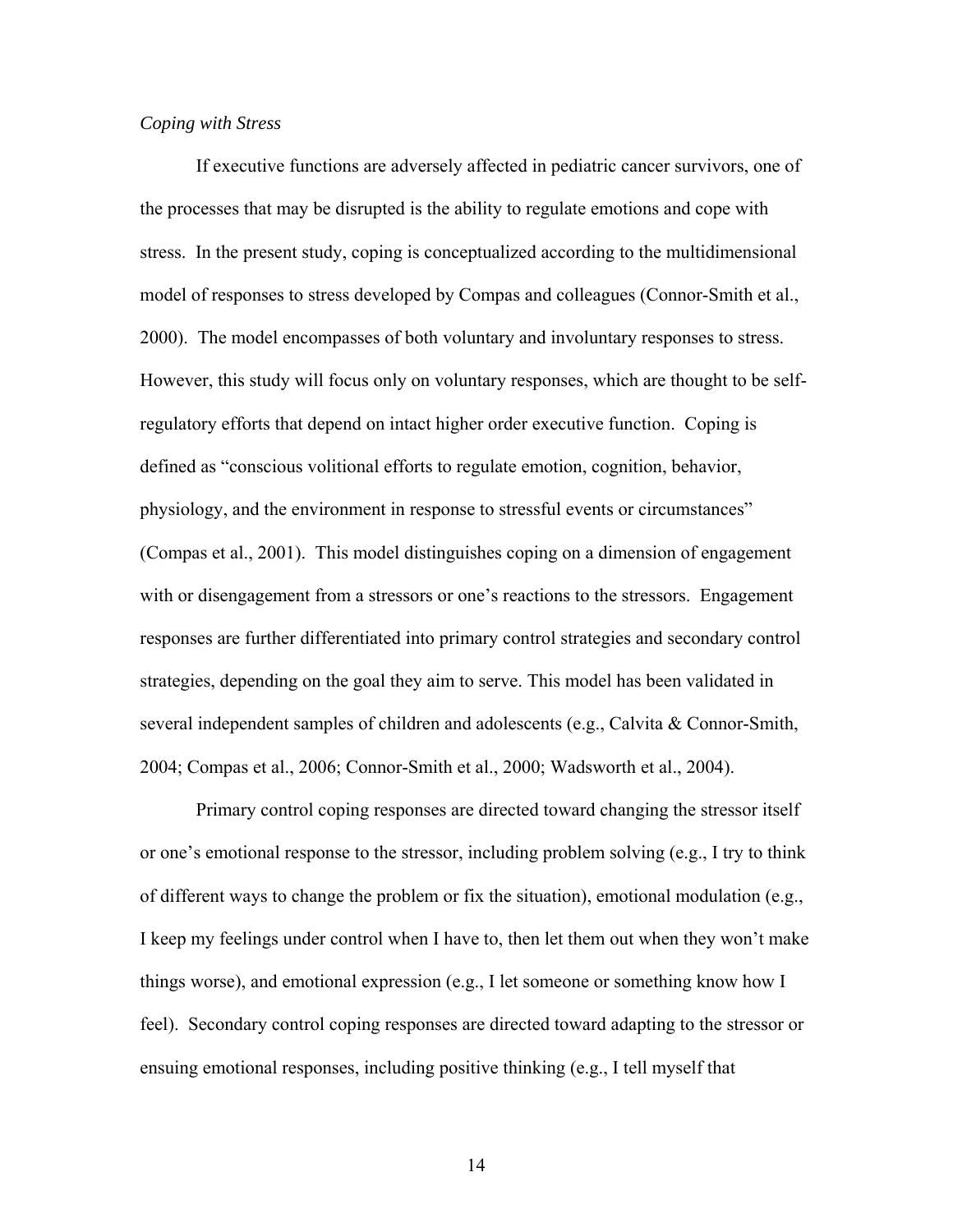*Coping with Stress*

If executive functions are adversely affected in pediatric cancer survivors, one of the processes that may be disrupted is the ability to regulate emotions and cope with stress. In the present study, coping is conceptualized according to the multidimensional model of responses to stress developed by Compas and colleagues (Connor-Smith et al., 2000). The model encompasses of both voluntary and involuntary responses to stress. However, this study will focus only on voluntary responses, which are thought to be self-regulatory efforts that depend on intact higher order executive function. Coping is defined as "conscious volitional efforts to regulate emotion, cognition, behavior, physiology, and the environment in response to stressful events or circumstances" (Compas et al., 2001). This model distinguishes coping on a dimension of engagement with or disengagement from a stressors or one's reactions to the stressors. Engagement responses are further differentiated into primary control strategies and secondary control strategies, depending on the goal they aim to serve. This model has been validated in several independent samples of children and adolescents (e.g., Calvita & Connor-Smith, 2004; Compas et al., 2006; Connor-Smith et al., 2000; Wadsworth et al., 2004).

Primary control coping responses are directed toward changing the stressor itself or one's emotional response to the stressor, including problem solving (e.g., I try to think of different ways to change the problem or fix the situation), emotional modulation (e.g., I keep my feelings under control when I have to, then let them out when they won't make things worse), and emotional expression (e.g., I let someone or something know how I feel). Secondary control coping responses are directed toward adapting to the stressor or ensuing emotional responses, including positive thinking (e.g., I tell myself that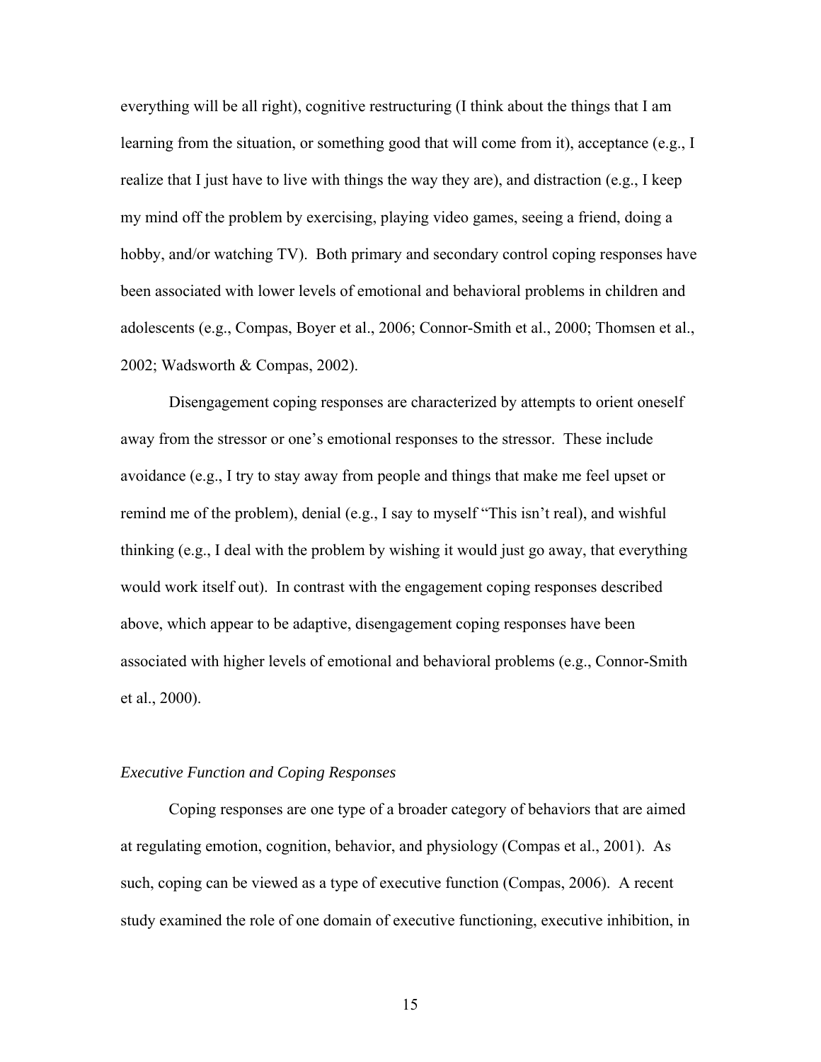everything will be all right), cognitive restructuring (I think about the things that I am learning from the situation, or something good that will come from it), acceptance (e.g., I realize that I just have to live with things the way they are), and distraction (e.g., I keep my mind off the problem by exercising, playing video games, seeing a friend, doing a hobby, and/or watching TV). Both primary and secondary control coping responses have been associated with lower levels of emotional and behavioral problems in children and adolescents (e.g., Compas, Boyer et al., 2006; Connor-Smith et al., 2000; Thomsen et al., 2002; Wadsworth & Compas, 2002).

Disengagement coping responses are characterized by attempts to orient oneself away from the stressor or one's emotional responses to the stressor. These include avoidance (e.g., I try to stay away from people and things that make me feel upset or remind me of the problem), denial (e.g., I say to myself "This isn't real), and wishful thinking (e.g., I deal with the problem by wishing it would just go away, that everything would work itself out). In contrast with the engagement coping responses described above, which appear to be adaptive, disengagement coping responses have been associated with higher levels of emotional and behavioral problems (e.g., Connor-Smith et al., 2000).

### *Executive Function and Coping Responses*

Coping responses are one type of a broader category of behaviors that are aimed at regulating emotion, cognition, behavior, and physiology (Compas et al., 2001). As such, coping can be viewed as a type of executive function (Compas, 2006). A recent study examined the role of one domain of executive functioning, executive inhibition, in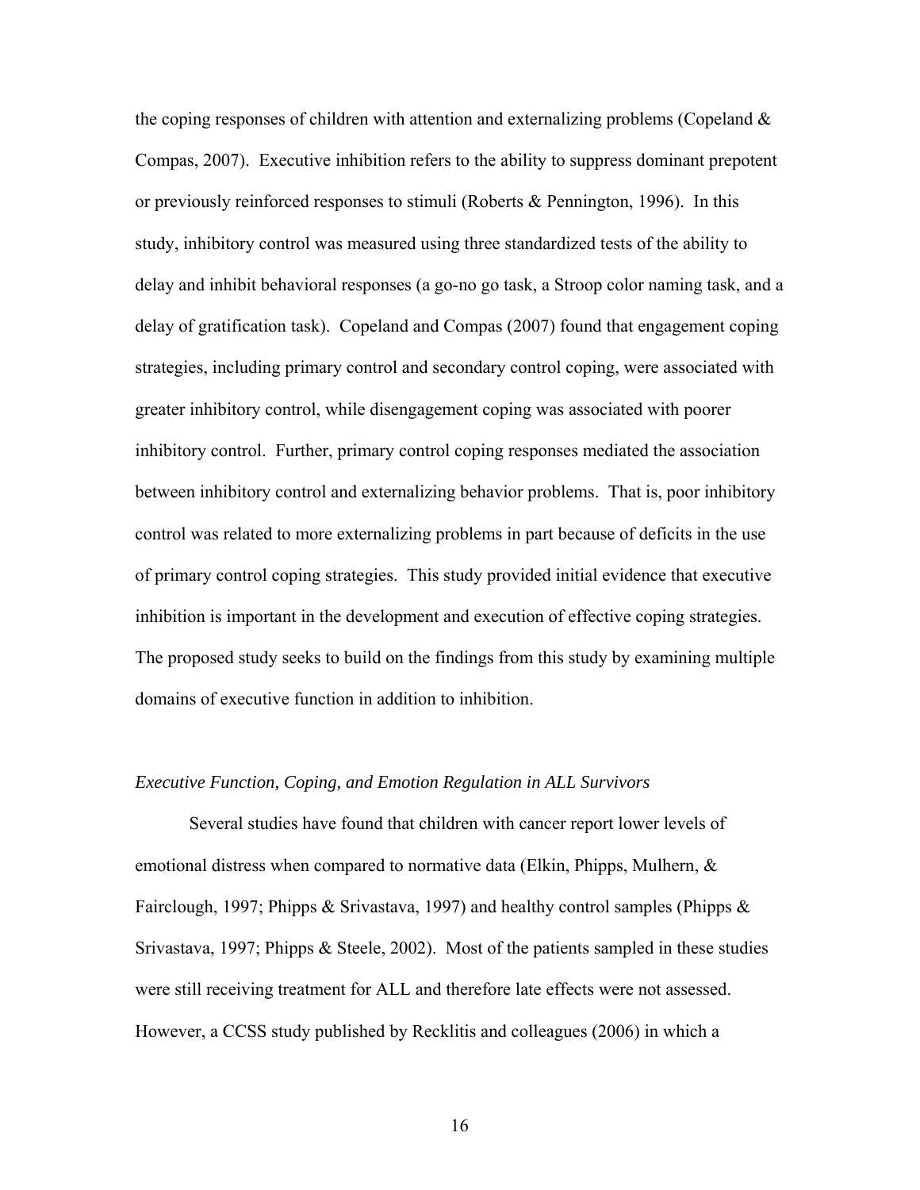the coping responses of children with attention and externalizing problems (Copeland & Compas, 2007). Executive inhibition refers to the ability to suppress dominant prepotent or previously reinforced responses to stimuli (Roberts & Pennington, 1996). In this study, inhibitory control was measured using three standardized tests of the ability to delay and inhibit behavioral responses (a go-no go task, a Stroop color naming task, and a delay of gratification task). Copeland and Compas (2007) found that engagement coping strategies, including primary control and secondary control coping, were associated with greater inhibitory control, while disengagement coping was associated with poorer inhibitory control. Further, primary control coping responses mediated the association between inhibitory control and externalizing behavior problems. That is, poor inhibitory control was related to more externalizing problems in part because of deficits in the use of primary control coping strategies. This study provided initial evidence that executive inhibition is important in the development and execution of effective coping strategies. The proposed study seeks to build on the findings from this study by examining multiple domains of executive function in addition to inhibition.

### *Executive Function, Coping, and Emotion Regulation in ALL Survivors*

Several studies have found that children with cancer report lower levels of emotional distress when compared to normative data (Elkin, Phipps, Mulhern, & Fairclough, 1997; Phipps & Srivastava, 1997) and healthy control samples (Phipps & Srivastava, 1997; Phipps & Steele, 2002). Most of the patients sampled in these studies were still receiving treatment for ALL and therefore late effects were not assessed. However, a CCSS study published by Recklitis and colleagues (2006) in which a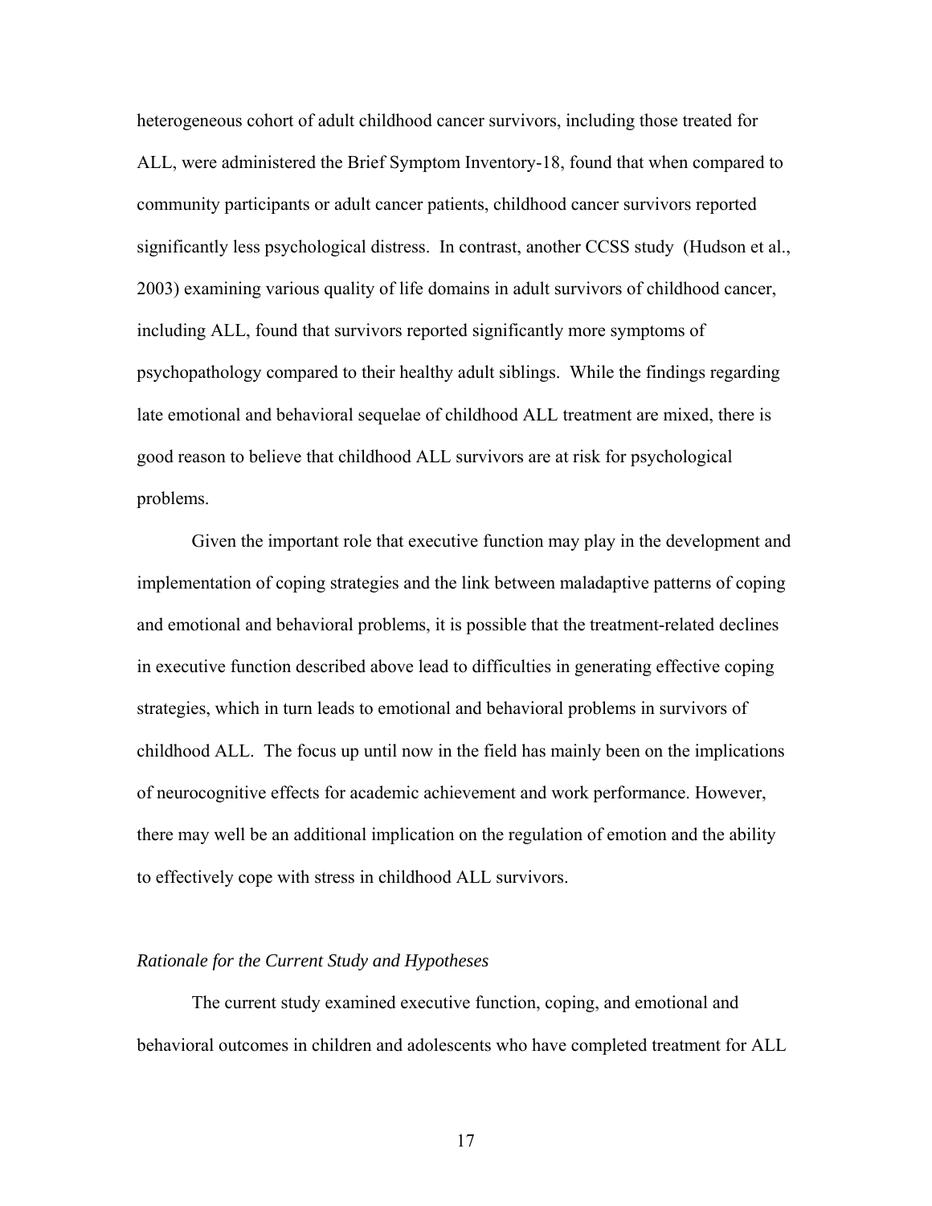heterogeneous cohort of adult childhood cancer survivors, including those treated for ALL, were administered the Brief Symptom Inventory-18, found that when compared to community participants or adult cancer patients, childhood cancer survivors reported significantly less psychological distress. In contrast, another CCSS study (Hudson et al., 2003) examining various quality of life domains in adult survivors of childhood cancer, including ALL, found that survivors reported significantly more symptoms of psychopathology compared to their healthy adult siblings. While the findings regarding late emotional and behavioral sequelae of childhood ALL treatment are mixed, there is good reason to believe that childhood ALL survivors are at risk for psychological problems.

Given the important role that executive function may play in the development and implementation of coping strategies and the link between maladaptive patterns of coping and emotional and behavioral problems, it is possible that the treatment-related declines in executive function described above lead to difficulties in generating effective coping strategies, which in turn leads to emotional and behavioral problems in survivors of childhood ALL. The focus up until now in the field has mainly been on the implications of neurocognitive effects for academic achievement and work performance. However, there may well be an additional implication on the regulation of emotion and the ability to effectively cope with stress in childhood ALL survivors.

### *Rationale for the Current Study and Hypotheses*

The current study examined executive function, coping, and emotional and behavioral outcomes in children and adolescents who have completed treatment for ALL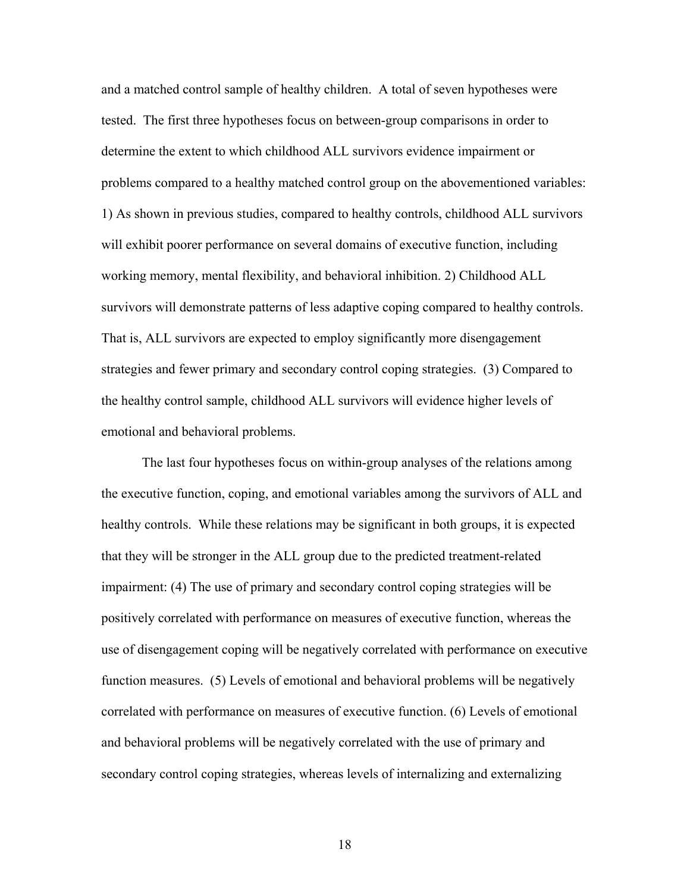and a matched control sample of healthy children. A total of seven hypotheses were tested. The first three hypotheses focus on between-group comparisons in order to determine the extent to which childhood ALL survivors evidence impairment or problems compared to a healthy matched control group on the abovementioned variables: 1) As shown in previous studies, compared to healthy controls, childhood ALL survivors will exhibit poorer performance on several domains of executive function, including working memory, mental flexibility, and behavioral inhibition. 2) Childhood ALL survivors will demonstrate patterns of less adaptive coping compared to healthy controls. That is, ALL survivors are expected to employ significantly more disengagement strategies and fewer primary and secondary control coping strategies. (3) Compared to the healthy control sample, childhood ALL survivors will evidence higher levels of emotional and behavioral problems.

The last four hypotheses focus on within-group analyses of the relations among the executive function, coping, and emotional variables among the survivors of ALL and healthy controls. While these relations may be significant in both groups, it is expected that they will be stronger in the ALL group due to the predicted treatment-related impairment: (4) The use of primary and secondary control coping strategies will be positively correlated with performance on measures of executive function, whereas the use of disengagement coping will be negatively correlated with performance on executive function measures. (5) Levels of emotional and behavioral problems will be negatively correlated with performance on measures of executive function. (6) Levels of emotional and behavioral problems will be negatively correlated with the use of primary and secondary control coping strategies, whereas levels of internalizing and externalizing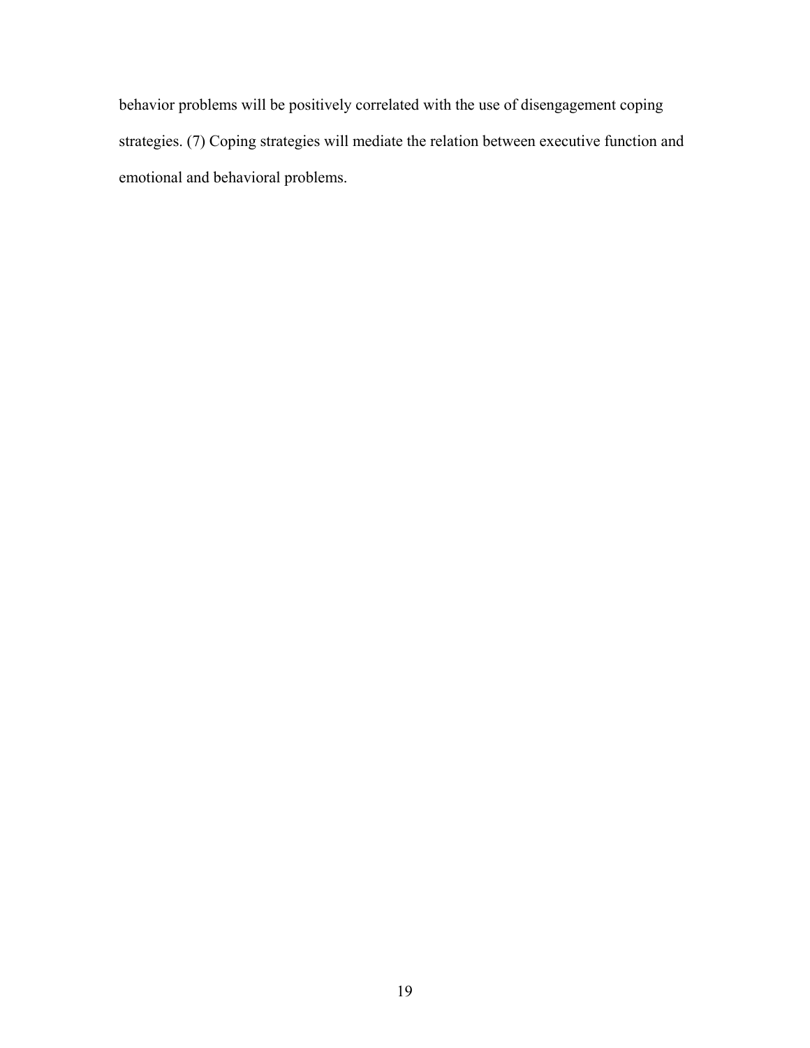behavior problems will be positively correlated with the use of disengagement coping strategies. (7) Coping strategies will mediate the relation between executive function and emotional and behavioral problems.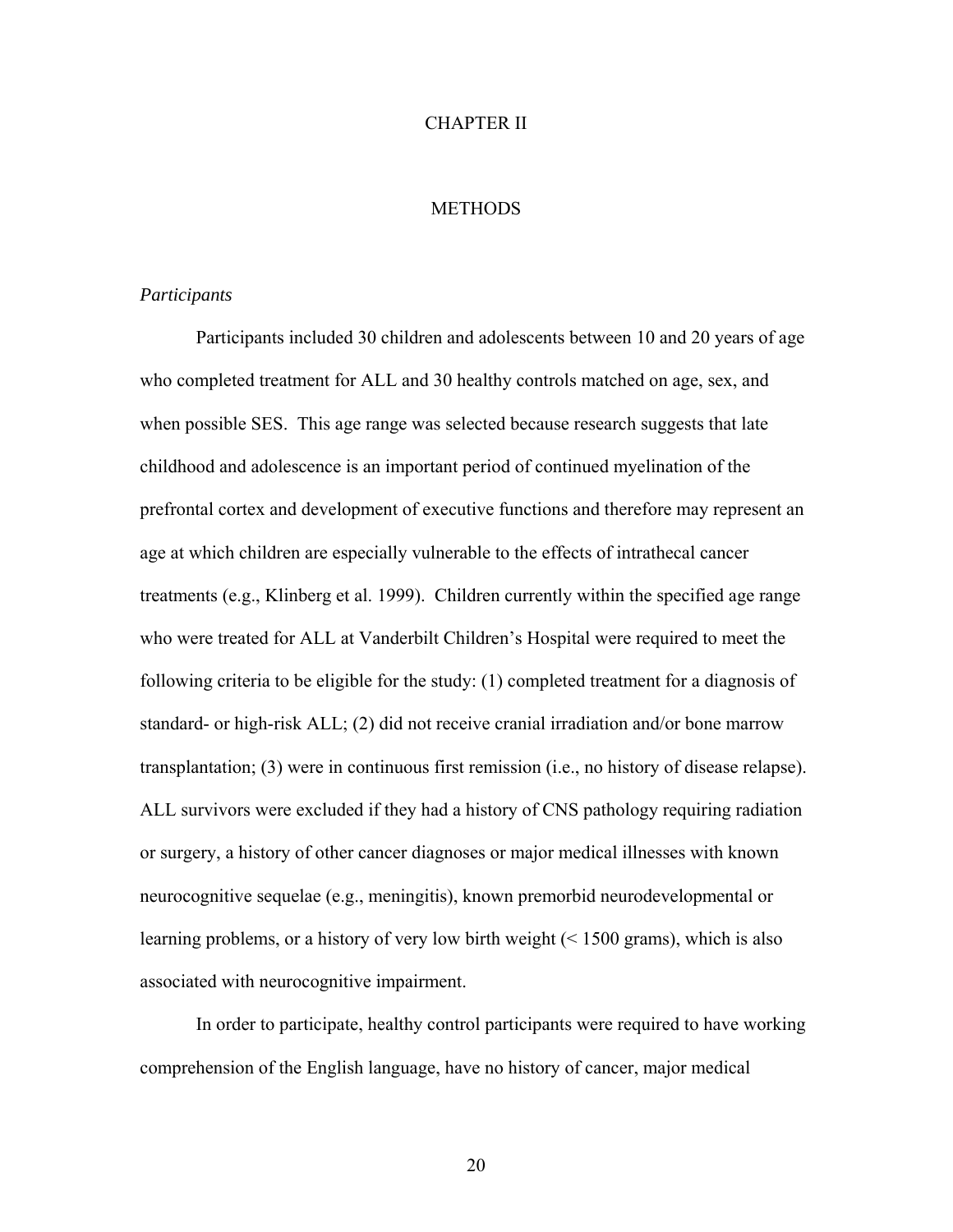# CHAPTER II

# METHODS

### *Participants*

Participants included 30 children and adolescents between 10 and 20 years of age who completed treatment for ALL and 30 healthy controls matched on age, sex, and when possible SES. This age range was selected because research suggests that late childhood and adolescence is an important period of continued myelination of the prefrontal cortex and development of executive functions and therefore may represent an age at which children are especially vulnerable to the effects of intrathecal cancer treatments (e.g., Klinberg et al. 1999). Children currently within the specified age range who were treated for ALL at Vanderbilt Children's Hospital were required to meet the following criteria to be eligible for the study: (1) completed treatment for a diagnosis of standard- or high-risk ALL; (2) did not receive cranial irradiation and/or bone marrow transplantation; (3) were in continuous first remission (i.e., no history of disease relapse). ALL survivors were excluded if they had a history of CNS pathology requiring radiation or surgery, a history of other cancer diagnoses or major medical illnesses with known neurocognitive sequelae (e.g., meningitis), known premorbid neurodevelopmental or learning problems, or a history of very low birth weight (< 1500 grams), which is also associated with neurocognitive impairment.

In order to participate, healthy control participants were required to have working comprehension of the English language, have no history of cancer, major medical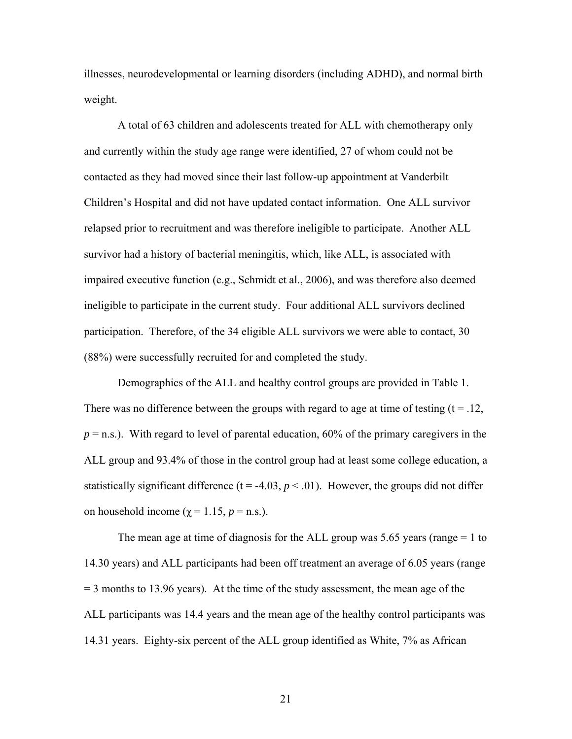illnesses, neurodevelopmental or learning disorders (including ADHD), and normal birth weight.

A total of 63 children and adolescents treated for ALL with chemotherapy only and currently within the study age range were identified, 27 of whom could not be contacted as they had moved since their last follow-up appointment at Vanderbilt Children's Hospital and did not have updated contact information. One ALL survivor relapsed prior to recruitment and was therefore ineligible to participate. Another ALL survivor had a history of bacterial meningitis, which, like ALL, is associated with impaired executive function (e.g., Schmidt et al., 2006), and was therefore also deemed ineligible to participate in the current study. Four additional ALL survivors declined participation. Therefore, of the 34 eligible ALL survivors we were able to contact, 30 (88%) were successfully recruited for and completed the study.

Demographics of the ALL and healthy control groups are provided in Table 1. There was no difference between the groups with regard to age at time of testing ($t = .12$, $p$ = n.s.). With regard to level of parental education, 60% of the primary caregivers in the ALL group and 93.4% of those in the control group had at least some college education, a statistically significant difference ($t = -4.03$, $p < .01$). However, the groups did not differ on household income ($\chi = 1.15$, $p$ = n.s.).

The mean age at time of diagnosis for the ALL group was 5.65 years (range = 1 to 14.30 years) and ALL participants had been off treatment an average of 6.05 years (range = 3 months to 13.96 years). At the time of the study assessment, the mean age of the ALL participants was 14.4 years and the mean age of the healthy control participants was 14.31 years. Eighty-six percent of the ALL group identified as White, 7% as African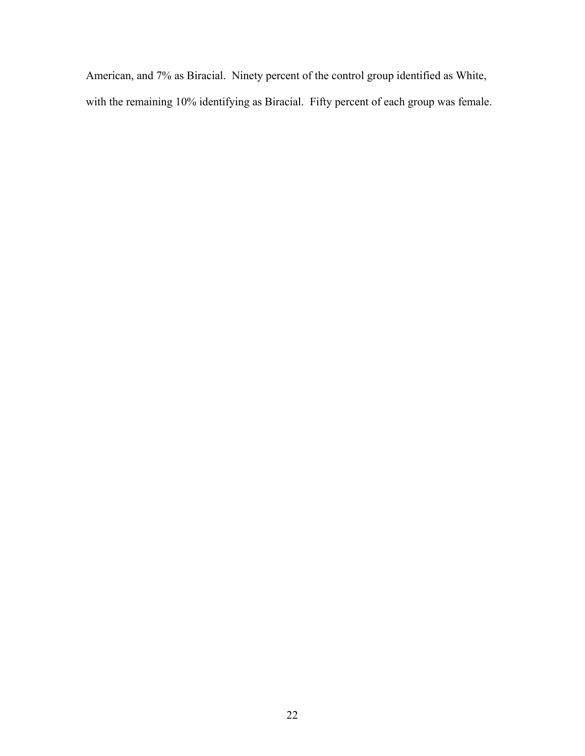American, and 7% as Biracial. Ninety percent of the control group identified as White, with the remaining 10% identifying as Biracial. Fifty percent of each group was female.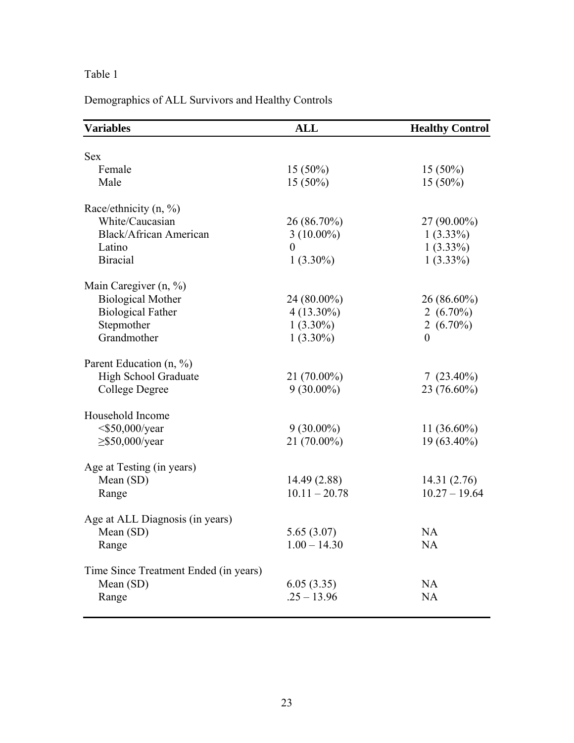Table 1

Demographics of ALL Survivors and Healthy Controls

| Variables | ALL | Healthy Control |
|---|---|---|
| Sex | | |
| Female | 15 (50%) | 15 (50%) |
| Male | 15 (50%) | 15 (50%) |
| Race/ethnicity (n, %) | | |
| White/Caucasian | 26 (86.70%) | 27 (90.00%) |
| Black/African American | 3 (10.00%) | 1 (3.33%) |
| Latino | 0 | 1 (3.33%) |
| Biracial | 1 (3.30%) | 1 (3.33%) |
| Main Caregiver (n, %) | | |
| Biological Mother | 24 (80.00%) | 26 (86.60%) |
| Biological Father | 4 (13.30%) | 2 (6.70%) |
| Stepmother | 1 (3.30%) | 2 (6.70%) |
| Grandmother | 1 (3.30%) | 0 |
| Parent Education (n, %) | | |
| High School Graduate | 21 (70.00%) | 7 (23.40%) |
| College Degree | 9 (30.00%) | 23 (76.60%) |
| Household Income | | |
| <$50,000/year | 9 (30.00%) | 11 (36.60%) |
| ≥$50,000/year | 21 (70.00%) | 19 (63.40%) |
| Age at Testing (in years) | | |
| Mean (SD) | 14.49 (2.88) | 14.31 (2.76) |
| Range | 10.11 – 20.78 | 10.27 – 19.64 |
| Age at ALL Diagnosis (in years) | | |
| Mean (SD) | 5.65 (3.07) | NA |
| Range | 1.00 – 14.30 | NA |
| Time Since Treatment Ended (in years) | | |
| Mean (SD) | 6.05 (3.35) | NA |
| Range | .25 – 13.96 | NA |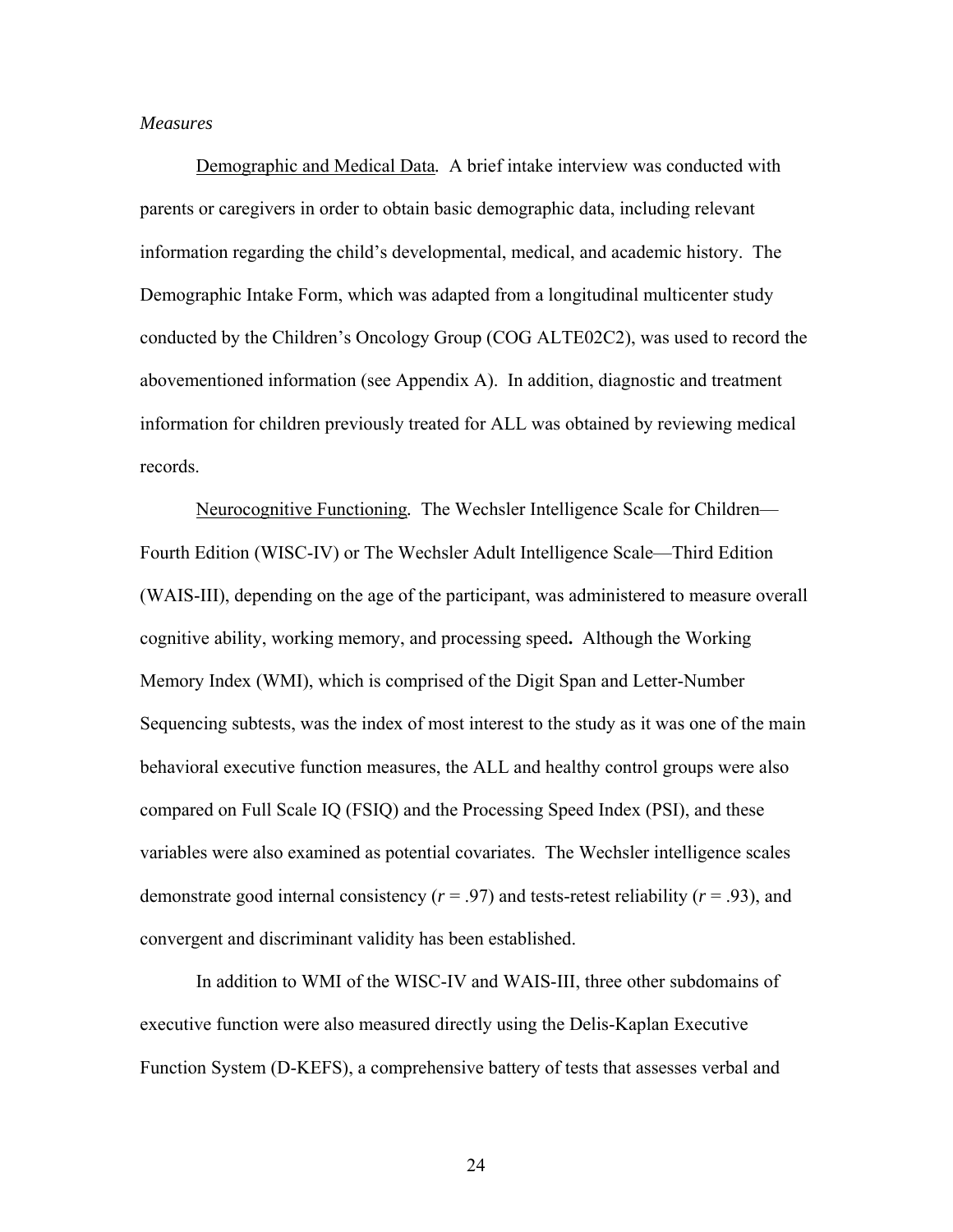*Measures*

Demographic and Medical Data. A brief intake interview was conducted with parents or caregivers in order to obtain basic demographic data, including relevant information regarding the child's developmental, medical, and academic history. The Demographic Intake Form, which was adapted from a longitudinal multicenter study conducted by the Children's Oncology Group (COG ALTE02C2), was used to record the abovementioned information (see Appendix A). In addition, diagnostic and treatment information for children previously treated for ALL was obtained by reviewing medical records.

Neurocognitive Functioning. The Wechsler Intelligence Scale for Children—Fourth Edition (WISC-IV) or The Wechsler Adult Intelligence Scale—Third Edition (WAIS-III), depending on the age of the participant, was administered to measure overall cognitive ability, working memory, and processing speed**.** Although the Working Memory Index (WMI), which is comprised of the Digit Span and Letter-Number Sequencing subtests, was the index of most interest to the study as it was one of the main behavioral executive function measures, the ALL and healthy control groups were also compared on Full Scale IQ (FSIQ) and the Processing Speed Index (PSI), and these variables were also examined as potential covariates. The Wechsler intelligence scales demonstrate good internal consistency ($r$ = .97) and tests-retest reliability ($r$ = .93), and convergent and discriminant validity has been established.

In addition to WMI of the WISC-IV and WAIS-III, three other subdomains of executive function were also measured directly using the Delis-Kaplan Executive Function System (D-KEFS), a comprehensive battery of tests that assesses verbal and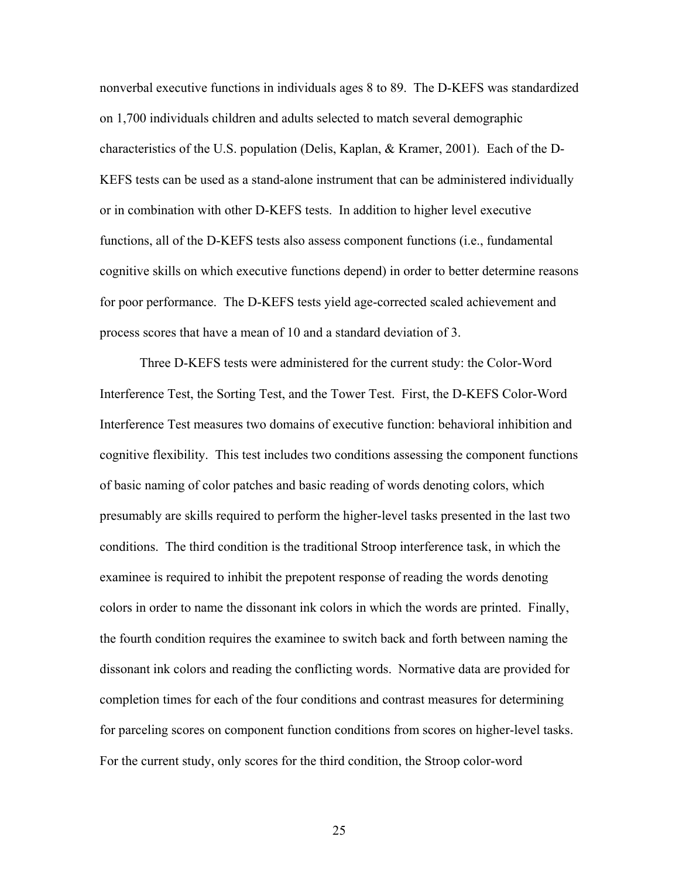nonverbal executive functions in individuals ages 8 to 89. The D-KEFS was standardized on 1,700 individuals children and adults selected to match several demographic characteristics of the U.S. population (Delis, Kaplan, & Kramer, 2001). Each of the D-KEFS tests can be used as a stand-alone instrument that can be administered individually or in combination with other D-KEFS tests. In addition to higher level executive functions, all of the D-KEFS tests also assess component functions (i.e., fundamental cognitive skills on which executive functions depend) in order to better determine reasons for poor performance. The D-KEFS tests yield age-corrected scaled achievement and process scores that have a mean of 10 and a standard deviation of 3.

Three D-KEFS tests were administered for the current study: the Color-Word Interference Test, the Sorting Test, and the Tower Test. First, the D-KEFS Color-Word Interference Test measures two domains of executive function: behavioral inhibition and cognitive flexibility. This test includes two conditions assessing the component functions of basic naming of color patches and basic reading of words denoting colors, which presumably are skills required to perform the higher-level tasks presented in the last two conditions. The third condition is the traditional Stroop interference task, in which the examinee is required to inhibit the prepotent response of reading the words denoting colors in order to name the dissonant ink colors in which the words are printed. Finally, the fourth condition requires the examinee to switch back and forth between naming the dissonant ink colors and reading the conflicting words. Normative data are provided for completion times for each of the four conditions and contrast measures for determining for parceling scores on component function conditions from scores on higher-level tasks. For the current study, only scores for the third condition, the Stroop color-word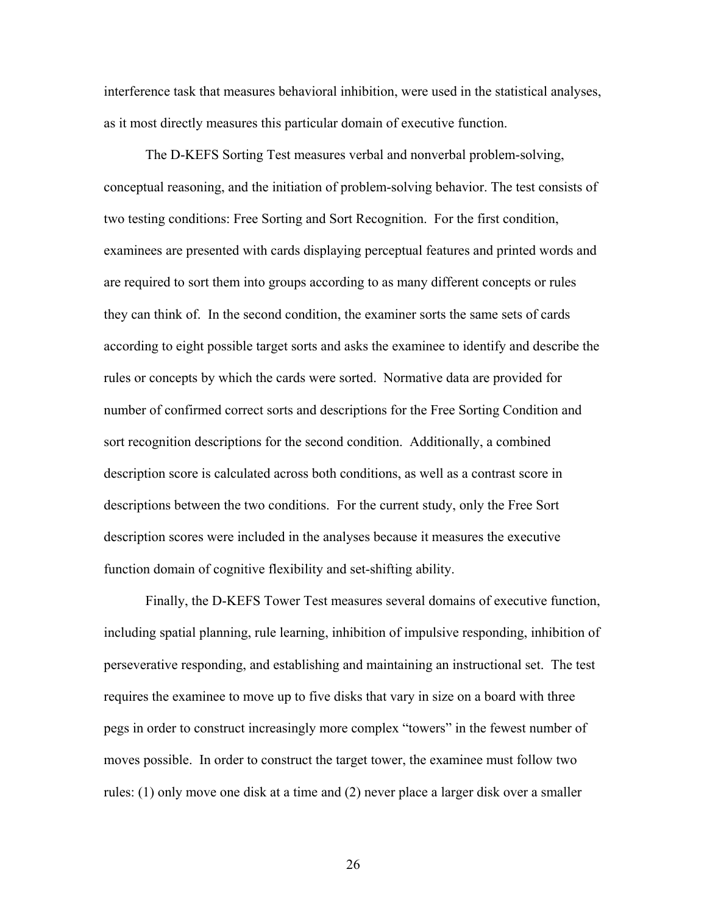interference task that measures behavioral inhibition, were used in the statistical analyses, as it most directly measures this particular domain of executive function.

The D-KEFS Sorting Test measures verbal and nonverbal problem-solving, conceptual reasoning, and the initiation of problem-solving behavior. The test consists of two testing conditions: Free Sorting and Sort Recognition. For the first condition, examinees are presented with cards displaying perceptual features and printed words and are required to sort them into groups according to as many different concepts or rules they can think of. In the second condition, the examiner sorts the same sets of cards according to eight possible target sorts and asks the examinee to identify and describe the rules or concepts by which the cards were sorted. Normative data are provided for number of confirmed correct sorts and descriptions for the Free Sorting Condition and sort recognition descriptions for the second condition. Additionally, a combined description score is calculated across both conditions, as well as a contrast score in descriptions between the two conditions. For the current study, only the Free Sort description scores were included in the analyses because it measures the executive function domain of cognitive flexibility and set-shifting ability.

Finally, the D-KEFS Tower Test measures several domains of executive function, including spatial planning, rule learning, inhibition of impulsive responding, inhibition of perseverative responding, and establishing and maintaining an instructional set. The test requires the examinee to move up to five disks that vary in size on a board with three pegs in order to construct increasingly more complex "towers" in the fewest number of moves possible. In order to construct the target tower, the examinee must follow two rules: (1) only move one disk at a time and (2) never place a larger disk over a smaller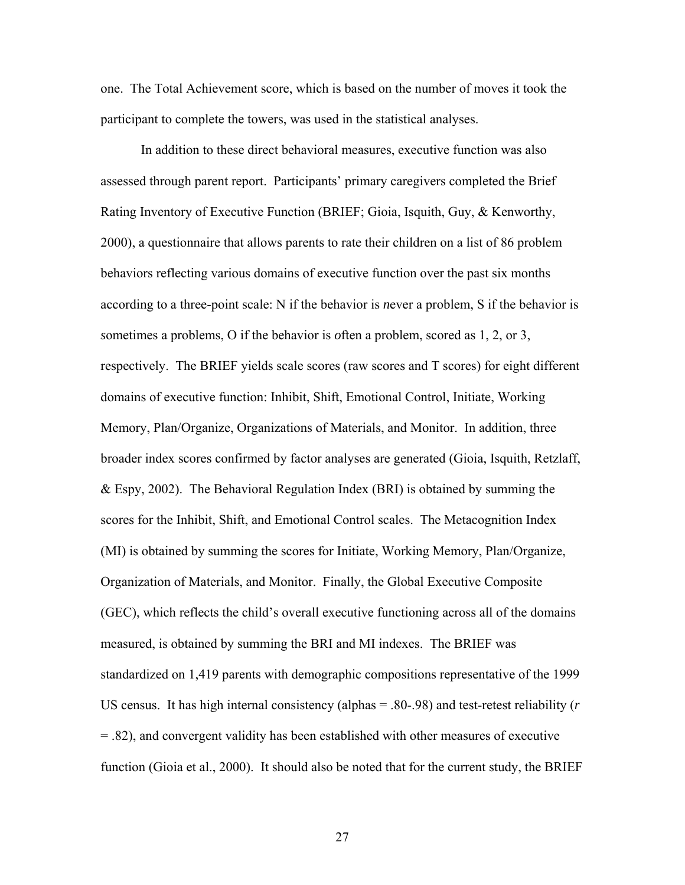one. The Total Achievement score, which is based on the number of moves it took the participant to complete the towers, was used in the statistical analyses.

In addition to these direct behavioral measures, executive function was also assessed through parent report. Participants' primary caregivers completed the Brief Rating Inventory of Executive Function (BRIEF; Gioia, Isquith, Guy, & Kenworthy, 2000), a questionnaire that allows parents to rate their children on a list of 86 problem behaviors reflecting various domains of executive function over the past six months according to a three-point scale: N if the behavior is *n*ever a problem, S if the behavior is *s*ometimes a problems, O if the behavior is *o*ften a problem, scored as 1, 2, or 3, respectively. The BRIEF yields scale scores (raw scores and T scores) for eight different domains of executive function: Inhibit, Shift, Emotional Control, Initiate, Working Memory, Plan/Organize, Organizations of Materials, and Monitor. In addition, three broader index scores confirmed by factor analyses are generated (Gioia, Isquith, Retzlaff, & Espy, 2002). The Behavioral Regulation Index (BRI) is obtained by summing the scores for the Inhibit, Shift, and Emotional Control scales. The Metacognition Index (MI) is obtained by summing the scores for Initiate, Working Memory, Plan/Organize, Organization of Materials, and Monitor. Finally, the Global Executive Composite (GEC), which reflects the child's overall executive functioning across all of the domains measured, is obtained by summing the BRI and MI indexes. The BRIEF was standardized on 1,419 parents with demographic compositions representative of the 1999 US census. It has high internal consistency (alphas = .80-.98) and test-retest reliability ($r$ = .82), and convergent validity has been established with other measures of executive function (Gioia et al., 2000). It should also be noted that for the current study, the BRIEF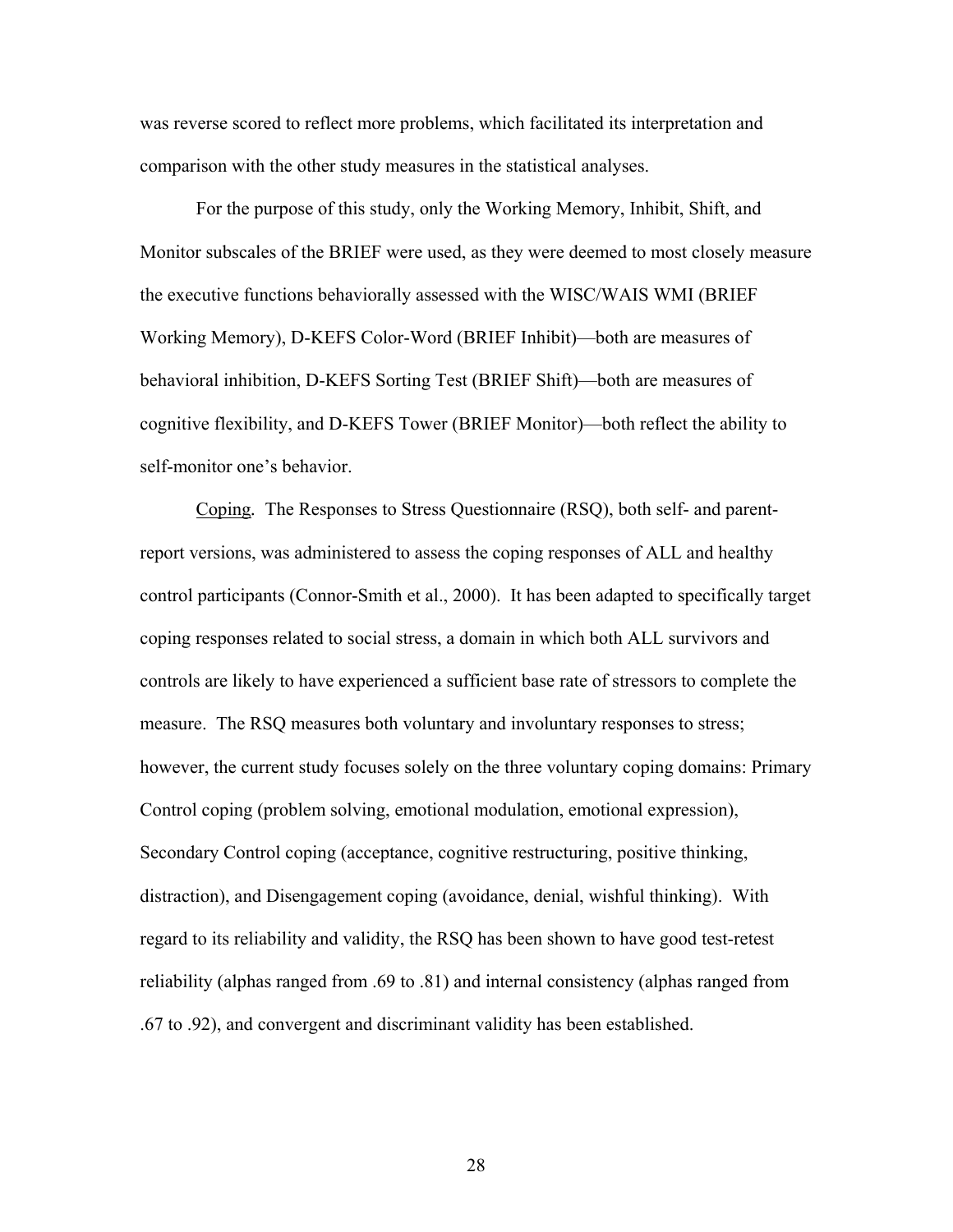was reverse scored to reflect more problems, which facilitated its interpretation and comparison with the other study measures in the statistical analyses.

For the purpose of this study, only the Working Memory, Inhibit, Shift, and Monitor subscales of the BRIEF were used, as they were deemed to most closely measure the executive functions behaviorally assessed with the WISC/WAIS WMI (BRIEF Working Memory), D-KEFS Color-Word (BRIEF Inhibit)—both are measures of behavioral inhibition, D-KEFS Sorting Test (BRIEF Shift)—both are measures of cognitive flexibility, and D-KEFS Tower (BRIEF Monitor)—both reflect the ability to self-monitor one's behavior.

Coping. The Responses to Stress Questionnaire (RSQ), both self- and parent-report versions, was administered to assess the coping responses of ALL and healthy control participants (Connor-Smith et al., 2000). It has been adapted to specifically target coping responses related to social stress, a domain in which both ALL survivors and controls are likely to have experienced a sufficient base rate of stressors to complete the measure. The RSQ measures both voluntary and involuntary responses to stress; however, the current study focuses solely on the three voluntary coping domains: Primary Control coping (problem solving, emotional modulation, emotional expression), Secondary Control coping (acceptance, cognitive restructuring, positive thinking, distraction), and Disengagement coping (avoidance, denial, wishful thinking). With regard to its reliability and validity, the RSQ has been shown to have good test-retest reliability (alphas ranged from .69 to .81) and internal consistency (alphas ranged from .67 to .92), and convergent and discriminant validity has been established.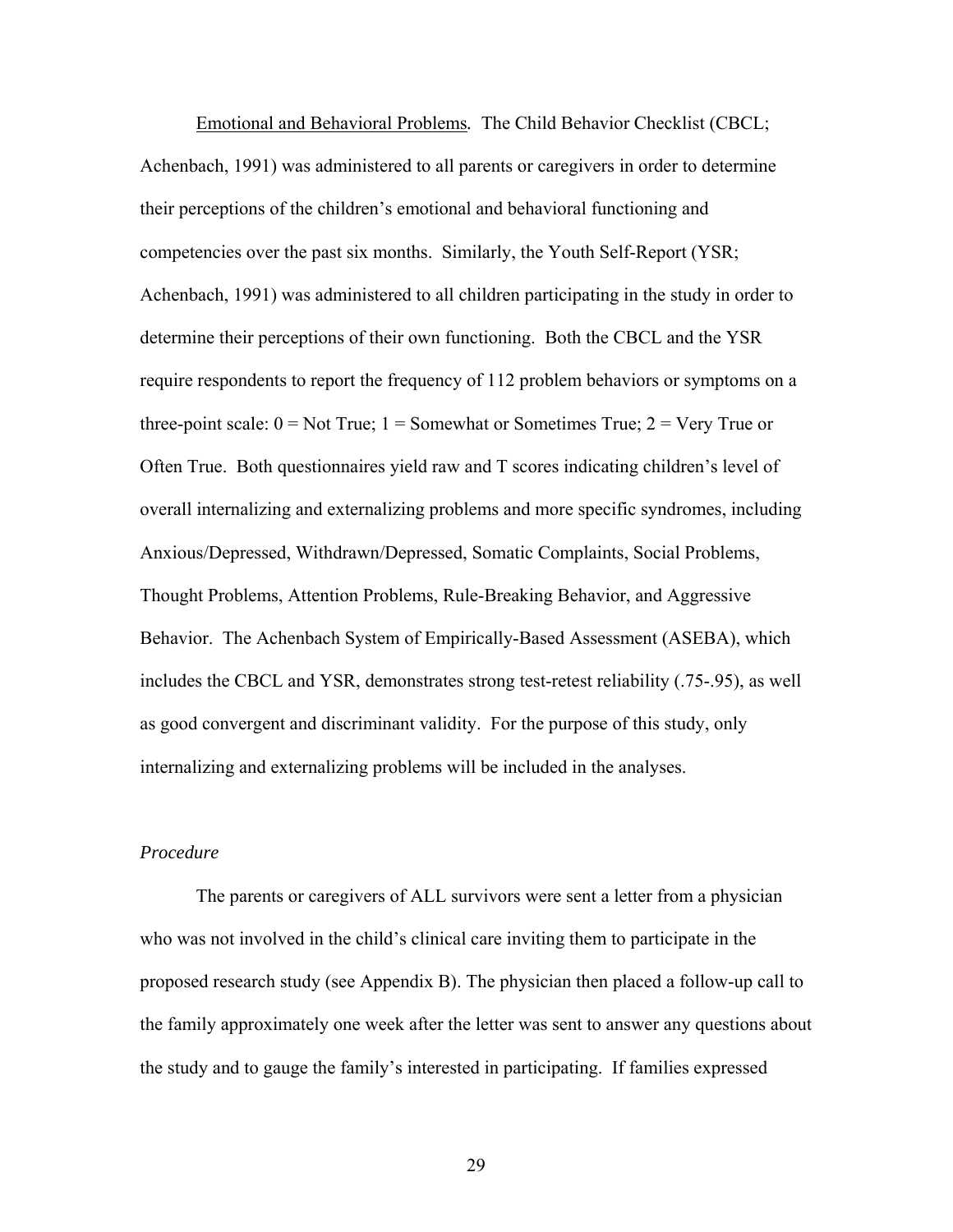Emotional and Behavioral Problems. The Child Behavior Checklist (CBCL; Achenbach, 1991) was administered to all parents or caregivers in order to determine their perceptions of the children's emotional and behavioral functioning and competencies over the past six months. Similarly, the Youth Self-Report (YSR; Achenbach, 1991) was administered to all children participating in the study in order to determine their perceptions of their own functioning. Both the CBCL and the YSR require respondents to report the frequency of 112 problem behaviors or symptoms on a three-point scale: 0 = Not True; 1 = Somewhat or Sometimes True; 2 = Very True or Often True. Both questionnaires yield raw and T scores indicating children's level of overall internalizing and externalizing problems and more specific syndromes, including Anxious/Depressed, Withdrawn/Depressed, Somatic Complaints, Social Problems, Thought Problems, Attention Problems, Rule-Breaking Behavior, and Aggressive Behavior. The Achenbach System of Empirically-Based Assessment (ASEBA), which includes the CBCL and YSR, demonstrates strong test-retest reliability (.75-.95), as well as good convergent and discriminant validity. For the purpose of this study, only internalizing and externalizing problems will be included in the analyses.

### *Procedure*

The parents or caregivers of ALL survivors were sent a letter from a physician who was not involved in the child's clinical care inviting them to participate in the proposed research study (see Appendix B). The physician then placed a follow-up call to the family approximately one week after the letter was sent to answer any questions about the study and to gauge the family's interested in participating. If families expressed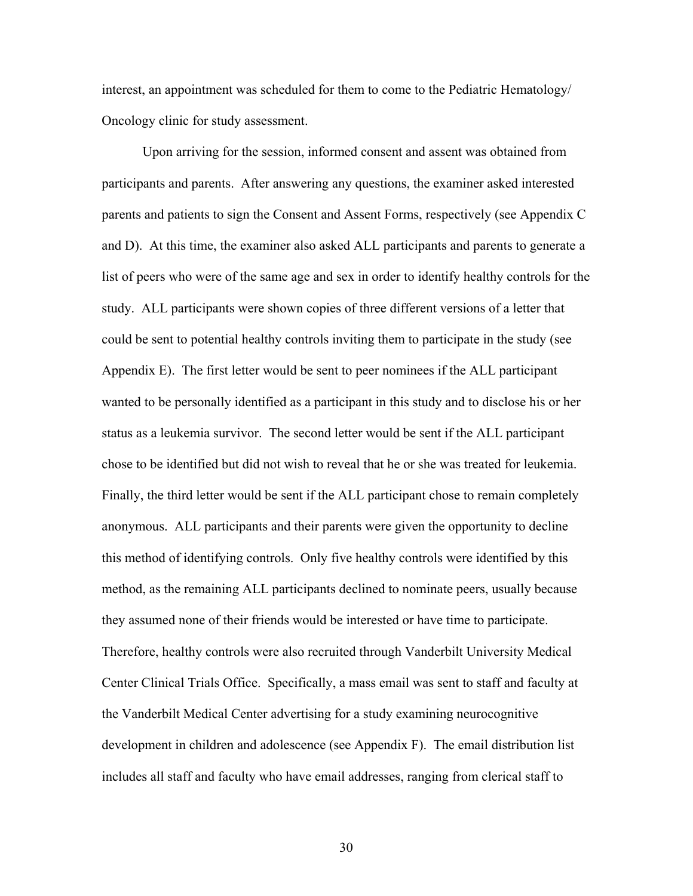interest, an appointment was scheduled for them to come to the Pediatric Hematology/ Oncology clinic for study assessment.

Upon arriving for the session, informed consent and assent was obtained from participants and parents. After answering any questions, the examiner asked interested parents and patients to sign the Consent and Assent Forms, respectively (see Appendix C and D). At this time, the examiner also asked ALL participants and parents to generate a list of peers who were of the same age and sex in order to identify healthy controls for the study. ALL participants were shown copies of three different versions of a letter that could be sent to potential healthy controls inviting them to participate in the study (see Appendix E). The first letter would be sent to peer nominees if the ALL participant wanted to be personally identified as a participant in this study and to disclose his or her status as a leukemia survivor. The second letter would be sent if the ALL participant chose to be identified but did not wish to reveal that he or she was treated for leukemia. Finally, the third letter would be sent if the ALL participant chose to remain completely anonymous. ALL participants and their parents were given the opportunity to decline this method of identifying controls. Only five healthy controls were identified by this method, as the remaining ALL participants declined to nominate peers, usually because they assumed none of their friends would be interested or have time to participate. Therefore, healthy controls were also recruited through Vanderbilt University Medical Center Clinical Trials Office. Specifically, a mass email was sent to staff and faculty at the Vanderbilt Medical Center advertising for a study examining neurocognitive development in children and adolescence (see Appendix F). The email distribution list includes all staff and faculty who have email addresses, ranging from clerical staff to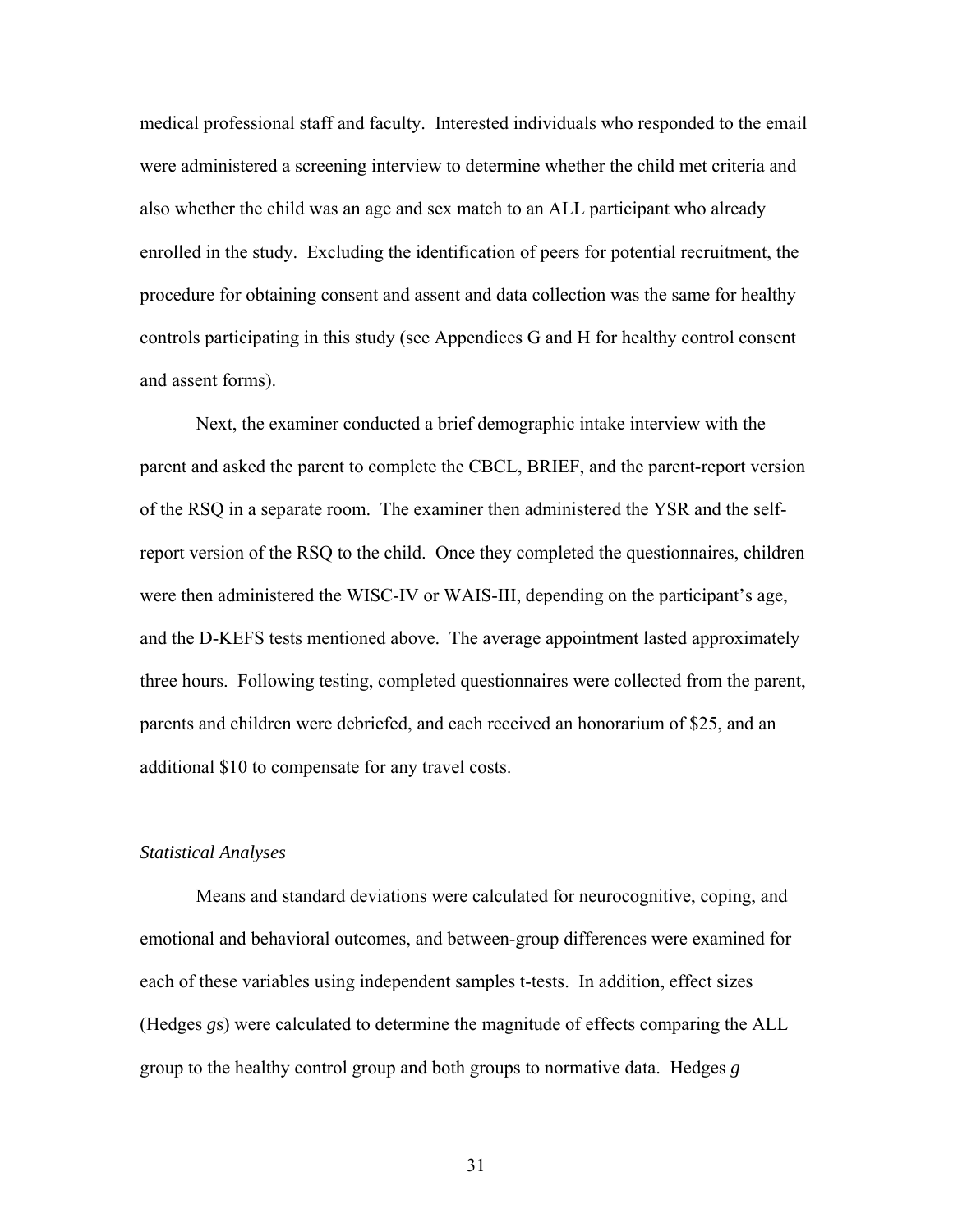medical professional staff and faculty. Interested individuals who responded to the email were administered a screening interview to determine whether the child met criteria and also whether the child was an age and sex match to an ALL participant who already enrolled in the study. Excluding the identification of peers for potential recruitment, the procedure for obtaining consent and assent and data collection was the same for healthy controls participating in this study (see Appendices G and H for healthy control consent and assent forms).

Next, the examiner conducted a brief demographic intake interview with the parent and asked the parent to complete the CBCL, BRIEF, and the parent-report version of the RSQ in a separate room. The examiner then administered the YSR and the self-report version of the RSQ to the child. Once they completed the questionnaires, children were then administered the WISC-IV or WAIS-III, depending on the participant's age, and the D-KEFS tests mentioned above. The average appointment lasted approximately three hours. Following testing, completed questionnaires were collected from the parent, parents and children were debriefed, and each received an honorarium of $25, and an additional $10 to compensate for any travel costs.

*Statistical Analyses*

Means and standard deviations were calculated for neurocognitive, coping, and emotional and behavioral outcomes, and between-group differences were examined for each of these variables using independent samples t-tests. In addition, effect sizes (Hedges *g*s) were calculated to determine the magnitude of effects comparing the ALL group to the healthy control group and both groups to normative data. Hedges *g*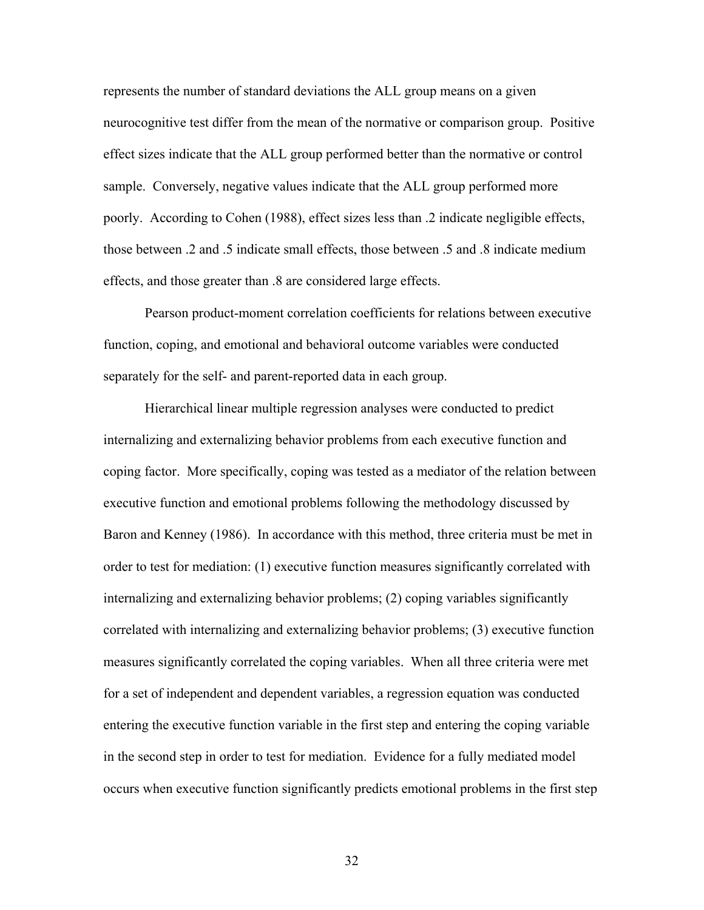represents the number of standard deviations the ALL group means on a given neurocognitive test differ from the mean of the normative or comparison group. Positive effect sizes indicate that the ALL group performed better than the normative or control sample. Conversely, negative values indicate that the ALL group performed more poorly. According to Cohen (1988), effect sizes less than .2 indicate negligible effects, those between .2 and .5 indicate small effects, those between .5 and .8 indicate medium effects, and those greater than .8 are considered large effects.

Pearson product-moment correlation coefficients for relations between executive function, coping, and emotional and behavioral outcome variables were conducted separately for the self- and parent-reported data in each group.

Hierarchical linear multiple regression analyses were conducted to predict internalizing and externalizing behavior problems from each executive function and coping factor. More specifically, coping was tested as a mediator of the relation between executive function and emotional problems following the methodology discussed by Baron and Kenney (1986). In accordance with this method, three criteria must be met in order to test for mediation: (1) executive function measures significantly correlated with internalizing and externalizing behavior problems; (2) coping variables significantly correlated with internalizing and externalizing behavior problems; (3) executive function measures significantly correlated the coping variables. When all three criteria were met for a set of independent and dependent variables, a regression equation was conducted entering the executive function variable in the first step and entering the coping variable in the second step in order to test for mediation. Evidence for a fully mediated model occurs when executive function significantly predicts emotional problems in the first step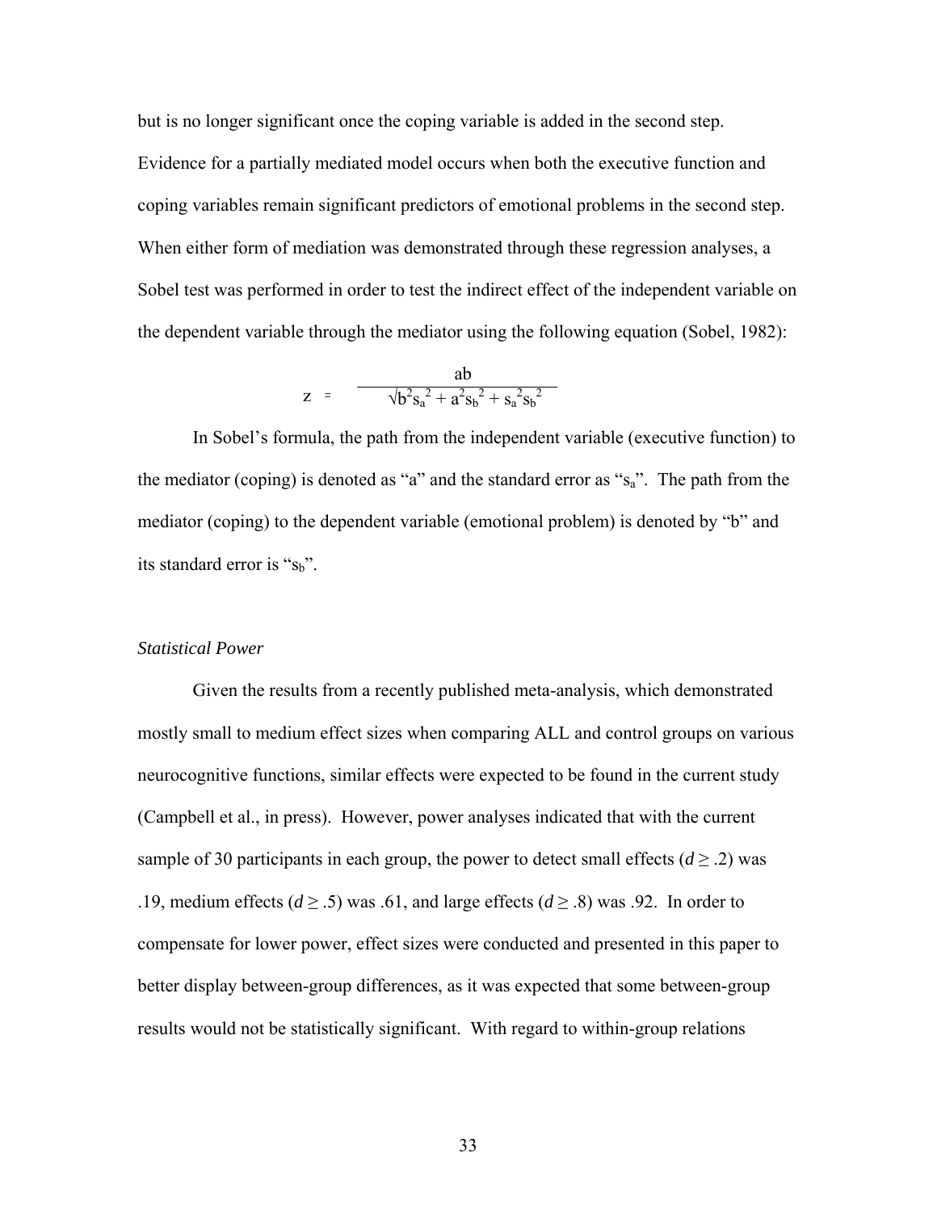but is no longer significant once the coping variable is added in the second step. Evidence for a partially mediated model occurs when both the executive function and coping variables remain significant predictors of emotional problems in the second step. When either form of mediation was demonstrated through these regression analyses, a Sobel test was performed in order to test the indirect effect of the independent variable on the dependent variable through the mediator using the following equation (Sobel, 1982):

$$z = \frac{ab}{\sqrt{b^2 s_a^2 + a^2 s_b^2 + s_a^2 s_b^2}}$$

In Sobel's formula, the path from the independent variable (executive function) to the mediator (coping) is denoted as "a" and the standard error as "$s_a$". The path from the mediator (coping) to the dependent variable (emotional problem) is denoted by "b" and its standard error is "$s_b$".

*Statistical Power*

Given the results from a recently published meta-analysis, which demonstrated mostly small to medium effect sizes when comparing ALL and control groups on various neurocognitive functions, similar effects were expected to be found in the current study (Campbell et al., in press). However, power analyses indicated that with the current sample of 30 participants in each group, the power to detect small effects ($d \geq .2$) was .19, medium effects ($d \geq .5$) was .61, and large effects ($d \geq .8$) was .92. In order to compensate for lower power, effect sizes were conducted and presented in this paper to better display between-group differences, as it was expected that some between-group results would not be statistically significant. With regard to within-group relations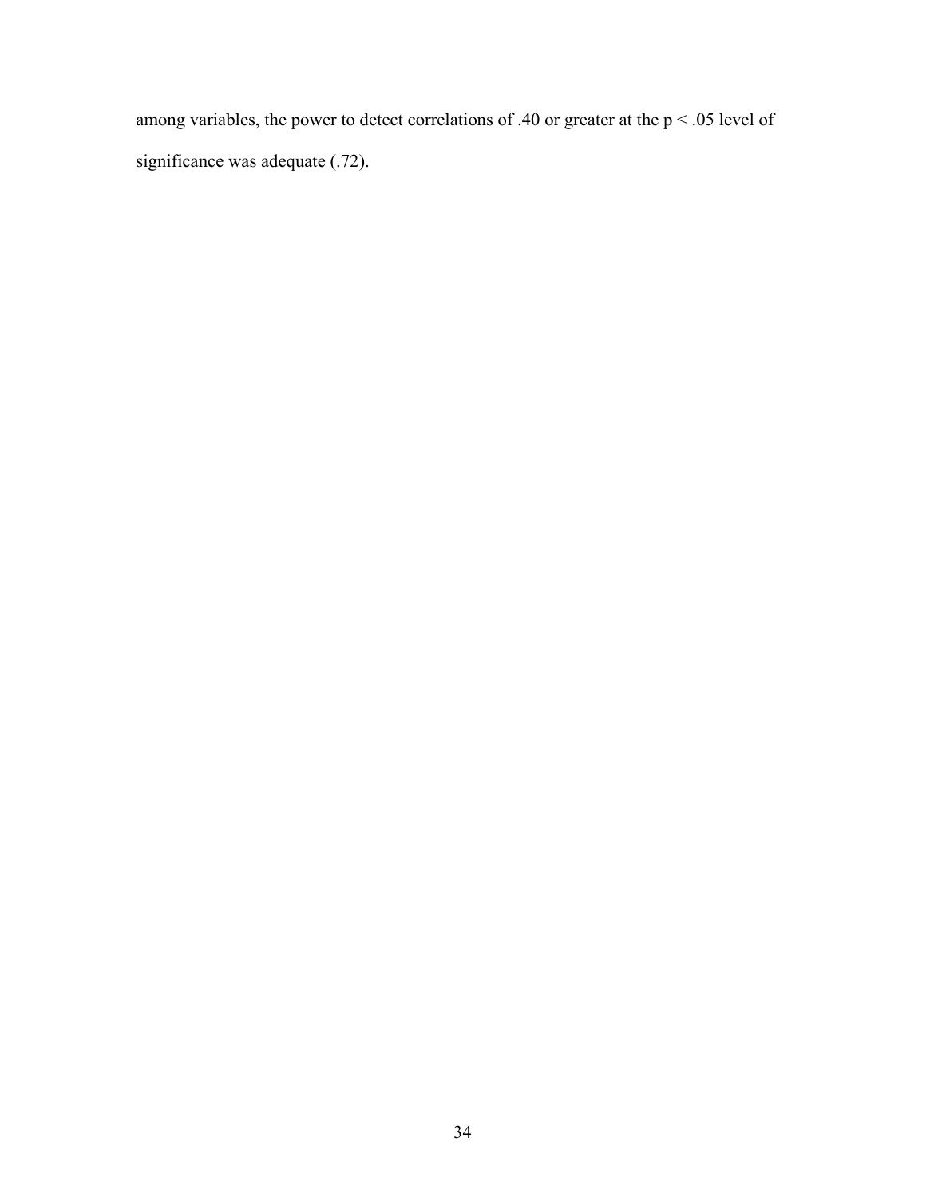among variables, the power to detect correlations of .40 or greater at the $p < .05$ level of significance was adequate (.72).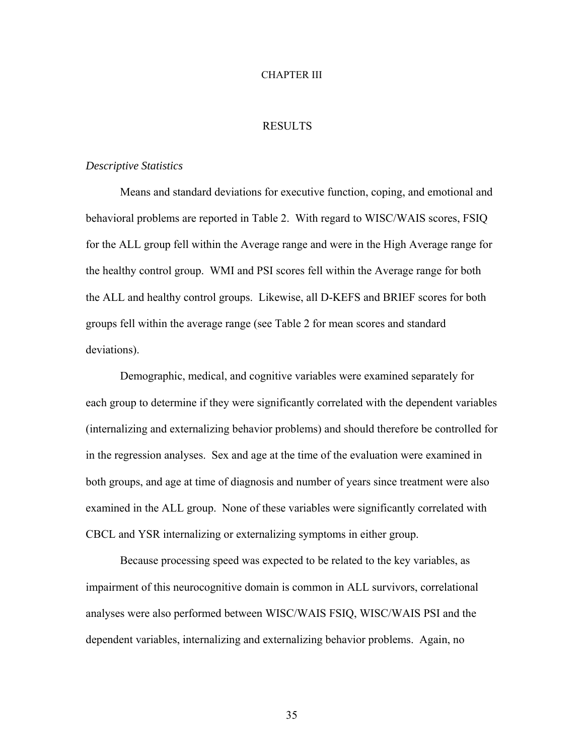# CHAPTER III

# RESULTS

*Descriptive Statistics*

Means and standard deviations for executive function, coping, and emotional and behavioral problems are reported in Table 2. With regard to WISC/WAIS scores, FSIQ for the ALL group fell within the Average range and were in the High Average range for the healthy control group. WMI and PSI scores fell within the Average range for both the ALL and healthy control groups. Likewise, all D-KEFS and BRIEF scores for both groups fell within the average range (see Table 2 for mean scores and standard deviations).

Demographic, medical, and cognitive variables were examined separately for each group to determine if they were significantly correlated with the dependent variables (internalizing and externalizing behavior problems) and should therefore be controlled for in the regression analyses. Sex and age at the time of the evaluation were examined in both groups, and age at time of diagnosis and number of years since treatment were also examined in the ALL group. None of these variables were significantly correlated with CBCL and YSR internalizing or externalizing symptoms in either group.

Because processing speed was expected to be related to the key variables, as impairment of this neurocognitive domain is common in ALL survivors, correlational analyses were also performed between WISC/WAIS FSIQ, WISC/WAIS PSI and the dependent variables, internalizing and externalizing behavior problems. Again, no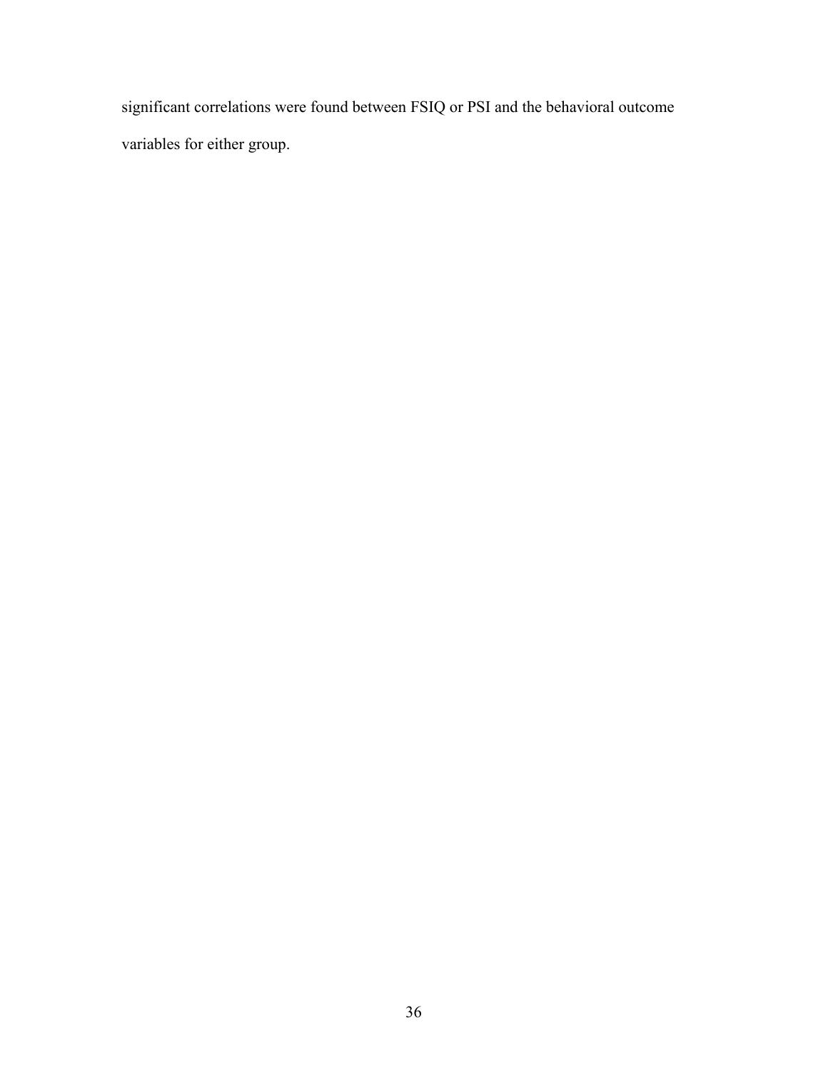significant correlations were found between FSIQ or PSI and the behavioral outcome variables for either group.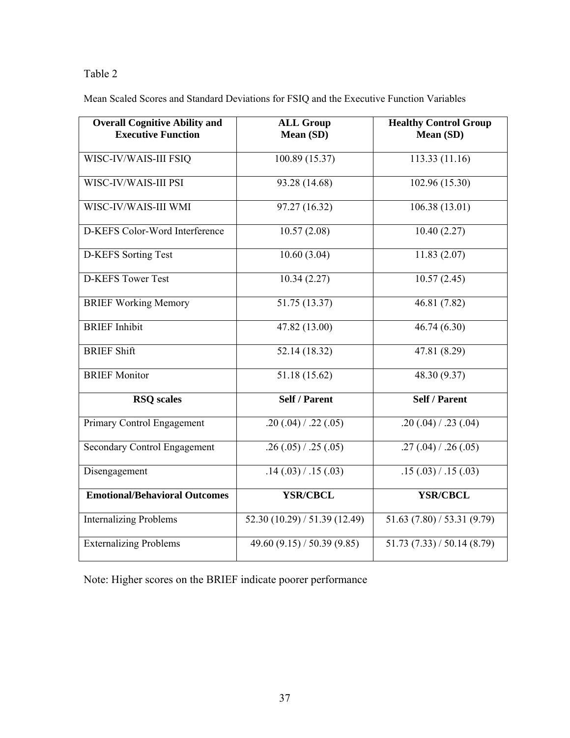Table 2

Mean Scaled Scores and Standard Deviations for FSIQ and the Executive Function Variables

| **Overall Cognitive Ability and Executive Function** | **ALL Group Mean (SD)** | **Healthy Control Group Mean (SD)** |
|---|---|---|
| WISC-IV/WAIS-III FSIQ | 100.89 (15.37) | 113.33 (11.16) |
| WISC-IV/WAIS-III PSI | 93.28 (14.68) | 102.96 (15.30) |
| WISC-IV/WAIS-III WMI | 97.27 (16.32) | 106.38 (13.01) |
| D-KEFS Color-Word Interference | 10.57 (2.08) | 10.40 (2.27) |
| D-KEFS Sorting Test | 10.60 (3.04) | 11.83 (2.07) |
| D-KEFS Tower Test | 10.34 (2.27) | 10.57 (2.45) |
| BRIEF Working Memory | 51.75 (13.37) | 46.81 (7.82) |
| BRIEF Inhibit | 47.82 (13.00) | 46.74 (6.30) |
| BRIEF Shift | 52.14 (18.32) | 47.81 (8.29) |
| BRIEF Monitor | 51.18 (15.62) | 48.30 (9.37) |
| **RSQ scales** | **Self / Parent** | **Self / Parent** |
| Primary Control Engagement | .20 (.04) / .22 (.05) | .20 (.04) / .23 (.04) |
| Secondary Control Engagement | .26 (.05) / .25 (.05) | .27 (.04) / .26 (.05) |
| Disengagement | .14 (.03) / .15 (.03) | .15 (.03) / .15 (.03) |
| **Emotional/Behavioral Outcomes** | **YSR/CBCL** | **YSR/CBCL** |
| Internalizing Problems | 52.30 (10.29) / 51.39 (12.49) | 51.63 (7.80) / 53.31 (9.79) |
| Externalizing Problems | 49.60 (9.15) / 50.39 (9.85) | 51.73 (7.33) / 50.14 (8.79) |

Note: Higher scores on the BRIEF indicate poorer performance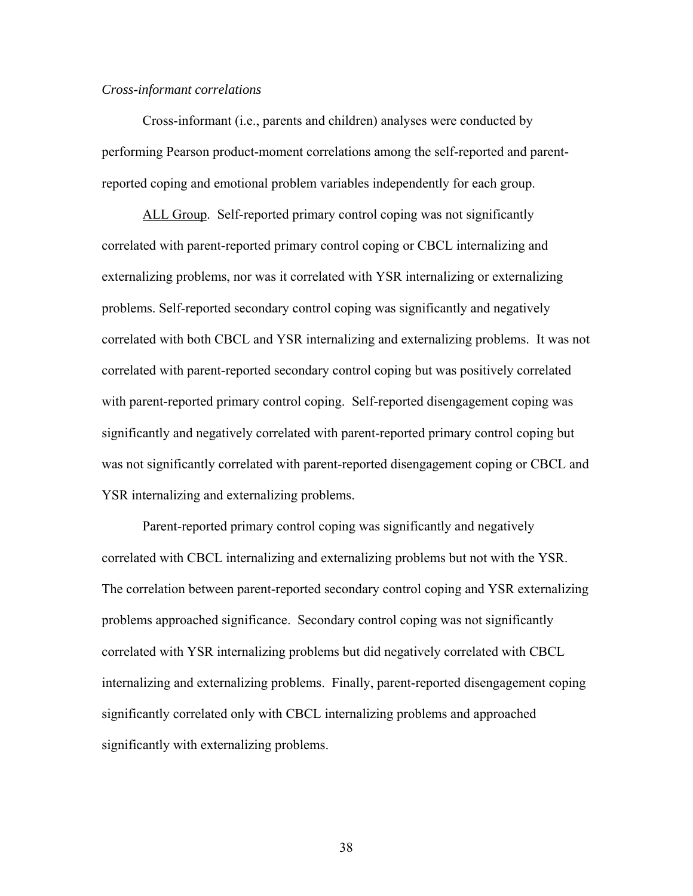*Cross-informant correlations*

Cross-informant (i.e., parents and children) analyses were conducted by performing Pearson product-moment correlations among the self-reported and parent-reported coping and emotional problem variables independently for each group.

ALL Group. Self-reported primary control coping was not significantly correlated with parent-reported primary control coping or CBCL internalizing and externalizing problems, nor was it correlated with YSR internalizing or externalizing problems. Self-reported secondary control coping was significantly and negatively correlated with both CBCL and YSR internalizing and externalizing problems. It was not correlated with parent-reported secondary control coping but was positively correlated with parent-reported primary control coping. Self-reported disengagement coping was significantly and negatively correlated with parent-reported primary control coping but was not significantly correlated with parent-reported disengagement coping or CBCL and YSR internalizing and externalizing problems.

Parent-reported primary control coping was significantly and negatively correlated with CBCL internalizing and externalizing problems but not with the YSR. The correlation between parent-reported secondary control coping and YSR externalizing problems approached significance. Secondary control coping was not significantly correlated with YSR internalizing problems but did negatively correlated with CBCL internalizing and externalizing problems. Finally, parent-reported disengagement coping significantly correlated only with CBCL internalizing problems and approached significantly with externalizing problems.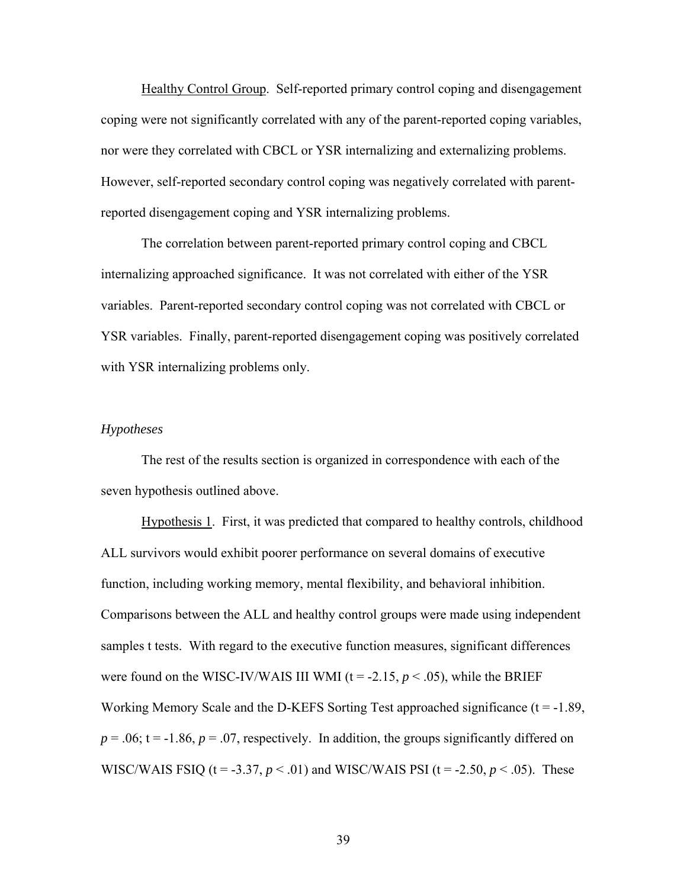Healthy Control Group. Self-reported primary control coping and disengagement coping were not significantly correlated with any of the parent-reported coping variables, nor were they correlated with CBCL or YSR internalizing and externalizing problems. However, self-reported secondary control coping was negatively correlated with parent-reported disengagement coping and YSR internalizing problems.

The correlation between parent-reported primary control coping and CBCL internalizing approached significance. It was not correlated with either of the YSR variables. Parent-reported secondary control coping was not correlated with CBCL or YSR variables. Finally, parent-reported disengagement coping was positively correlated with YSR internalizing problems only.

*Hypotheses*

The rest of the results section is organized in correspondence with each of the seven hypothesis outlined above.

Hypothesis 1. First, it was predicted that compared to healthy controls, childhood ALL survivors would exhibit poorer performance on several domains of executive function, including working memory, mental flexibility, and behavioral inhibition. Comparisons between the ALL and healthy control groups were made using independent samples t tests. With regard to the executive function measures, significant differences were found on the WISC-IV/WAIS III WMI ($t = -2.15$, $p < .05$), while the BRIEF Working Memory Scale and the D-KEFS Sorting Test approached significance ($t = -1.89$, $p = .06$; $t = -1.86$, $p = .07$, respectively. In addition, the groups significantly differed on WISC/WAIS FSIQ ($t = -3.37$, $p < .01$) and WISC/WAIS PSI ($t = -2.50$, $p < .05$). These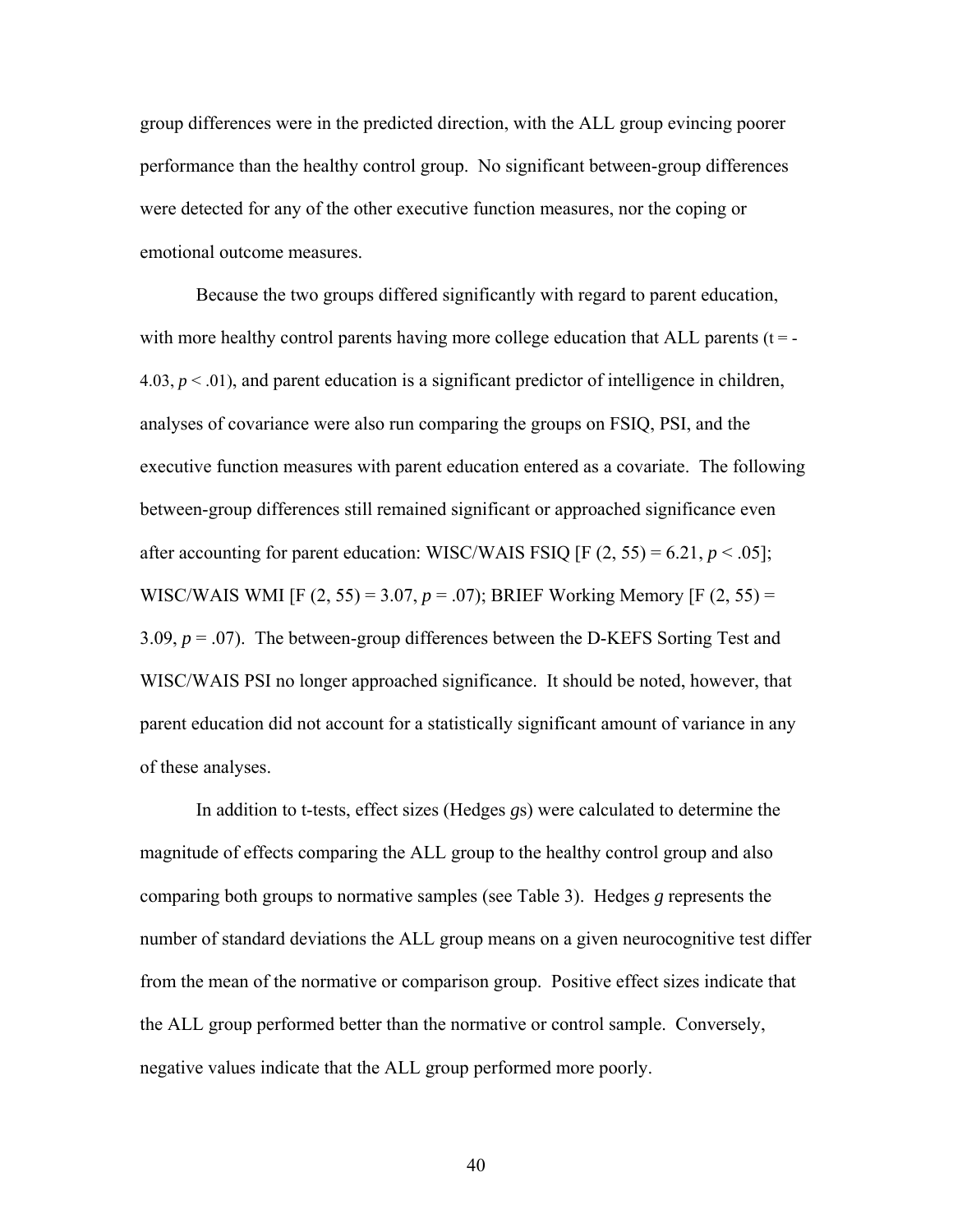group differences were in the predicted direction, with the ALL group evincing poorer performance than the healthy control group. No significant between-group differences were detected for any of the other executive function measures, nor the coping or emotional outcome measures.

Because the two groups differed significantly with regard to parent education, with more healthy control parents having more college education that ALL parents ($t = -4.03$, $p < .01$), and parent education is a significant predictor of intelligence in children, analyses of covariance were also run comparing the groups on FSIQ, PSI, and the executive function measures with parent education entered as a covariate. The following between-group differences still remained significant or approached significance even after accounting for parent education: WISC/WAIS FSIQ [$F(2, 55) = 6.21$, $p < .05$]; WISC/WAIS WMI [$F(2, 55) = 3.07$, $p = .07$); BRIEF Working Memory [$F(2, 55) = 3.09$, $p = .07$). The between-group differences between the D-KEFS Sorting Test and WISC/WAIS PSI no longer approached significance. It should be noted, however, that parent education did not account for a statistically significant amount of variance in any of these analyses.

In addition to t-tests, effect sizes (Hedges *g*s) were calculated to determine the magnitude of effects comparing the ALL group to the healthy control group and also comparing both groups to normative samples (see Table 3). Hedges *g* represents the number of standard deviations the ALL group means on a given neurocognitive test differ from the mean of the normative or comparison group. Positive effect sizes indicate that the ALL group performed better than the normative or control sample. Conversely, negative values indicate that the ALL group performed more poorly.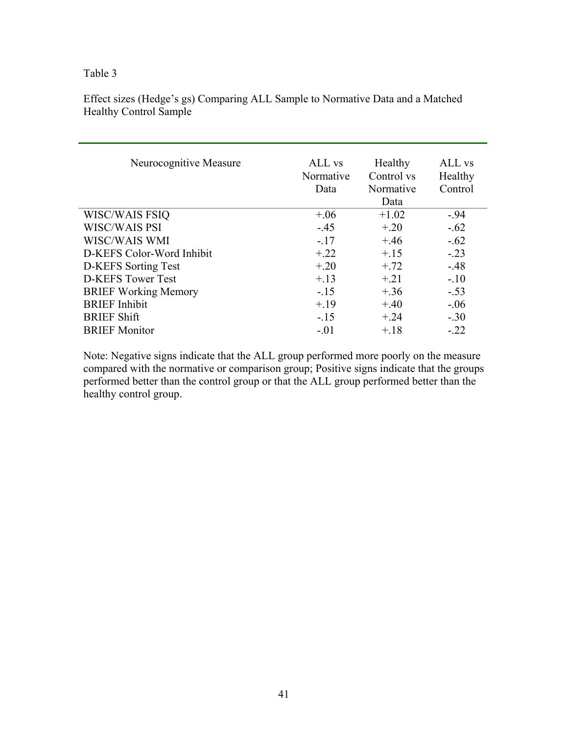Table 3

Effect sizes (Hedge's gs) Comparing ALL Sample to Normative Data and a Matched Healthy Control Sample

| Neurocognitive Measure | ALL vs Normative Data | Healthy Control vs Normative Data | ALL vs Healthy Control |
|---|---|---|---|
| WISC/WAIS FSIQ | +.06 | +1.02 | -.94 |
| WISC/WAIS PSI | -.45 | +.20 | -.62 |
| WISC/WAIS WMI | -.17 | +.46 | -.62 |
| D-KEFS Color-Word Inhibit | +.22 | +.15 | -.23 |
| D-KEFS Sorting Test | +.20 | +.72 | -.48 |
| D-KEFS Tower Test | +.13 | +.21 | -.10 |
| BRIEF Working Memory | -.15 | +.36 | -.53 |
| BRIEF Inhibit | +.19 | +.40 | -.06 |
| BRIEF Shift | -.15 | +.24 | -.30 |
| BRIEF Monitor | -.01 | +.18 | -.22 |

Note: Negative signs indicate that the ALL group performed more poorly on the measure compared with the normative or comparison group; Positive signs indicate that the groups performed better than the control group or that the ALL group performed better than the healthy control group.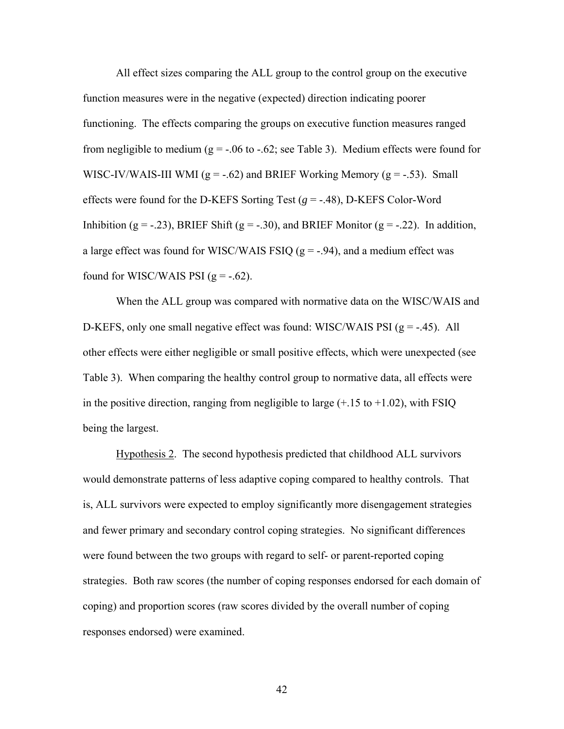All effect sizes comparing the ALL group to the control group on the executive function measures were in the negative (expected) direction indicating poorer functioning. The effects comparing the groups on executive function measures ranged from negligible to medium (g = -.06 to -.62; see Table 3). Medium effects were found for WISC-IV/WAIS-III WMI (g = -.62) and BRIEF Working Memory (g = -.53). Small effects were found for the D-KEFS Sorting Test (*g* = -.48), D-KEFS Color-Word Inhibition (g = -.23), BRIEF Shift (g = -.30), and BRIEF Monitor (g = -.22). In addition, a large effect was found for WISC/WAIS FSIQ (g = -.94), and a medium effect was found for WISC/WAIS PSI (g = -.62).

When the ALL group was compared with normative data on the WISC/WAIS and D-KEFS, only one small negative effect was found: WISC/WAIS PSI (g = -.45). All other effects were either negligible or small positive effects, which were unexpected (see Table 3). When comparing the healthy control group to normative data, all effects were in the positive direction, ranging from negligible to large (+.15 to +1.02), with FSIQ being the largest.

<u>Hypothesis 2</u>. The second hypothesis predicted that childhood ALL survivors would demonstrate patterns of less adaptive coping compared to healthy controls. That is, ALL survivors were expected to employ significantly more disengagement strategies and fewer primary and secondary control coping strategies. No significant differences were found between the two groups with regard to self- or parent-reported coping strategies. Both raw scores (the number of coping responses endorsed for each domain of coping) and proportion scores (raw scores divided by the overall number of coping responses endorsed) were examined.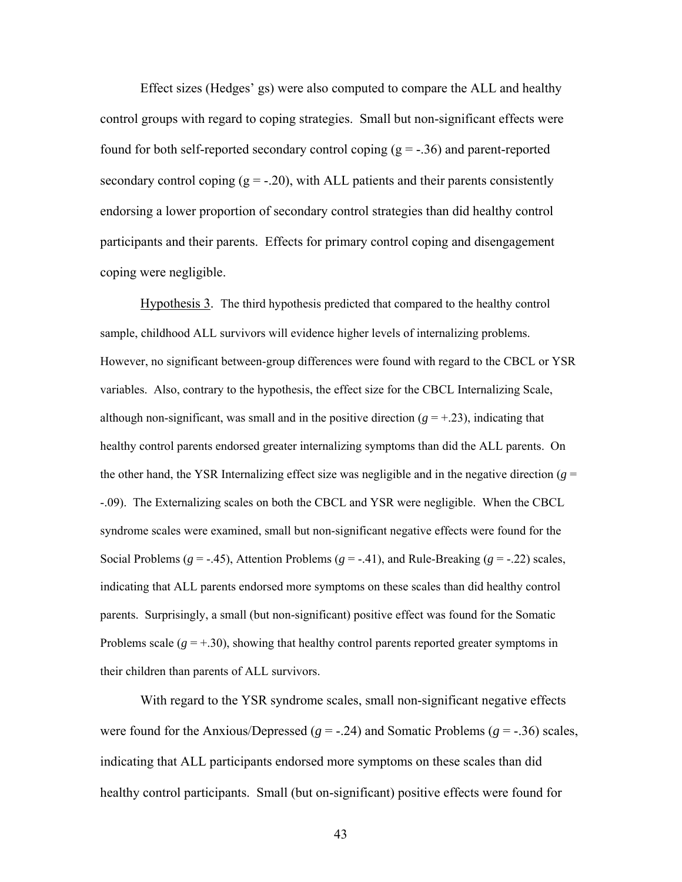Effect sizes (Hedges' gs) were also computed to compare the ALL and healthy control groups with regard to coping strategies. Small but non-significant effects were found for both self-reported secondary control coping (g = -.36) and parent-reported secondary control coping (g = -.20), with ALL patients and their parents consistently endorsing a lower proportion of secondary control strategies than did healthy control participants and their parents. Effects for primary control coping and disengagement coping were negligible.

Hypothesis 3. The third hypothesis predicted that compared to the healthy control sample, childhood ALL survivors will evidence higher levels of internalizing problems. However, no significant between-group differences were found with regard to the CBCL or YSR variables. Also, contrary to the hypothesis, the effect size for the CBCL Internalizing Scale, although non-significant, was small and in the positive direction (*g* = +.23), indicating that healthy control parents endorsed greater internalizing symptoms than did the ALL parents. On the other hand, the YSR Internalizing effect size was negligible and in the negative direction (*g* = -.09). The Externalizing scales on both the CBCL and YSR were negligible. When the CBCL syndrome scales were examined, small but non-significant negative effects were found for the Social Problems (*g* = -.45), Attention Problems (*g* = -.41), and Rule-Breaking (*g* = -.22) scales, indicating that ALL parents endorsed more symptoms on these scales than did healthy control parents. Surprisingly, a small (but non-significant) positive effect was found for the Somatic Problems scale (*g* = +.30), showing that healthy control parents reported greater symptoms in their children than parents of ALL survivors.

With regard to the YSR syndrome scales, small non-significant negative effects were found for the Anxious/Depressed (*g* = -.24) and Somatic Problems (*g* = -.36) scales, indicating that ALL participants endorsed more symptoms on these scales than did healthy control participants. Small (but on-significant) positive effects were found for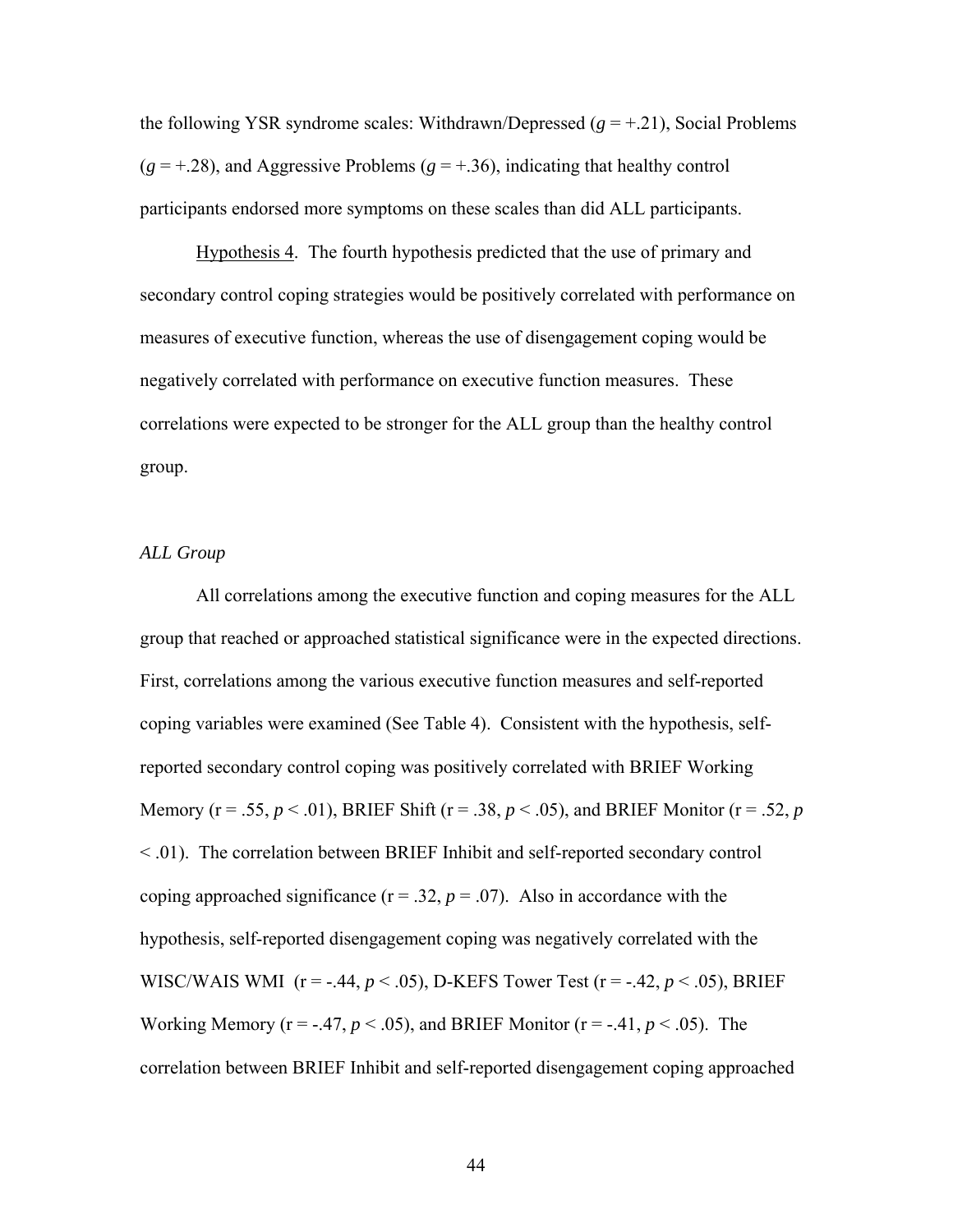the following YSR syndrome scales: Withdrawn/Depressed ($g = +.21$), Social Problems ($g = +.28$), and Aggressive Problems ($g = +.36$), indicating that healthy control participants endorsed more symptoms on these scales than did ALL participants.

Hypothesis 4. The fourth hypothesis predicted that the use of primary and secondary control coping strategies would be positively correlated with performance on measures of executive function, whereas the use of disengagement coping would be negatively correlated with performance on executive function measures. These correlations were expected to be stronger for the ALL group than the healthy control group.

*ALL Group*

All correlations among the executive function and coping measures for the ALL group that reached or approached statistical significance were in the expected directions. First, correlations among the various executive function measures and self-reported coping variables were examined (See Table 4). Consistent with the hypothesis, self-reported secondary control coping was positively correlated with BRIEF Working Memory ($r = .55$, $p < .01$), BRIEF Shift ($r = .38$, $p < .05$), and BRIEF Monitor ($r = .52$, $p < .01$). The correlation between BRIEF Inhibit and self-reported secondary control coping approached significance ($r = .32$, $p = .07$). Also in accordance with the hypothesis, self-reported disengagement coping was negatively correlated with the WISC/WAIS WMI ($r = -.44$, $p < .05$), D-KEFS Tower Test ($r = -.42$, $p < .05$), BRIEF Working Memory ($r = -.47$, $p < .05$), and BRIEF Monitor ($r = -.41$, $p < .05$). The correlation between BRIEF Inhibit and self-reported disengagement coping approached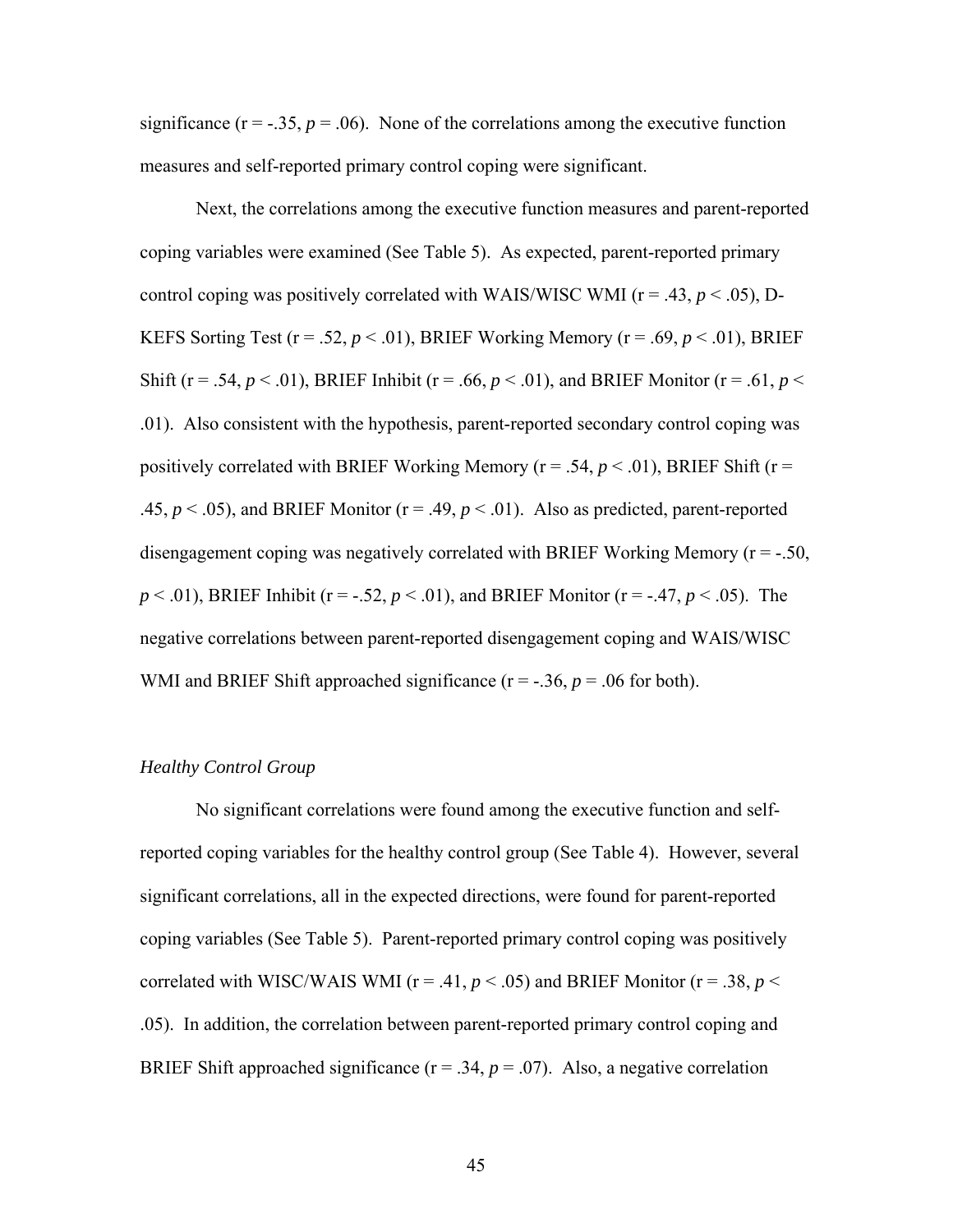significance ($r = -.35$, $p = .06$). None of the correlations among the executive function measures and self-reported primary control coping were significant.

Next, the correlations among the executive function measures and parent-reported coping variables were examined (See Table 5). As expected, parent-reported primary control coping was positively correlated with WAIS/WISC WMI ($r = .43$, $p < .05$), D-KEFS Sorting Test ($r = .52$, $p < .01$), BRIEF Working Memory ($r = .69$, $p < .01$), BRIEF Shift ($r = .54$, $p < .01$), BRIEF Inhibit ($r = .66$, $p < .01$), and BRIEF Monitor ($r = .61$, $p < .01$). Also consistent with the hypothesis, parent-reported secondary control coping was positively correlated with BRIEF Working Memory ($r = .54$, $p < .01$), BRIEF Shift ($r = .45$, $p < .05$), and BRIEF Monitor ($r = .49$, $p < .01$). Also as predicted, parent-reported disengagement coping was negatively correlated with BRIEF Working Memory ($r = -.50$, $p < .01$), BRIEF Inhibit ($r = -.52$, $p < .01$), and BRIEF Monitor ($r = -.47$, $p < .05$). The negative correlations between parent-reported disengagement coping and WAIS/WISC WMI and BRIEF Shift approached significance ($r = -.36$, $p = .06$ for both).

*Healthy Control Group*

No significant correlations were found among the executive function and self-reported coping variables for the healthy control group (See Table 4). However, several significant correlations, all in the expected directions, were found for parent-reported coping variables (See Table 5). Parent-reported primary control coping was positively correlated with WISC/WAIS WMI ($r = .41$, $p < .05$) and BRIEF Monitor ($r = .38$, $p < .05$). In addition, the correlation between parent-reported primary control coping and BRIEF Shift approached significance ($r = .34$, $p = .07$). Also, a negative correlation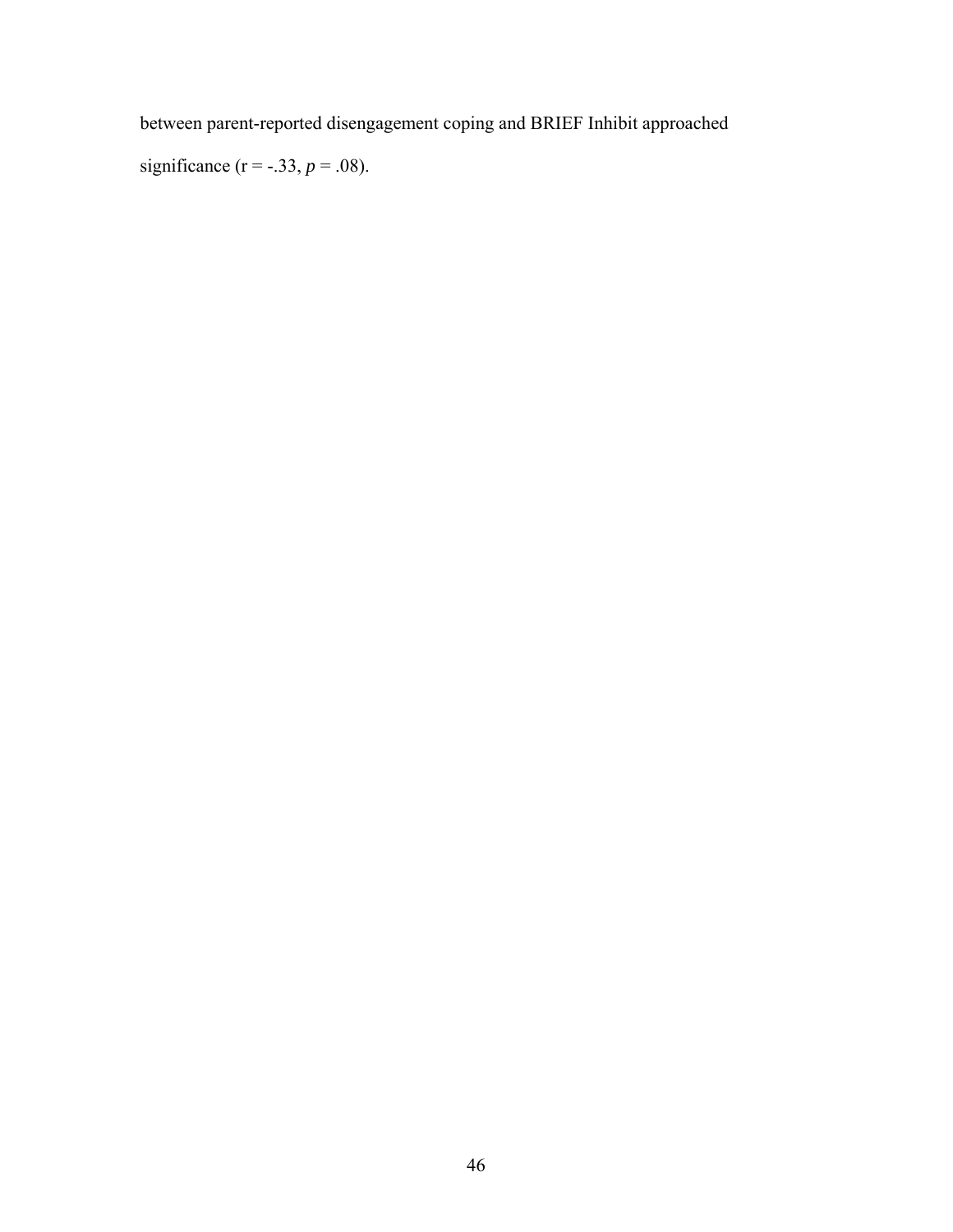between parent-reported disengagement coping and BRIEF Inhibit approached significance ($r = -.33$, $p = .08$).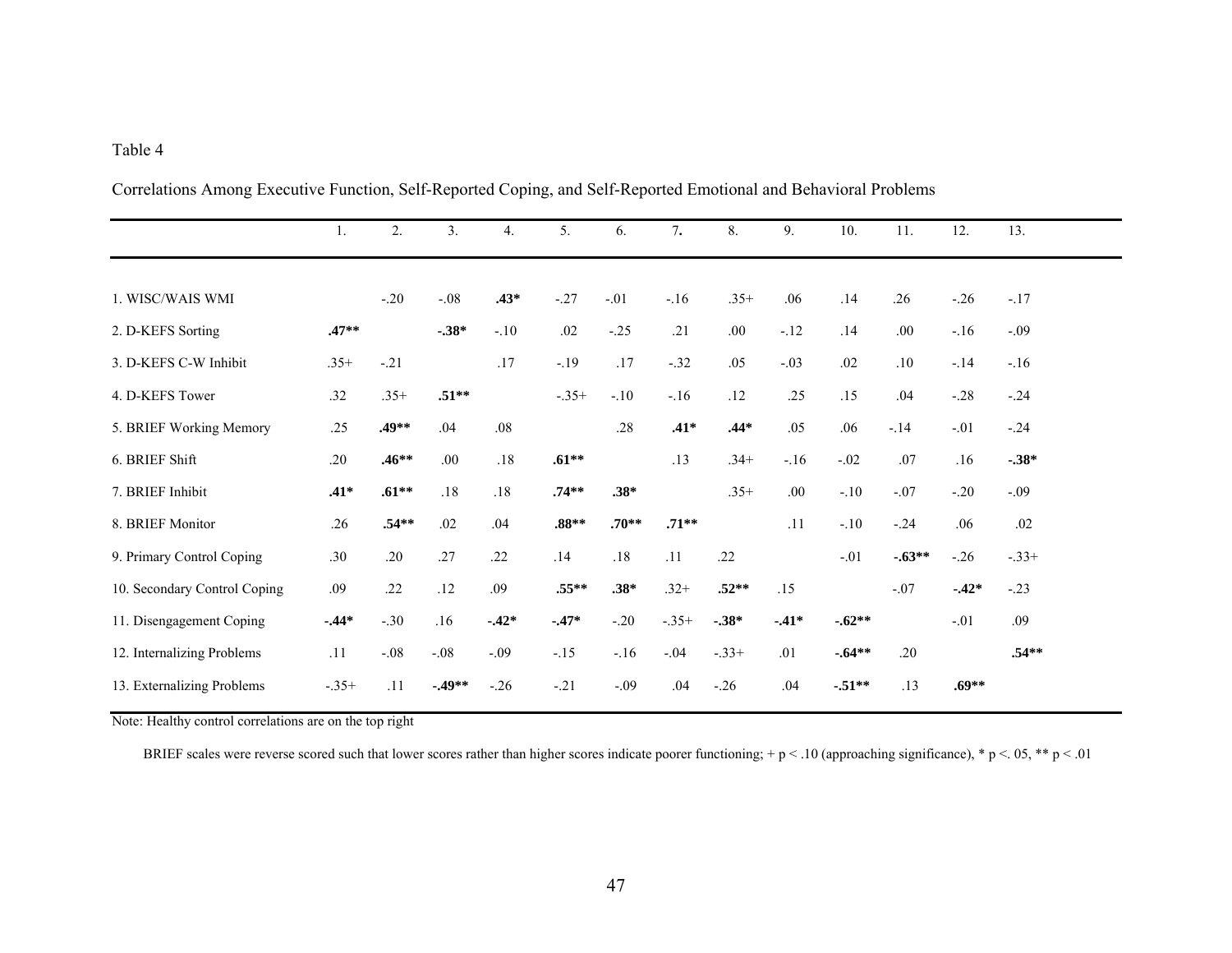Table 4

Correlations Among Executive Function, Self-Reported Coping, and Self-Reported Emotional and Behavioral Problems

| | 1. | 2. | 3. | 4. | 5. | 6. | 7. | 8. | 9. | 10. | 11. | 12. | 13. |
|---|---|---|---|---|---|---|---|---|---|---|---|---|---|
| 1. WISC/WAIS WMI | | -.20 | -.08 | **.43*** | -.27 | -.01 | -.16 | .35+ | .06 | .14 | .26 | -.26 | -.17 |
| 2. D-KEFS Sorting | **.47**** | | **-.38*** | -.10 | .02 | -.25 | .21 | .00 | -.12 | .14 | .00 | -.16 | -.09 |
| 3. D-KEFS C-W Inhibit | .35+ | -.21 | | .17 | -.19 | .17 | -.32 | .05 | -.03 | .02 | .10 | -.14 | -.16 |
| 4. D-KEFS Tower | .32 | .35+ | **.51**** | | -.35+ | -.10 | -.16 | .12 | .25 | .15 | .04 | -.28 | -.24 |
| 5. BRIEF Working Memory | .25 | **.49**** | .04 | .08 | | .28 | **.41*** | **.44*** | .05 | .06 | -.14 | -.01 | -.24 |
| 6. BRIEF Shift | .20 | **.46**** | .00 | .18 | **.61**** | | .13 | .34+ | -.16 | -.02 | .07 | .16 | **-.38*** |
| 7. BRIEF Inhibit | **.41*** | **.61**** | .18 | .18 | **.74**** | **.38*** | | .35+ | .00 | -.10 | -.07 | -.20 | -.09 |
| 8. BRIEF Monitor | .26 | **.54**** | .02 | .04 | **.88**** | **.70**** | **.71**** | | .11 | -.10 | -.24 | .06 | .02 |
| 9. Primary Control Coping | .30 | .20 | .27 | .22 | .14 | .18 | .11 | .22 | | -.01 | **-.63**** | -.26 | -.33+ |
| 10. Secondary Control Coping | .09 | .22 | .12 | .09 | **.55**** | **.38*** | .32+ | **.52**** | .15 | | -.07 | **-.42*** | -.23 |
| 11. Disengagement Coping | **-.44*** | -.30 | .16 | **-.42*** | **-.47*** | -.20 | -.35+ | **-.38*** | **-.41*** | **-.62**** | | -.01 | .09 |
| 12. Internalizing Problems | .11 | -.08 | -.08 | -.09 | -.15 | -.16 | -.04 | -.33+ | .01 | **-.64**** | .20 | | **.54**** |
| 13. Externalizing Problems | -.35+ | .11 | **-.49**** | -.26 | -.21 | -.09 | .04 | -.26 | .04 | **-.51**** | .13 | **.69**** | |

Note: Healthy control correlations are on the top right

BRIEF scales were reverse scored such that lower scores rather than higher scores indicate poorer functioning; + p < .10 (approaching significance), * p <. 05, ** p < .01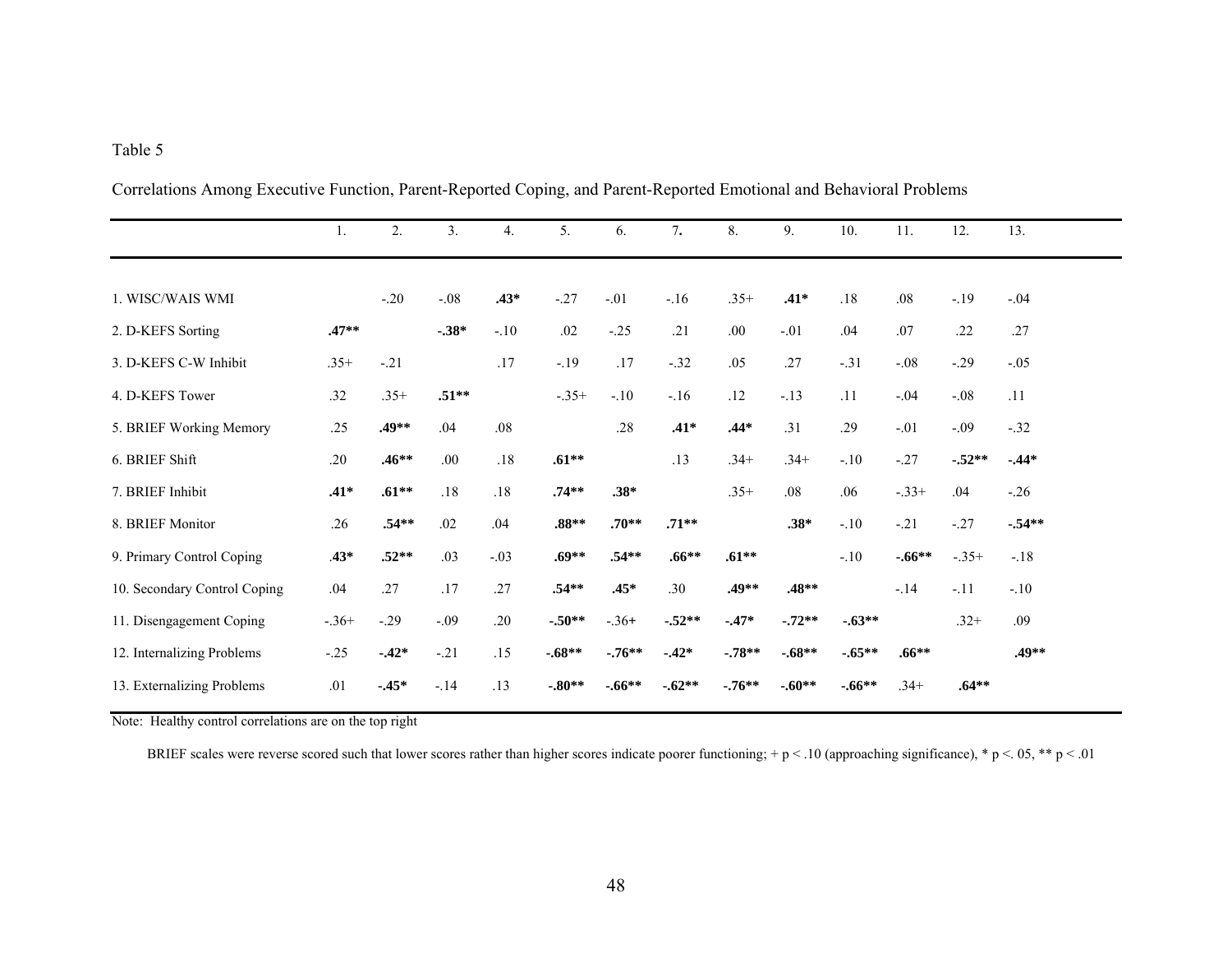Table 5

Correlations Among Executive Function, Parent-Reported Coping, and Parent-Reported Emotional and Behavioral Problems

| | 1. | 2. | 3. | 4. | 5. | 6. | 7. | 8. | 9. | 10. | 11. | 12. | 13. |
|---|---|---|---|---|---|---|---|---|---|---|---|---|---|
| 1. WISC/WAIS WMI | | -.20 | -.08 | **.43*** | -.27 | -.01 | -.16 | .35+ | **.41*** | .18 | .08 | -.19 | -.04 |
| 2. D-KEFS Sorting | **.47**** | | **-.38*** | -.10 | .02 | -.25 | .21 | .00 | -.01 | .04 | .07 | .22 | .27 |
| 3. D-KEFS C-W Inhibit | .35+ | -.21 | | .17 | -.19 | .17 | -.32 | .05 | .27 | -.31 | -.08 | -.29 | -.05 |
| 4. D-KEFS Tower | .32 | .35+ | **.51**** | | -.35+ | -.10 | -.16 | .12 | -.13 | .11 | -.04 | -.08 | .11 |
| 5. BRIEF Working Memory | .25 | **.49**** | .04 | .08 | | .28 | **.41*** | **.44*** | .31 | .29 | -.01 | -.09 | -.32 |
| 6. BRIEF Shift | .20 | **.46**** | .00 | .18 | **.61**** | | .13 | .34+ | .34+ | -.10 | -.27 | **-.52**** | **-.44*** |
| 7. BRIEF Inhibit | **.41*** | **.61**** | .18 | .18 | **.74**** | **.38*** | | .35+ | .08 | .06 | -.33+ | .04 | -.26 |
| 8. BRIEF Monitor | .26 | **.54**** | .02 | .04 | **.88**** | **.70**** | **.71**** | | **.38*** | -.10 | -.21 | -.27 | **-.54**** |
| 9. Primary Control Coping | **.43*** | **.52**** | .03 | -.03 | **.69**** | **.54**** | **.66**** | **.61**** | | -.10 | **-.66**** | -.35+ | -.18 |
| 10. Secondary Control Coping | .04 | .27 | .17 | .27 | **.54**** | **.45*** | .30 | **.49**** | **.48**** | | -.14 | -.11 | -.10 |
| 11. Disengagement Coping | -.36+ | -.29 | -.09 | .20 | **-.50**** | -.36+ | **-.52**** | **-.47*** | **-.72**** | **-.63**** | | .32+ | .09 |
| 12. Internalizing Problems | -.25 | **-.42*** | -.21 | .15 | **-.68**** | **-.76**** | **-.42*** | **-.78**** | **-.68**** | **-.65**** | **.66**** | | **.49**** |
| 13. Externalizing Problems | .01 | **-.45*** | -.14 | .13 | **-.80**** | **-.66**** | **-.62**** | **-.76**** | **-.60**** | **-.66**** | .34+ | **.64**** | |

Note: Healthy control correlations are on the top right

BRIEF scales were reverse scored such that lower scores rather than higher scores indicate poorer functioning; + $p < .10$ (approaching significance), * $p < .05$, ** $p < .01$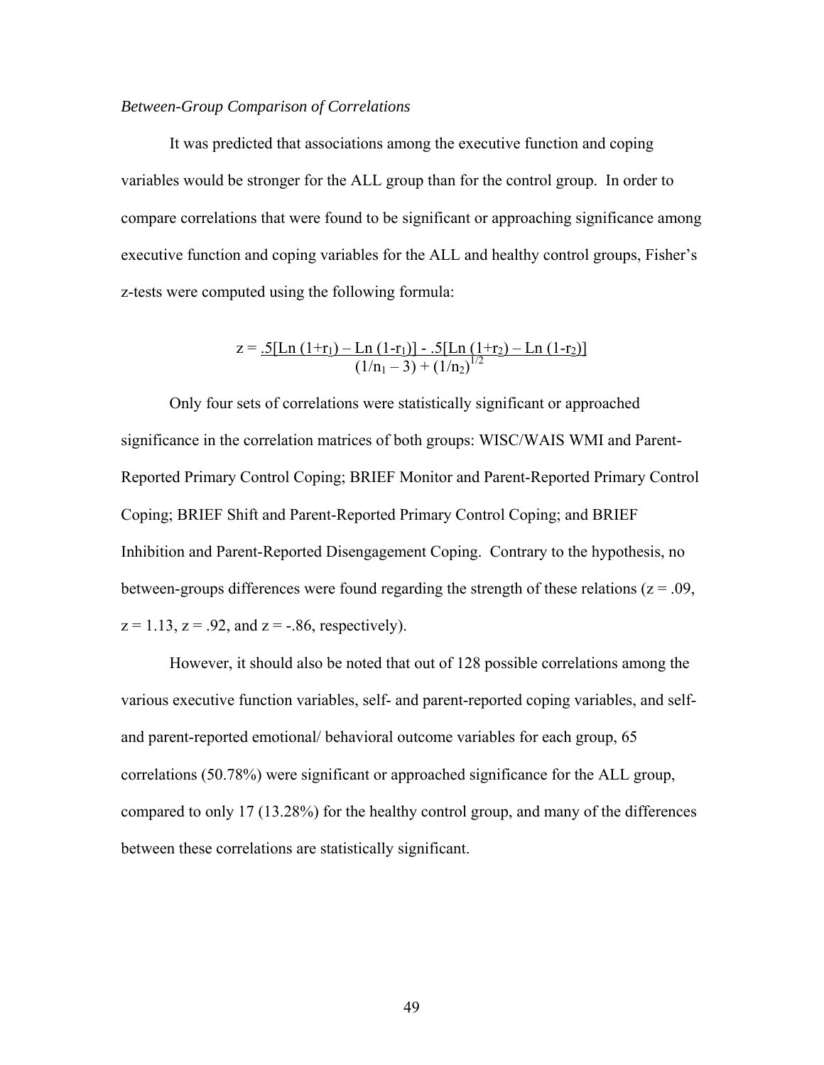*Between-Group Comparison of Correlations*

It was predicted that associations among the executive function and coping variables would be stronger for the ALL group than for the control group. In order to compare correlations that were found to be significant or approaching significance among executive function and coping variables for the ALL and healthy control groups, Fisher's z-tests were computed using the following formula:

$$z = \frac{.5[\text{Ln}\,(1+r_1) - \text{Ln}\,(1-r_1)] - .5[\text{Ln}\,(1+r_2) - \text{Ln}\,(1-r_2)]}{(1/n_1 - 3) + (1/n_2)^{1/2}}$$

Only four sets of correlations were statistically significant or approached significance in the correlation matrices of both groups: WISC/WAIS WMI and Parent-Reported Primary Control Coping; BRIEF Monitor and Parent-Reported Primary Control Coping; BRIEF Shift and Parent-Reported Primary Control Coping; and BRIEF Inhibition and Parent-Reported Disengagement Coping. Contrary to the hypothesis, no between-groups differences were found regarding the strength of these relations ($z = .09$, $z = 1.13$, $z = .92$, and $z = -.86$, respectively).

However, it should also be noted that out of 128 possible correlations among the various executive function variables, self- and parent-reported coping variables, and self- and parent-reported emotional/ behavioral outcome variables for each group, 65 correlations (50.78%) were significant or approached significance for the ALL group, compared to only 17 (13.28%) for the healthy control group, and many of the differences between these correlations are statistically significant.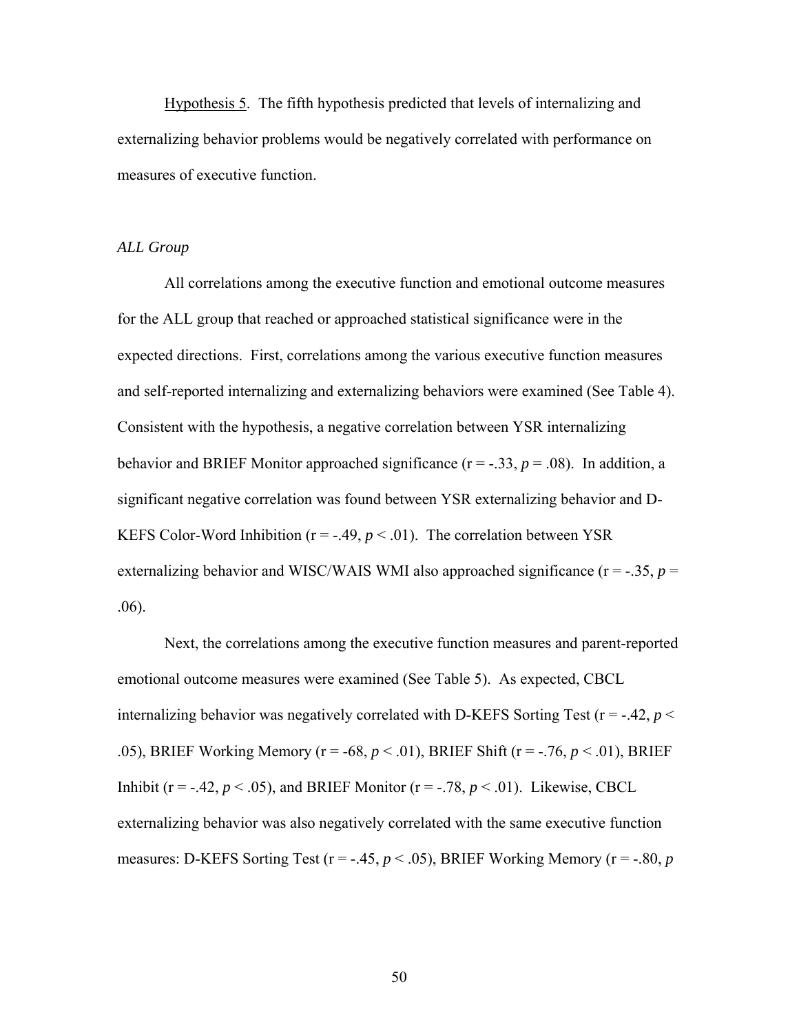Hypothesis 5. The fifth hypothesis predicted that levels of internalizing and externalizing behavior problems would be negatively correlated with performance on measures of executive function.

*ALL Group*

All correlations among the executive function and emotional outcome measures for the ALL group that reached or approached statistical significance were in the expected directions. First, correlations among the various executive function measures and self-reported internalizing and externalizing behaviors were examined (See Table 4). Consistent with the hypothesis, a negative correlation between YSR internalizing behavior and BRIEF Monitor approached significance (r = -.33, $p$ = .08). In addition, a significant negative correlation was found between YSR externalizing behavior and D-KEFS Color-Word Inhibition (r = -.49, $p$ < .01). The correlation between YSR externalizing behavior and WISC/WAIS WMI also approached significance (r = -.35, $p$ = .06).

Next, the correlations among the executive function measures and parent-reported emotional outcome measures were examined (See Table 5). As expected, CBCL internalizing behavior was negatively correlated with D-KEFS Sorting Test (r = -.42, $p$ < .05), BRIEF Working Memory (r = -68, $p$ < .01), BRIEF Shift (r = -.76, $p$ < .01), BRIEF Inhibit (r = -.42, $p$ < .05), and BRIEF Monitor (r = -.78, $p$ < .01). Likewise, CBCL externalizing behavior was also negatively correlated with the same executive function measures: D-KEFS Sorting Test (r = -.45, $p$ < .05), BRIEF Working Memory (r = -.80, $p$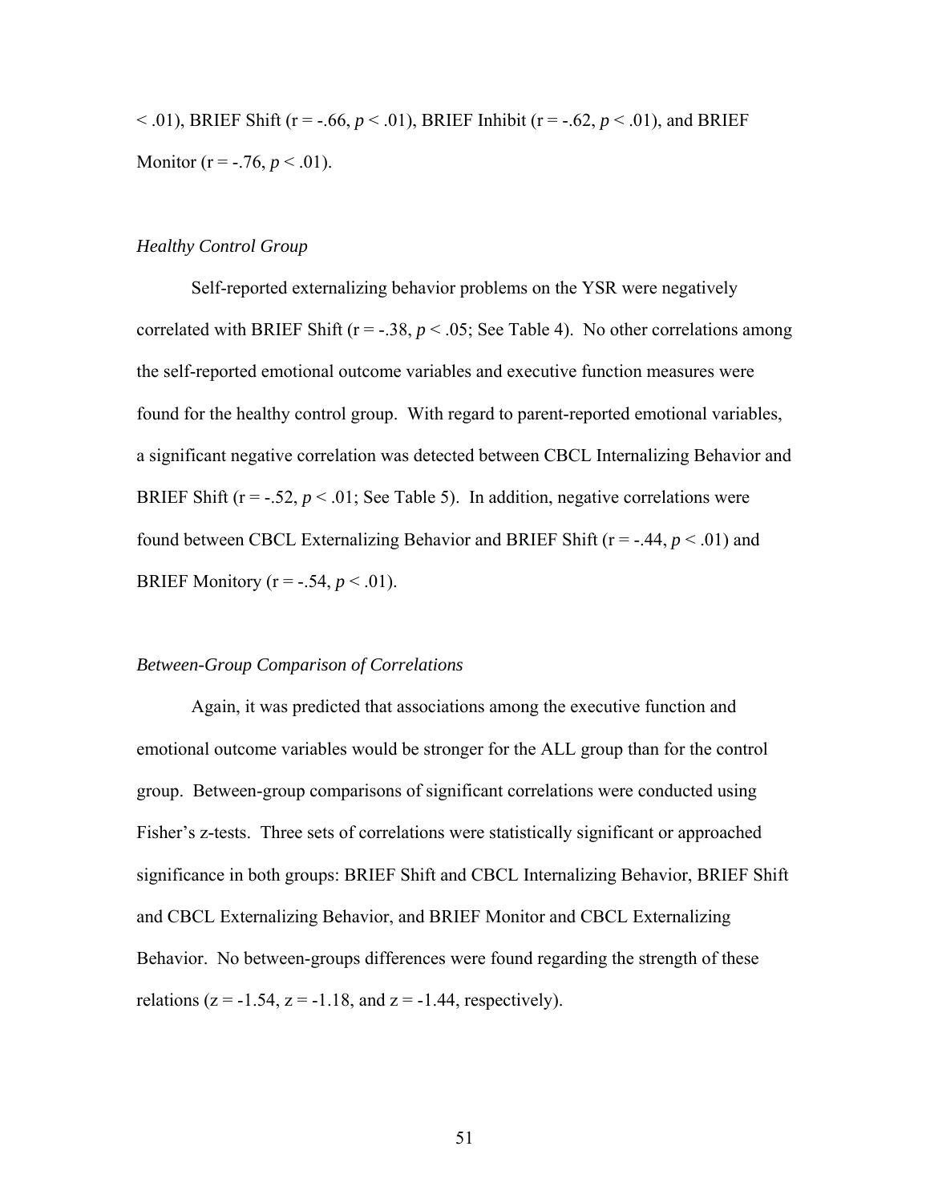< .01), BRIEF Shift (r = -.66, $p < .01$), BRIEF Inhibit (r = -.62, $p < .01$), and BRIEF Monitor (r = -.76, $p < .01$).

*Healthy Control Group*

Self-reported externalizing behavior problems on the YSR were negatively correlated with BRIEF Shift (r = -.38, $p < .05$; See Table 4). No other correlations among the self-reported emotional outcome variables and executive function measures were found for the healthy control group. With regard to parent-reported emotional variables, a significant negative correlation was detected between CBCL Internalizing Behavior and BRIEF Shift (r = -.52, $p < .01$; See Table 5). In addition, negative correlations were found between CBCL Externalizing Behavior and BRIEF Shift (r = -.44, $p < .01$) and BRIEF Monitory (r = -.54, $p < .01$).

*Between-Group Comparison of Correlations*

Again, it was predicted that associations among the executive function and emotional outcome variables would be stronger for the ALL group than for the control group. Between-group comparisons of significant correlations were conducted using Fisher's z-tests. Three sets of correlations were statistically significant or approached significance in both groups: BRIEF Shift and CBCL Internalizing Behavior, BRIEF Shift and CBCL Externalizing Behavior, and BRIEF Monitor and CBCL Externalizing Behavior. No between-groups differences were found regarding the strength of these relations (z = -1.54, z = -1.18, and z = -1.44, respectively).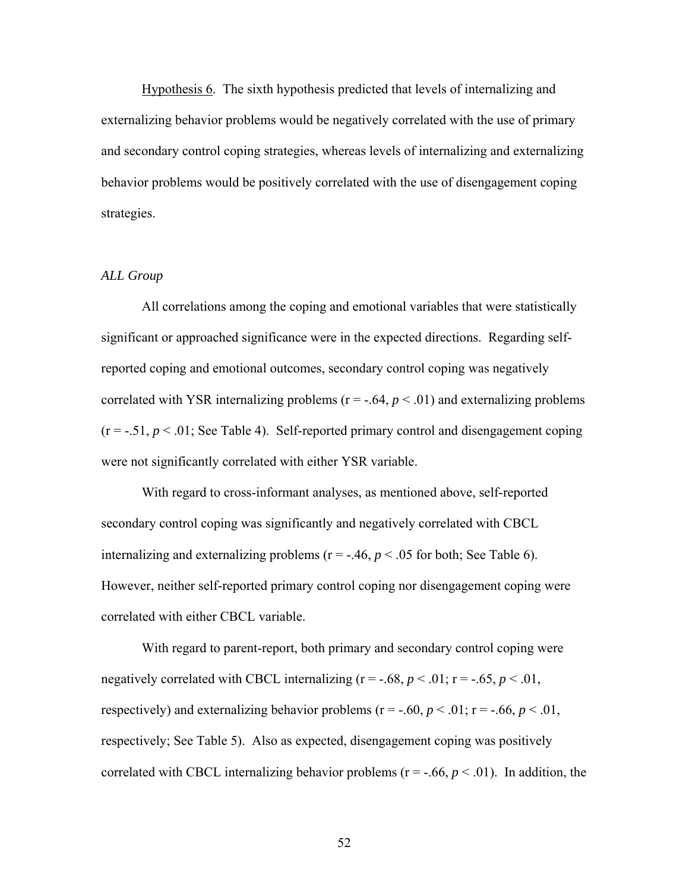Hypothesis 6. The sixth hypothesis predicted that levels of internalizing and externalizing behavior problems would be negatively correlated with the use of primary and secondary control coping strategies, whereas levels of internalizing and externalizing behavior problems would be positively correlated with the use of disengagement coping strategies.

*ALL Group*

All correlations among the coping and emotional variables that were statistically significant or approached significance were in the expected directions. Regarding self-reported coping and emotional outcomes, secondary control coping was negatively correlated with YSR internalizing problems (r = -.64, $p < .01$) and externalizing problems (r = -.51, $p < .01$; See Table 4). Self-reported primary control and disengagement coping were not significantly correlated with either YSR variable.

With regard to cross-informant analyses, as mentioned above, self-reported secondary control coping was significantly and negatively correlated with CBCL internalizing and externalizing problems (r = -.46, $p < .05$ for both; See Table 6). However, neither self-reported primary control coping nor disengagement coping were correlated with either CBCL variable.

With regard to parent-report, both primary and secondary control coping were negatively correlated with CBCL internalizing (r = -.68, $p < .01$; r = -.65, $p < .01$, respectively) and externalizing behavior problems (r = -.60, $p < .01$; r = -.66, $p < .01$, respectively; See Table 5). Also as expected, disengagement coping was positively correlated with CBCL internalizing behavior problems (r = -.66, $p < .01$). In addition, the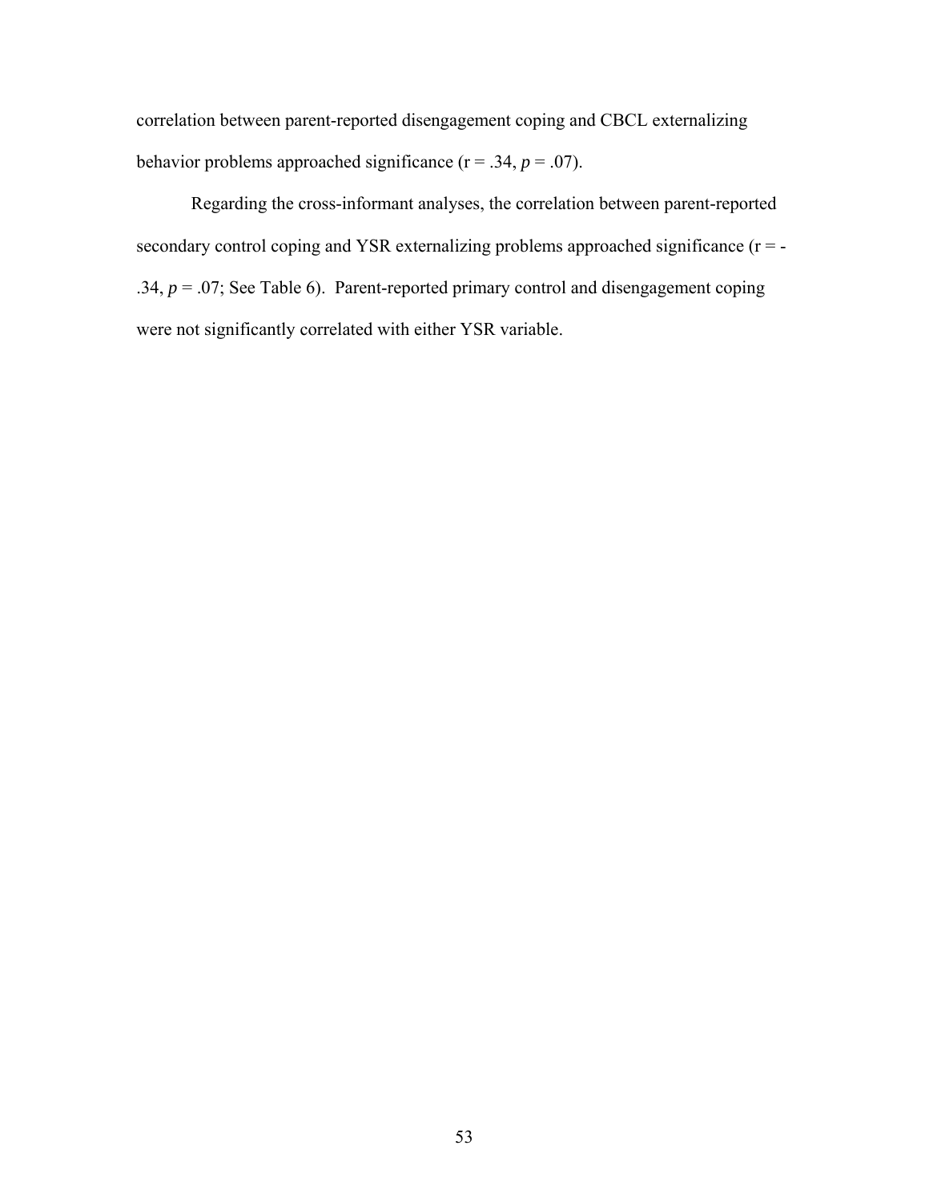correlation between parent-reported disengagement coping and CBCL externalizing behavior problems approached significance (r = .34, $p = .07$).

Regarding the cross-informant analyses, the correlation between parent-reported secondary control coping and YSR externalizing problems approached significance (r = -.34, $p = .07$; See Table 6). Parent-reported primary control and disengagement coping were not significantly correlated with either YSR variable.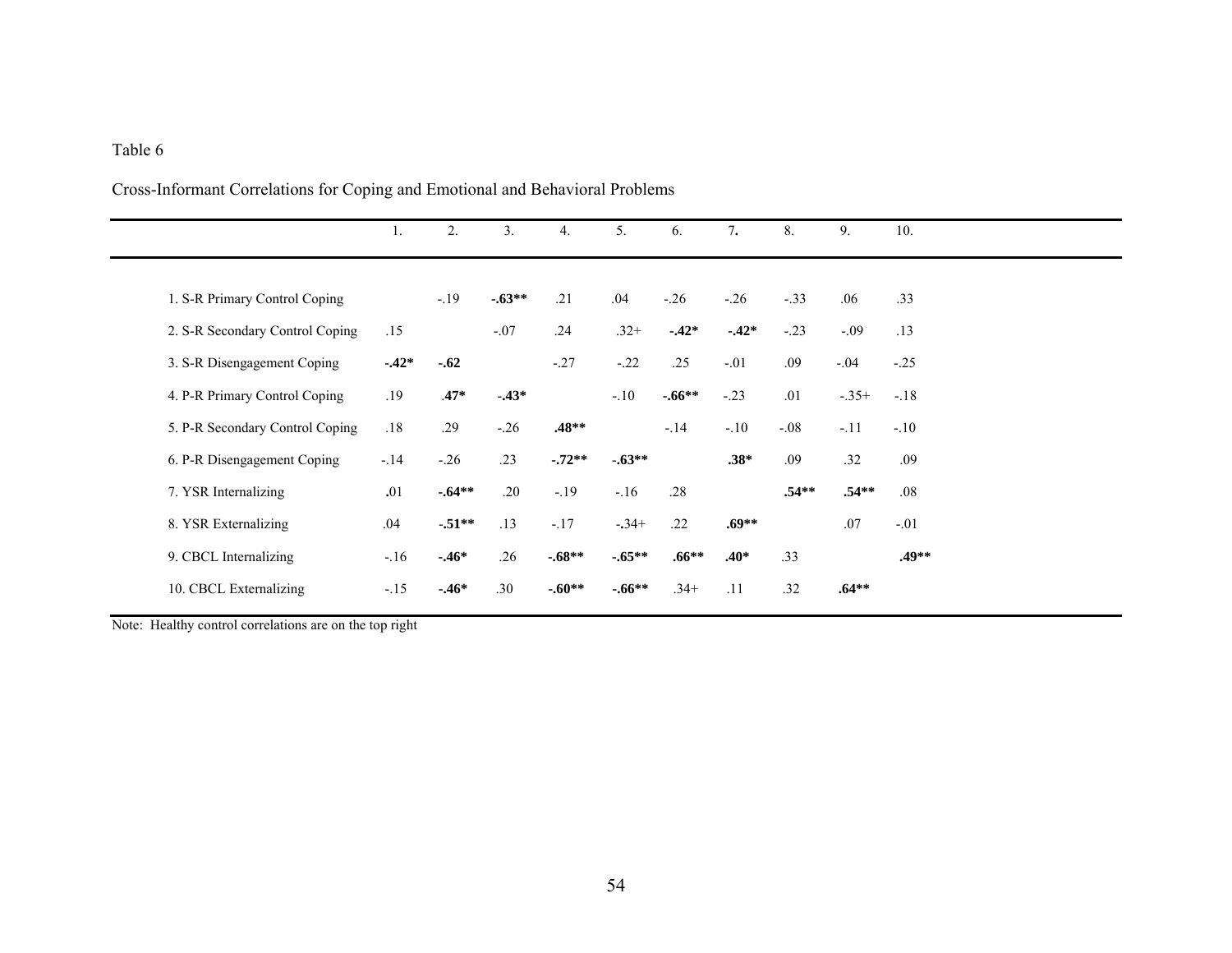Table 6

Cross-Informant Correlations for Coping and Emotional and Behavioral Problems

| | 1. | 2. | 3. | 4. | 5. | 6. | 7. | 8. | 9. | 10. |
|---|---|---|---|---|---|---|---|---|---|---|
| 1. S-R Primary Control Coping | | -.19 | **-.63**** | .21 | .04 | -.26 | -.26 | -.33 | .06 | .33 |
| 2. S-R Secondary Control Coping | .15 | | -.07 | .24 | .32+ | **-.42*** | **-.42*** | -.23 | -.09 | .13 |
| 3. S-R Disengagement Coping | **-.42*** | **-.62** | | -.27 | -.22 | .25 | -.01 | .09 | -.04 | -.25 |
| 4. P-R Primary Control Coping | .19 | **.47*** | **-.43*** | | -.10 | **-.66**** | -.23 | .01 | -.35+ | -.18 |
| 5. P-R Secondary Control Coping | .18 | .29 | -.26 | **.48**** | | -.14 | -.10 | -.08 | -.11 | -.10 |
| 6. P-R Disengagement Coping | -.14 | -.26 | .23 | **-.72**** | **-.63**** | | **.38*** | .09 | .32 | .09 |
| 7. YSR Internalizing | .01 | **-.64**** | .20 | -.19 | -.16 | .28 | | **.54**** | **.54**** | .08 |
| 8. YSR Externalizing | .04 | **-.51**** | .13 | -.17 | -.34+ | .22 | **.69**** | | .07 | -.01 |
| 9. CBCL Internalizing | -.16 | **-.46*** | .26 | **-.68**** | **-.65**** | **.66**** | **.40*** | .33 | | **.49**** |
| 10. CBCL Externalizing | -.15 | **-.46*** | .30 | **-.60**** | **-.66**** | .34+ | .11 | .32 | **.64**** | |

Note: Healthy control correlations are on the top right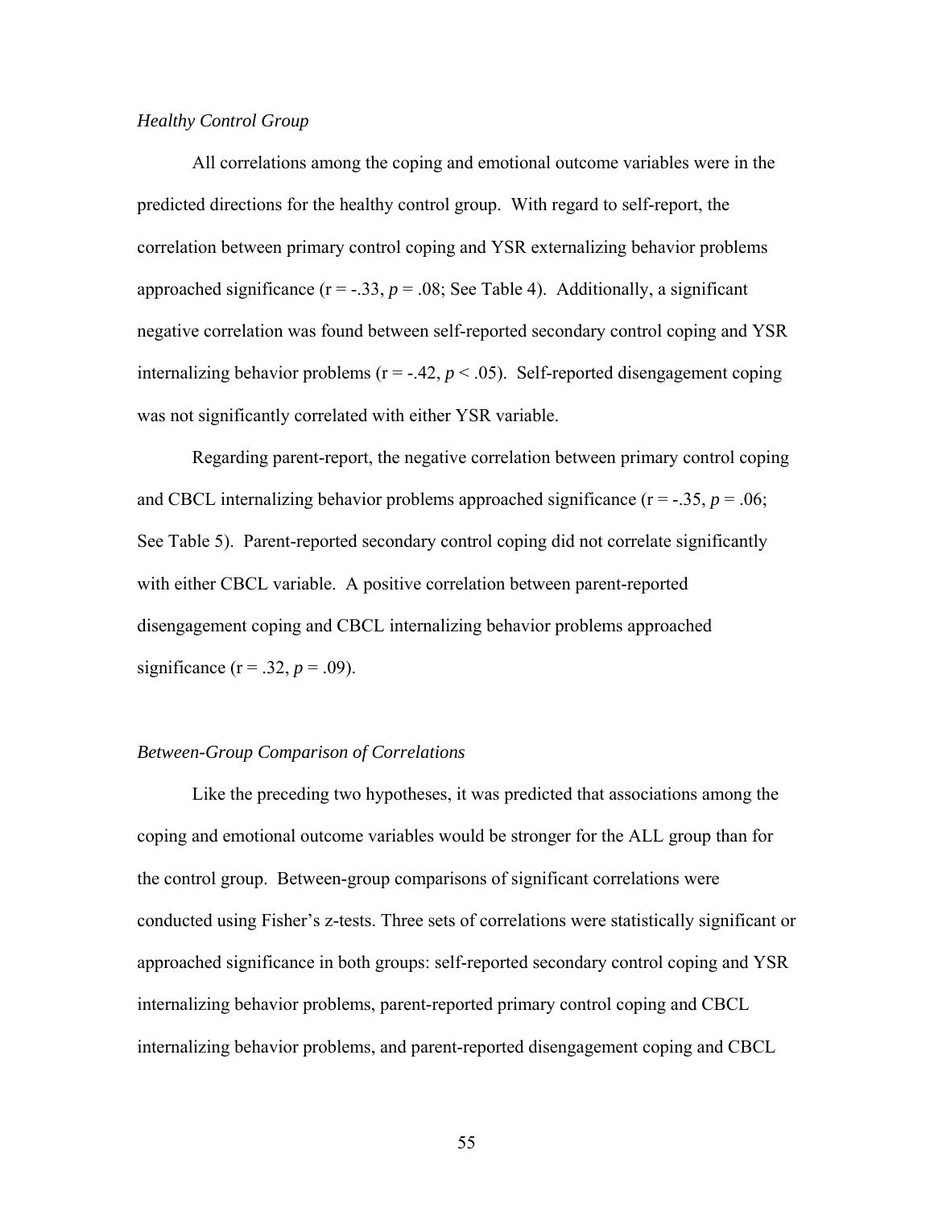*Healthy Control Group*

All correlations among the coping and emotional outcome variables were in the predicted directions for the healthy control group. With regard to self-report, the correlation between primary control coping and YSR externalizing behavior problems approached significance ($r = -.33$, $p = .08$; See Table 4). Additionally, a significant negative correlation was found between self-reported secondary control coping and YSR internalizing behavior problems ($r = -.42$, $p < .05$). Self-reported disengagement coping was not significantly correlated with either YSR variable.

Regarding parent-report, the negative correlation between primary control coping and CBCL internalizing behavior problems approached significance ($r = -.35$, $p = .06$; See Table 5). Parent-reported secondary control coping did not correlate significantly with either CBCL variable. A positive correlation between parent-reported disengagement coping and CBCL internalizing behavior problems approached significance ($r = .32$, $p = .09$).

*Between-Group Comparison of Correlations*

Like the preceding two hypotheses, it was predicted that associations among the coping and emotional outcome variables would be stronger for the ALL group than for the control group. Between-group comparisons of significant correlations were conducted using Fisher's z-tests. Three sets of correlations were statistically significant or approached significance in both groups: self-reported secondary control coping and YSR internalizing behavior problems, parent-reported primary control coping and CBCL internalizing behavior problems, and parent-reported disengagement coping and CBCL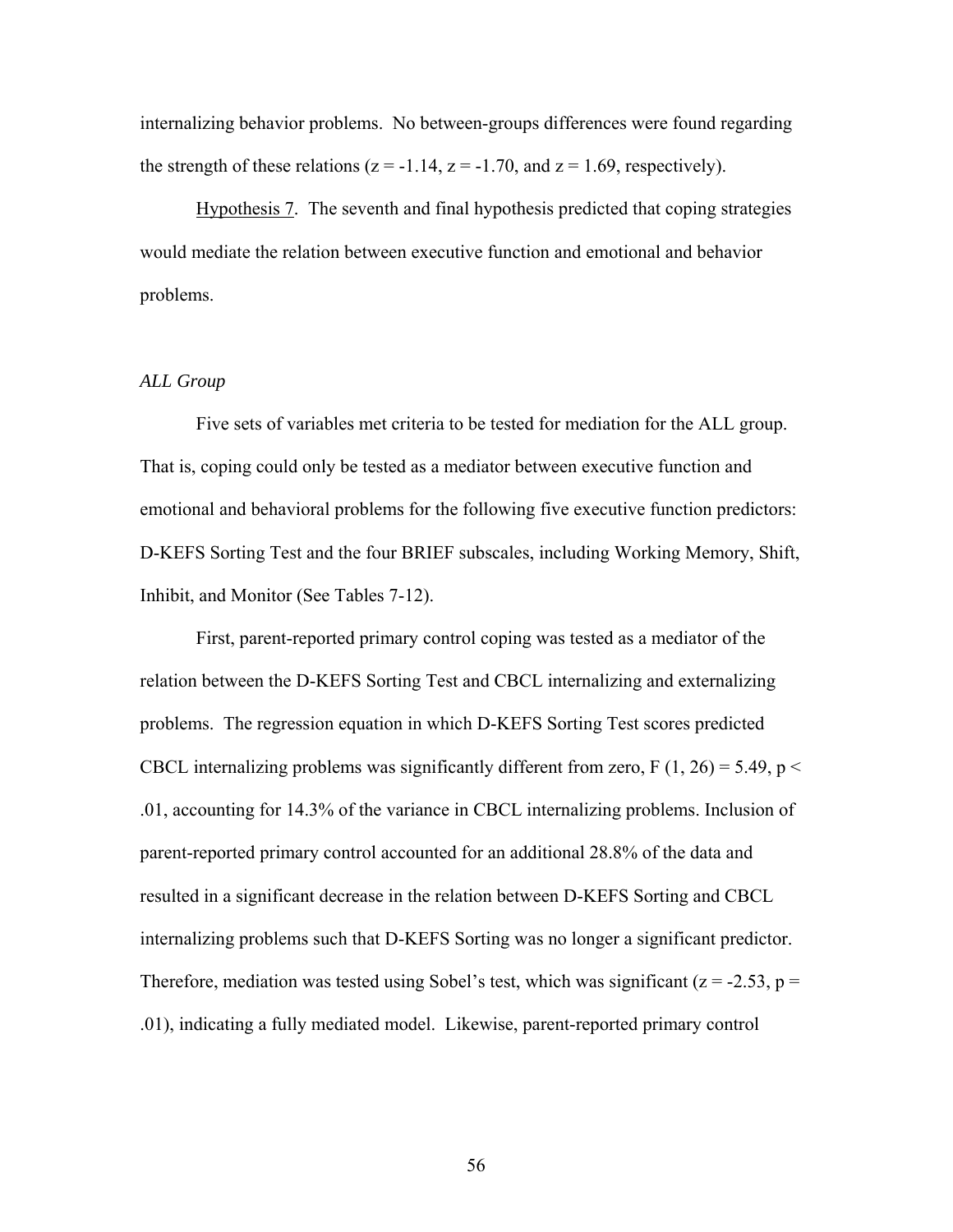internalizing behavior problems. No between-groups differences were found regarding the strength of these relations ($z = -1.14$, $z = -1.70$, and $z = 1.69$, respectively).

Hypothesis 7. The seventh and final hypothesis predicted that coping strategies would mediate the relation between executive function and emotional and behavior problems.

*ALL Group*

Five sets of variables met criteria to be tested for mediation for the ALL group. That is, coping could only be tested as a mediator between executive function and emotional and behavioral problems for the following five executive function predictors: D-KEFS Sorting Test and the four BRIEF subscales, including Working Memory, Shift, Inhibit, and Monitor (See Tables 7-12).

First, parent-reported primary control coping was tested as a mediator of the relation between the D-KEFS Sorting Test and CBCL internalizing and externalizing problems. The regression equation in which D-KEFS Sorting Test scores predicted CBCL internalizing problems was significantly different from zero, $F (1, 26) = 5.49$, $p < .01$, accounting for 14.3% of the variance in CBCL internalizing problems. Inclusion of parent-reported primary control accounted for an additional 28.8% of the data and resulted in a significant decrease in the relation between D-KEFS Sorting and CBCL internalizing problems such that D-KEFS Sorting was no longer a significant predictor. Therefore, mediation was tested using Sobel's test, which was significant ($z = -2.53$, $p = .01$), indicating a fully mediated model. Likewise, parent-reported primary control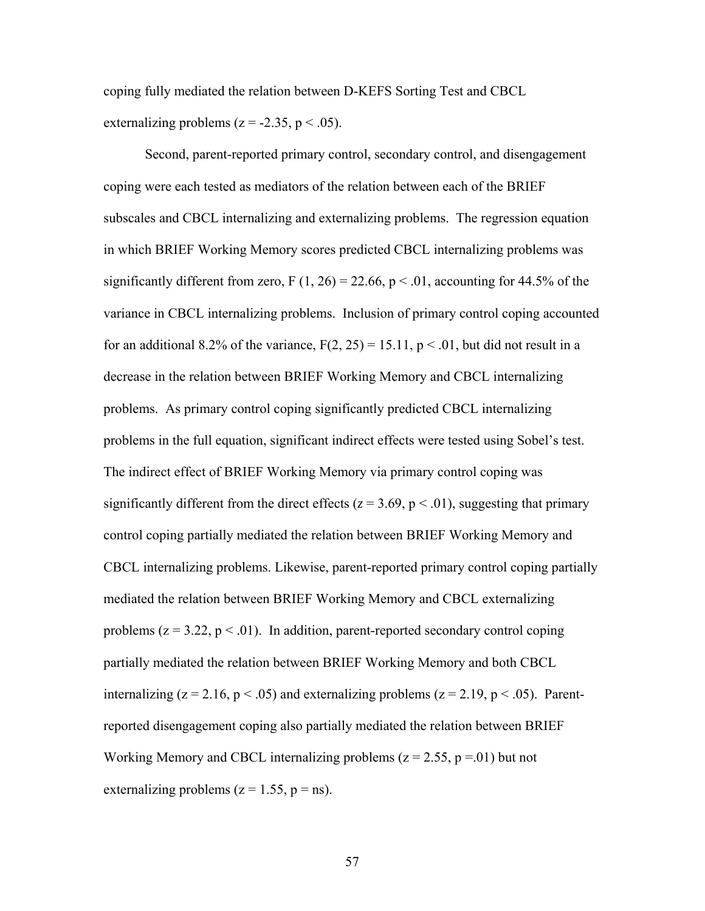coping fully mediated the relation between D-KEFS Sorting Test and CBCL externalizing problems ($z = -2.35$, $p < .05$).

Second, parent-reported primary control, secondary control, and disengagement coping were each tested as mediators of the relation between each of the BRIEF subscales and CBCL internalizing and externalizing problems. The regression equation in which BRIEF Working Memory scores predicted CBCL internalizing problems was significantly different from zero, $F(1, 26) = 22.66$, $p < .01$, accounting for 44.5% of the variance in CBCL internalizing problems. Inclusion of primary control coping accounted for an additional 8.2% of the variance, $F(2, 25) = 15.11$, $p < .01$, but did not result in a decrease in the relation between BRIEF Working Memory and CBCL internalizing problems. As primary control coping significantly predicted CBCL internalizing problems in the full equation, significant indirect effects were tested using Sobel's test. The indirect effect of BRIEF Working Memory via primary control coping was significantly different from the direct effects ($z = 3.69$, $p < .01$), suggesting that primary control coping partially mediated the relation between BRIEF Working Memory and CBCL internalizing problems. Likewise, parent-reported primary control coping partially mediated the relation between BRIEF Working Memory and CBCL externalizing problems ($z = 3.22$, $p < .01$). In addition, parent-reported secondary control coping partially mediated the relation between BRIEF Working Memory and both CBCL internalizing ($z = 2.16$, $p < .05$) and externalizing problems ($z = 2.19$, $p < .05$). Parent-reported disengagement coping also partially mediated the relation between BRIEF Working Memory and CBCL internalizing problems ($z = 2.55$, $p = .01$) but not externalizing problems ($z = 1.55$, $p = ns$).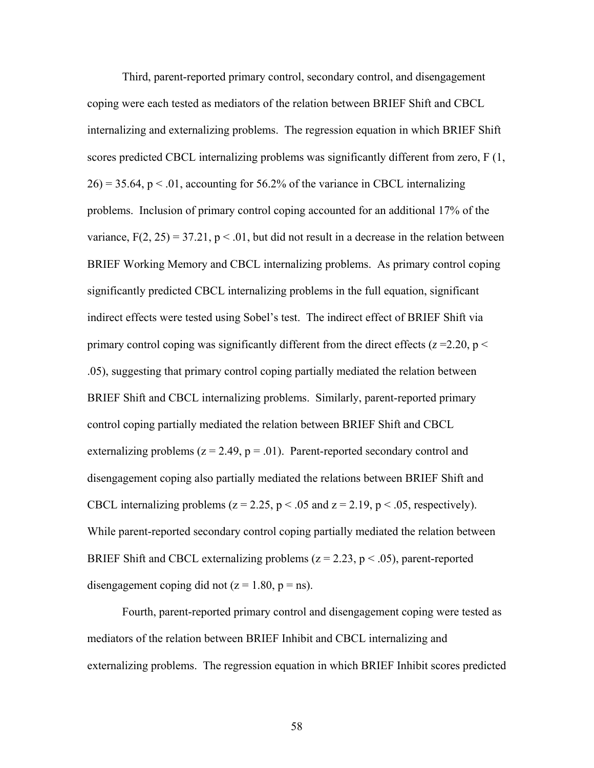Third, parent-reported primary control, secondary control, and disengagement coping were each tested as mediators of the relation between BRIEF Shift and CBCL internalizing and externalizing problems. The regression equation in which BRIEF Shift scores predicted CBCL internalizing problems was significantly different from zero, $F(1, 26) = 35.64$, $p < .01$, accounting for 56.2% of the variance in CBCL internalizing problems. Inclusion of primary control coping accounted for an additional 17% of the variance, $F(2, 25) = 37.21$, $p < .01$, but did not result in a decrease in the relation between BRIEF Working Memory and CBCL internalizing problems. As primary control coping significantly predicted CBCL internalizing problems in the full equation, significant indirect effects were tested using Sobel's test. The indirect effect of BRIEF Shift via primary control coping was significantly different from the direct effects ($z = 2.20$, $p < .05$), suggesting that primary control coping partially mediated the relation between BRIEF Shift and CBCL internalizing problems. Similarly, parent-reported primary control coping partially mediated the relation between BRIEF Shift and CBCL externalizing problems ($z = 2.49$, $p = .01$). Parent-reported secondary control and disengagement coping also partially mediated the relations between BRIEF Shift and CBCL internalizing problems ($z = 2.25$, $p < .05$ and $z = 2.19$, $p < .05$, respectively). While parent-reported secondary control coping partially mediated the relation between BRIEF Shift and CBCL externalizing problems ($z = 2.23$, $p < .05$), parent-reported disengagement coping did not ($z = 1.80$, $p =$ ns).

Fourth, parent-reported primary control and disengagement coping were tested as mediators of the relation between BRIEF Inhibit and CBCL internalizing and externalizing problems. The regression equation in which BRIEF Inhibit scores predicted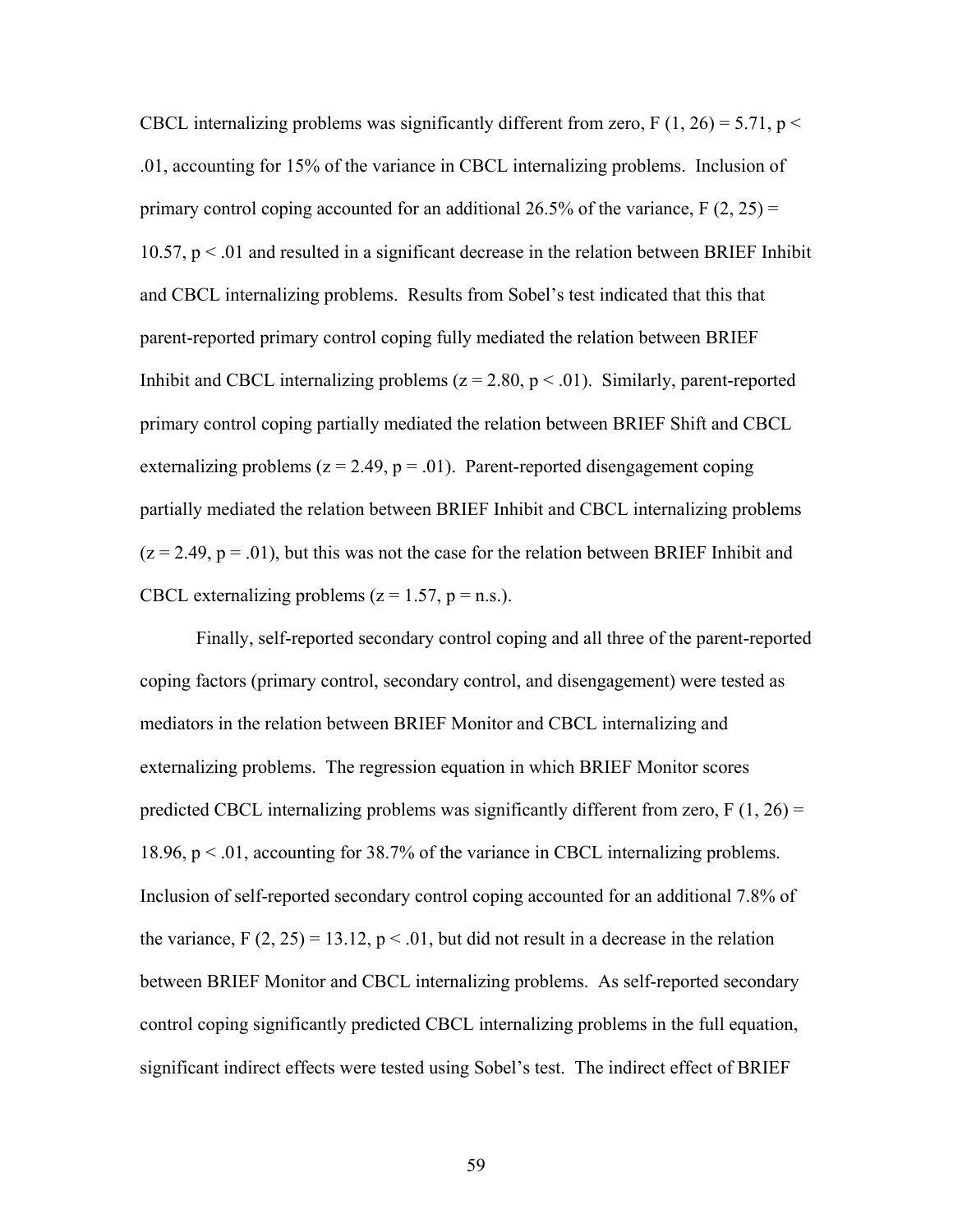CBCL internalizing problems was significantly different from zero, $F(1, 26) = 5.71$, $p < .01$, accounting for 15% of the variance in CBCL internalizing problems. Inclusion of primary control coping accounted for an additional 26.5% of the variance, $F(2, 25) = 10.57$, $p < .01$ and resulted in a significant decrease in the relation between BRIEF Inhibit and CBCL internalizing problems. Results from Sobel's test indicated that this that parent-reported primary control coping fully mediated the relation between BRIEF Inhibit and CBCL internalizing problems ($z = 2.80$, $p < .01$). Similarly, parent-reported primary control coping partially mediated the relation between BRIEF Shift and CBCL externalizing problems ($z = 2.49$, $p = .01$). Parent-reported disengagement coping partially mediated the relation between BRIEF Inhibit and CBCL internalizing problems ($z = 2.49$, $p = .01$), but this was not the case for the relation between BRIEF Inhibit and CBCL externalizing problems ($z = 1.57$, $p =$ n.s.).

Finally, self-reported secondary control coping and all three of the parent-reported coping factors (primary control, secondary control, and disengagement) were tested as mediators in the relation between BRIEF Monitor and CBCL internalizing and externalizing problems. The regression equation in which BRIEF Monitor scores predicted CBCL internalizing problems was significantly different from zero, $F(1, 26) = 18.96$, $p < .01$, accounting for 38.7% of the variance in CBCL internalizing problems. Inclusion of self-reported secondary control coping accounted for an additional 7.8% of the variance, $F(2, 25) = 13.12$, $p < .01$, but did not result in a decrease in the relation between BRIEF Monitor and CBCL internalizing problems. As self-reported secondary control coping significantly predicted CBCL internalizing problems in the full equation, significant indirect effects were tested using Sobel's test. The indirect effect of BRIEF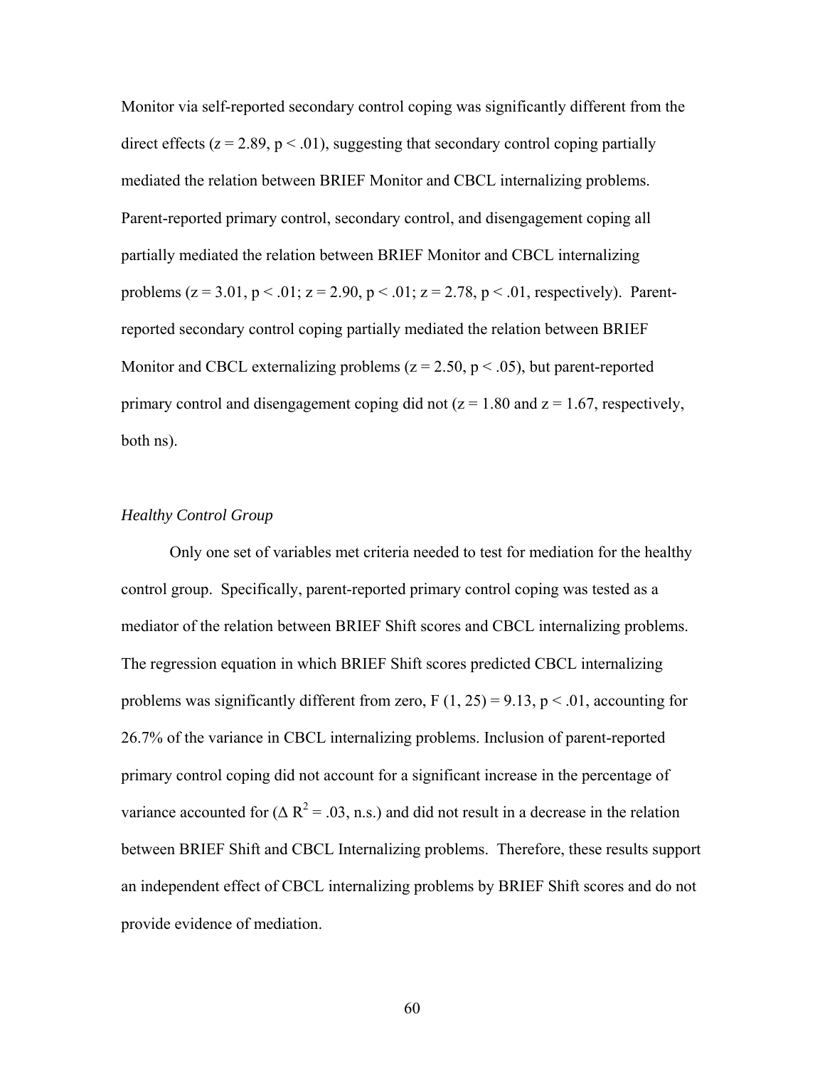Monitor via self-reported secondary control coping was significantly different from the direct effects ($z = 2.89$, $p < .01$), suggesting that secondary control coping partially mediated the relation between BRIEF Monitor and CBCL internalizing problems. Parent-reported primary control, secondary control, and disengagement coping all partially mediated the relation between BRIEF Monitor and CBCL internalizing problems ($z = 3.01$, $p < .01$; $z = 2.90$, $p < .01$; $z = 2.78$, $p < .01$, respectively). Parent-reported secondary control coping partially mediated the relation between BRIEF Monitor and CBCL externalizing problems ($z = 2.50$, $p < .05$), but parent-reported primary control and disengagement coping did not ($z = 1.80$ and $z = 1.67$, respectively, both ns).

*Healthy Control Group*

Only one set of variables met criteria needed to test for mediation for the healthy control group. Specifically, parent-reported primary control coping was tested as a mediator of the relation between BRIEF Shift scores and CBCL internalizing problems. The regression equation in which BRIEF Shift scores predicted CBCL internalizing problems was significantly different from zero, $F(1, 25) = 9.13$, $p < .01$, accounting for 26.7% of the variance in CBCL internalizing problems. Inclusion of parent-reported primary control coping did not account for a significant increase in the percentage of variance accounted for ($\Delta R^2 = .03$, n.s.) and did not result in a decrease in the relation between BRIEF Shift and CBCL Internalizing problems. Therefore, these results support an independent effect of CBCL internalizing problems by BRIEF Shift scores and do not provide evidence of mediation.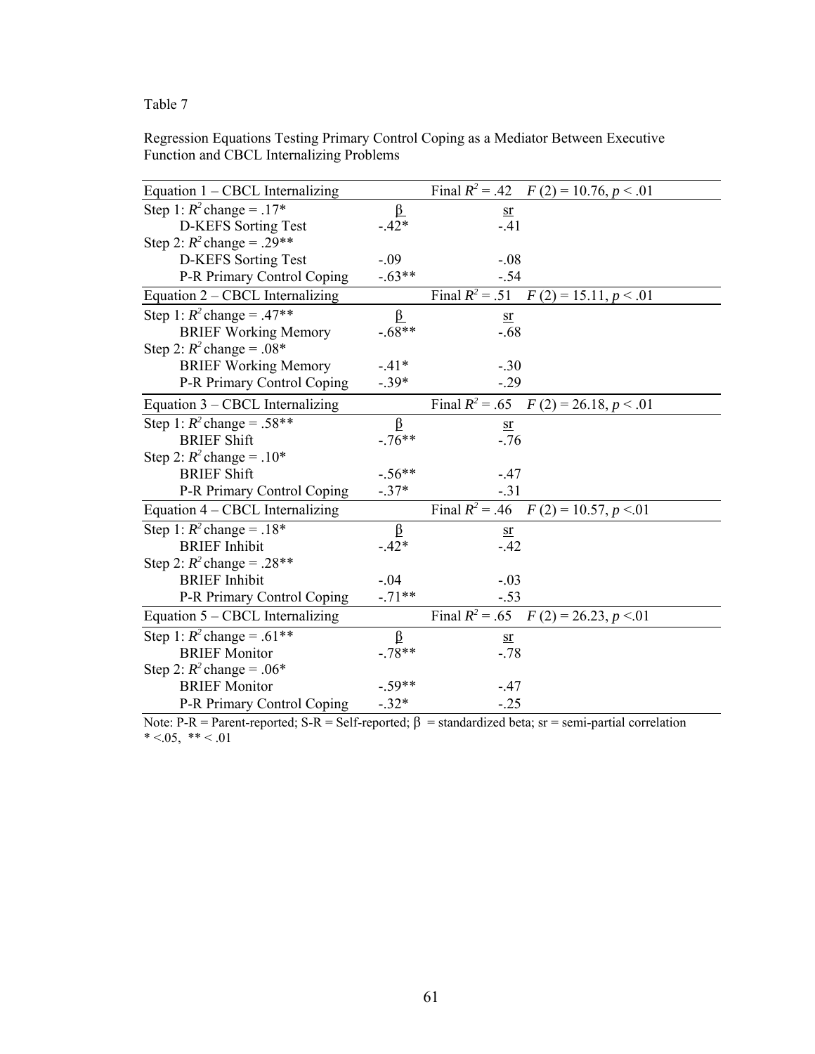Table 7

Regression Equations Testing Primary Control Coping as a Mediator Between Executive Function and CBCL Internalizing Problems

| Equation 1 – CBCL Internalizing | | Final $R^2$ = .42 $F$ (2) = 10.76, $p$ < .01 |
|---|---|---|
| Step 1: $R^2$ change = .17* | β | sr |
| D-KEFS Sorting Test | -.42* | -.41 |
| Step 2: $R^2$ change = .29** | | |
| D-KEFS Sorting Test | -.09 | -.08 |
| P-R Primary Control Coping | -.63** | -.54 |
| **Equation 2 – CBCL Internalizing** | | **Final $R^2$ = .51 $F$ (2) = 15.11, $p$ < .01** |
| Step 1: $R^2$ change = .47** | β | sr |
| BRIEF Working Memory | -.68** | -.68 |
| Step 2: $R^2$ change = .08* | | |
| BRIEF Working Memory | -.41* | -.30 |
| P-R Primary Control Coping | -.39* | -.29 |
| **Equation 3 – CBCL Internalizing** | | **Final $R^2$ = .65 $F$ (2) = 26.18, $p$ < .01** |
| Step 1: $R^2$ change = .58** | β | sr |
| BRIEF Shift | -.76** | -.76 |
| Step 2: $R^2$ change = .10* | | |
| BRIEF Shift | -.56** | -.47 |
| P-R Primary Control Coping | -.37* | -.31 |
| **Equation 4 – CBCL Internalizing** | | **Final $R^2$ = .46 $F$ (2) = 10.57, $p$ <.01** |
| Step 1: $R^2$ change = .18* | β | sr |
| BRIEF Inhibit | -.42* | -.42 |
| Step 2: $R^2$ change = .28** | | |
| BRIEF Inhibit | -.04 | -.03 |
| P-R Primary Control Coping | -.71** | -.53 |
| **Equation 5 – CBCL Internalizing** | | **Final $R^2$ = .65 $F$ (2) = 26.23, $p$ <.01** |
| Step 1: $R^2$ change = .61** | β | sr |
| BRIEF Monitor | -.78** | -.78 |
| Step 2: $R^2$ change = .06* | | |
| BRIEF Monitor | -.59** | -.47 |
| P-R Primary Control Coping | -.32* | -.25 |

Note: P-R = Parent-reported; S-R = Self-reported; β = standardized beta; sr = semi-partial correlation
* <.05, ** < .01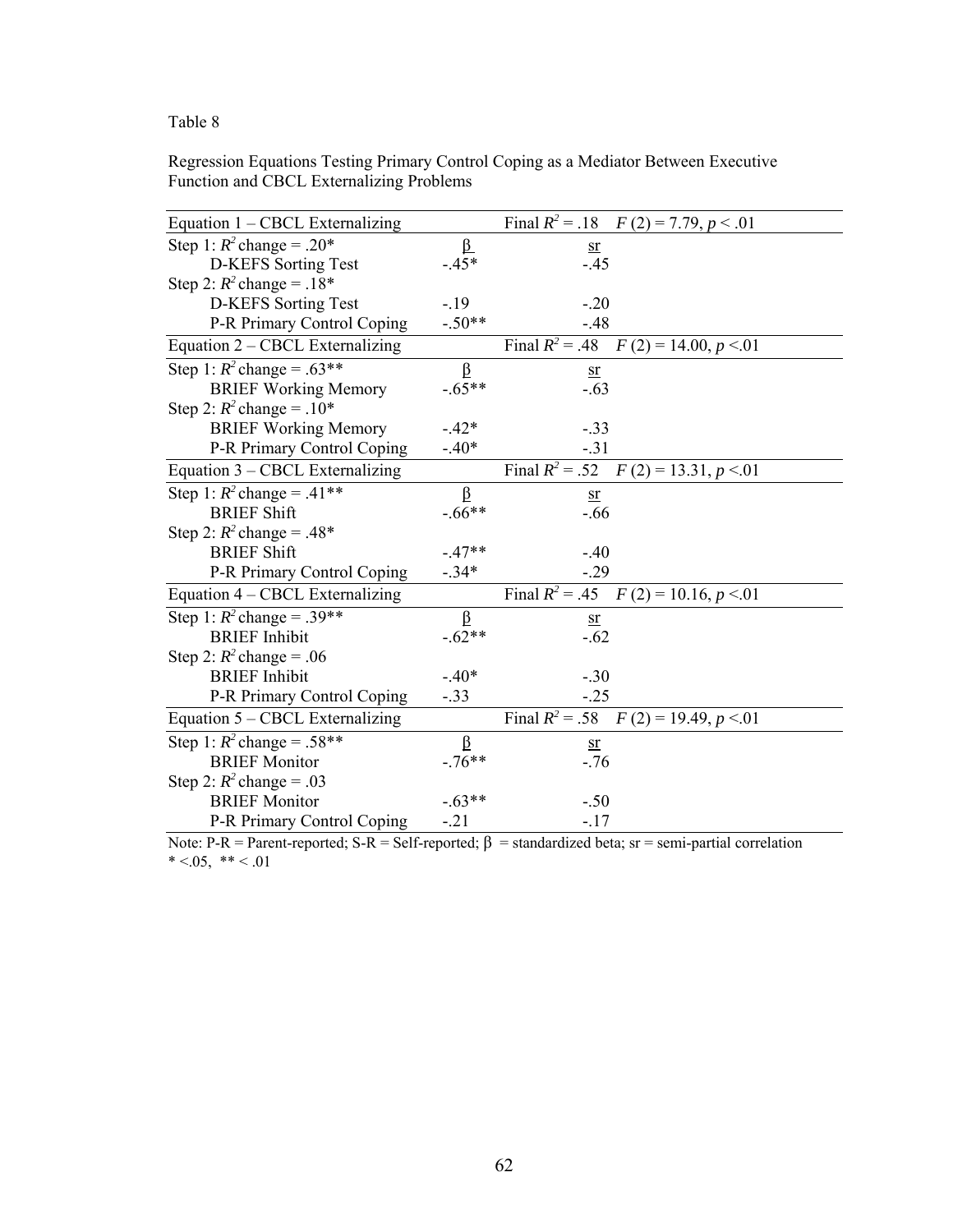Table 8

Regression Equations Testing Primary Control Coping as a Mediator Between Executive Function and CBCL Externalizing Problems

| Equation 1 – CBCL Externalizing | | Final $R^2$ = .18 $F$ (2) = 7.79, $p$ < .01 |
|---|---|---|
| Step 1: $R^2$ change = .20* | β | sr |
| D-KEFS Sorting Test | -.45* | -.45 |
| Step 2: $R^2$ change = .18* | | |
| D-KEFS Sorting Test | -.19 | -.20 |
| P-R Primary Control Coping | -.50** | -.48 |
| **Equation 2 – CBCL Externalizing** | | **Final $R^2$ = .48 $F$ (2) = 14.00, $p$ <.01** |
| Step 1: $R^2$ change = .63** | β | sr |
| BRIEF Working Memory | -.65** | -.63 |
| Step 2: $R^2$ change = .10* | | |
| BRIEF Working Memory | -.42* | -.33 |
| P-R Primary Control Coping | -.40* | -.31 |
| **Equation 3 – CBCL Externalizing** | | **Final $R^2$ = .52 $F$ (2) = 13.31, $p$ <.01** |
| Step 1: $R^2$ change = .41** | β | sr |
| BRIEF Shift | -.66** | -.66 |
| Step 2: $R^2$ change = .48* | | |
| BRIEF Shift | -.47** | -.40 |
| P-R Primary Control Coping | -.34* | -.29 |
| **Equation 4 – CBCL Externalizing** | | **Final $R^2$ = .45 $F$ (2) = 10.16, $p$ <.01** |
| Step 1: $R^2$ change = .39** | β | sr |
| BRIEF Inhibit | -.62** | -.62 |
| Step 2: $R^2$ change = .06 | | |
| BRIEF Inhibit | -.40* | -.30 |
| P-R Primary Control Coping | -.33 | -.25 |
| **Equation 5 – CBCL Externalizing** | | **Final $R^2$ = .58 $F$ (2) = 19.49, $p$ <.01** |
| Step 1: $R^2$ change = .58** | β | sr |
| BRIEF Monitor | -.76** | -.76 |
| Step 2: $R^2$ change = .03 | | |
| BRIEF Monitor | -.63** | -.50 |
| P-R Primary Control Coping | -.21 | -.17 |

Note: P-R = Parent-reported; S-R = Self-reported; β = standardized beta; sr = semi-partial correlation
* <.05, ** < .01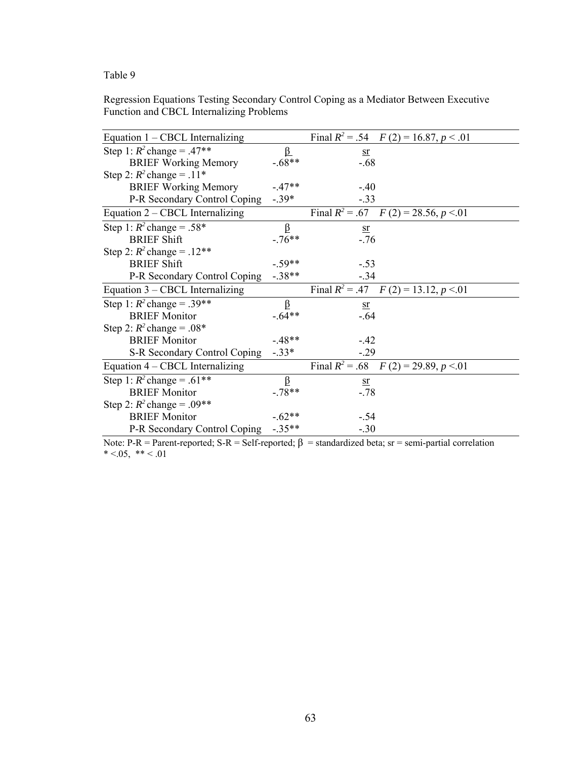Table 9

Regression Equations Testing Secondary Control Coping as a Mediator Between Executive Function and CBCL Internalizing Problems

| Equation 1 – CBCL Internalizing | | Final $R^2$ = .54 $F$ (2) = 16.87, $p$ < .01 |
|---|---|---|
| Step 1: $R^2$ change = .47** | β | sr |
| BRIEF Working Memory | -.68** | -.68 |
| Step 2: $R^2$ change = .11* | | |
| BRIEF Working Memory | -.47** | -.40 |
| P-R Secondary Control Coping | -.39* | -.33 |
| **Equation 2 – CBCL Internalizing** | | **Final $R^2$ = .67 $F$ (2) = 28.56, $p$ <.01** |
| Step 1: $R^2$ change = .58* | β | sr |
| BRIEF Shift | -.76** | -.76 |
| Step 2: $R^2$ change = .12** | | |
| BRIEF Shift | -.59** | -.53 |
| P-R Secondary Control Coping | -.38** | -.34 |
| **Equation 3 – CBCL Internalizing** | | **Final $R^2$ = .47 $F$ (2) = 13.12, $p$ <.01** |
| Step 1: $R^2$ change = .39** | β | sr |
| BRIEF Monitor | -.64** | -.64 |
| Step 2: $R^2$ change = .08* | | |
| BRIEF Monitor | -.48** | -.42 |
| S-R Secondary Control Coping | -.33* | -.29 |
| **Equation 4 – CBCL Internalizing** | | **Final $R^2$ = .68 $F$ (2) = 29.89, $p$ <.01** |
| Step 1: $R^2$ change = .61** | β | sr |
| BRIEF Monitor | -.78** | -.78 |
| Step 2: $R^2$ change = .09** | | |
| BRIEF Monitor | -.62** | -.54 |
| P-R Secondary Control Coping | -.35** | -.30 |

Note: P-R = Parent-reported; S-R = Self-reported; β = standardized beta; sr = semi-partial correlation
* <.05, ** < .01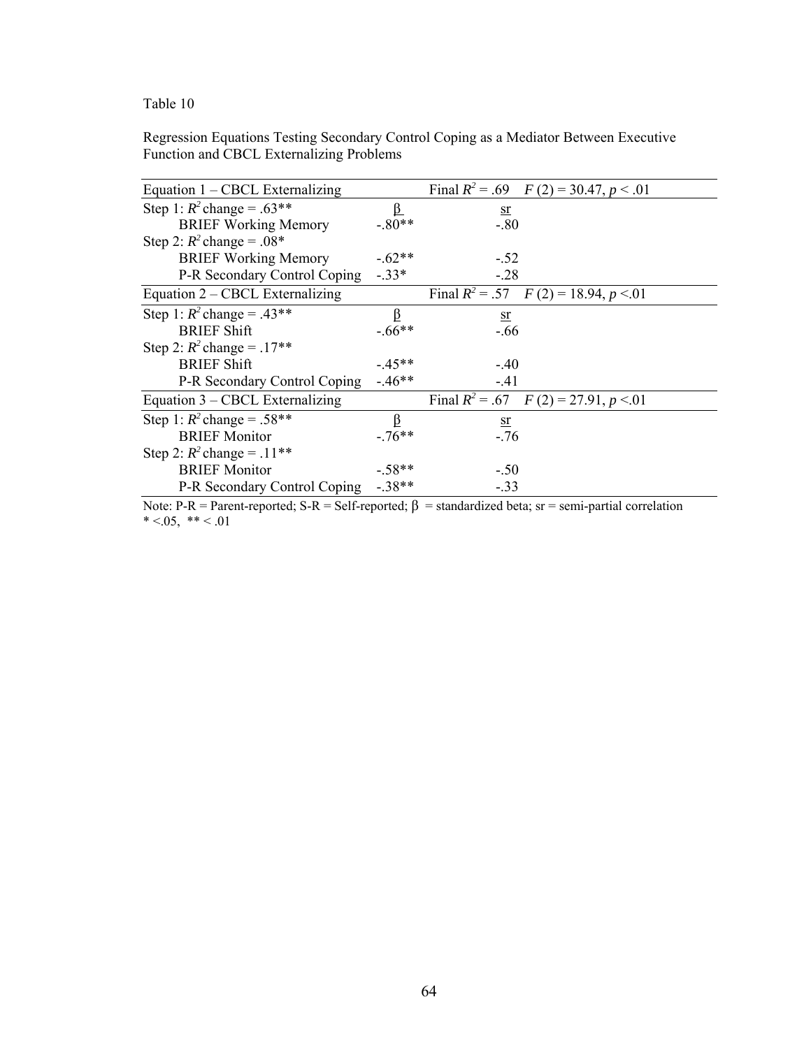Table 10

Regression Equations Testing Secondary Control Coping as a Mediator Between Executive Function and CBCL Externalizing Problems

| Equation 1 – CBCL Externalizing | | Final $R^2$ = .69 $F$ (2) = 30.47, $p$ < .01 |
|---|---|---|
| Step 1: $R^2$ change = .63** | β | sr |
| BRIEF Working Memory | -.80** | -.80 |
| Step 2: $R^2$ change = .08* | | |
| BRIEF Working Memory | -.62** | -.52 |
| P-R Secondary Control Coping | -.33* | -.28 |
| **Equation 2 – CBCL Externalizing** | | **Final $R^2$ = .57 $F$ (2) = 18.94, $p$ <.01** |
| Step 1: $R^2$ change = .43** | β | sr |
| BRIEF Shift | -.66** | -.66 |
| Step 2: $R^2$ change = .17** | | |
| BRIEF Shift | -.45** | -.40 |
| P-R Secondary Control Coping | -.46** | -.41 |
| **Equation 3 – CBCL Externalizing** | | **Final $R^2$ = .67 $F$ (2) = 27.91, $p$ <.01** |
| Step 1: $R^2$ change = .58** | β | sr |
| BRIEF Monitor | -.76** | -.76 |
| Step 2: $R^2$ change = .11** | | |
| BRIEF Monitor | -.58** | -.50 |
| P-R Secondary Control Coping | -.38** | -.33 |

Note: P-R = Parent-reported; S-R = Self-reported; β = standardized beta; sr = semi-partial correlation
* <.05, ** < .01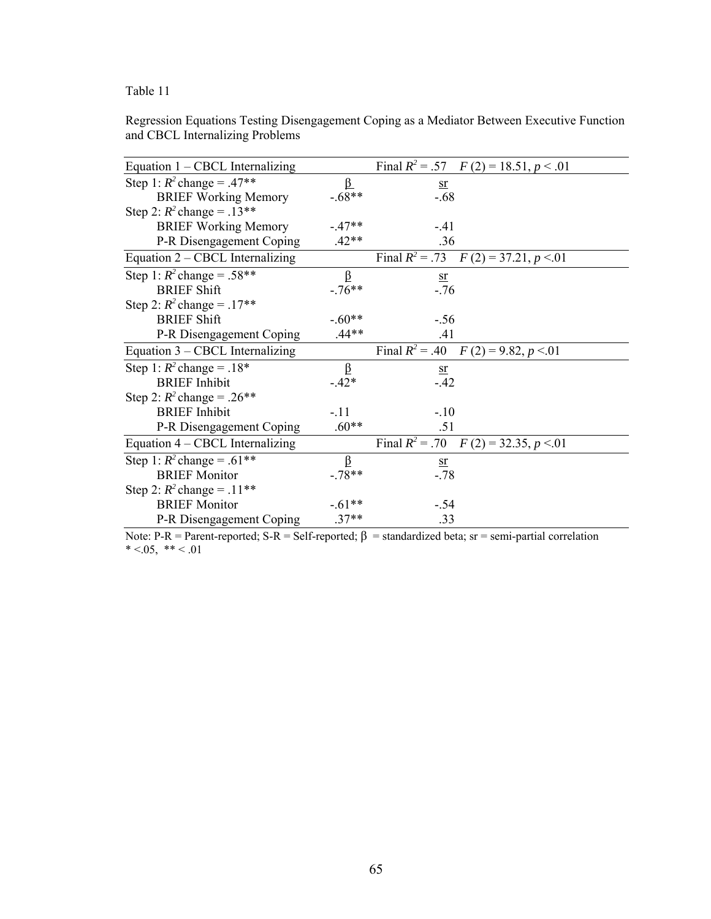Table 11

Regression Equations Testing Disengagement Coping as a Mediator Between Executive Function and CBCL Internalizing Problems

| Equation 1 – CBCL Internalizing | | Final $R^2$ = .57 $F$ (2) = 18.51, $p$ < .01 |
|---|---|---|
| Step 1: $R^2$ change = .47** | β | sr |
| BRIEF Working Memory | -.68** | -.68 |
| Step 2: $R^2$ change = .13** | | |
| BRIEF Working Memory | -.47** | -.41 |
| P-R Disengagement Coping | .42** | .36 |
| **Equation 2 – CBCL Internalizing** | | **Final $R^2$ = .73 $F$ (2) = 37.21, $p$ <.01** |
| Step 1: $R^2$ change = .58** | β | sr |
| BRIEF Shift | -.76** | -.76 |
| Step 2: $R^2$ change = .17** | | |
| BRIEF Shift | -.60** | -.56 |
| P-R Disengagement Coping | .44** | .41 |
| **Equation 3 – CBCL Internalizing** | | **Final $R^2$ = .40 $F$ (2) = 9.82, $p$ <.01** |
| Step 1: $R^2$ change = .18* | β | sr |
| BRIEF Inhibit | -.42* | -.42 |
| Step 2: $R^2$ change = .26** | | |
| BRIEF Inhibit | -.11 | -.10 |
| P-R Disengagement Coping | .60** | .51 |
| **Equation 4 – CBCL Internalizing** | | **Final $R^2$ = .70 $F$ (2) = 32.35, $p$ <.01** |
| Step 1: $R^2$ change = .61** | β | sr |
| BRIEF Monitor | -.78** | -.78 |
| Step 2: $R^2$ change = .11** | | |
| BRIEF Monitor | -.61** | -.54 |
| P-R Disengagement Coping | .37** | .33 |

Note: P-R = Parent-reported; S-R = Self-reported; β = standardized beta; sr = semi-partial correlation
* <.05, ** < .01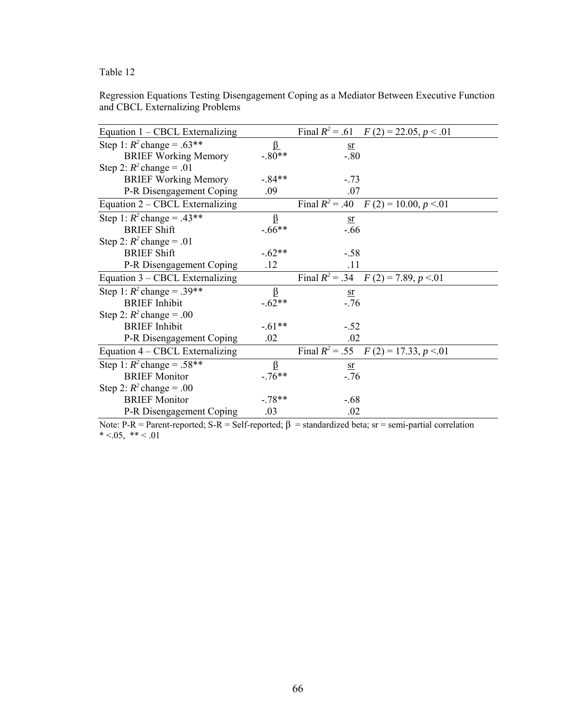Table 12

Regression Equations Testing Disengagement Coping as a Mediator Between Executive Function and CBCL Externalizing Problems

| Equation 1 – CBCL Externalizing | | Final $R^2$ = .61 $F$ (2) = 22.05, $p$ < .01 |
|---|---|---|
| Step 1: $R^2$ change = .63** | β | sr |
| BRIEF Working Memory | -.80** | -.80 |
| Step 2: $R^2$ change = .01 | | |
| BRIEF Working Memory | -.84** | -.73 |
| P-R Disengagement Coping | .09 | .07 |
| **Equation 2 – CBCL Externalizing** | | **Final $R^2$ = .40 $F$ (2) = 10.00, $p$ <.01** |
| Step 1: $R^2$ change = .43** | β | sr |
| BRIEF Shift | -.66** | -.66 |
| Step 2: $R^2$ change = .01 | | |
| BRIEF Shift | -.62** | -.58 |
| P-R Disengagement Coping | .12 | .11 |
| **Equation 3 – CBCL Externalizing** | | **Final $R^2$ = .34 $F$ (2) = 7.89, $p$ <.01** |
| Step 1: $R^2$ change = .39** | β | sr |
| BRIEF Inhibit | -.62** | -.76 |
| Step 2: $R^2$ change = .00 | | |
| BRIEF Inhibit | -.61** | -.52 |
| P-R Disengagement Coping | .02 | .02 |
| **Equation 4 – CBCL Externalizing** | | **Final $R^2$ = .55 $F$ (2) = 17.33, $p$ <.01** |
| Step 1: $R^2$ change = .58** | β | sr |
| BRIEF Monitor | -.76** | -.76 |
| Step 2: $R^2$ change = .00 | | |
| BRIEF Monitor | -.78** | -.68 |
| P-R Disengagement Coping | .03 | .02 |

Note: P-R = Parent-reported; S-R = Self-reported; β = standardized beta; sr = semi-partial correlation
* <.05, ** < .01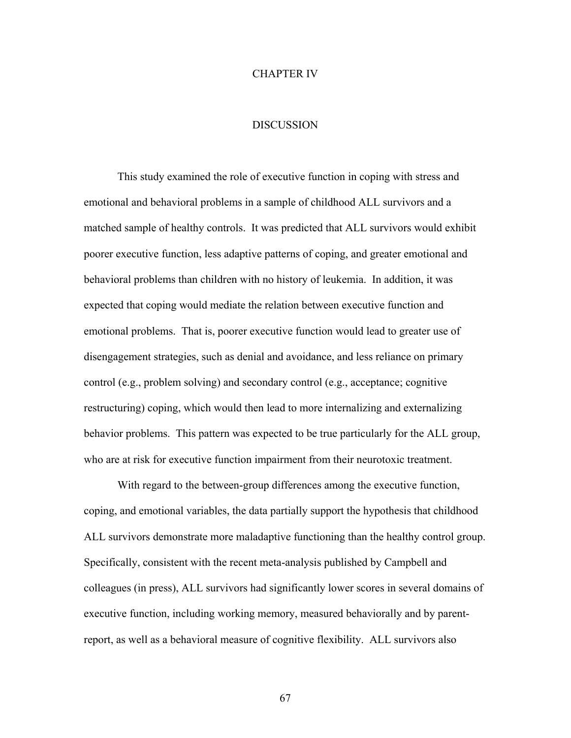# CHAPTER IV

# DISCUSSION

This study examined the role of executive function in coping with stress and emotional and behavioral problems in a sample of childhood ALL survivors and a matched sample of healthy controls. It was predicted that ALL survivors would exhibit poorer executive function, less adaptive patterns of coping, and greater emotional and behavioral problems than children with no history of leukemia. In addition, it was expected that coping would mediate the relation between executive function and emotional problems. That is, poorer executive function would lead to greater use of disengagement strategies, such as denial and avoidance, and less reliance on primary control (e.g., problem solving) and secondary control (e.g., acceptance; cognitive restructuring) coping, which would then lead to more internalizing and externalizing behavior problems. This pattern was expected to be true particularly for the ALL group, who are at risk for executive function impairment from their neurotoxic treatment.

With regard to the between-group differences among the executive function, coping, and emotional variables, the data partially support the hypothesis that childhood ALL survivors demonstrate more maladaptive functioning than the healthy control group. Specifically, consistent with the recent meta-analysis published by Campbell and colleagues (in press), ALL survivors had significantly lower scores in several domains of executive function, including working memory, measured behaviorally and by parent-report, as well as a behavioral measure of cognitive flexibility. ALL survivors also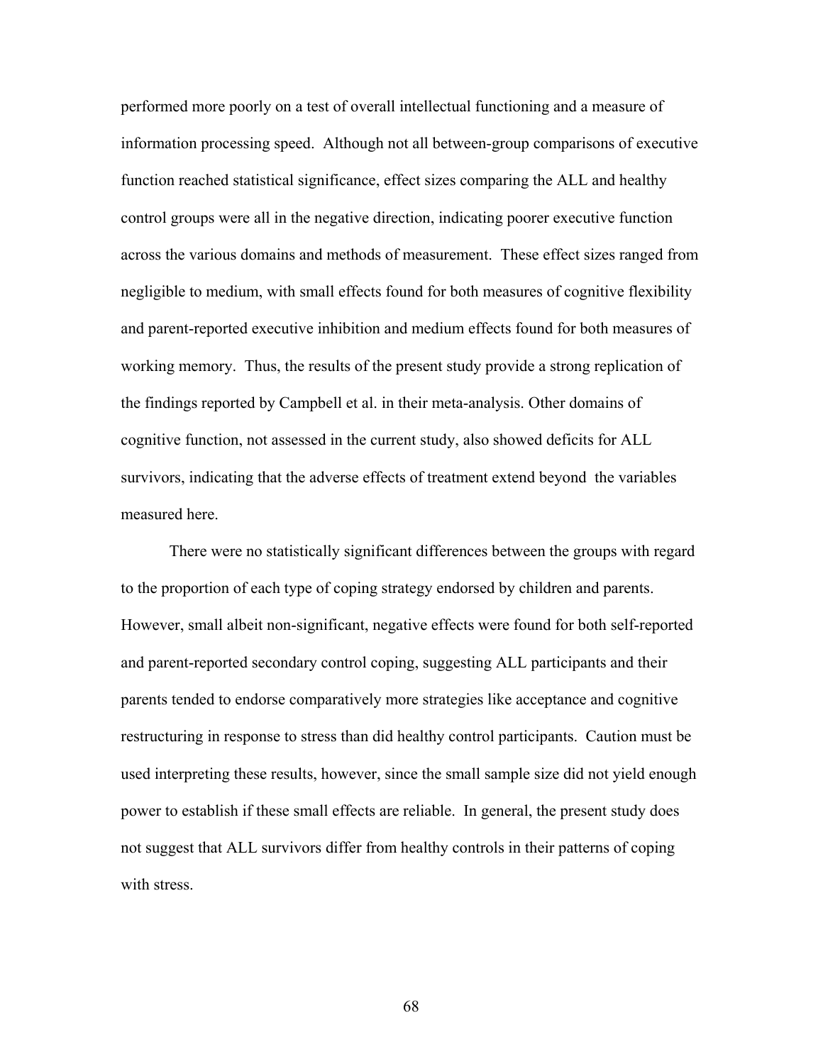performed more poorly on a test of overall intellectual functioning and a measure of information processing speed. Although not all between-group comparisons of executive function reached statistical significance, effect sizes comparing the ALL and healthy control groups were all in the negative direction, indicating poorer executive function across the various domains and methods of measurement. These effect sizes ranged from negligible to medium, with small effects found for both measures of cognitive flexibility and parent-reported executive inhibition and medium effects found for both measures of working memory. Thus, the results of the present study provide a strong replication of the findings reported by Campbell et al. in their meta-analysis. Other domains of cognitive function, not assessed in the current study, also showed deficits for ALL survivors, indicating that the adverse effects of treatment extend beyond the variables measured here.

There were no statistically significant differences between the groups with regard to the proportion of each type of coping strategy endorsed by children and parents. However, small albeit non-significant, negative effects were found for both self-reported and parent-reported secondary control coping, suggesting ALL participants and their parents tended to endorse comparatively more strategies like acceptance and cognitive restructuring in response to stress than did healthy control participants. Caution must be used interpreting these results, however, since the small sample size did not yield enough power to establish if these small effects are reliable. In general, the present study does not suggest that ALL survivors differ from healthy controls in their patterns of coping with stress.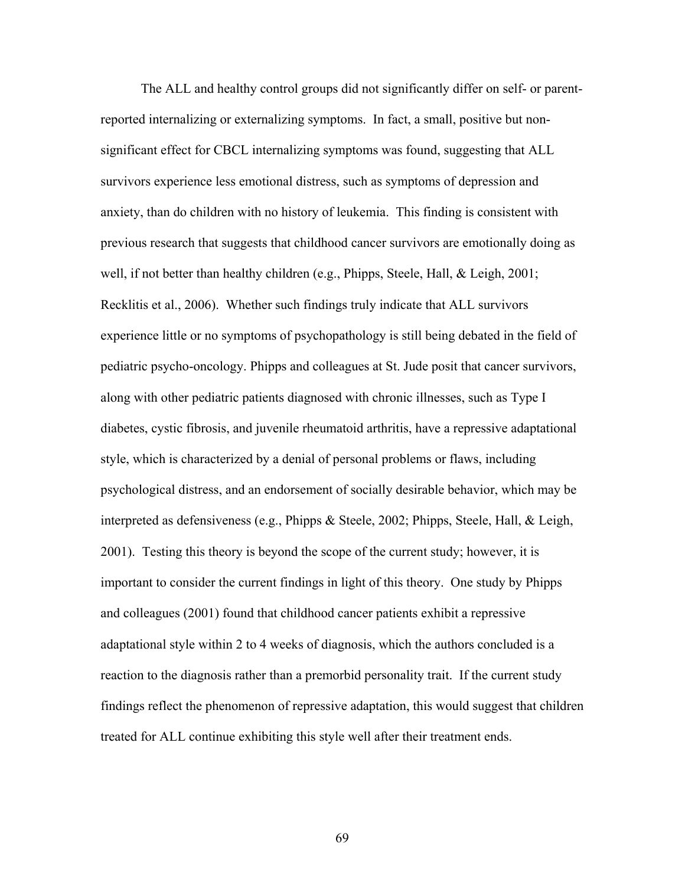The ALL and healthy control groups did not significantly differ on self- or parent-reported internalizing or externalizing symptoms. In fact, a small, positive but non-significant effect for CBCL internalizing symptoms was found, suggesting that ALL survivors experience less emotional distress, such as symptoms of depression and anxiety, than do children with no history of leukemia. This finding is consistent with previous research that suggests that childhood cancer survivors are emotionally doing as well, if not better than healthy children (e.g., Phipps, Steele, Hall, & Leigh, 2001; Recklitis et al., 2006). Whether such findings truly indicate that ALL survivors experience little or no symptoms of psychopathology is still being debated in the field of pediatric psycho-oncology. Phipps and colleagues at St. Jude posit that cancer survivors, along with other pediatric patients diagnosed with chronic illnesses, such as Type I diabetes, cystic fibrosis, and juvenile rheumatoid arthritis, have a repressive adaptational style, which is characterized by a denial of personal problems or flaws, including psychological distress, and an endorsement of socially desirable behavior, which may be interpreted as defensiveness (e.g., Phipps & Steele, 2002; Phipps, Steele, Hall, & Leigh, 2001). Testing this theory is beyond the scope of the current study; however, it is important to consider the current findings in light of this theory. One study by Phipps and colleagues (2001) found that childhood cancer patients exhibit a repressive adaptational style within 2 to 4 weeks of diagnosis, which the authors concluded is a reaction to the diagnosis rather than a premorbid personality trait. If the current study findings reflect the phenomenon of repressive adaptation, this would suggest that children treated for ALL continue exhibiting this style well after their treatment ends.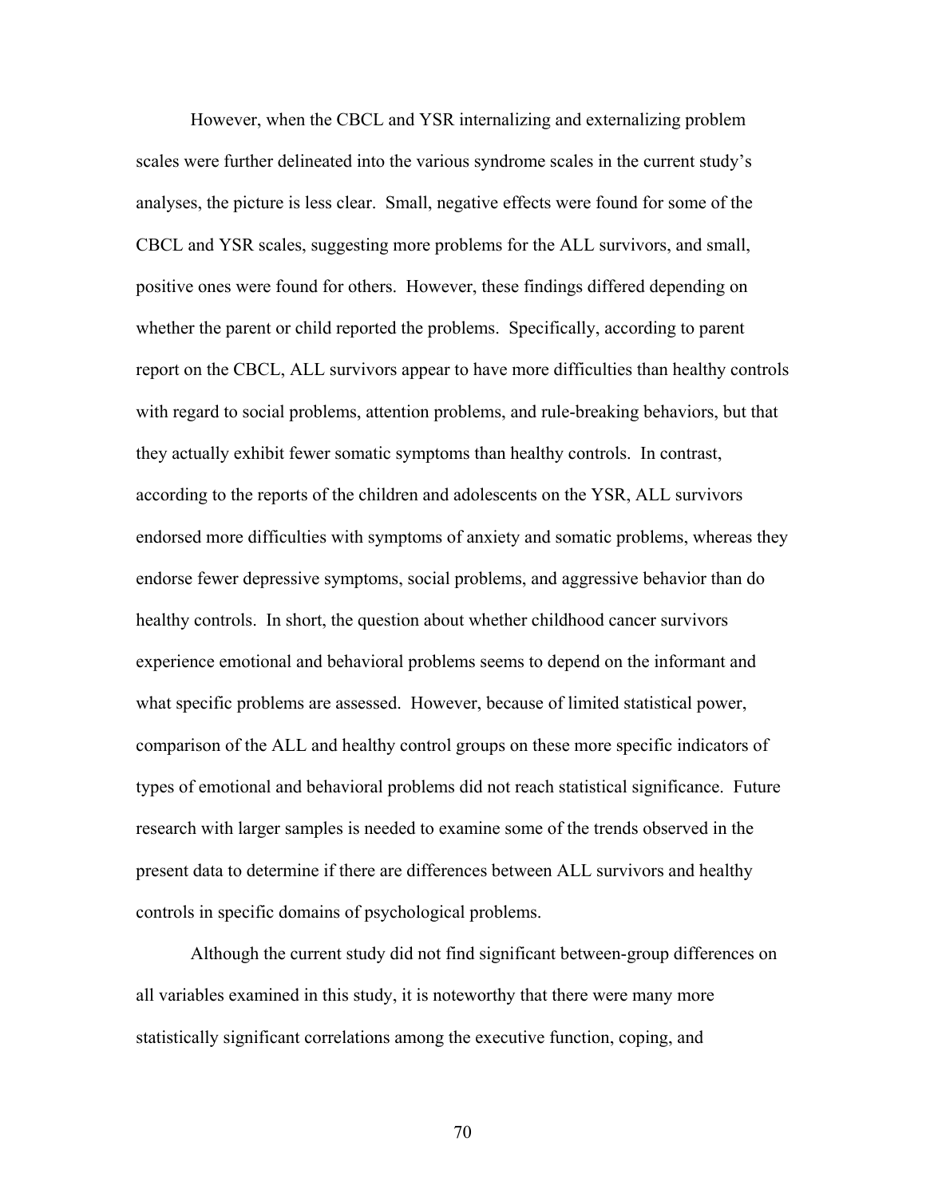However, when the CBCL and YSR internalizing and externalizing problem scales were further delineated into the various syndrome scales in the current study's analyses, the picture is less clear. Small, negative effects were found for some of the CBCL and YSR scales, suggesting more problems for the ALL survivors, and small, positive ones were found for others. However, these findings differed depending on whether the parent or child reported the problems. Specifically, according to parent report on the CBCL, ALL survivors appear to have more difficulties than healthy controls with regard to social problems, attention problems, and rule-breaking behaviors, but that they actually exhibit fewer somatic symptoms than healthy controls. In contrast, according to the reports of the children and adolescents on the YSR, ALL survivors endorsed more difficulties with symptoms of anxiety and somatic problems, whereas they endorse fewer depressive symptoms, social problems, and aggressive behavior than do healthy controls. In short, the question about whether childhood cancer survivors experience emotional and behavioral problems seems to depend on the informant and what specific problems are assessed. However, because of limited statistical power, comparison of the ALL and healthy control groups on these more specific indicators of types of emotional and behavioral problems did not reach statistical significance. Future research with larger samples is needed to examine some of the trends observed in the present data to determine if there are differences between ALL survivors and healthy controls in specific domains of psychological problems.

Although the current study did not find significant between-group differences on all variables examined in this study, it is noteworthy that there were many more statistically significant correlations among the executive function, coping, and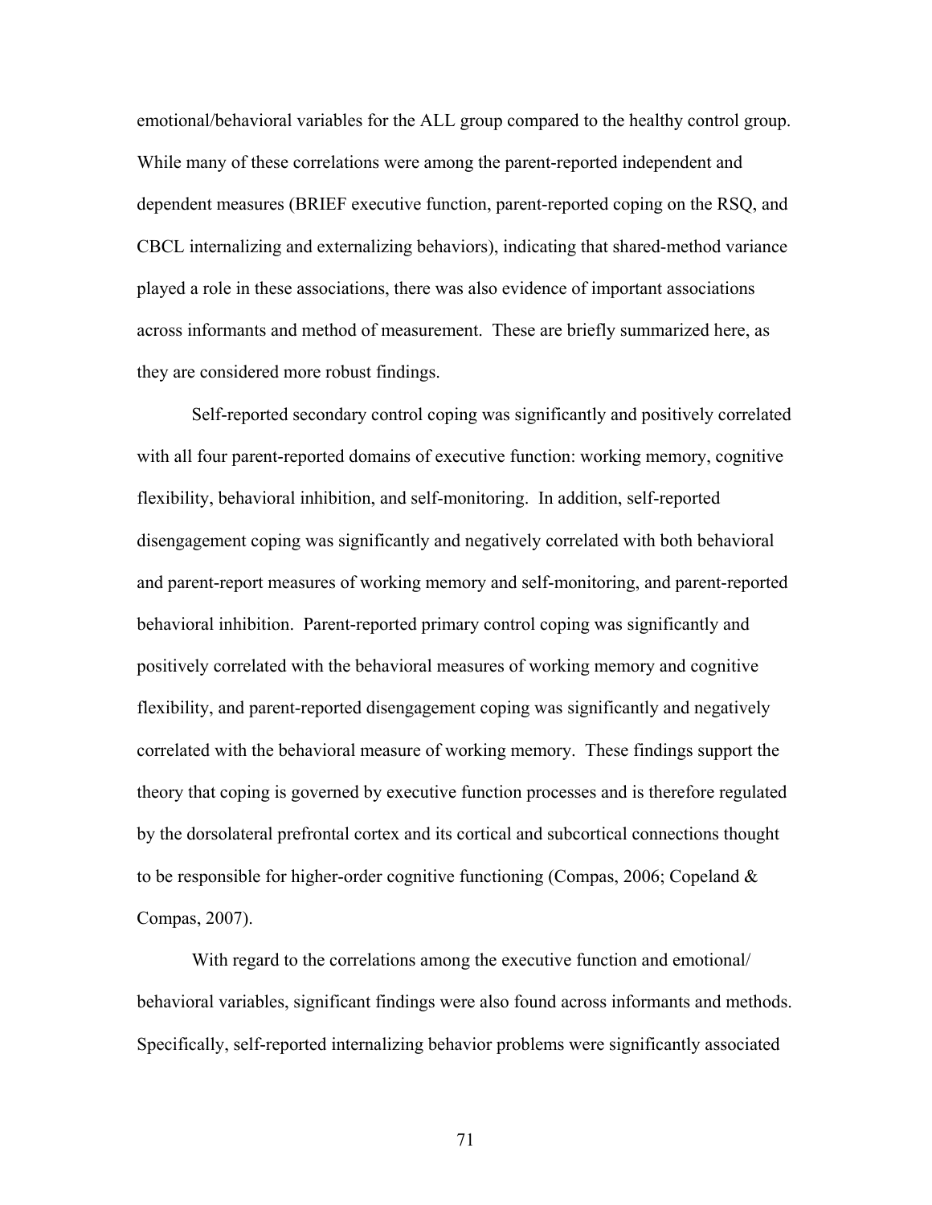emotional/behavioral variables for the ALL group compared to the healthy control group. While many of these correlations were among the parent-reported independent and dependent measures (BRIEF executive function, parent-reported coping on the RSQ, and CBCL internalizing and externalizing behaviors), indicating that shared-method variance played a role in these associations, there was also evidence of important associations across informants and method of measurement. These are briefly summarized here, as they are considered more robust findings.

Self-reported secondary control coping was significantly and positively correlated with all four parent-reported domains of executive function: working memory, cognitive flexibility, behavioral inhibition, and self-monitoring. In addition, self-reported disengagement coping was significantly and negatively correlated with both behavioral and parent-report measures of working memory and self-monitoring, and parent-reported behavioral inhibition. Parent-reported primary control coping was significantly and positively correlated with the behavioral measures of working memory and cognitive flexibility, and parent-reported disengagement coping was significantly and negatively correlated with the behavioral measure of working memory. These findings support the theory that coping is governed by executive function processes and is therefore regulated by the dorsolateral prefrontal cortex and its cortical and subcortical connections thought to be responsible for higher-order cognitive functioning (Compas, 2006; Copeland & Compas, 2007).

With regard to the correlations among the executive function and emotional/ behavioral variables, significant findings were also found across informants and methods. Specifically, self-reported internalizing behavior problems were significantly associated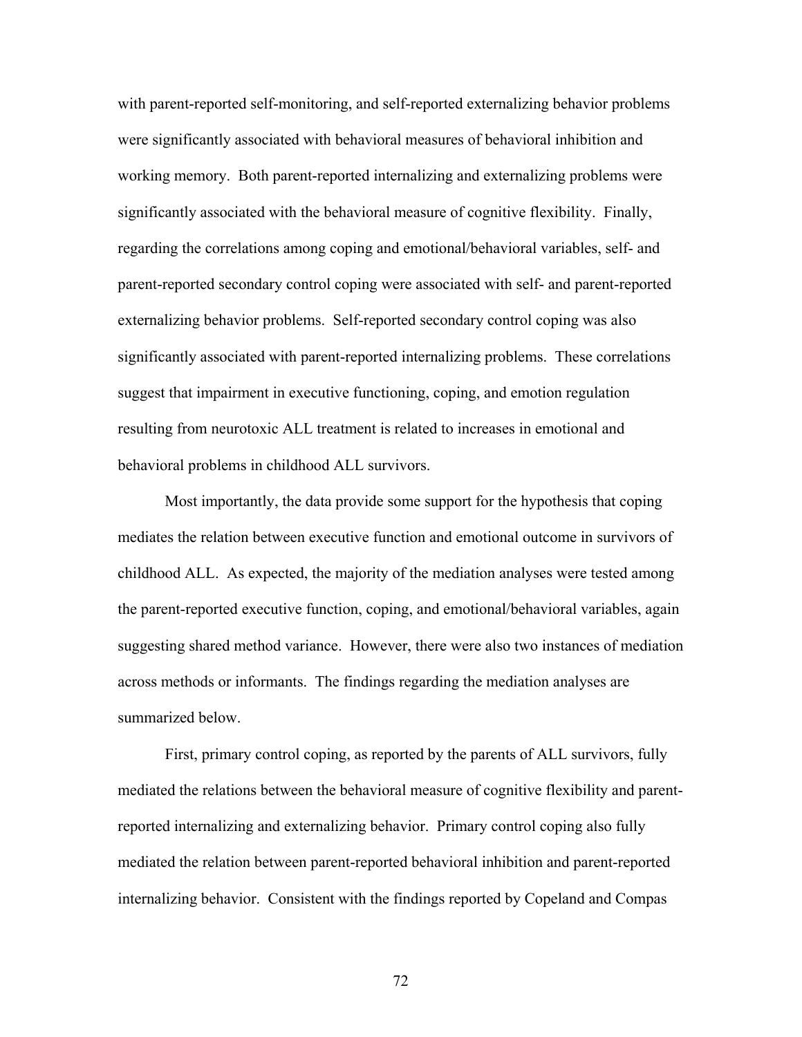with parent-reported self-monitoring, and self-reported externalizing behavior problems were significantly associated with behavioral measures of behavioral inhibition and working memory. Both parent-reported internalizing and externalizing problems were significantly associated with the behavioral measure of cognitive flexibility. Finally, regarding the correlations among coping and emotional/behavioral variables, self- and parent-reported secondary control coping were associated with self- and parent-reported externalizing behavior problems. Self-reported secondary control coping was also significantly associated with parent-reported internalizing problems. These correlations suggest that impairment in executive functioning, coping, and emotion regulation resulting from neurotoxic ALL treatment is related to increases in emotional and behavioral problems in childhood ALL survivors.

Most importantly, the data provide some support for the hypothesis that coping mediates the relation between executive function and emotional outcome in survivors of childhood ALL. As expected, the majority of the mediation analyses were tested among the parent-reported executive function, coping, and emotional/behavioral variables, again suggesting shared method variance. However, there were also two instances of mediation across methods or informants. The findings regarding the mediation analyses are summarized below.

First, primary control coping, as reported by the parents of ALL survivors, fully mediated the relations between the behavioral measure of cognitive flexibility and parent-reported internalizing and externalizing behavior. Primary control coping also fully mediated the relation between parent-reported behavioral inhibition and parent-reported internalizing behavior. Consistent with the findings reported by Copeland and Compas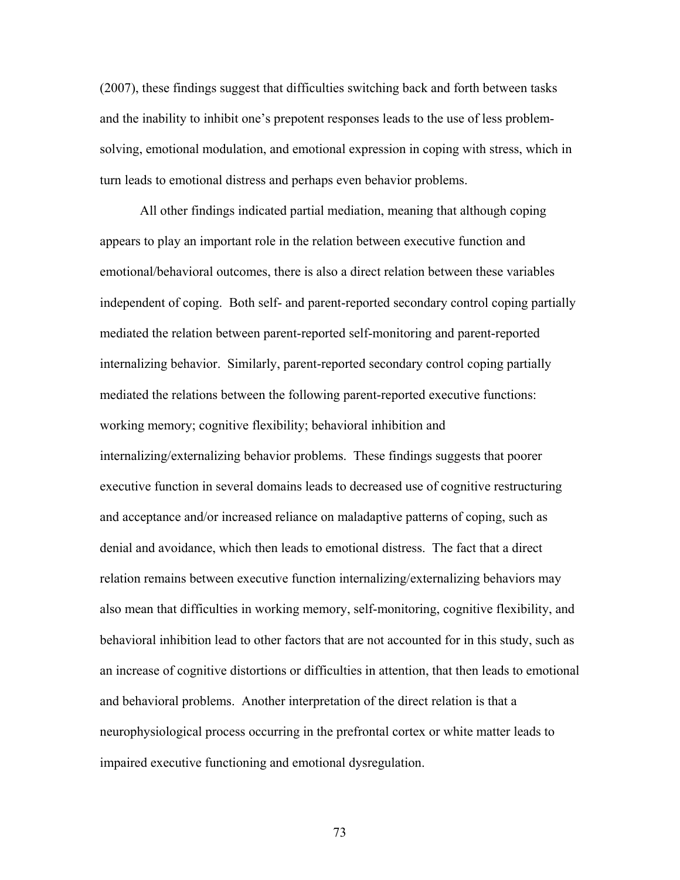(2007), these findings suggest that difficulties switching back and forth between tasks and the inability to inhibit one's prepotent responses leads to the use of less problem-solving, emotional modulation, and emotional expression in coping with stress, which in turn leads to emotional distress and perhaps even behavior problems.

All other findings indicated partial mediation, meaning that although coping appears to play an important role in the relation between executive function and emotional/behavioral outcomes, there is also a direct relation between these variables independent of coping. Both self- and parent-reported secondary control coping partially mediated the relation between parent-reported self-monitoring and parent-reported internalizing behavior. Similarly, parent-reported secondary control coping partially mediated the relations between the following parent-reported executive functions: working memory; cognitive flexibility; behavioral inhibition and internalizing/externalizing behavior problems. These findings suggests that poorer executive function in several domains leads to decreased use of cognitive restructuring and acceptance and/or increased reliance on maladaptive patterns of coping, such as denial and avoidance, which then leads to emotional distress. The fact that a direct relation remains between executive function internalizing/externalizing behaviors may also mean that difficulties in working memory, self-monitoring, cognitive flexibility, and behavioral inhibition lead to other factors that are not accounted for in this study, such as an increase of cognitive distortions or difficulties in attention, that then leads to emotional and behavioral problems. Another interpretation of the direct relation is that a neurophysiological process occurring in the prefrontal cortex or white matter leads to impaired executive functioning and emotional dysregulation.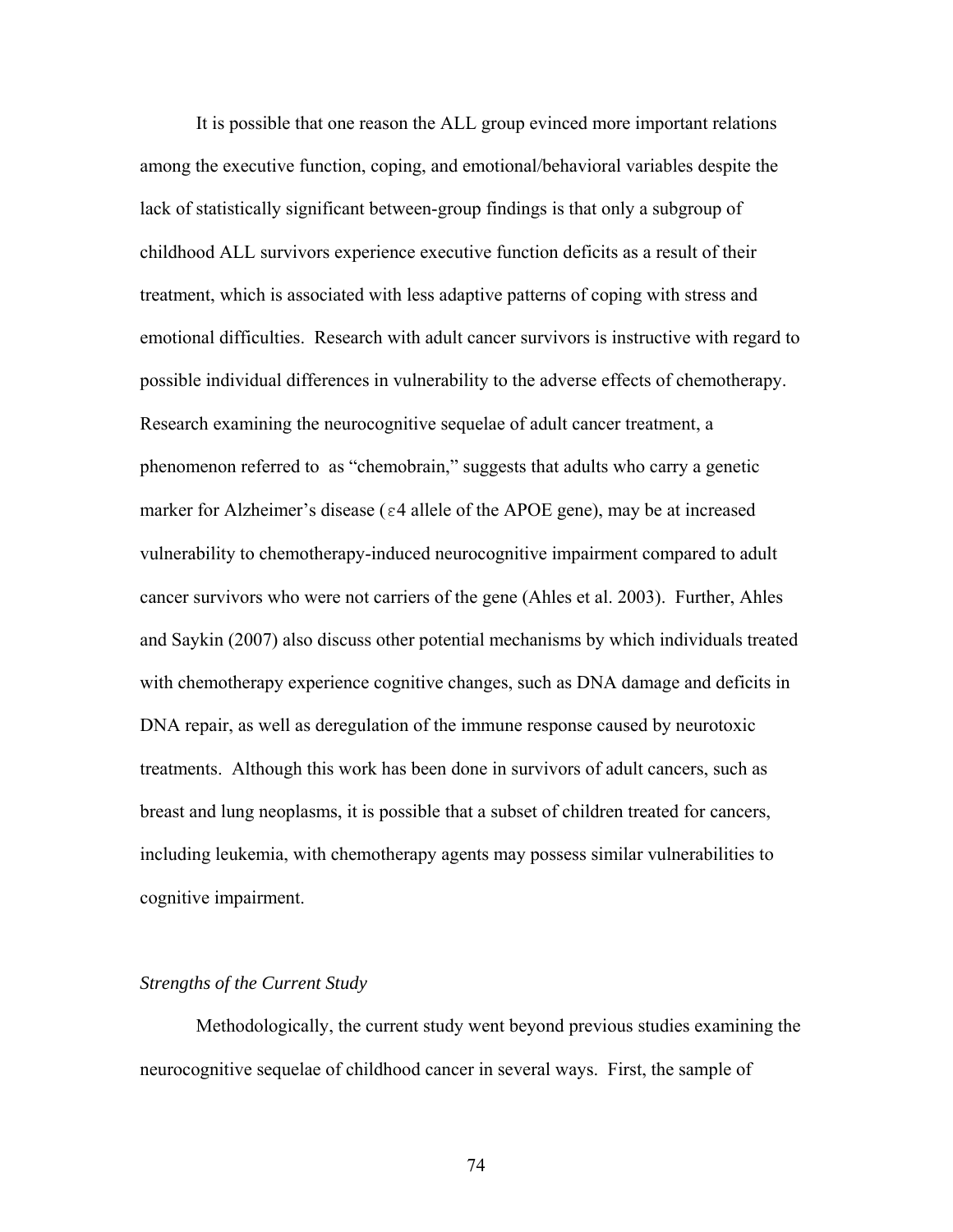It is possible that one reason the ALL group evinced more important relations among the executive function, coping, and emotional/behavioral variables despite the lack of statistically significant between-group findings is that only a subgroup of childhood ALL survivors experience executive function deficits as a result of their treatment, which is associated with less adaptive patterns of coping with stress and emotional difficulties. Research with adult cancer survivors is instructive with regard to possible individual differences in vulnerability to the adverse effects of chemotherapy. Research examining the neurocognitive sequelae of adult cancer treatment, a phenomenon referred to as "chemobrain," suggests that adults who carry a genetic marker for Alzheimer's disease ($\varepsilon$4 allele of the APOE gene), may be at increased vulnerability to chemotherapy-induced neurocognitive impairment compared to adult cancer survivors who were not carriers of the gene (Ahles et al. 2003). Further, Ahles and Saykin (2007) also discuss other potential mechanisms by which individuals treated with chemotherapy experience cognitive changes, such as DNA damage and deficits in DNA repair, as well as deregulation of the immune response caused by neurotoxic treatments. Although this work has been done in survivors of adult cancers, such as breast and lung neoplasms, it is possible that a subset of children treated for cancers, including leukemia, with chemotherapy agents may possess similar vulnerabilities to cognitive impairment.

### *Strengths of the Current Study*

Methodologically, the current study went beyond previous studies examining the neurocognitive sequelae of childhood cancer in several ways. First, the sample of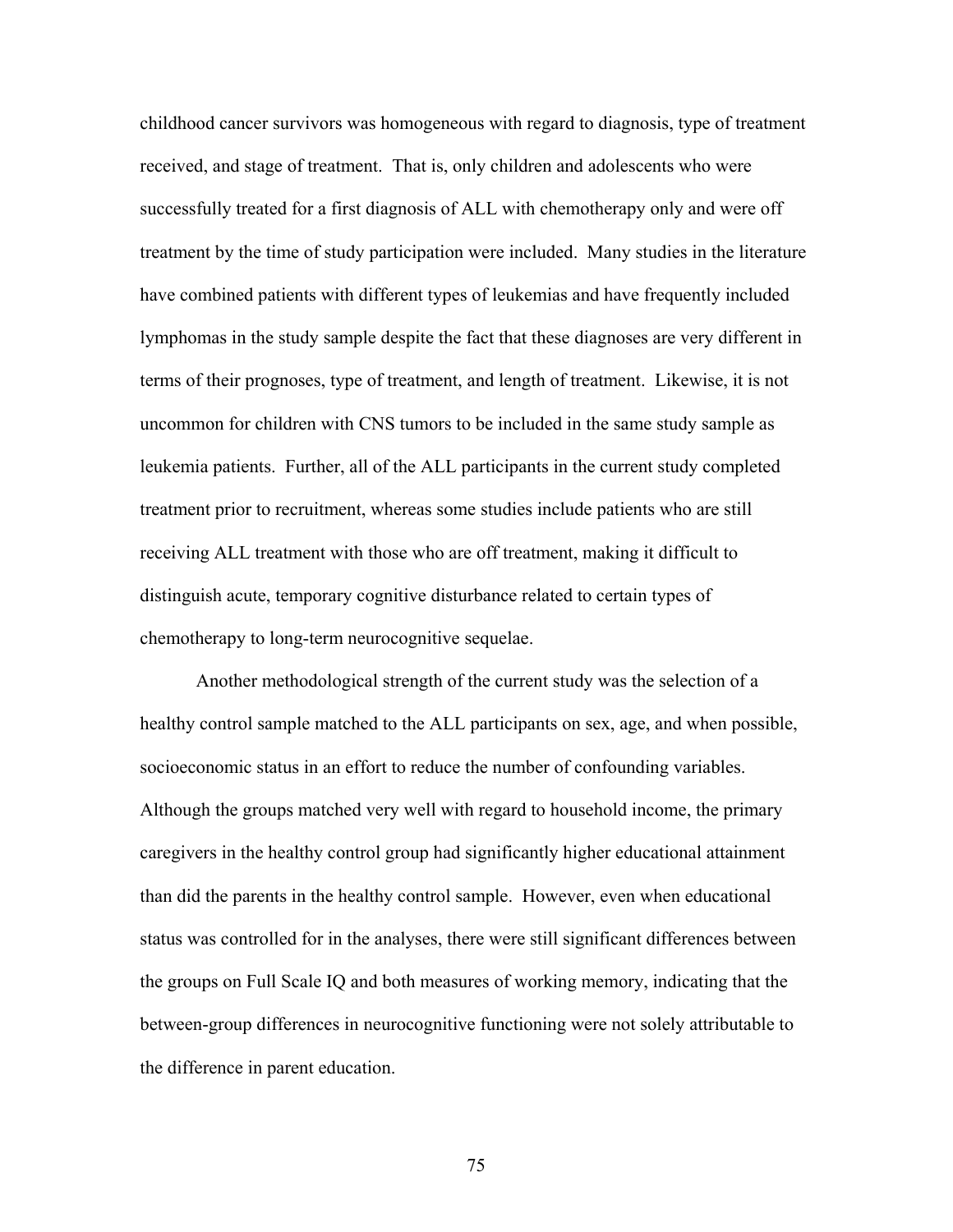childhood cancer survivors was homogeneous with regard to diagnosis, type of treatment received, and stage of treatment. That is, only children and adolescents who were successfully treated for a first diagnosis of ALL with chemotherapy only and were off treatment by the time of study participation were included. Many studies in the literature have combined patients with different types of leukemias and have frequently included lymphomas in the study sample despite the fact that these diagnoses are very different in terms of their prognoses, type of treatment, and length of treatment. Likewise, it is not uncommon for children with CNS tumors to be included in the same study sample as leukemia patients. Further, all of the ALL participants in the current study completed treatment prior to recruitment, whereas some studies include patients who are still receiving ALL treatment with those who are off treatment, making it difficult to distinguish acute, temporary cognitive disturbance related to certain types of chemotherapy to long-term neurocognitive sequelae.

Another methodological strength of the current study was the selection of a healthy control sample matched to the ALL participants on sex, age, and when possible, socioeconomic status in an effort to reduce the number of confounding variables. Although the groups matched very well with regard to household income, the primary caregivers in the healthy control group had significantly higher educational attainment than did the parents in the healthy control sample. However, even when educational status was controlled for in the analyses, there were still significant differences between the groups on Full Scale IQ and both measures of working memory, indicating that the between-group differences in neurocognitive functioning were not solely attributable to the difference in parent education.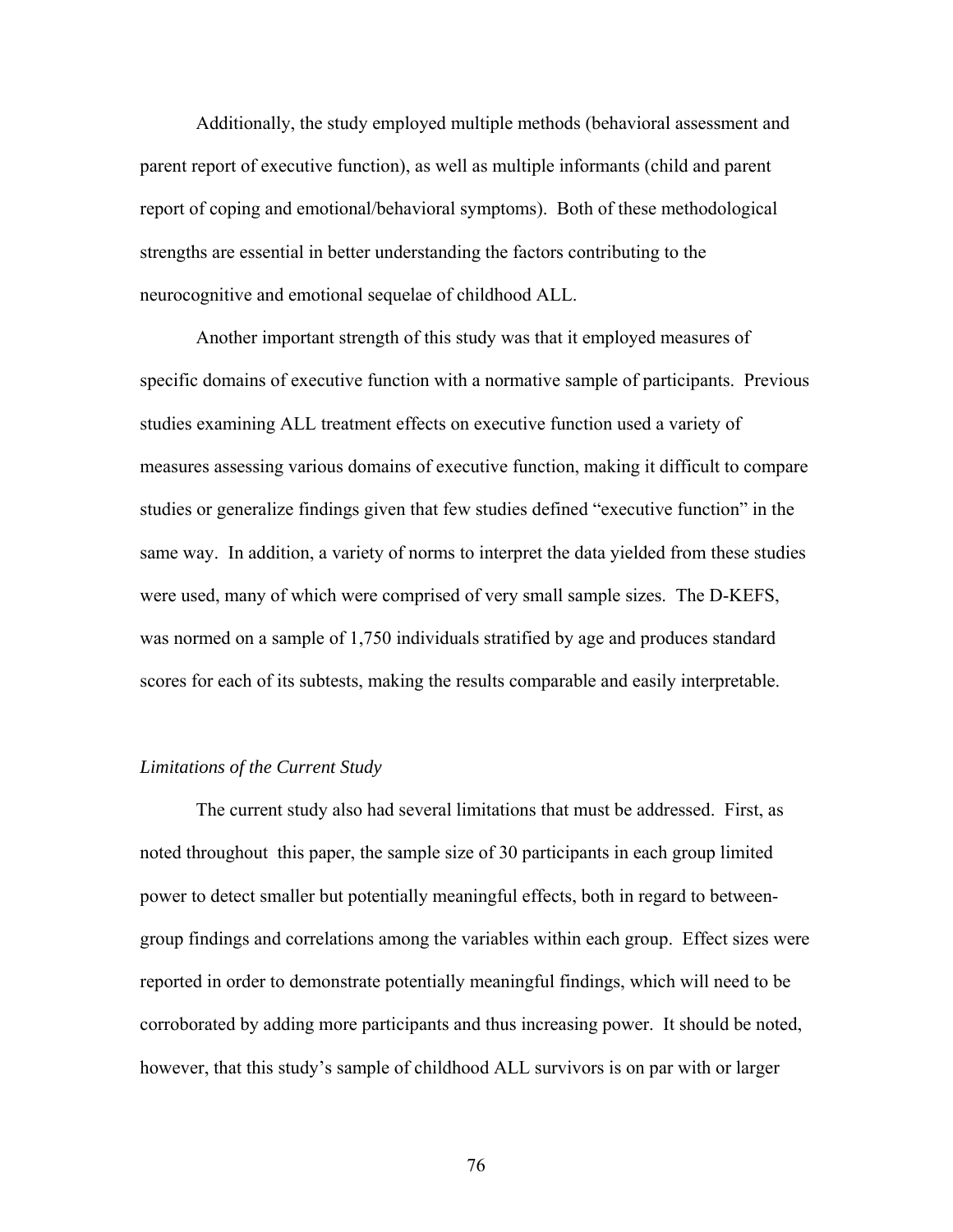Additionally, the study employed multiple methods (behavioral assessment and parent report of executive function), as well as multiple informants (child and parent report of coping and emotional/behavioral symptoms). Both of these methodological strengths are essential in better understanding the factors contributing to the neurocognitive and emotional sequelae of childhood ALL.

Another important strength of this study was that it employed measures of specific domains of executive function with a normative sample of participants. Previous studies examining ALL treatment effects on executive function used a variety of measures assessing various domains of executive function, making it difficult to compare studies or generalize findings given that few studies defined "executive function" in the same way. In addition, a variety of norms to interpret the data yielded from these studies were used, many of which were comprised of very small sample sizes. The D-KEFS, was normed on a sample of 1,750 individuals stratified by age and produces standard scores for each of its subtests, making the results comparable and easily interpretable.

### *Limitations of the Current Study*

The current study also had several limitations that must be addressed. First, as noted throughout this paper, the sample size of 30 participants in each group limited power to detect smaller but potentially meaningful effects, both in regard to between-group findings and correlations among the variables within each group. Effect sizes were reported in order to demonstrate potentially meaningful findings, which will need to be corroborated by adding more participants and thus increasing power. It should be noted, however, that this study's sample of childhood ALL survivors is on par with or larger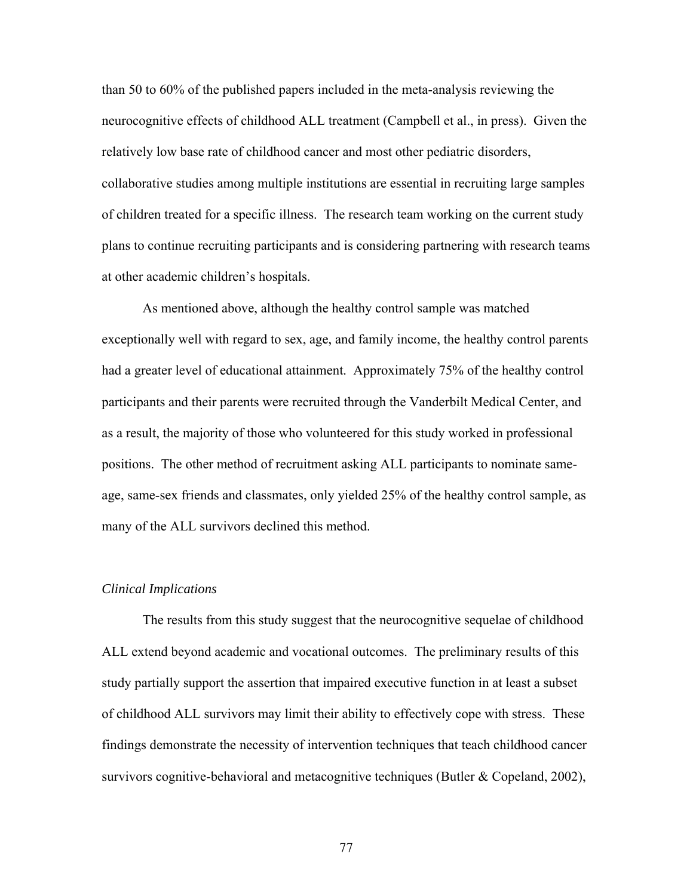than 50 to 60% of the published papers included in the meta-analysis reviewing the neurocognitive effects of childhood ALL treatment (Campbell et al., in press). Given the relatively low base rate of childhood cancer and most other pediatric disorders, collaborative studies among multiple institutions are essential in recruiting large samples of children treated for a specific illness. The research team working on the current study plans to continue recruiting participants and is considering partnering with research teams at other academic children's hospitals.

As mentioned above, although the healthy control sample was matched exceptionally well with regard to sex, age, and family income, the healthy control parents had a greater level of educational attainment. Approximately 75% of the healthy control participants and their parents were recruited through the Vanderbilt Medical Center, and as a result, the majority of those who volunteered for this study worked in professional positions. The other method of recruitment asking ALL participants to nominate same-age, same-sex friends and classmates, only yielded 25% of the healthy control sample, as many of the ALL survivors declined this method.

### *Clinical Implications*

The results from this study suggest that the neurocognitive sequelae of childhood ALL extend beyond academic and vocational outcomes. The preliminary results of this study partially support the assertion that impaired executive function in at least a subset of childhood ALL survivors may limit their ability to effectively cope with stress. These findings demonstrate the necessity of intervention techniques that teach childhood cancer survivors cognitive-behavioral and metacognitive techniques (Butler & Copeland, 2002),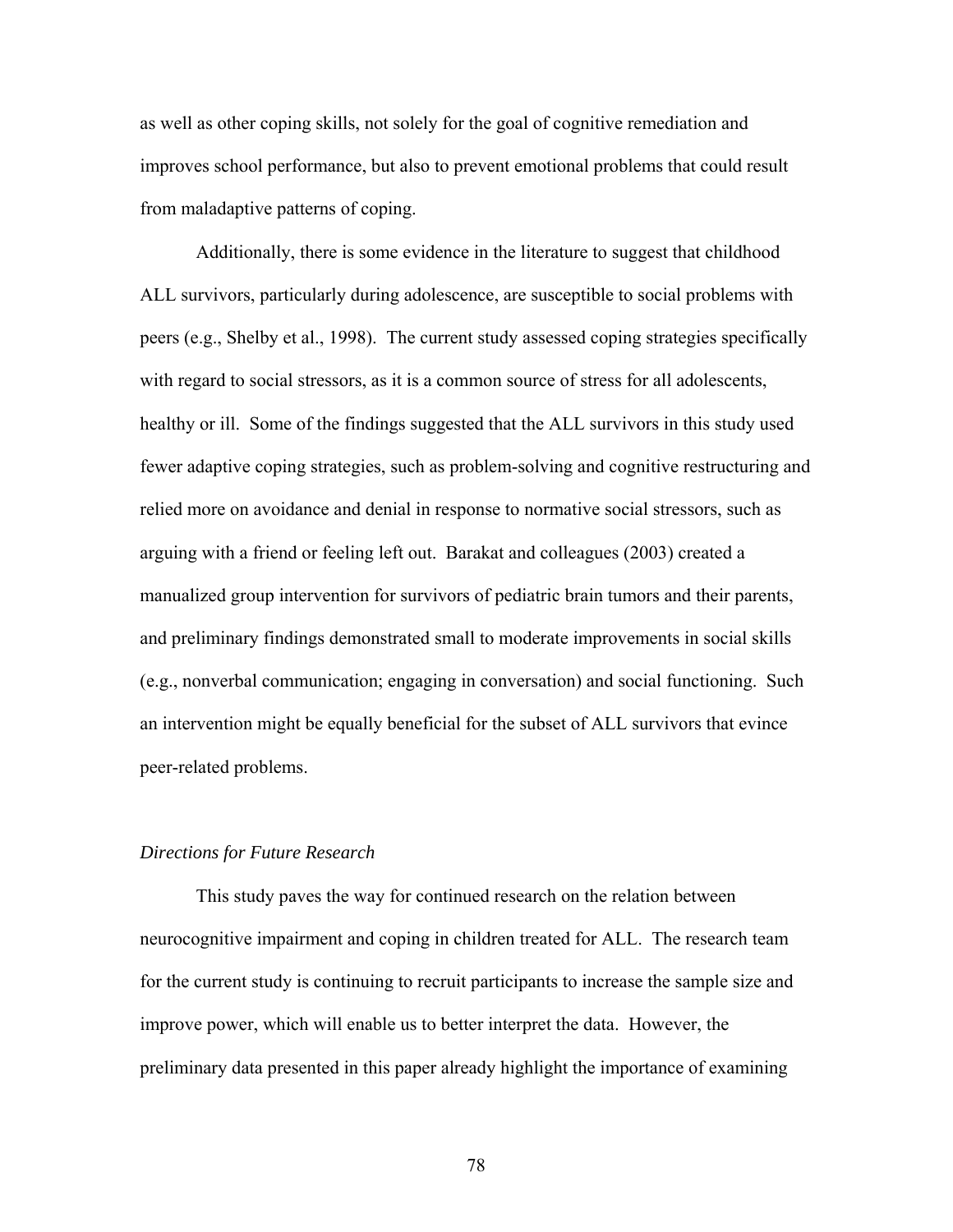as well as other coping skills, not solely for the goal of cognitive remediation and improves school performance, but also to prevent emotional problems that could result from maladaptive patterns of coping.

Additionally, there is some evidence in the literature to suggest that childhood ALL survivors, particularly during adolescence, are susceptible to social problems with peers (e.g., Shelby et al., 1998). The current study assessed coping strategies specifically with regard to social stressors, as it is a common source of stress for all adolescents, healthy or ill. Some of the findings suggested that the ALL survivors in this study used fewer adaptive coping strategies, such as problem-solving and cognitive restructuring and relied more on avoidance and denial in response to normative social stressors, such as arguing with a friend or feeling left out. Barakat and colleagues (2003) created a manualized group intervention for survivors of pediatric brain tumors and their parents, and preliminary findings demonstrated small to moderate improvements in social skills (e.g., nonverbal communication; engaging in conversation) and social functioning. Such an intervention might be equally beneficial for the subset of ALL survivors that evince peer-related problems.

### *Directions for Future Research*

This study paves the way for continued research on the relation between neurocognitive impairment and coping in children treated for ALL. The research team for the current study is continuing to recruit participants to increase the sample size and improve power, which will enable us to better interpret the data. However, the preliminary data presented in this paper already highlight the importance of examining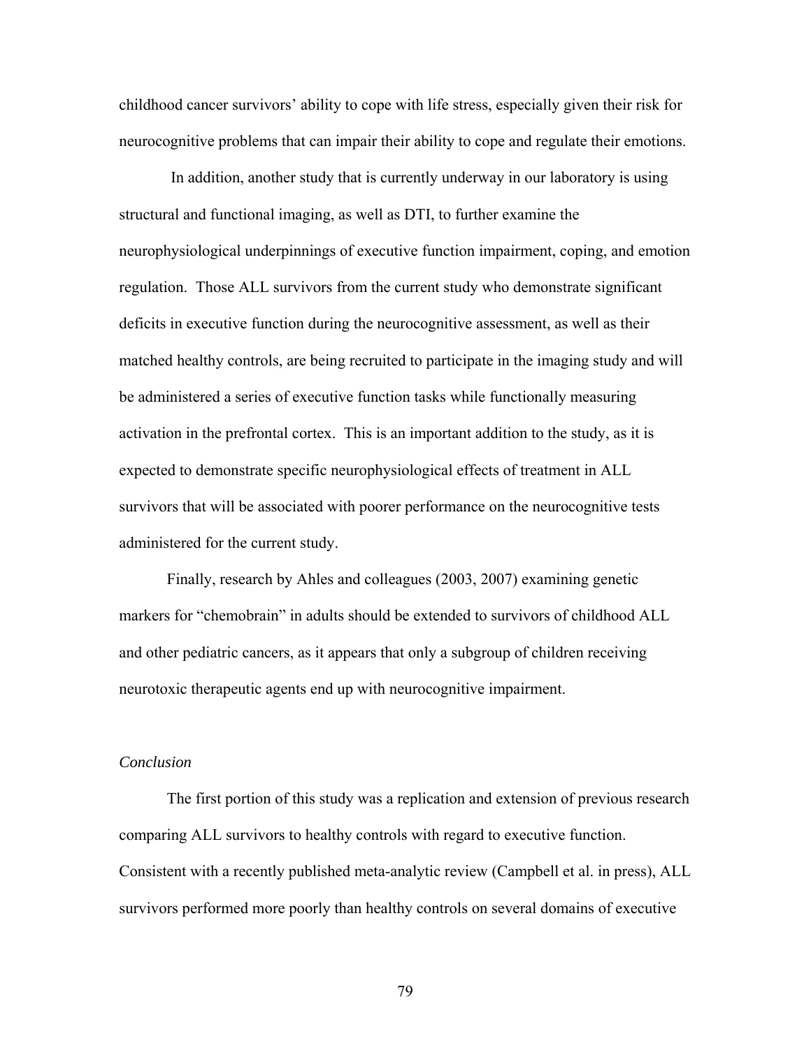childhood cancer survivors' ability to cope with life stress, especially given their risk for neurocognitive problems that can impair their ability to cope and regulate their emotions.

In addition, another study that is currently underway in our laboratory is using structural and functional imaging, as well as DTI, to further examine the neurophysiological underpinnings of executive function impairment, coping, and emotion regulation. Those ALL survivors from the current study who demonstrate significant deficits in executive function during the neurocognitive assessment, as well as their matched healthy controls, are being recruited to participate in the imaging study and will be administered a series of executive function tasks while functionally measuring activation in the prefrontal cortex. This is an important addition to the study, as it is expected to demonstrate specific neurophysiological effects of treatment in ALL survivors that will be associated with poorer performance on the neurocognitive tests administered for the current study.

Finally, research by Ahles and colleagues (2003, 2007) examining genetic markers for "chemobrain" in adults should be extended to survivors of childhood ALL and other pediatric cancers, as it appears that only a subgroup of children receiving neurotoxic therapeutic agents end up with neurocognitive impairment.

*Conclusion*

The first portion of this study was a replication and extension of previous research comparing ALL survivors to healthy controls with regard to executive function. Consistent with a recently published meta-analytic review (Campbell et al. in press), ALL survivors performed more poorly than healthy controls on several domains of executive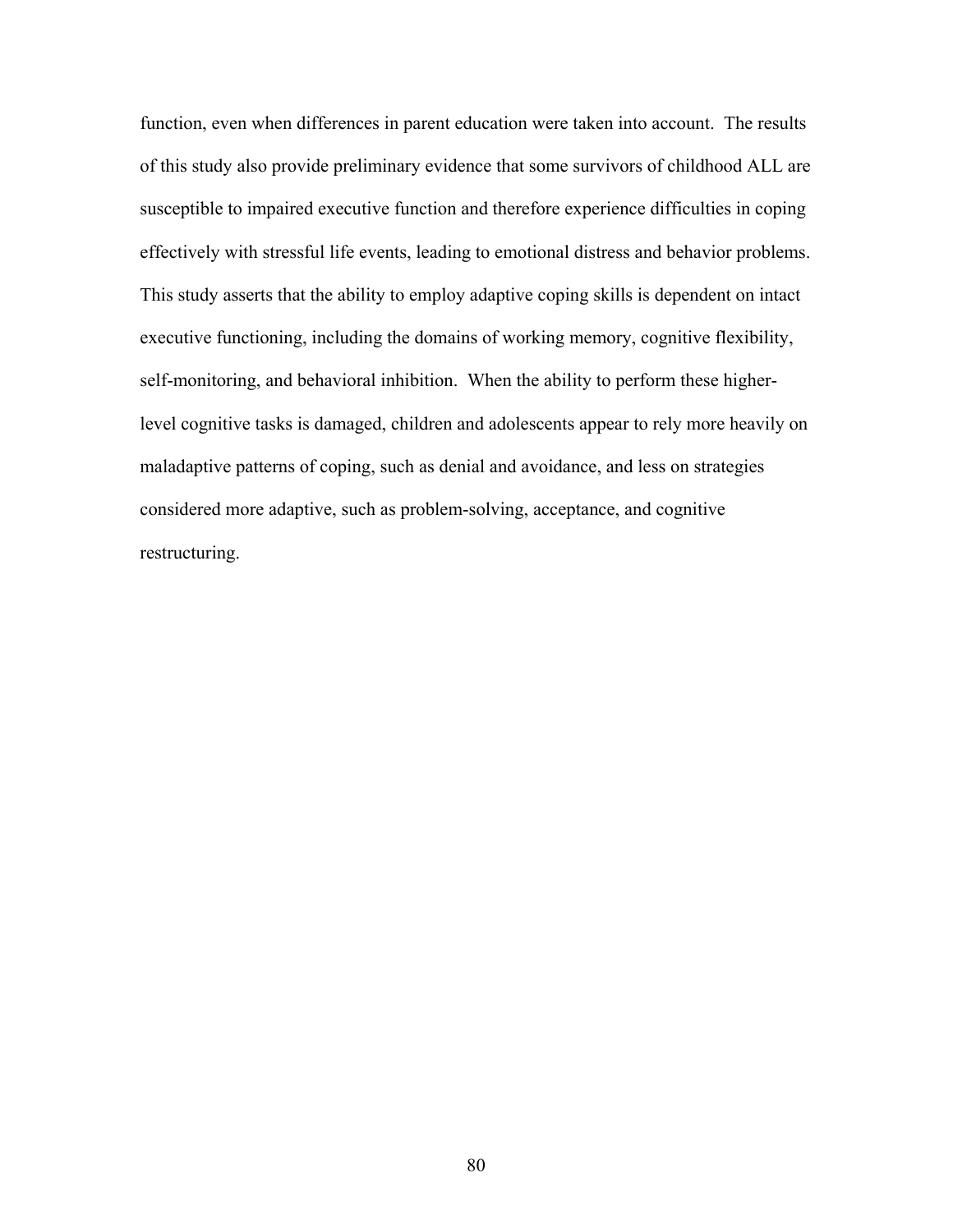function, even when differences in parent education were taken into account. The results of this study also provide preliminary evidence that some survivors of childhood ALL are susceptible to impaired executive function and therefore experience difficulties in coping effectively with stressful life events, leading to emotional distress and behavior problems. This study asserts that the ability to employ adaptive coping skills is dependent on intact executive functioning, including the domains of working memory, cognitive flexibility, self-monitoring, and behavioral inhibition. When the ability to perform these higher-level cognitive tasks is damaged, children and adolescents appear to rely more heavily on maladaptive patterns of coping, such as denial and avoidance, and less on strategies considered more adaptive, such as problem-solving, acceptance, and cognitive restructuring.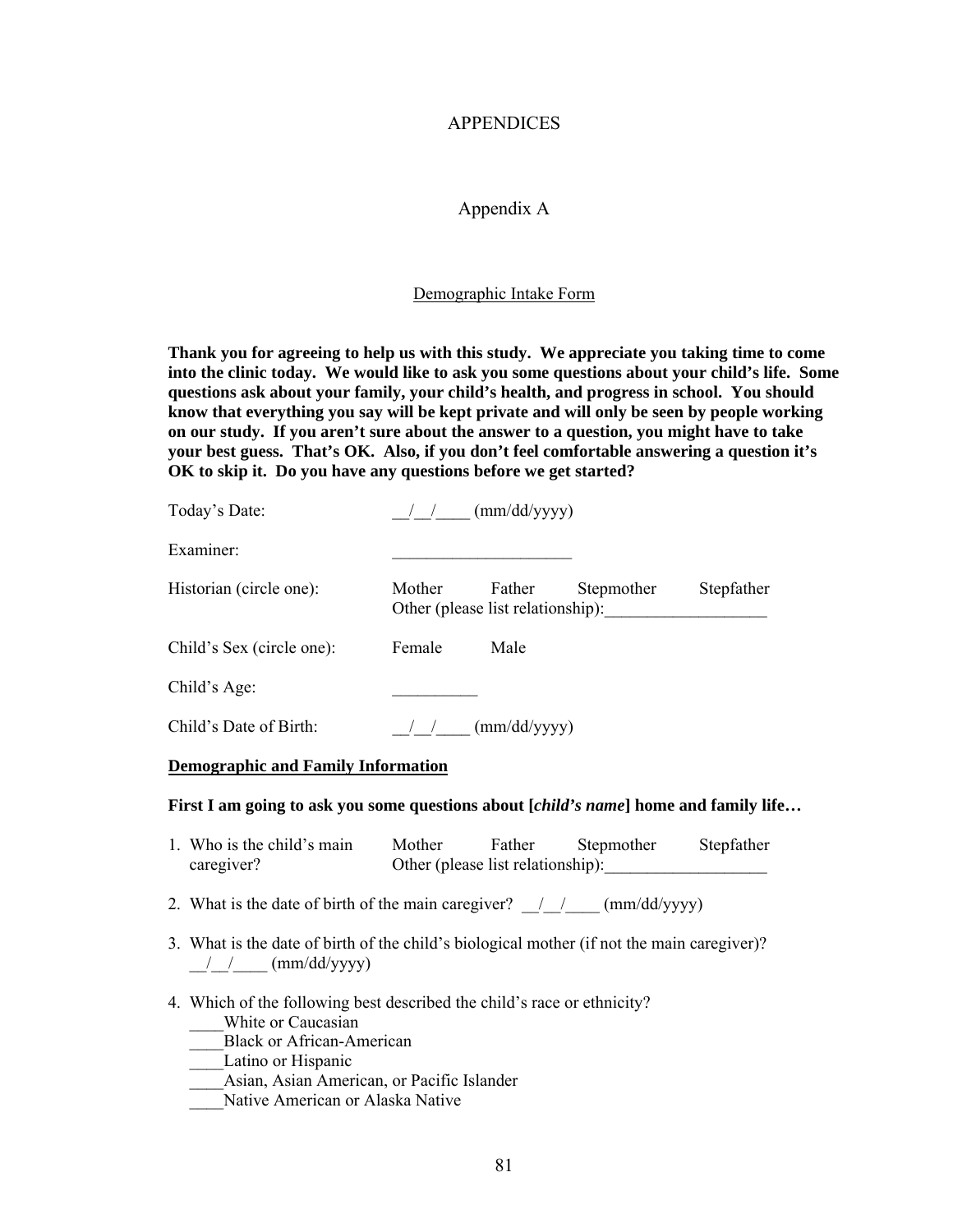# APPENDICES

## Appendix A

### Demographic Intake Form

**Thank you for agreeing to help us with this study. We appreciate you taking time to come into the clinic today. We would like to ask you some questions about your child's life. Some questions ask about your family, your child's health, and progress in school. You should know that everything you say will be kept private and will only be seen by people working on our study. If you aren't sure about the answer to a question, you might have to take your best guess. That's OK. Also, if you don't feel comfortable answering a question it's OK to skip it. Do you have any questions before we get started?**

Today's Date: __/__/____ (mm/dd/yyyy)

Examiner: _____________________

Historian (circle one): Mother Father Stepmother Stepfather
Other (please list relationship):___________________

Child's Sex (circle one): Female Male

Child's Age: __________

Child's Date of Birth: __/__/____ (mm/dd/yyyy)

**<u>Demographic and Family Information</u>**

**First I am going to ask you some questions about [*child's name*] home and family life…**

1. Who is the child's main caregiver? Mother Father Stepmother Stepfather
   Other (please list relationship):___________________

2. What is the date of birth of the main caregiver? __/__/____ (mm/dd/yyyy)

3. What is the date of birth of the child's biological mother (if not the main caregiver)?
   __/__/____ (mm/dd/yyyy)

4. Which of the following best described the child's race or ethnicity?
   ____White or Caucasian
   ____Black or African-American
   ____Latino or Hispanic
   ____Asian, Asian American, or Pacific Islander
   ____Native American or Alaska Native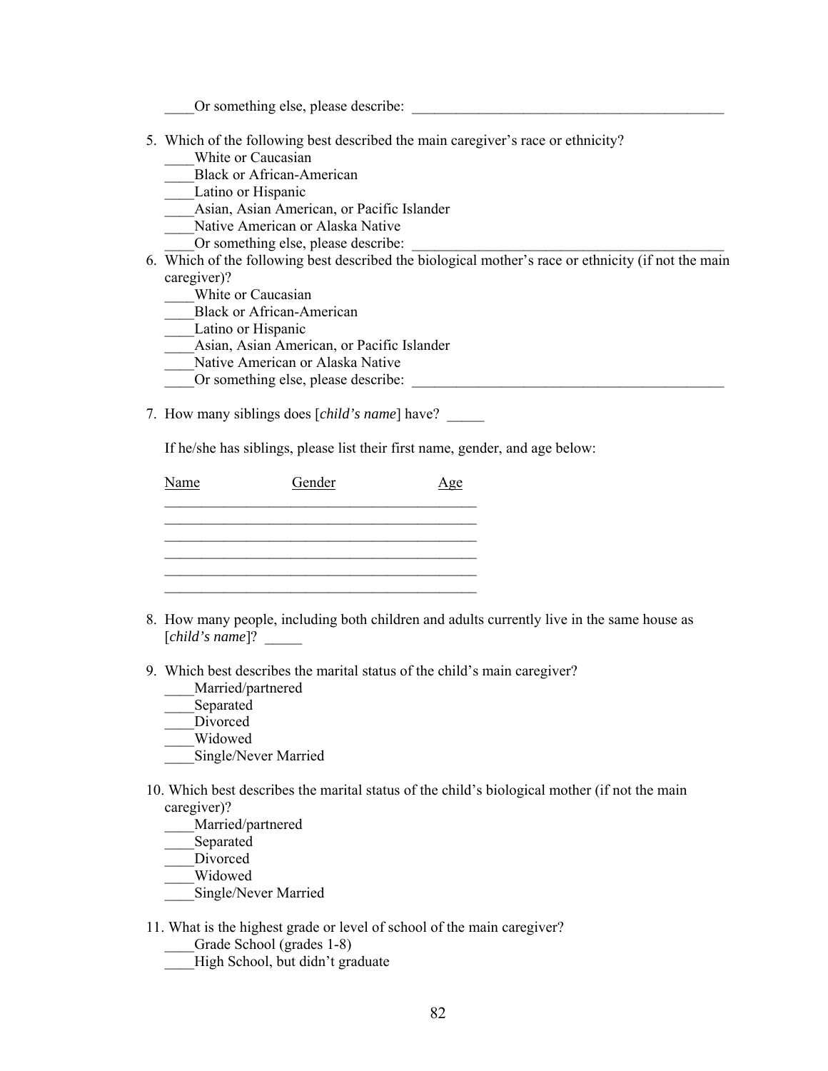____Or something else, please describe: ___________________________________________

5. Which of the following best described the main caregiver's race or ethnicity?
   ____White or Caucasian
   ____Black or African-American
   ____Latino or Hispanic
   ____Asian, Asian American, or Pacific Islander
   ____Native American or Alaska Native
   ____Or something else, please describe: ___________________________________________
6. Which of the following best described the biological mother's race or ethnicity (if not the main caregiver)?
   ____White or Caucasian
   ____Black or African-American
   ____Latino or Hispanic
   ____Asian, Asian American, or Pacific Islander
   ____Native American or Alaska Native
   ____Or something else, please describe: ___________________________________________

7. How many siblings does [*child's name*] have? _____

   If he/she has siblings, please list their first name, gender, and age below:

   | Name | Gender | Age |
   | --- | --- | --- |
   | | | |
   | | | |
   | | | |
   | | | |
   | | | |
   | | | |

8. How many people, including both children and adults currently live in the same house as [*child's name*]? _____

9. Which best describes the marital status of the child's main caregiver?
   ____Married/partnered
   ____Separated
   ____Divorced
   ____Widowed
   ____Single/Never Married

10. Which best describes the marital status of the child's biological mother (if not the main caregiver)?
    ____Married/partnered
    ____Separated
    ____Divorced
    ____Widowed
    ____Single/Never Married

11. What is the highest grade or level of school of the main caregiver?
    ____Grade School (grades 1-8)
    ____High School, but didn't graduate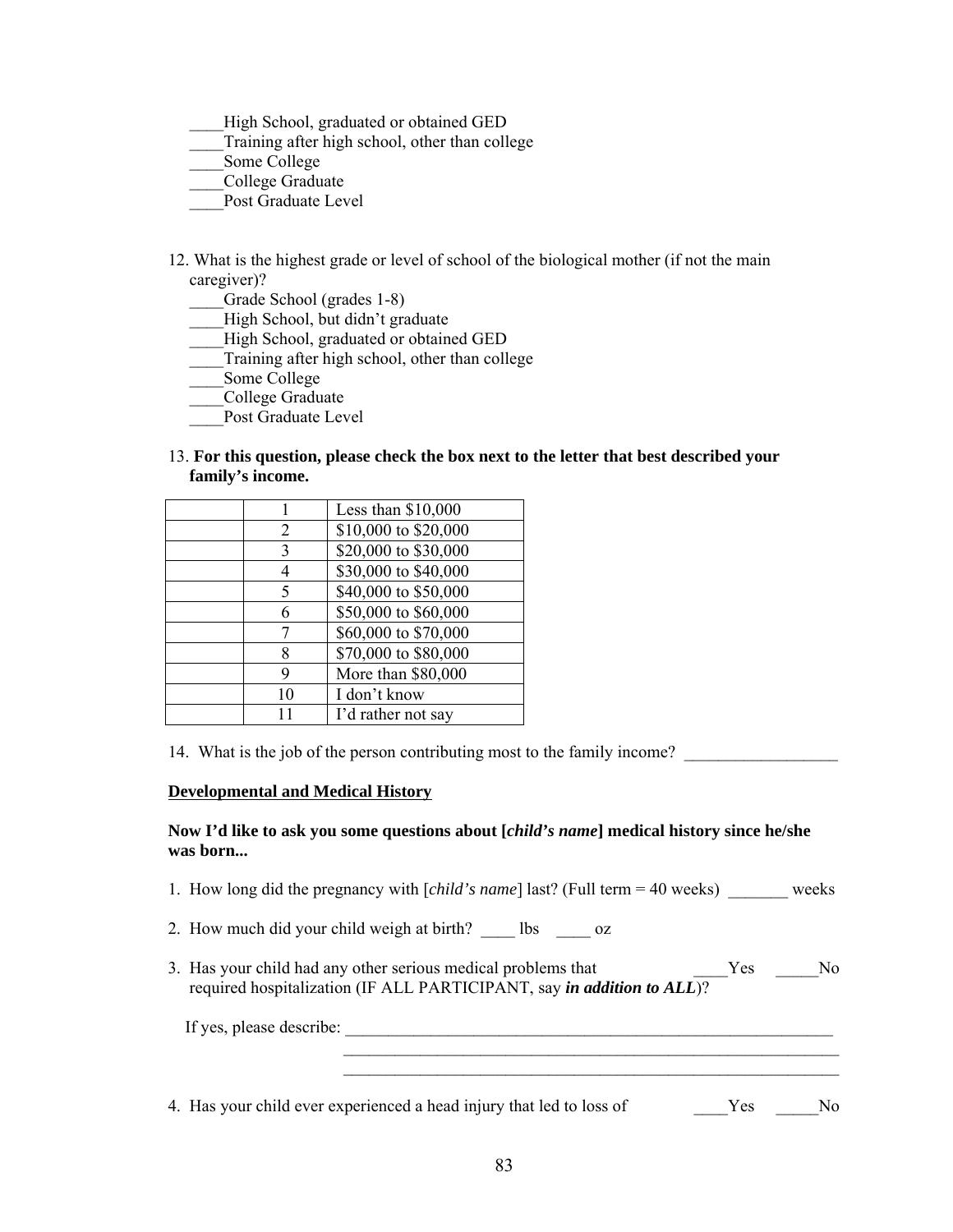____High School, graduated or obtained GED
____Training after high school, other than college
____Some College
____College Graduate
____Post Graduate Level

12. What is the highest grade or level of school of the biological mother (if not the main caregiver)?
    ____Grade School (grades 1-8)
    ____High School, but didn't graduate
    ____High School, graduated or obtained GED
    ____Training after high school, other than college
    ____Some College
    ____College Graduate
    ____Post Graduate Level

13. **For this question, please check the box next to the letter that best described your family's income.**

| | | |
|---|---|---|
| | 1 | Less than $10,000 |
| | 2 | $10,000 to $20,000 |
| | 3 | $20,000 to $30,000 |
| | 4 | $30,000 to $40,000 |
| | 5 | $40,000 to $50,000 |
| | 6 | $50,000 to $60,000 |
| | 7 | $60,000 to $70,000 |
| | 8 | $70,000 to $80,000 |
| | 9 | More than $80,000 |
| | 10 | I don't know |
| | 11 | I'd rather not say |

14. What is the job of the person contributing most to the family income? __________________

**Developmental and Medical History**

**Now I'd like to ask you some questions about [*child's name*] medical history since he/she was born...**

1. How long did the pregnancy with [*child's name*] last? (Full term = 40 weeks) _______ weeks

2. How much did your child weigh at birth? ____ lbs ____ oz

3. Has your child had any other serious medical problems that required hospitalization (IF ALL PARTICIPANT, say ***in addition to ALL***)? ____Yes _____No

   If yes, please describe: ____________________________________________________________
   ____________________________________________________________
   ____________________________________________________________

4. Has your child ever experienced a head injury that led to loss of ____Yes _____No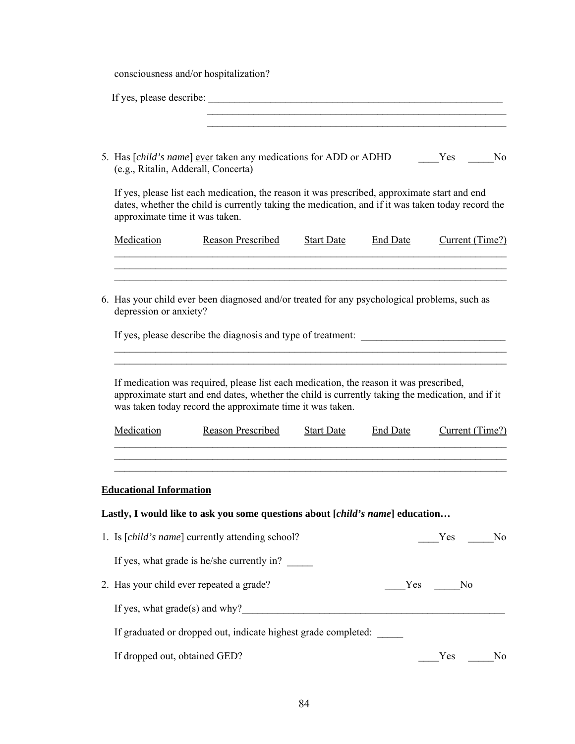consciousness and/or hospitalization?

If yes, please describe: ___________________________________________________________
___________________________________________________________
___________________________________________________________

5. Has [*child's name*] ever taken any medications for ADD or ADHD (e.g., Ritalin, Adderall, Concerta) ____Yes _____No

   If yes, please list each medication, the reason it was prescribed, approximate start and end dates, whether the child is currently taking the medication, and if it was taken today record the approximate time it was taken.

| Medication | Reason Prescribed | Start Date | End Date | Current (Time?) |
|---|---|---|---|---|
| | | | | |
| | | | | |
| | | | | |

6. Has your child ever been diagnosed and/or treated for any psychological problems, such as depression or anxiety?

   If yes, please describe the diagnosis and type of treatment: ____________________________
   ______________________________________________________________________________
   ______________________________________________________________________________

   If medication was required, please list each medication, the reason it was prescribed, approximate start and end dates, whether the child is currently taking the medication, and if it was taken today record the approximate time it was taken.

| Medication | Reason Prescribed | Start Date | End Date | Current (Time?) |
|---|---|---|---|---|
| | | | | |
| | | | | |
| | | | | |

**Educational Information**

**Lastly, I would like to ask you some questions about [*child's name*] education…**

1. Is [*child's name*] currently attending school? ____Yes _____No

   If yes, what grade is he/she currently in? _____

2. Has your child ever repeated a grade? ____Yes _____No

   If yes, what grade(s) and why?_____________________________________________________

   If graduated or dropped out, indicate highest grade completed: _____

   If dropped out, obtained GED? ____Yes _____No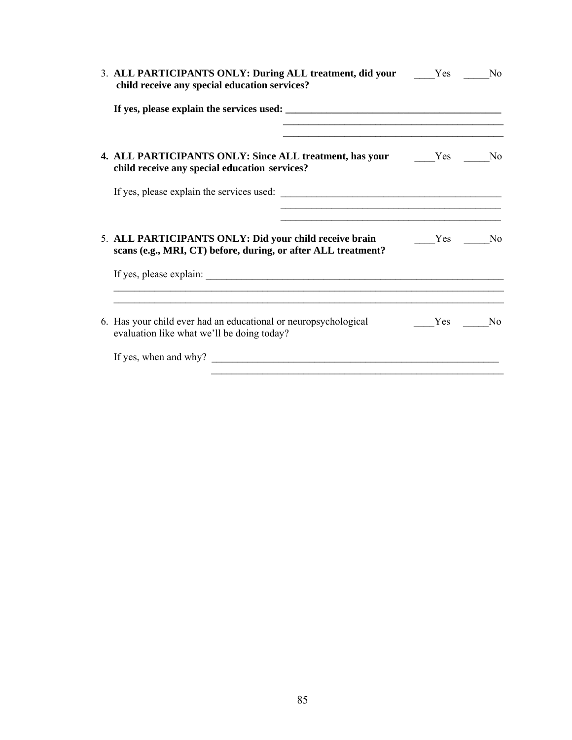3. **ALL PARTICIPANTS ONLY: During ALL treatment, did your child receive any special education services?** ____Yes _____No

   **If yes, please explain the services used: ___________________________________________**
   **___________________________________________**
   **___________________________________________**

4. **ALL PARTICIPANTS ONLY: Since ALL treatment, has your child receive any special education services?** ____Yes _____No

   If yes, please explain the services used: ___________________________________________
   ___________________________________________
   ___________________________________________

5. **ALL PARTICIPANTS ONLY: Did your child receive brain scans (e.g., MRI, CT) before, during, or after ALL treatment?** ____Yes _____No

   If yes, please explain: ___________________________________________________________
   ______________________________________________________________________________
   ______________________________________________________________________________

6. Has your child ever had an educational or neuropsychological evaluation like what we'll be doing today? ____Yes _____No

   If yes, when and why? _______________________________________________________
   ___________________________________________________________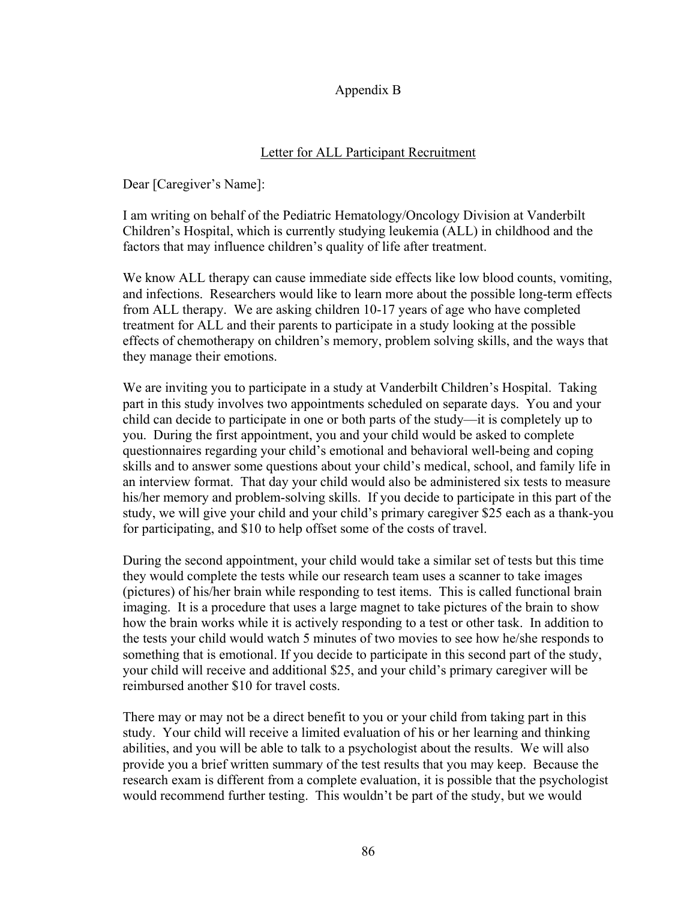# Appendix B

## Letter for ALL Participant Recruitment

Dear [Caregiver's Name]:

I am writing on behalf of the Pediatric Hematology/Oncology Division at Vanderbilt Children's Hospital, which is currently studying leukemia (ALL) in childhood and the factors that may influence children's quality of life after treatment.

We know ALL therapy can cause immediate side effects like low blood counts, vomiting, and infections. Researchers would like to learn more about the possible long-term effects from ALL therapy. We are asking children 10-17 years of age who have completed treatment for ALL and their parents to participate in a study looking at the possible effects of chemotherapy on children's memory, problem solving skills, and the ways that they manage their emotions.

We are inviting you to participate in a study at Vanderbilt Children's Hospital. Taking part in this study involves two appointments scheduled on separate days. You and your child can decide to participate in one or both parts of the study—it is completely up to you. During the first appointment, you and your child would be asked to complete questionnaires regarding your child's emotional and behavioral well-being and coping skills and to answer some questions about your child's medical, school, and family life in an interview format. That day your child would also be administered six tests to measure his/her memory and problem-solving skills. If you decide to participate in this part of the study, we will give your child and your child's primary caregiver $25 each as a thank-you for participating, and $10 to help offset some of the costs of travel.

During the second appointment, your child would take a similar set of tests but this time they would complete the tests while our research team uses a scanner to take images (pictures) of his/her brain while responding to test items. This is called functional brain imaging. It is a procedure that uses a large magnet to take pictures of the brain to show how the brain works while it is actively responding to a test or other task. In addition to the tests your child would watch 5 minutes of two movies to see how he/she responds to something that is emotional. If you decide to participate in this second part of the study, your child will receive and additional $25, and your child's primary caregiver will be reimbursed another $10 for travel costs.

There may or may not be a direct benefit to you or your child from taking part in this study. Your child will receive a limited evaluation of his or her learning and thinking abilities, and you will be able to talk to a psychologist about the results. We will also provide you a brief written summary of the test results that you may keep. Because the research exam is different from a complete evaluation, it is possible that the psychologist would recommend further testing. This wouldn't be part of the study, but we would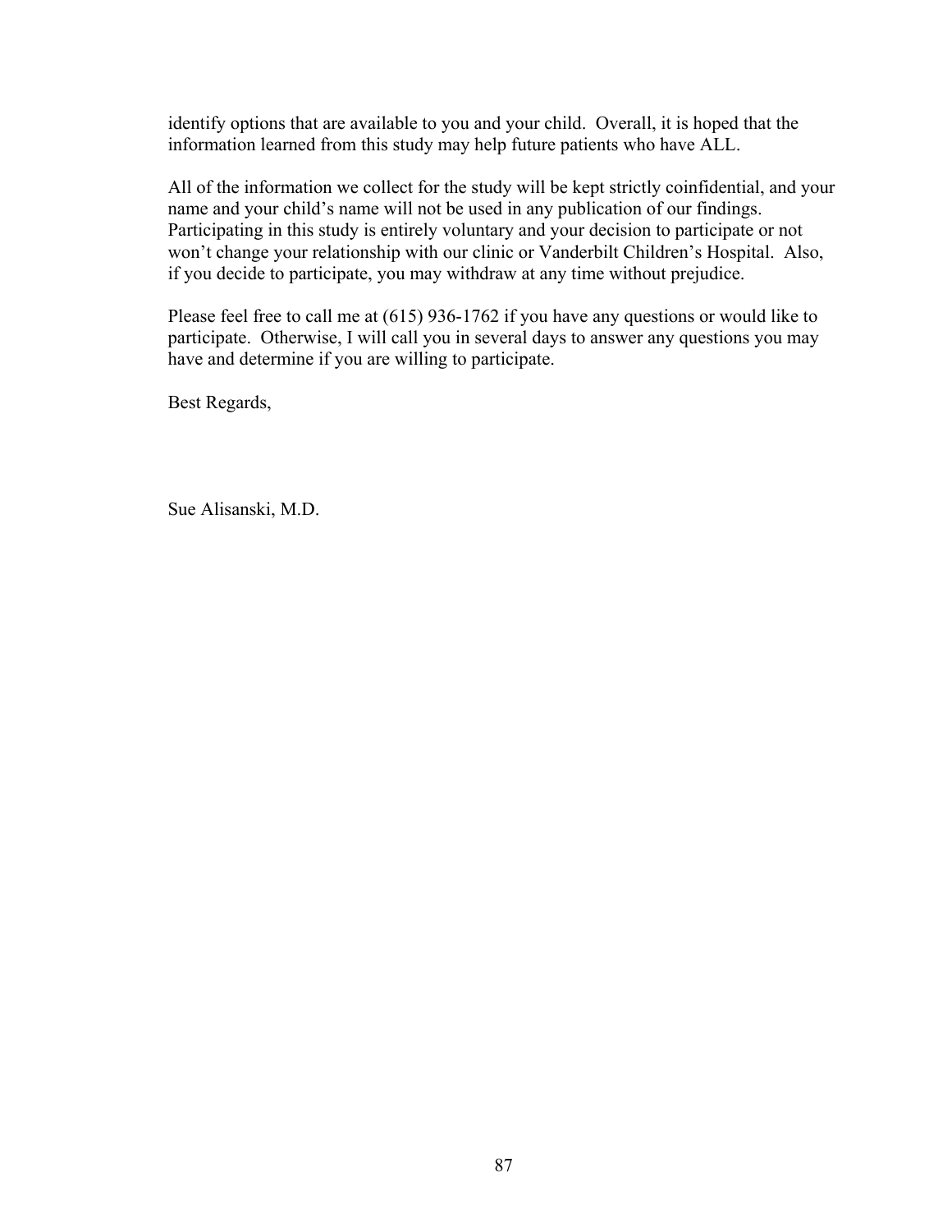identify options that are available to you and your child. Overall, it is hoped that the information learned from this study may help future patients who have ALL.

All of the information we collect for the study will be kept strictly coinfidential, and your name and your child's name will not be used in any publication of our findings. Participating in this study is entirely voluntary and your decision to participate or not won't change your relationship with our clinic or Vanderbilt Children's Hospital. Also, if you decide to participate, you may withdraw at any time without prejudice.

Please feel free to call me at (615) 936-1762 if you have any questions or would like to participate. Otherwise, I will call you in several days to answer any questions you may have and determine if you are willing to participate.

Best Regards,

Sue Alisanski, M.D.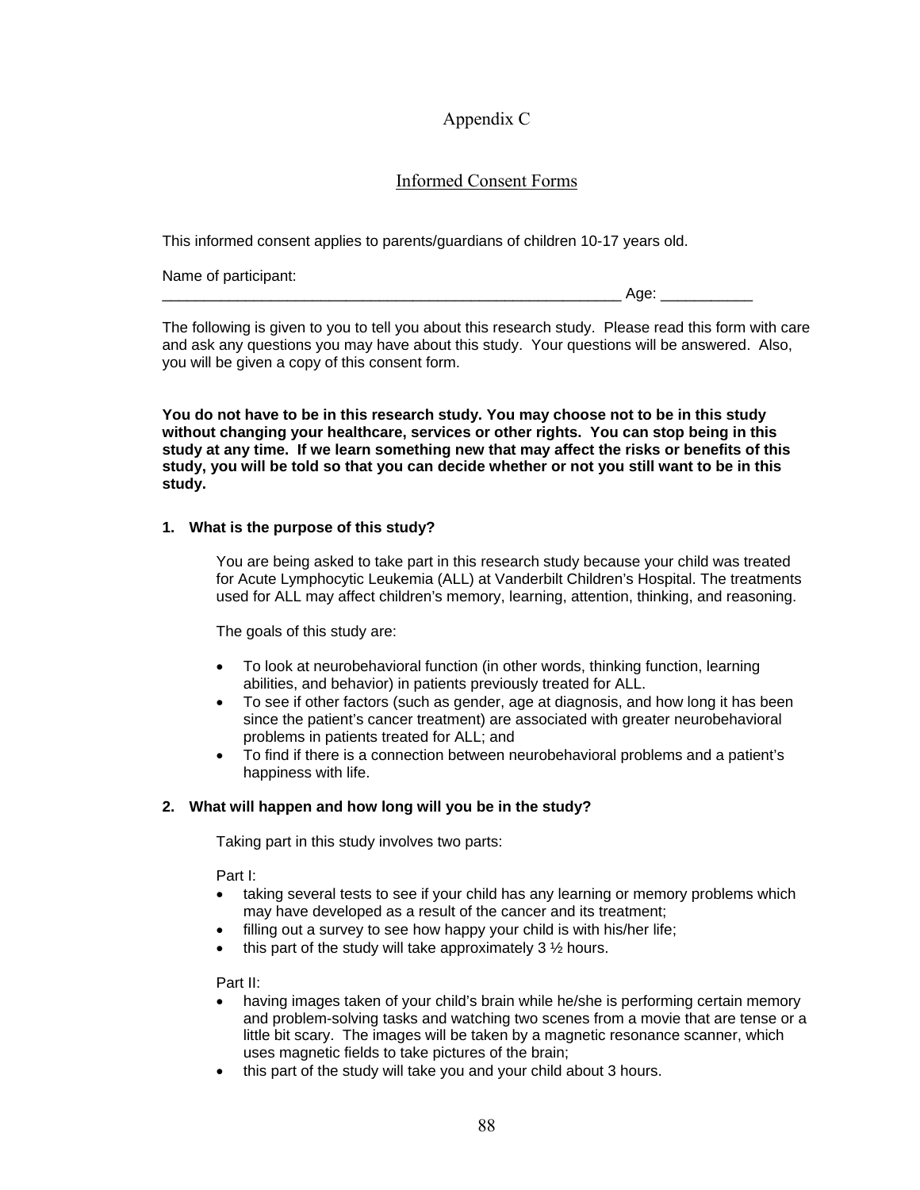# Appendix C

## Informed Consent Forms

This informed consent applies to parents/guardians of children 10-17 years old.

Name of participant:
_________________________________________________________ Age: ___________

The following is given to you to tell you about this research study. Please read this form with care and ask any questions you may have about this study. Your questions will be answered. Also, you will be given a copy of this consent form.

**You do not have to be in this research study. You may choose not to be in this study without changing your healthcare, services or other rights. You can stop being in this study at any time. If we learn something new that may affect the risks or benefits of this study, you will be told so that you can decide whether or not you still want to be in this study.**

### 1. What is the purpose of this study?

You are being asked to take part in this research study because your child was treated for Acute Lymphocytic Leukemia (ALL) at Vanderbilt Children's Hospital. The treatments used for ALL may affect children's memory, learning, attention, thinking, and reasoning.

The goals of this study are:

- To look at neurobehavioral function (in other words, thinking function, learning abilities, and behavior) in patients previously treated for ALL.
- To see if other factors (such as gender, age at diagnosis, and how long it has been since the patient's cancer treatment) are associated with greater neurobehavioral problems in patients treated for ALL; and
- To find if there is a connection between neurobehavioral problems and a patient's happiness with life.

### 2. What will happen and how long will you be in the study?

Taking part in this study involves two parts:

Part I:

- taking several tests to see if your child has any learning or memory problems which may have developed as a result of the cancer and its treatment;
- filling out a survey to see how happy your child is with his/her life;
- this part of the study will take approximately 3 ½ hours.

Part II:

- having images taken of your child's brain while he/she is performing certain memory and problem-solving tasks and watching two scenes from a movie that are tense or a little bit scary. The images will be taken by a magnetic resonance scanner, which uses magnetic fields to take pictures of the brain;
- this part of the study will take you and your child about 3 hours.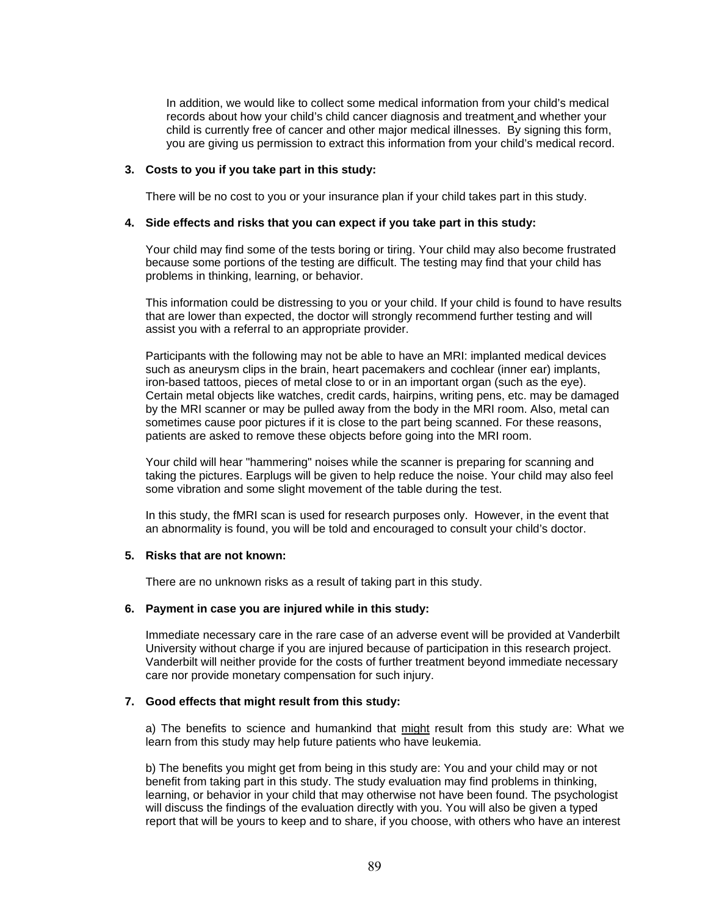In addition, we would like to collect some medical information from your child's medical records about how your child's child cancer diagnosis and treatment and whether your child is currently free of cancer and other major medical illnesses. By signing this form, you are giving us permission to extract this information from your child's medical record.

**3. Costs to you if you take part in this study:**

There will be no cost to you or your insurance plan if your child takes part in this study.

**4. Side effects and risks that you can expect if you take part in this study:**

Your child may find some of the tests boring or tiring. Your child may also become frustrated because some portions of the testing are difficult. The testing may find that your child has problems in thinking, learning, or behavior.

This information could be distressing to you or your child. If your child is found to have results that are lower than expected, the doctor will strongly recommend further testing and will assist you with a referral to an appropriate provider.

Participants with the following may not be able to have an MRI: implanted medical devices such as aneurysm clips in the brain, heart pacemakers and cochlear (inner ear) implants, iron-based tattoos, pieces of metal close to or in an important organ (such as the eye). Certain metal objects like watches, credit cards, hairpins, writing pens, etc. may be damaged by the MRI scanner or may be pulled away from the body in the MRI room. Also, metal can sometimes cause poor pictures if it is close to the part being scanned. For these reasons, patients are asked to remove these objects before going into the MRI room.

Your child will hear "hammering" noises while the scanner is preparing for scanning and taking the pictures. Earplugs will be given to help reduce the noise. Your child may also feel some vibration and some slight movement of the table during the test.

In this study, the fMRI scan is used for research purposes only. However, in the event that an abnormality is found, you will be told and encouraged to consult your child's doctor.

**5. Risks that are not known:**

There are no unknown risks as a result of taking part in this study.

**6. Payment in case you are injured while in this study:**

Immediate necessary care in the rare case of an adverse event will be provided at Vanderbilt University without charge if you are injured because of participation in this research project. Vanderbilt will neither provide for the costs of further treatment beyond immediate necessary care nor provide monetary compensation for such injury.

**7. Good effects that might result from this study:**

a) The benefits to science and humankind that <u>might</u> result from this study are: What we learn from this study may help future patients who have leukemia.

b) The benefits you might get from being in this study are: You and your child may or not benefit from taking part in this study. The study evaluation may find problems in thinking, learning, or behavior in your child that may otherwise not have been found. The psychologist will discuss the findings of the evaluation directly with you. You will also be given a typed report that will be yours to keep and to share, if you choose, with others who have an interest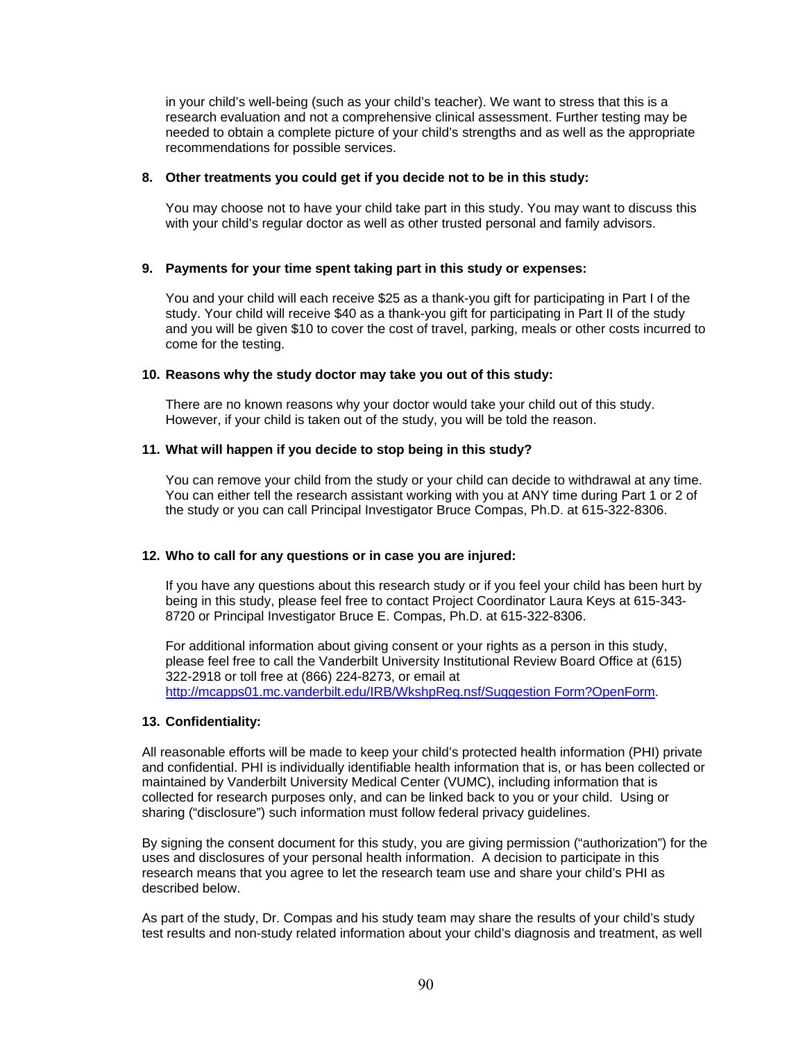in your child's well-being (such as your child's teacher). We want to stress that this is a research evaluation and not a comprehensive clinical assessment. Further testing may be needed to obtain a complete picture of your child's strengths and as well as the appropriate recommendations for possible services.

**8. Other treatments you could get if you decide not to be in this study:**

You may choose not to have your child take part in this study. You may want to discuss this with your child's regular doctor as well as other trusted personal and family advisors.

**9. Payments for your time spent taking part in this study or expenses:**

You and your child will each receive $25 as a thank-you gift for participating in Part I of the study. Your child will receive $40 as a thank-you gift for participating in Part II of the study and you will be given $10 to cover the cost of travel, parking, meals or other costs incurred to come for the testing.

**10. Reasons why the study doctor may take you out of this study:**

There are no known reasons why your doctor would take your child out of this study. However, if your child is taken out of the study, you will be told the reason.

**11. What will happen if you decide to stop being in this study?**

You can remove your child from the study or your child can decide to withdrawal at any time. You can either tell the research assistant working with you at ANY time during Part 1 or 2 of the study or you can call Principal Investigator Bruce Compas, Ph.D. at 615-322-8306.

**12. Who to call for any questions or in case you are injured:**

If you have any questions about this research study or if you feel your child has been hurt by being in this study, please feel free to contact Project Coordinator Laura Keys at 615-343-8720 or Principal Investigator Bruce E. Compas, Ph.D. at 615-322-8306.

For additional information about giving consent or your rights as a person in this study, please feel free to call the Vanderbilt University Institutional Review Board Office at (615) 322-2918 or toll free at (866) 224-8273, or email at http://mcapps01.mc.vanderbilt.edu/IRB/WkshpReg.nsf/Suggestion Form?OpenForm.

**13. Confidentiality:**

All reasonable efforts will be made to keep your child's protected health information (PHI) private and confidential. PHI is individually identifiable health information that is, or has been collected or maintained by Vanderbilt University Medical Center (VUMC), including information that is collected for research purposes only, and can be linked back to you or your child. Using or sharing ("disclosure") such information must follow federal privacy guidelines.

By signing the consent document for this study, you are giving permission ("authorization") for the uses and disclosures of your personal health information. A decision to participate in this research means that you agree to let the research team use and share your child's PHI as described below.

As part of the study, Dr. Compas and his study team may share the results of your child's study test results and non-study related information about your child's diagnosis and treatment, as well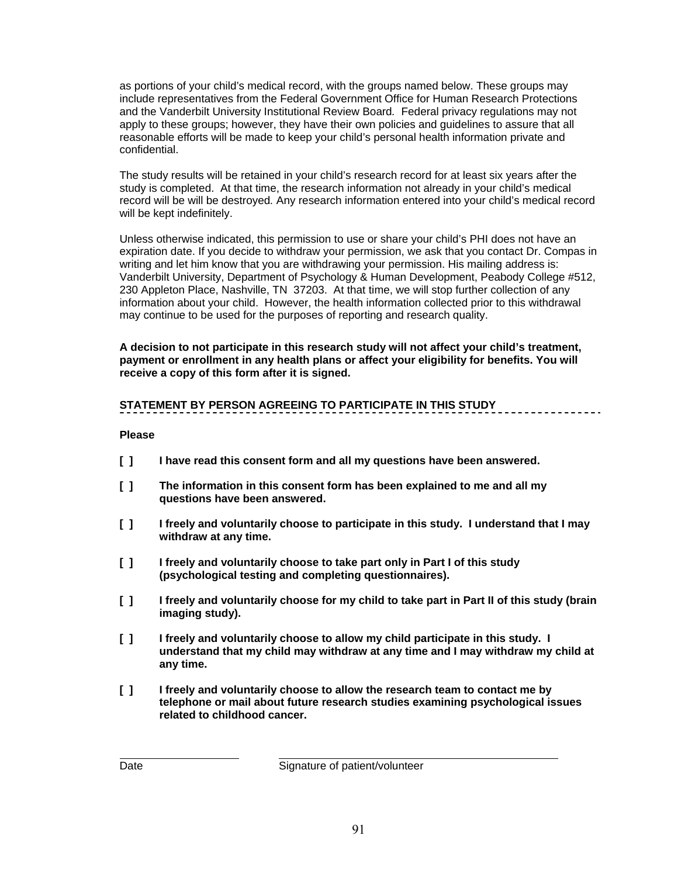as portions of your child's medical record, with the groups named below. These groups may include representatives from the Federal Government Office for Human Research Protections and the Vanderbilt University Institutional Review Board. Federal privacy regulations may not apply to these groups; however, they have their own policies and guidelines to assure that all reasonable efforts will be made to keep your child's personal health information private and confidential.

The study results will be retained in your child's research record for at least six years after the study is completed. At that time, the research information not already in your child's medical record will be will be destroyed. Any research information entered into your child's medical record will be kept indefinitely.

Unless otherwise indicated, this permission to use or share your child's PHI does not have an expiration date. If you decide to withdraw your permission, we ask that you contact Dr. Compas in writing and let him know that you are withdrawing your permission. His mailing address is: Vanderbilt University, Department of Psychology & Human Development, Peabody College #512, 230 Appleton Place, Nashville, TN 37203. At that time, we will stop further collection of any information about your child. However, the health information collected prior to this withdrawal may continue to be used for the purposes of reporting and research quality.

**A decision to not participate in this research study will not affect your child's treatment, payment or enrollment in any health plans or affect your eligibility for benefits. You will receive a copy of this form after it is signed.**

**STATEMENT BY PERSON AGREEING TO PARTICIPATE IN THIS STUDY**

**Please**

**[ ]    I have read this consent form and all my questions have been answered.**

**[ ]    The information in this consent form has been explained to me and all my questions have been answered.**

**[ ]    I freely and voluntarily choose to participate in this study. I understand that I may withdraw at any time.**

**[ ]    I freely and voluntarily choose to take part only in Part I of this study (psychological testing and completing questionnaires).**

**[ ]    I freely and voluntarily choose for my child to take part in Part II of this study (brain imaging study).**

**[ ]    I freely and voluntarily choose to allow my child participate in this study. I understand that my child may withdraw at any time and I may withdraw my child at any time.**

**[ ]    I freely and voluntarily choose to allow the research team to contact me by telephone or mail about future research studies examining psychological issues related to childhood cancer.**

\_\_\_\_\_\_\_\_\_\_\_\_\_\_\_\_\_\_\_\_ \_\_\_\_\_\_\_\_\_\_\_\_\_\_\_\_\_\_\_\_\_\_\_\_\_\_\_\_\_\_\_\_\_\_\_\_\_\_\_\_

Date                     Signature of patient/volunteer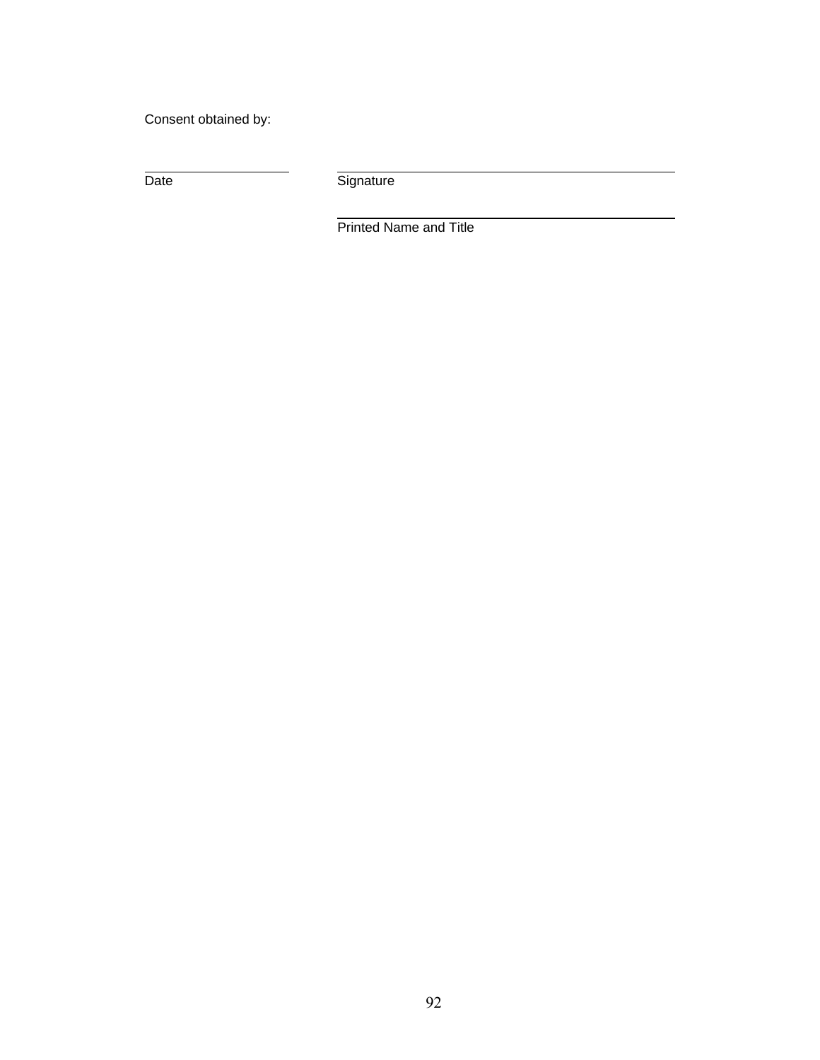Consent obtained by:

| \_\_\_\_\_\_\_\_\_\_\_\_\_\_\_\_\_\_\_\_ | \_\_\_\_\_\_\_\_\_\_\_\_\_\_\_\_\_\_\_\_\_\_\_\_\_\_\_\_\_\_\_\_\_\_\_\_\_\_\_\_ |
|---|---|
| Date | Signature |
| | \_\_\_\_\_\_\_\_\_\_\_\_\_\_\_\_\_\_\_\_\_\_\_\_\_\_\_\_\_\_\_\_\_\_\_\_\_\_\_\_ |
| | Printed Name and Title |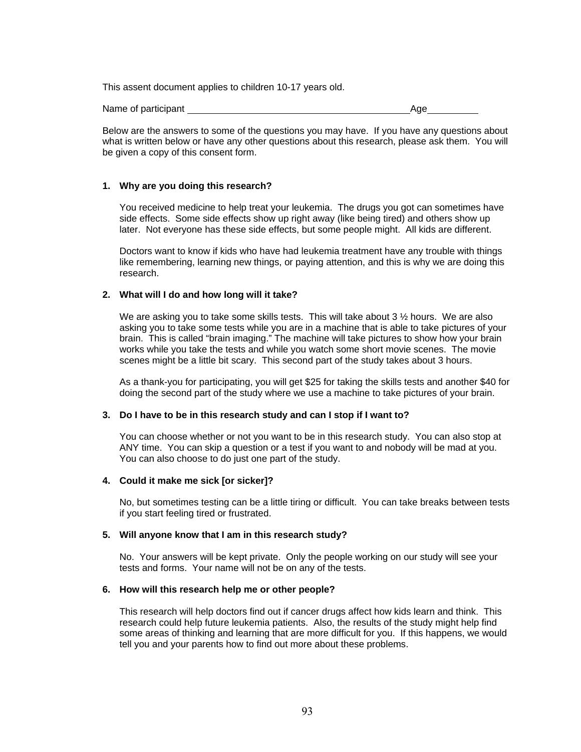This assent document applies to children 10-17 years old.

Name of participant \_\_\_\_\_\_\_\_\_\_\_\_\_\_\_\_\_\_\_\_\_\_\_\_\_\_\_\_\_\_\_\_\_\_\_\_\_\_\_\_ Age \_\_\_\_\_\_\_\_\_

Below are the answers to some of the questions you may have. If you have any questions about what is written below or have any other questions about this research, please ask them. You will be given a copy of this consent form.

**1. Why are you doing this research?**

You received medicine to help treat your leukemia. The drugs you got can sometimes have side effects. Some side effects show up right away (like being tired) and others show up later. Not everyone has these side effects, but some people might. All kids are different.

Doctors want to know if kids who have had leukemia treatment have any trouble with things like remembering, learning new things, or paying attention, and this is why we are doing this research.

**2. What will I do and how long will it take?**

We are asking you to take some skills tests. This will take about 3 ½ hours. We are also asking you to take some tests while you are in a machine that is able to take pictures of your brain. This is called "brain imaging." The machine will take pictures to show how your brain works while you take the tests and while you watch some short movie scenes. The movie scenes might be a little bit scary. This second part of the study takes about 3 hours.

As a thank-you for participating, you will get $25 for taking the skills tests and another $40 for doing the second part of the study where we use a machine to take pictures of your brain.

**3. Do I have to be in this research study and can I stop if I want to?**

You can choose whether or not you want to be in this research study. You can also stop at ANY time. You can skip a question or a test if you want to and nobody will be mad at you. You can also choose to do just one part of the study.

**4. Could it make me sick [or sicker]?**

No, but sometimes testing can be a little tiring or difficult. You can take breaks between tests if you start feeling tired or frustrated.

**5. Will anyone know that I am in this research study?**

No. Your answers will be kept private. Only the people working on our study will see your tests and forms. Your name will not be on any of the tests.

**6. How will this research help me or other people?**

This research will help doctors find out if cancer drugs affect how kids learn and think. This research could help future leukemia patients. Also, the results of the study might help find some areas of thinking and learning that are more difficult for you. If this happens, we would tell you and your parents how to find out more about these problems.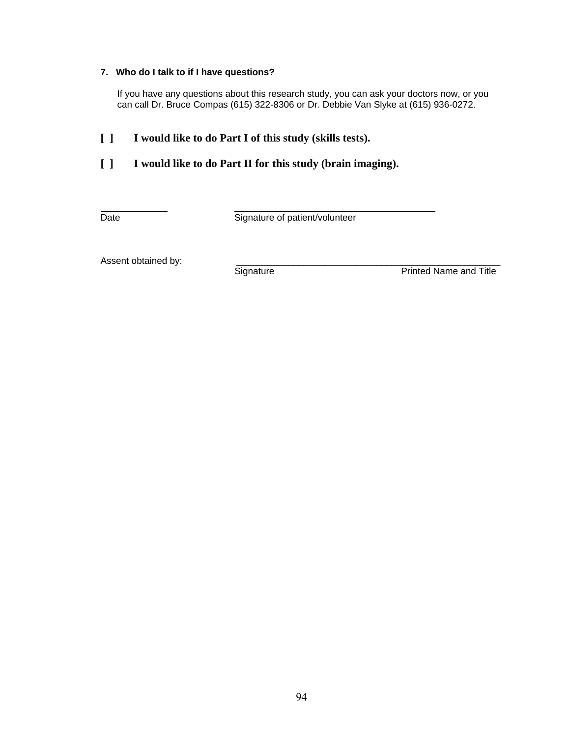**7. Who do I talk to if I have questions?**

If you have any questions about this research study, you can ask your doctors now, or you can call Dr. Bruce Compas (615) 322-8306 or Dr. Debbie Van Slyke at (615) 936-0272.

**[ ] I would like to do Part I of this study (skills tests).**

**[ ] I would like to do Part II for this study (brain imaging).**

\_\_\_\_\_\_\_\_\_\_\_\_ \_\_\_\_\_\_\_\_\_\_\_\_\_\_\_\_\_\_\_\_\_\_\_\_\_\_\_\_\_\_\_\_\_\_\_\_

Date Signature of patient/volunteer

Assent obtained by: \_\_\_\_\_\_\_\_\_\_\_\_\_\_\_\_\_\_\_\_\_\_\_\_\_\_\_\_\_\_\_\_\_\_\_\_\_\_\_\_\_\_\_\_\_\_\_\_\_

Signature Printed Name and Title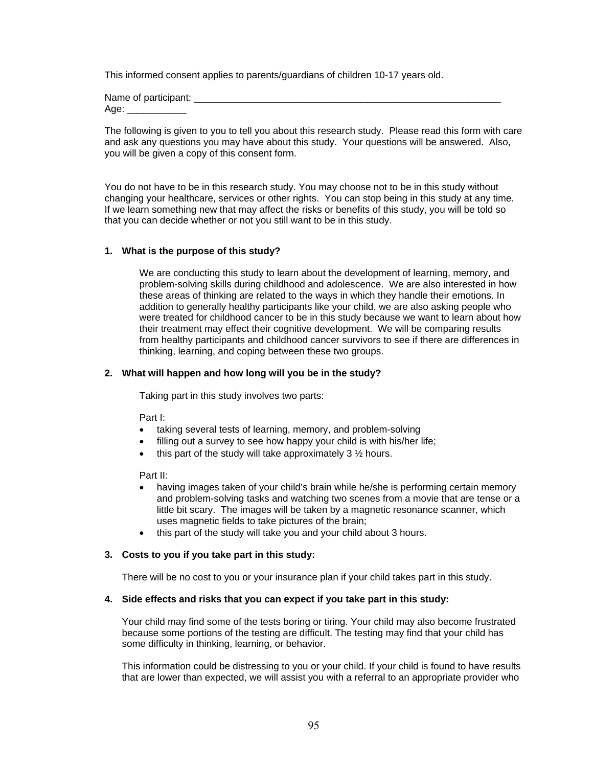This informed consent applies to parents/guardians of children 10-17 years old.

Name of participant: ___________________________________________________________
Age: ___________

The following is given to you to tell you about this research study. Please read this form with care and ask any questions you may have about this study. Your questions will be answered. Also, you will be given a copy of this consent form.

You do not have to be in this research study. You may choose not to be in this study without changing your healthcare, services or other rights. You can stop being in this study at any time. If we learn something new that may affect the risks or benefits of this study, you will be told so that you can decide whether or not you still want to be in this study.

**1. What is the purpose of this study?**

We are conducting this study to learn about the development of learning, memory, and problem-solving skills during childhood and adolescence. We are also interested in how these areas of thinking are related to the ways in which they handle their emotions. In addition to generally healthy participants like your child, we are also asking people who were treated for childhood cancer to be in this study because we want to learn about how their treatment may effect their cognitive development. We will be comparing results from healthy participants and childhood cancer survivors to see if there are differences in thinking, learning, and coping between these two groups.

**2. What will happen and how long will you be in the study?**

Taking part in this study involves two parts:

Part I:

- taking several tests of learning, memory, and problem-solving
- filling out a survey to see how happy your child is with his/her life;
- this part of the study will take approximately 3 ½ hours.

Part II:

- having images taken of your child's brain while he/she is performing certain memory and problem-solving tasks and watching two scenes from a movie that are tense or a little bit scary. The images will be taken by a magnetic resonance scanner, which uses magnetic fields to take pictures of the brain;
- this part of the study will take you and your child about 3 hours.

**3. Costs to you if you take part in this study:**

There will be no cost to you or your insurance plan if your child takes part in this study.

**4. Side effects and risks that you can expect if you take part in this study:**

Your child may find some of the tests boring or tiring. Your child may also become frustrated because some portions of the testing are difficult. The testing may find that your child has some difficulty in thinking, learning, or behavior.

This information could be distressing to you or your child. If your child is found to have results that are lower than expected, we will assist you with a referral to an appropriate provider who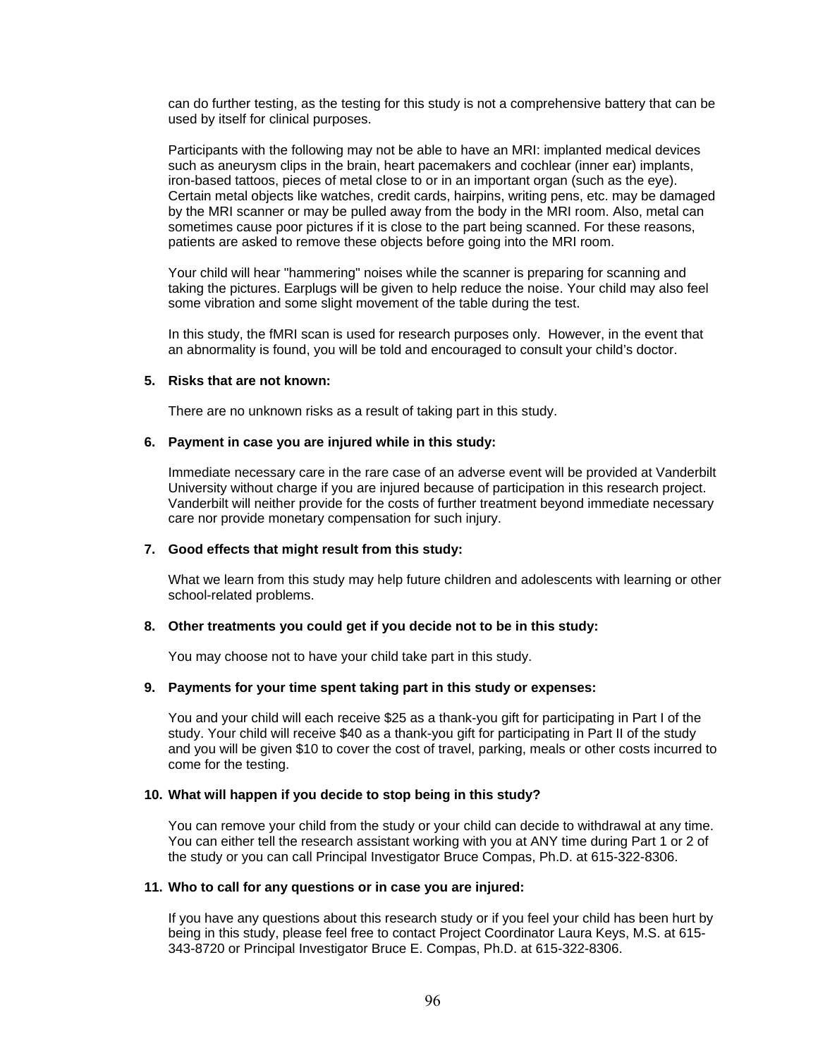can do further testing, as the testing for this study is not a comprehensive battery that can be used by itself for clinical purposes.

Participants with the following may not be able to have an MRI: implanted medical devices such as aneurysm clips in the brain, heart pacemakers and cochlear (inner ear) implants, iron-based tattoos, pieces of metal close to or in an important organ (such as the eye). Certain metal objects like watches, credit cards, hairpins, writing pens, etc. may be damaged by the MRI scanner or may be pulled away from the body in the MRI room. Also, metal can sometimes cause poor pictures if it is close to the part being scanned. For these reasons, patients are asked to remove these objects before going into the MRI room.

Your child will hear "hammering" noises while the scanner is preparing for scanning and taking the pictures. Earplugs will be given to help reduce the noise. Your child may also feel some vibration and some slight movement of the table during the test.

In this study, the fMRI scan is used for research purposes only. However, in the event that an abnormality is found, you will be told and encouraged to consult your child's doctor.

**5. Risks that are not known:**

There are no unknown risks as a result of taking part in this study.

**6. Payment in case you are injured while in this study:**

Immediate necessary care in the rare case of an adverse event will be provided at Vanderbilt University without charge if you are injured because of participation in this research project. Vanderbilt will neither provide for the costs of further treatment beyond immediate necessary care nor provide monetary compensation for such injury.

**7. Good effects that might result from this study:**

What we learn from this study may help future children and adolescents with learning or other school-related problems.

**8. Other treatments you could get if you decide not to be in this study:**

You may choose not to have your child take part in this study.

**9. Payments for your time spent taking part in this study or expenses:**

You and your child will each receive $25 as a thank-you gift for participating in Part I of the study. Your child will receive $40 as a thank-you gift for participating in Part II of the study and you will be given $10 to cover the cost of travel, parking, meals or other costs incurred to come for the testing.

**10. What will happen if you decide to stop being in this study?**

You can remove your child from the study or your child can decide to withdrawal at any time. You can either tell the research assistant working with you at ANY time during Part 1 or 2 of the study or you can call Principal Investigator Bruce Compas, Ph.D. at 615-322-8306.

**11. Who to call for any questions or in case you are injured:**

If you have any questions about this research study or if you feel your child has been hurt by being in this study, please feel free to contact Project Coordinator Laura Keys, M.S. at 615-343-8720 or Principal Investigator Bruce E. Compas, Ph.D. at 615-322-8306.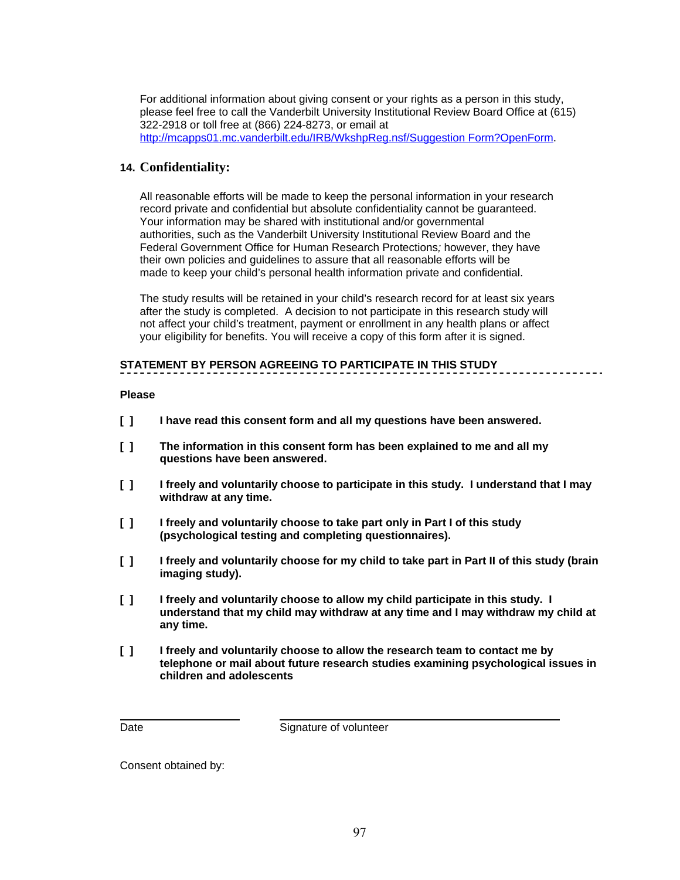For additional information about giving consent or your rights as a person in this study, please feel free to call the Vanderbilt University Institutional Review Board Office at (615) 322-2918 or toll free at (866) 224-8273, or email at http://mcapps01.mc.vanderbilt.edu/IRB/WkshpReg.nsf/Suggestion Form?OpenForm.

## 14. Confidentiality:

All reasonable efforts will be made to keep the personal information in your research record private and confidential but absolute confidentiality cannot be guaranteed. Your information may be shared with institutional and/or governmental authorities, such as the Vanderbilt University Institutional Review Board and the Federal Government Office for Human Research Protections*;* however, they have their own policies and guidelines to assure that all reasonable efforts will be made to keep your child's personal health information private and confidential.

The study results will be retained in your child's research record for at least six years after the study is completed. A decision to not participate in this research study will not affect your child's treatment, payment or enrollment in any health plans or affect your eligibility for benefits. You will receive a copy of this form after it is signed.

**STATEMENT BY PERSON AGREEING TO PARTICIPATE IN THIS STUDY**

**Please**

**[ ]** **I have read this consent form and all my questions have been answered.**

**[ ]** **The information in this consent form has been explained to me and all my questions have been answered.**

**[ ]** **I freely and voluntarily choose to participate in this study. I understand that I may withdraw at any time.**

**[ ]** **I freely and voluntarily choose to take part only in Part I of this study (psychological testing and completing questionnaires).**

**[ ]** **I freely and voluntarily choose for my child to take part in Part II of this study (brain imaging study).**

**[ ]** **I freely and voluntarily choose to allow my child participate in this study. I understand that my child may withdraw at any time and I may withdraw my child at any time.**

**[ ]** **I freely and voluntarily choose to allow the research team to contact me by telephone or mail about future research studies examining psychological issues in children and adolescents**

Date Signature of volunteer

Consent obtained by: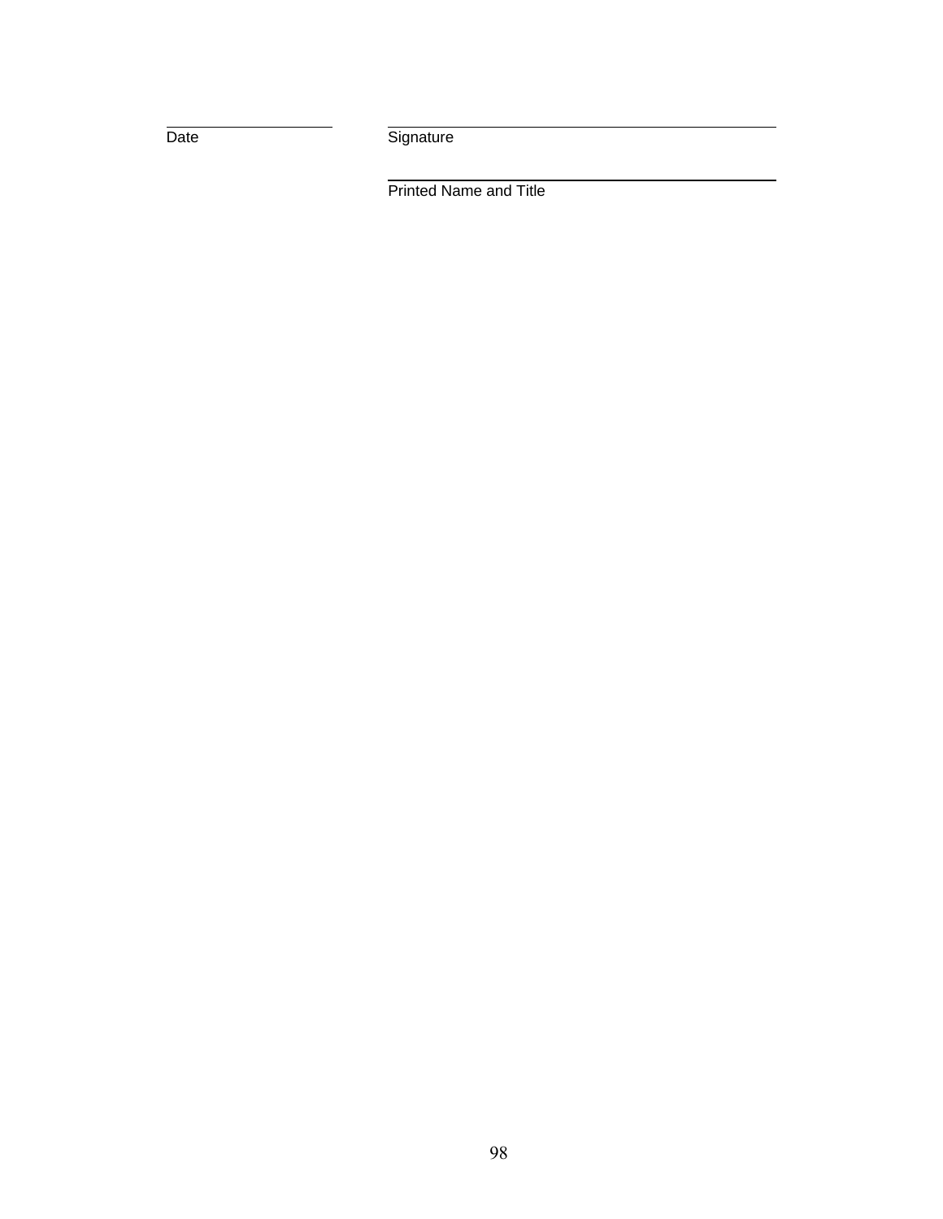\_\_\_\_\_\_\_\_\_\_\_\_\_\_\_\_\_\_\_\_ \_\_\_\_\_\_\_\_\_\_\_\_\_\_\_\_\_\_\_\_\_\_\_\_\_\_\_\_\_\_\_\_\_\_\_\_\_\_\_\_\_\_\_\_\_\_

Date Signature

\_\_\_\_\_\_\_\_\_\_\_\_\_\_\_\_\_\_\_\_\_\_\_\_\_\_\_\_\_\_\_\_\_\_\_\_\_\_\_\_\_\_\_\_\_\_

Printed Name and Title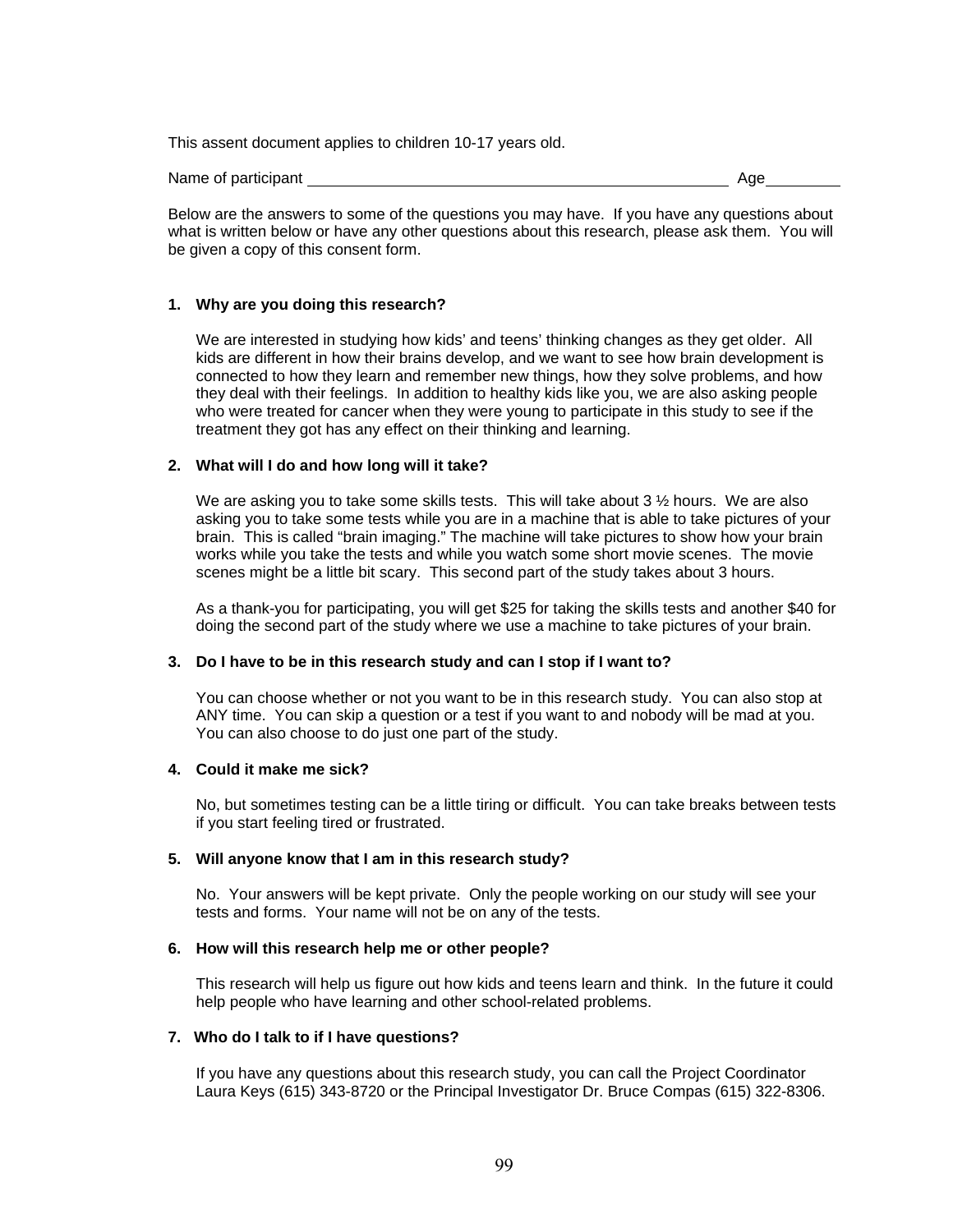This assent document applies to children 10-17 years old.

Name of participant ______________________________________________ Age________

Below are the answers to some of the questions you may have. If you have any questions about what is written below or have any other questions about this research, please ask them. You will be given a copy of this consent form.

**1. Why are you doing this research?**

We are interested in studying how kids' and teens' thinking changes as they get older. All kids are different in how their brains develop, and we want to see how brain development is connected to how they learn and remember new things, how they solve problems, and how they deal with their feelings. In addition to healthy kids like you, we are also asking people who were treated for cancer when they were young to participate in this study to see if the treatment they got has any effect on their thinking and learning.

**2. What will I do and how long will it take?**

We are asking you to take some skills tests. This will take about 3 ½ hours. We are also asking you to take some tests while you are in a machine that is able to take pictures of your brain. This is called "brain imaging." The machine will take pictures to show how your brain works while you take the tests and while you watch some short movie scenes. The movie scenes might be a little bit scary. This second part of the study takes about 3 hours.

As a thank-you for participating, you will get $25 for taking the skills tests and another $40 for doing the second part of the study where we use a machine to take pictures of your brain.

**3. Do I have to be in this research study and can I stop if I want to?**

You can choose whether or not you want to be in this research study. You can also stop at ANY time. You can skip a question or a test if you want to and nobody will be mad at you. You can also choose to do just one part of the study.

**4. Could it make me sick?**

No, but sometimes testing can be a little tiring or difficult. You can take breaks between tests if you start feeling tired or frustrated.

**5. Will anyone know that I am in this research study?**

No. Your answers will be kept private. Only the people working on our study will see your tests and forms. Your name will not be on any of the tests.

**6. How will this research help me or other people?**

This research will help us figure out how kids and teens learn and think. In the future it could help people who have learning and other school-related problems.

**7. Who do I talk to if I have questions?**

If you have any questions about this research study, you can call the Project Coordinator Laura Keys (615) 343-8720 or the Principal Investigator Dr. Bruce Compas (615) 322-8306.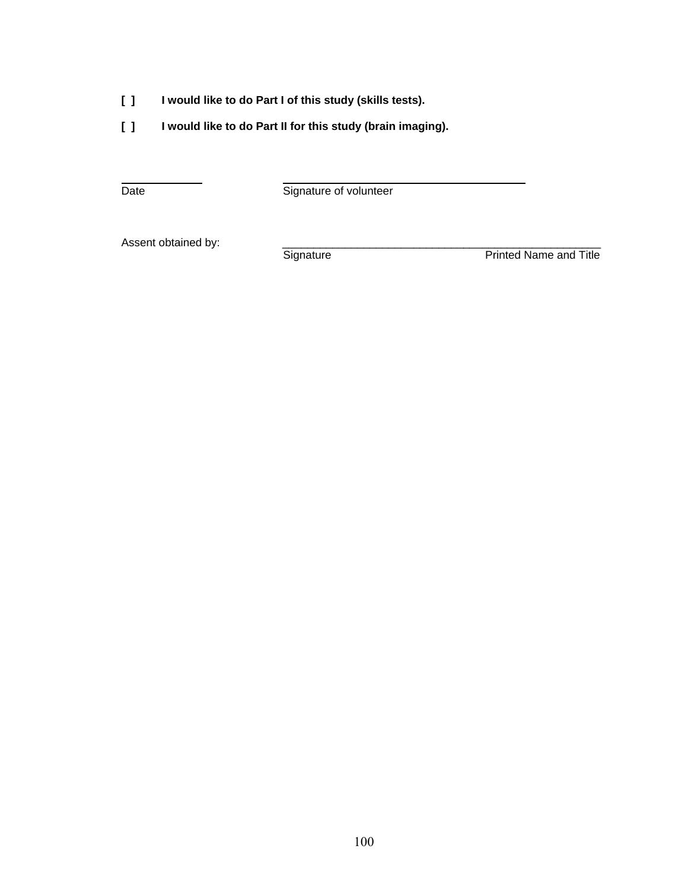**[ ]  I would like to do Part I of this study (skills tests).**

**[ ]  I would like to do Part II for this study (brain imaging).**

\_\_\_\_\_\_\_\_\_\_\_\_  \_\_\_\_\_\_\_\_\_\_\_\_\_\_\_\_\_\_\_\_\_\_\_\_\_\_\_\_\_\_\_\_\_\_\_\_

Date  Signature of volunteer

Assent obtained by:  \_\_\_\_\_\_\_\_\_\_\_\_\_\_\_\_\_\_\_\_\_\_\_\_\_\_\_\_\_\_\_\_\_\_\_\_\_\_\_\_\_\_\_\_\_\_\_\_\_\_\_

Signature  Printed Name and Title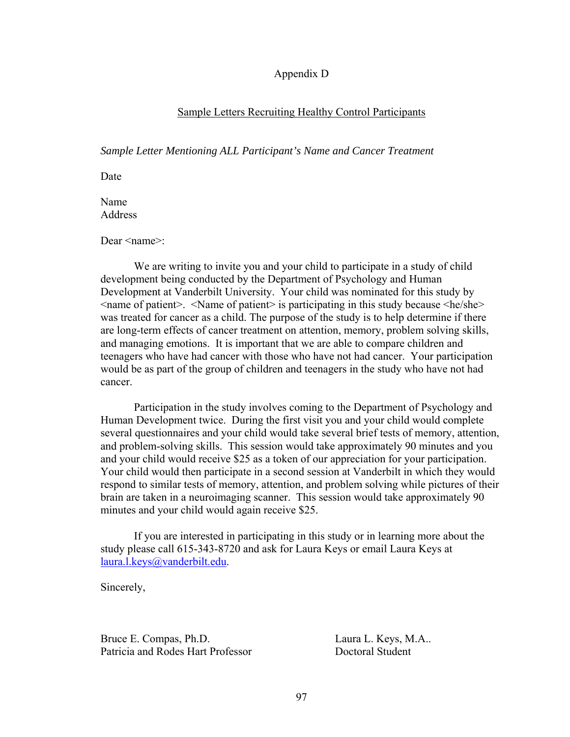# Appendix D

## Sample Letters Recruiting Healthy Control Participants

*Sample Letter Mentioning ALL Participant's Name and Cancer Treatment*

Date

Name
Address

Dear <name>:

We are writing to invite you and your child to participate in a study of child development being conducted by the Department of Psychology and Human Development at Vanderbilt University. Your child was nominated for this study by <name of patient>. <Name of patient> is participating in this study because <he/she> was treated for cancer as a child. The purpose of the study is to help determine if there are long-term effects of cancer treatment on attention, memory, problem solving skills, and managing emotions. It is important that we are able to compare children and teenagers who have had cancer with those who have not had cancer. Your participation would be as part of the group of children and teenagers in the study who have not had cancer.

Participation in the study involves coming to the Department of Psychology and Human Development twice. During the first visit you and your child would complete several questionnaires and your child would take several brief tests of memory, attention, and problem-solving skills. This session would take approximately 90 minutes and you and your child would receive $25 as a token of our appreciation for your participation. Your child would then participate in a second session at Vanderbilt in which they would respond to similar tests of memory, attention, and problem solving while pictures of their brain are taken in a neuroimaging scanner. This session would take approximately 90 minutes and your child would again receive $25.

If you are interested in participating in this study or in learning more about the study please call 615-343-8720 and ask for Laura Keys or email Laura Keys at laura.l.keys@vanderbilt.edu.

Sincerely,

Bruce E. Compas, Ph.D.
Patricia and Rodes Hart Professor

Laura L. Keys, M.A..
Doctoral Student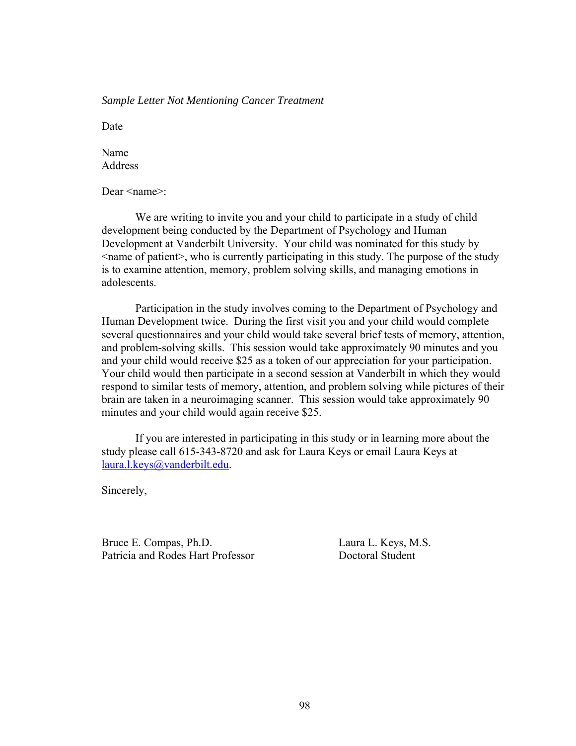*Sample Letter Not Mentioning Cancer Treatment*

Date

Name
Address

Dear <name>:

We are writing to invite you and your child to participate in a study of child development being conducted by the Department of Psychology and Human Development at Vanderbilt University. Your child was nominated for this study by <name of patient>, who is currently participating in this study. The purpose of the study is to examine attention, memory, problem solving skills, and managing emotions in adolescents.

Participation in the study involves coming to the Department of Psychology and Human Development twice. During the first visit you and your child would complete several questionnaires and your child would take several brief tests of memory, attention, and problem-solving skills. This session would take approximately 90 minutes and you and your child would receive $25 as a token of our appreciation for your participation. Your child would then participate in a second session at Vanderbilt in which they would respond to similar tests of memory, attention, and problem solving while pictures of their brain are taken in a neuroimaging scanner. This session would take approximately 90 minutes and your child would again receive $25.

If you are interested in participating in this study or in learning more about the study please call 615-343-8720 and ask for Laura Keys or email Laura Keys at laura.l.keys@vanderbilt.edu.

Sincerely,

Bruce E. Compas, Ph.D.
Patricia and Rodes Hart Professor

Laura L. Keys, M.S.
Doctoral Student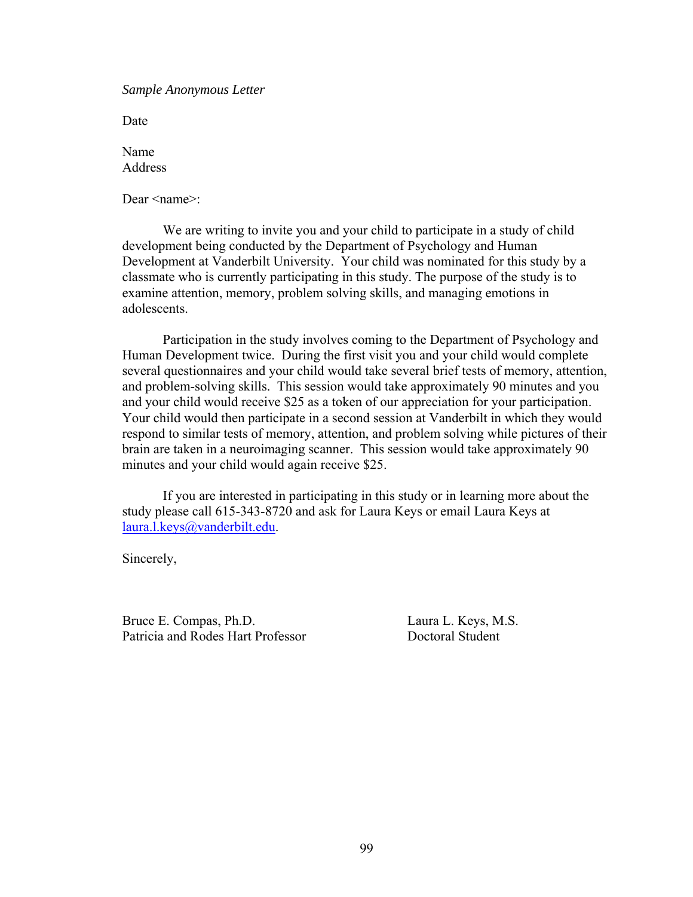*Sample Anonymous Letter*

Date

Name
Address

Dear <name>:

We are writing to invite you and your child to participate in a study of child development being conducted by the Department of Psychology and Human Development at Vanderbilt University. Your child was nominated for this study by a classmate who is currently participating in this study. The purpose of the study is to examine attention, memory, problem solving skills, and managing emotions in adolescents.

Participation in the study involves coming to the Department of Psychology and Human Development twice. During the first visit you and your child would complete several questionnaires and your child would take several brief tests of memory, attention, and problem-solving skills. This session would take approximately 90 minutes and you and your child would receive $25 as a token of our appreciation for your participation. Your child would then participate in a second session at Vanderbilt in which they would respond to similar tests of memory, attention, and problem solving while pictures of their brain are taken in a neuroimaging scanner. This session would take approximately 90 minutes and your child would again receive $25.

If you are interested in participating in this study or in learning more about the study please call 615-343-8720 and ask for Laura Keys or email Laura Keys at laura.l.keys@vanderbilt.edu.

Sincerely,

Bruce E. Compas, Ph.D.
Patricia and Rodes Hart Professor

Laura L. Keys, M.S.
Doctoral Student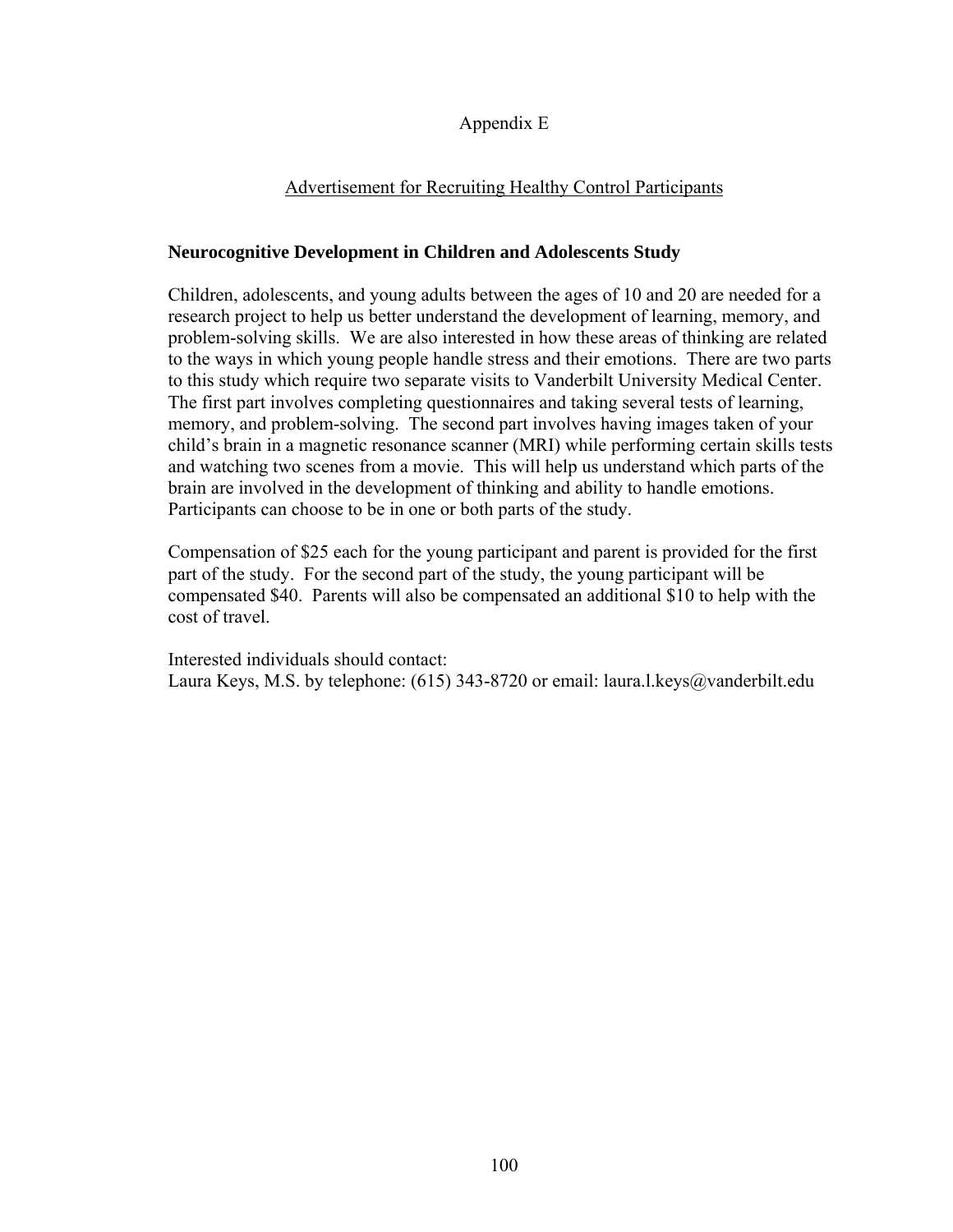# Appendix E

## Advertisement for Recruiting Healthy Control Participants

**Neurocognitive Development in Children and Adolescents Study**

Children, adolescents, and young adults between the ages of 10 and 20 are needed for a research project to help us better understand the development of learning, memory, and problem-solving skills. We are also interested in how these areas of thinking are related to the ways in which young people handle stress and their emotions. There are two parts to this study which require two separate visits to Vanderbilt University Medical Center. The first part involves completing questionnaires and taking several tests of learning, memory, and problem-solving. The second part involves having images taken of your child's brain in a magnetic resonance scanner (MRI) while performing certain skills tests and watching two scenes from a movie. This will help us understand which parts of the brain are involved in the development of thinking and ability to handle emotions. Participants can choose to be in one or both parts of the study.

Compensation of $25 each for the young participant and parent is provided for the first part of the study. For the second part of the study, the young participant will be compensated $40. Parents will also be compensated an additional $10 to help with the cost of travel.

Interested individuals should contact:
Laura Keys, M.S. by telephone: (615) 343-8720 or email: laura.l.keys@vanderbilt.edu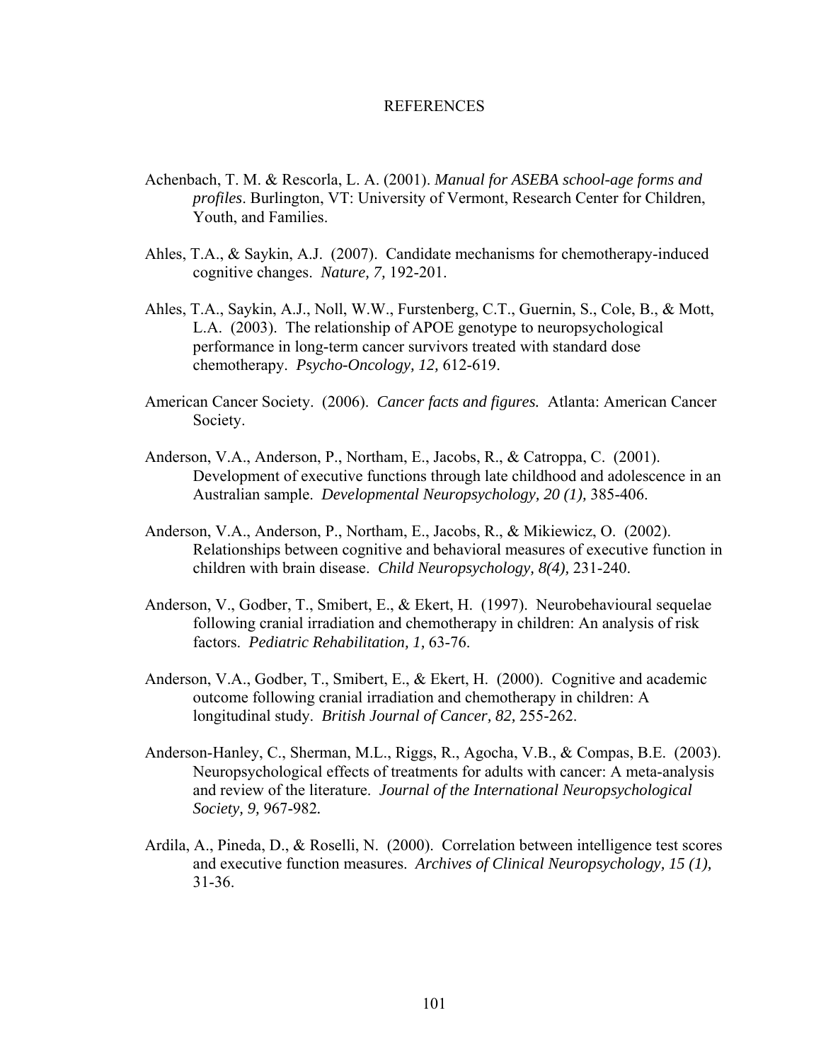# REFERENCES

Achenbach, T. M. & Rescorla, L. A. (2001). *Manual for ASEBA school-age forms and profiles*. Burlington, VT: University of Vermont, Research Center for Children, Youth, and Families.

Ahles, T.A., & Saykin, A.J. (2007). Candidate mechanisms for chemotherapy-induced cognitive changes. *Nature, 7,* 192-201.

Ahles, T.A., Saykin, A.J., Noll, W.W., Furstenberg, C.T., Guernin, S., Cole, B., & Mott, L.A. (2003). The relationship of APOE genotype to neuropsychological performance in long-term cancer survivors treated with standard dose chemotherapy. *Psycho-Oncology, 12,* 612-619.

American Cancer Society. (2006). *Cancer facts and figures.* Atlanta: American Cancer Society.

Anderson, V.A., Anderson, P., Northam, E., Jacobs, R., & Catroppa, C. (2001). Development of executive functions through late childhood and adolescence in an Australian sample. *Developmental Neuropsychology, 20 (1),* 385-406.

Anderson, V.A., Anderson, P., Northam, E., Jacobs, R., & Mikiewicz, O. (2002). Relationships between cognitive and behavioral measures of executive function in children with brain disease. *Child Neuropsychology, 8(4),* 231-240.

Anderson, V., Godber, T., Smibert, E., & Ekert, H. (1997). Neurobehavioural sequelae following cranial irradiation and chemotherapy in children: An analysis of risk factors. *Pediatric Rehabilitation, 1,* 63-76.

Anderson, V.A., Godber, T., Smibert, E., & Ekert, H. (2000). Cognitive and academic outcome following cranial irradiation and chemotherapy in children: A longitudinal study. *British Journal of Cancer, 82,* 255-262.

Anderson-Hanley, C., Sherman, M.L., Riggs, R., Agocha, V.B., & Compas, B.E. (2003). Neuropsychological effects of treatments for adults with cancer: A meta-analysis and review of the literature. *Journal of the International Neuropsychological Society, 9,* 967-982.

Ardila, A., Pineda, D., & Roselli, N. (2000). Correlation between intelligence test scores and executive function measures. *Archives of Clinical Neuropsychology, 15 (1),* 31-36.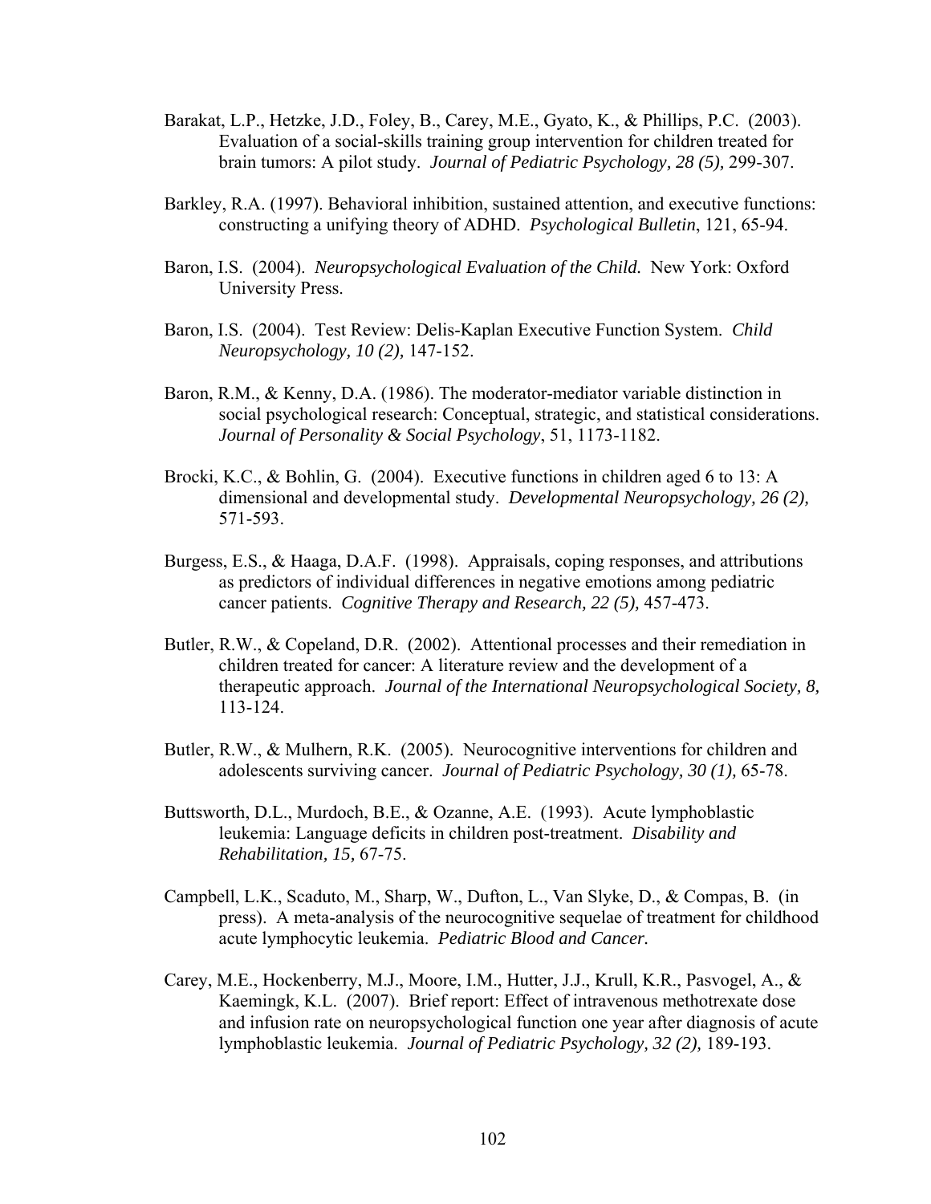Barakat, L.P., Hetzke, J.D., Foley, B., Carey, M.E., Gyato, K., & Phillips, P.C. (2003). Evaluation of a social-skills training group intervention for children treated for brain tumors: A pilot study. *Journal of Pediatric Psychology, 28 (5),* 299-307.

Barkley, R.A. (1997). Behavioral inhibition, sustained attention, and executive functions: constructing a unifying theory of ADHD. *Psychological Bulletin*, 121, 65-94.

Baron, I.S. (2004). *Neuropsychological Evaluation of the Child.* New York: Oxford University Press.

Baron, I.S. (2004). Test Review: Delis-Kaplan Executive Function System. *Child Neuropsychology, 10 (2),* 147-152.

Baron, R.M., & Kenny, D.A. (1986). The moderator-mediator variable distinction in social psychological research: Conceptual, strategic, and statistical considerations. *Journal of Personality & Social Psychology*, 51, 1173-1182.

Brocki, K.C., & Bohlin, G. (2004). Executive functions in children aged 6 to 13: A dimensional and developmental study. *Developmental Neuropsychology, 26 (2),* 571-593.

Burgess, E.S., & Haaga, D.A.F. (1998). Appraisals, coping responses, and attributions as predictors of individual differences in negative emotions among pediatric cancer patients. *Cognitive Therapy and Research, 22 (5),* 457-473.

Butler, R.W., & Copeland, D.R. (2002). Attentional processes and their remediation in children treated for cancer: A literature review and the development of a therapeutic approach. *Journal of the International Neuropsychological Society, 8,* 113-124.

Butler, R.W., & Mulhern, R.K. (2005). Neurocognitive interventions for children and adolescents surviving cancer. *Journal of Pediatric Psychology, 30 (1),* 65-78.

Buttsworth, D.L., Murdoch, B.E., & Ozanne, A.E. (1993). Acute lymphoblastic leukemia: Language deficits in children post-treatment. *Disability and Rehabilitation, 15,* 67-75.

Campbell, L.K., Scaduto, M., Sharp, W., Dufton, L., Van Slyke, D., & Compas, B. (in press). A meta-analysis of the neurocognitive sequelae of treatment for childhood acute lymphocytic leukemia. *Pediatric Blood and Cancer.*

Carey, M.E., Hockenberry, M.J., Moore, I.M., Hutter, J.J., Krull, K.R., Pasvogel, A., & Kaemingk, K.L. (2007). Brief report: Effect of intravenous methotrexate dose and infusion rate on neuropsychological function one year after diagnosis of acute lymphoblastic leukemia. *Journal of Pediatric Psychology, 32 (2),* 189-193.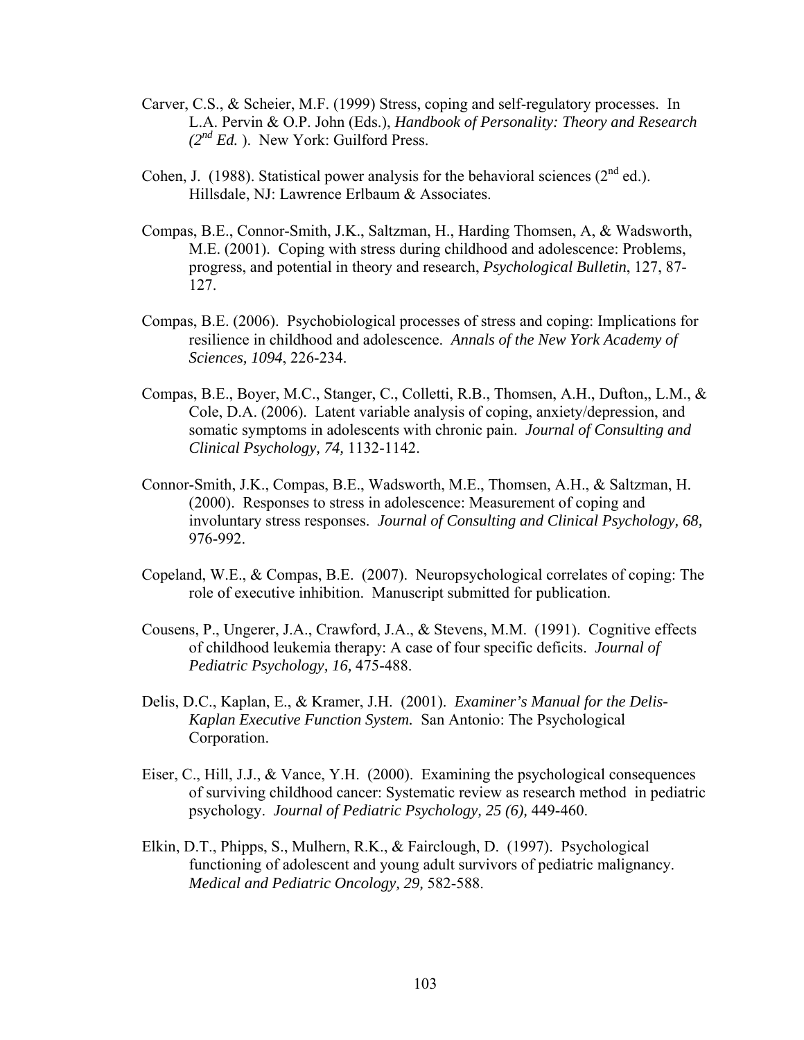Carver, C.S., & Scheier, M.F. (1999) Stress, coping and self-regulatory processes. In L.A. Pervin & O.P. John (Eds.), *Handbook of Personality: Theory and Research ($2^{nd}$ Ed.* ). New York: Guilford Press.

Cohen, J. (1988). Statistical power analysis for the behavioral sciences ($2^{nd}$ ed.). Hillsdale, NJ: Lawrence Erlbaum & Associates.

Compas, B.E., Connor-Smith, J.K., Saltzman, H., Harding Thomsen, A, & Wadsworth, M.E. (2001). Coping with stress during childhood and adolescence: Problems, progress, and potential in theory and research, *Psychological Bulletin*, 127, 87-127.

Compas, B.E. (2006). Psychobiological processes of stress and coping: Implications for resilience in childhood and adolescence. *Annals of the New York Academy of Sciences, 1094*, 226-234.

Compas, B.E., Boyer, M.C., Stanger, C., Colletti, R.B., Thomsen, A.H., Dufton,, L.M., & Cole, D.A. (2006). Latent variable analysis of coping, anxiety/depression, and somatic symptoms in adolescents with chronic pain. *Journal of Consulting and Clinical Psychology, 74,* 1132-1142.

Connor-Smith, J.K., Compas, B.E., Wadsworth, M.E., Thomsen, A.H., & Saltzman, H. (2000). Responses to stress in adolescence: Measurement of coping and involuntary stress responses. *Journal of Consulting and Clinical Psychology, 68,* 976-992.

Copeland, W.E., & Compas, B.E. (2007). Neuropsychological correlates of coping: The role of executive inhibition. Manuscript submitted for publication.

Cousens, P., Ungerer, J.A., Crawford, J.A., & Stevens, M.M. (1991). Cognitive effects of childhood leukemia therapy: A case of four specific deficits. *Journal of Pediatric Psychology, 16,* 475-488.

Delis, D.C., Kaplan, E., & Kramer, J.H. (2001). *Examiner's Manual for the Delis-Kaplan Executive Function System.* San Antonio: The Psychological Corporation.

Eiser, C., Hill, J.J., & Vance, Y.H. (2000). Examining the psychological consequences of surviving childhood cancer: Systematic review as research method in pediatric psychology. *Journal of Pediatric Psychology, 25 (6),* 449-460.

Elkin, D.T., Phipps, S., Mulhern, R.K., & Fairclough, D. (1997). Psychological functioning of adolescent and young adult survivors of pediatric malignancy. *Medical and Pediatric Oncology, 29,* 582-588.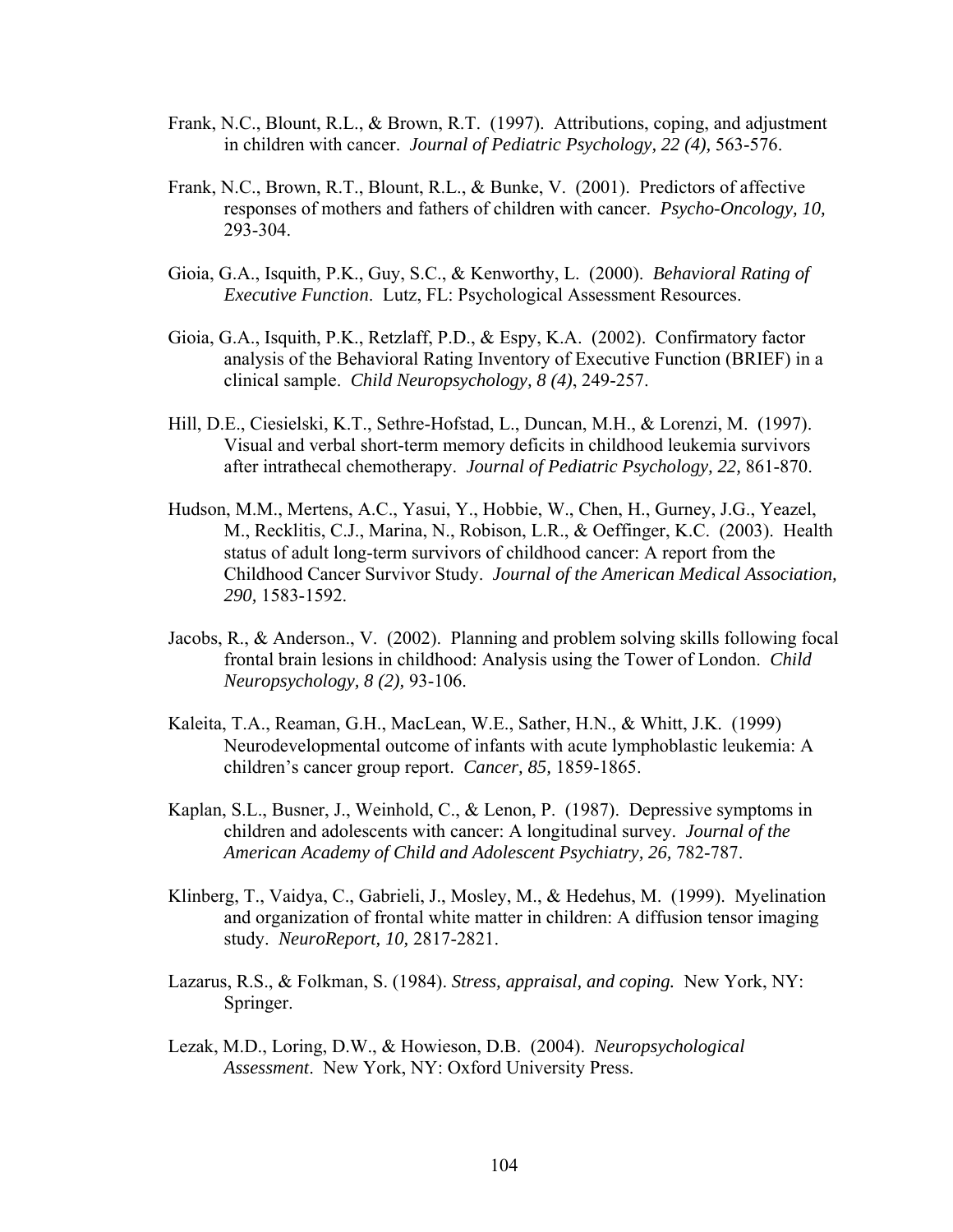Frank, N.C., Blount, R.L., & Brown, R.T. (1997). Attributions, coping, and adjustment in children with cancer. *Journal of Pediatric Psychology, 22 (4),* 563-576.

Frank, N.C., Brown, R.T., Blount, R.L., & Bunke, V. (2001). Predictors of affective responses of mothers and fathers of children with cancer. *Psycho-Oncology, 10,* 293-304.

Gioia, G.A., Isquith, P.K., Guy, S.C., & Kenworthy, L. (2000). *Behavioral Rating of Executive Function*. Lutz, FL: Psychological Assessment Resources.

Gioia, G.A., Isquith, P.K., Retzlaff, P.D., & Espy, K.A. (2002). Confirmatory factor analysis of the Behavioral Rating Inventory of Executive Function (BRIEF) in a clinical sample. *Child Neuropsychology, 8 (4)*, 249-257.

Hill, D.E., Ciesielski, K.T., Sethre-Hofstad, L., Duncan, M.H., & Lorenzi, M. (1997). Visual and verbal short-term memory deficits in childhood leukemia survivors after intrathecal chemotherapy. *Journal of Pediatric Psychology, 22,* 861-870.

Hudson, M.M., Mertens, A.C., Yasui, Y., Hobbie, W., Chen, H., Gurney, J.G., Yeazel, M., Recklitis, C.J., Marina, N., Robison, L.R., & Oeffinger, K.C. (2003). Health status of adult long-term survivors of childhood cancer: A report from the Childhood Cancer Survivor Study. *Journal of the American Medical Association, 290,* 1583-1592.

Jacobs, R., & Anderson., V. (2002). Planning and problem solving skills following focal frontal brain lesions in childhood: Analysis using the Tower of London. *Child Neuropsychology, 8 (2),* 93-106.

Kaleita, T.A., Reaman, G.H., MacLean, W.E., Sather, H.N., & Whitt, J.K. (1999) Neurodevelopmental outcome of infants with acute lymphoblastic leukemia: A children's cancer group report. *Cancer, 85,* 1859-1865.

Kaplan, S.L., Busner, J., Weinhold, C., & Lenon, P. (1987). Depressive symptoms in children and adolescents with cancer: A longitudinal survey. *Journal of the American Academy of Child and Adolescent Psychiatry, 26,* 782-787.

Klinberg, T., Vaidya, C., Gabrieli, J., Mosley, M., & Hedehus, M. (1999). Myelination and organization of frontal white matter in children: A diffusion tensor imaging study. *NeuroReport, 10,* 2817-2821.

Lazarus, R.S., & Folkman, S. (1984). *Stress, appraisal, and coping.* New York, NY: Springer.

Lezak, M.D., Loring, D.W., & Howieson, D.B. (2004). *Neuropsychological Assessment*. New York, NY: Oxford University Press.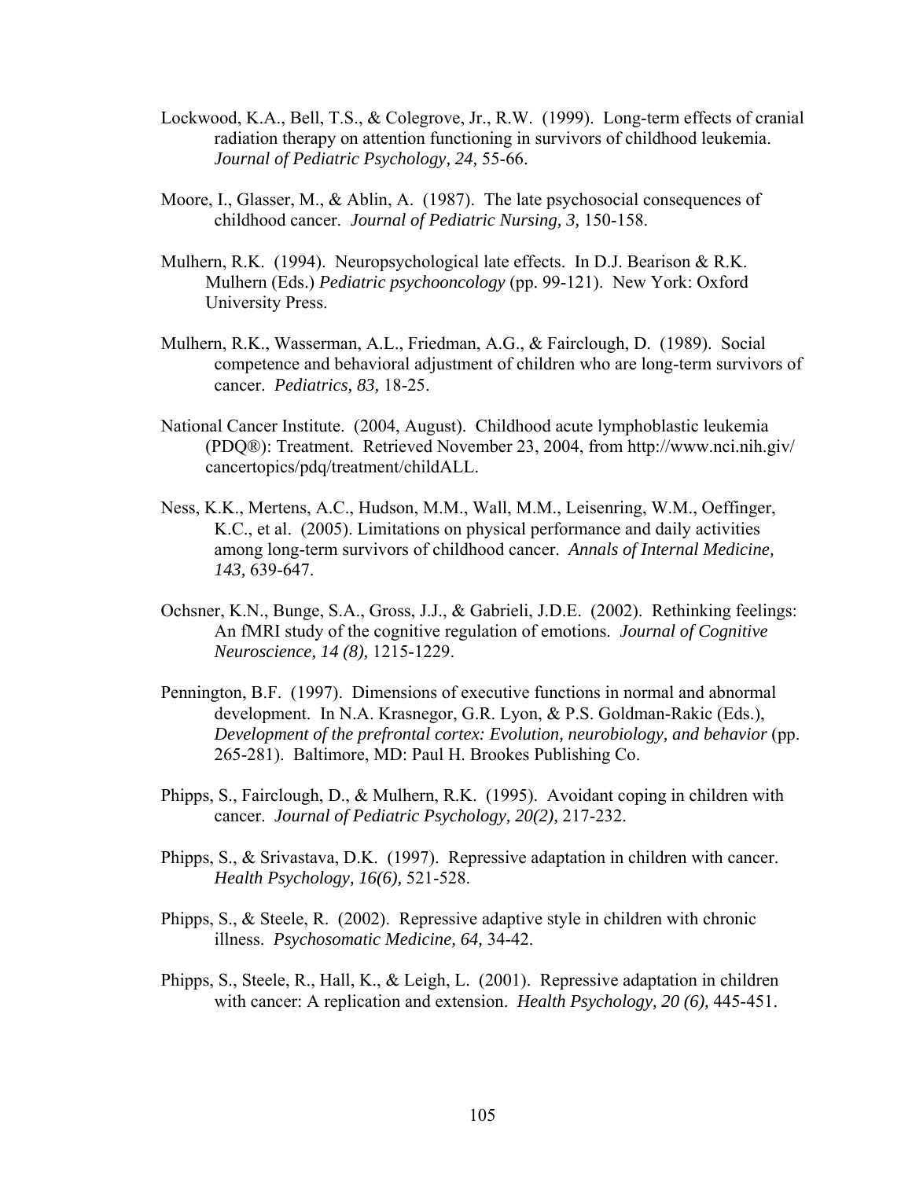Lockwood, K.A., Bell, T.S., & Colegrove, Jr., R.W. (1999). Long-term effects of cranial radiation therapy on attention functioning in survivors of childhood leukemia. *Journal of Pediatric Psychology, 24,* 55-66.

Moore, I., Glasser, M., & Ablin, A. (1987). The late psychosocial consequences of childhood cancer. *Journal of Pediatric Nursing, 3,* 150-158.

Mulhern, R.K. (1994). Neuropsychological late effects. In D.J. Bearison & R.K. Mulhern (Eds.) *Pediatric psychooncology* (pp. 99-121). New York: Oxford University Press.

Mulhern, R.K., Wasserman, A.L., Friedman, A.G., & Fairclough, D. (1989). Social competence and behavioral adjustment of children who are long-term survivors of cancer. *Pediatrics, 83,* 18-25.

National Cancer Institute. (2004, August). Childhood acute lymphoblastic leukemia (PDQ®): Treatment. Retrieved November 23, 2004, from http://www.nci.nih.giv/cancertopics/pdq/treatment/childALL.

Ness, K.K., Mertens, A.C., Hudson, M.M., Wall, M.M., Leisenring, W.M., Oeffinger, K.C., et al. (2005). Limitations on physical performance and daily activities among long-term survivors of childhood cancer. *Annals of Internal Medicine, 143,* 639-647.

Ochsner, K.N., Bunge, S.A., Gross, J.J., & Gabrieli, J.D.E. (2002). Rethinking feelings: An fMRI study of the cognitive regulation of emotions. *Journal of Cognitive Neuroscience, 14 (8),* 1215-1229.

Pennington, B.F. (1997). Dimensions of executive functions in normal and abnormal development. In N.A. Krasnegor, G.R. Lyon, & P.S. Goldman-Rakic (Eds.), *Development of the prefrontal cortex: Evolution, neurobiology, and behavior* (pp. 265-281). Baltimore, MD: Paul H. Brookes Publishing Co.

Phipps, S., Fairclough, D., & Mulhern, R.K. (1995). Avoidant coping in children with cancer. *Journal of Pediatric Psychology, 20(2),* 217-232.

Phipps, S., & Srivastava, D.K. (1997). Repressive adaptation in children with cancer. *Health Psychology, 16(6),* 521-528.

Phipps, S., & Steele, R. (2002). Repressive adaptive style in children with chronic illness. *Psychosomatic Medicine, 64,* 34-42.

Phipps, S., Steele, R., Hall, K., & Leigh, L. (2001). Repressive adaptation in children with cancer: A replication and extension. *Health Psychology, 20 (6),* 445-451.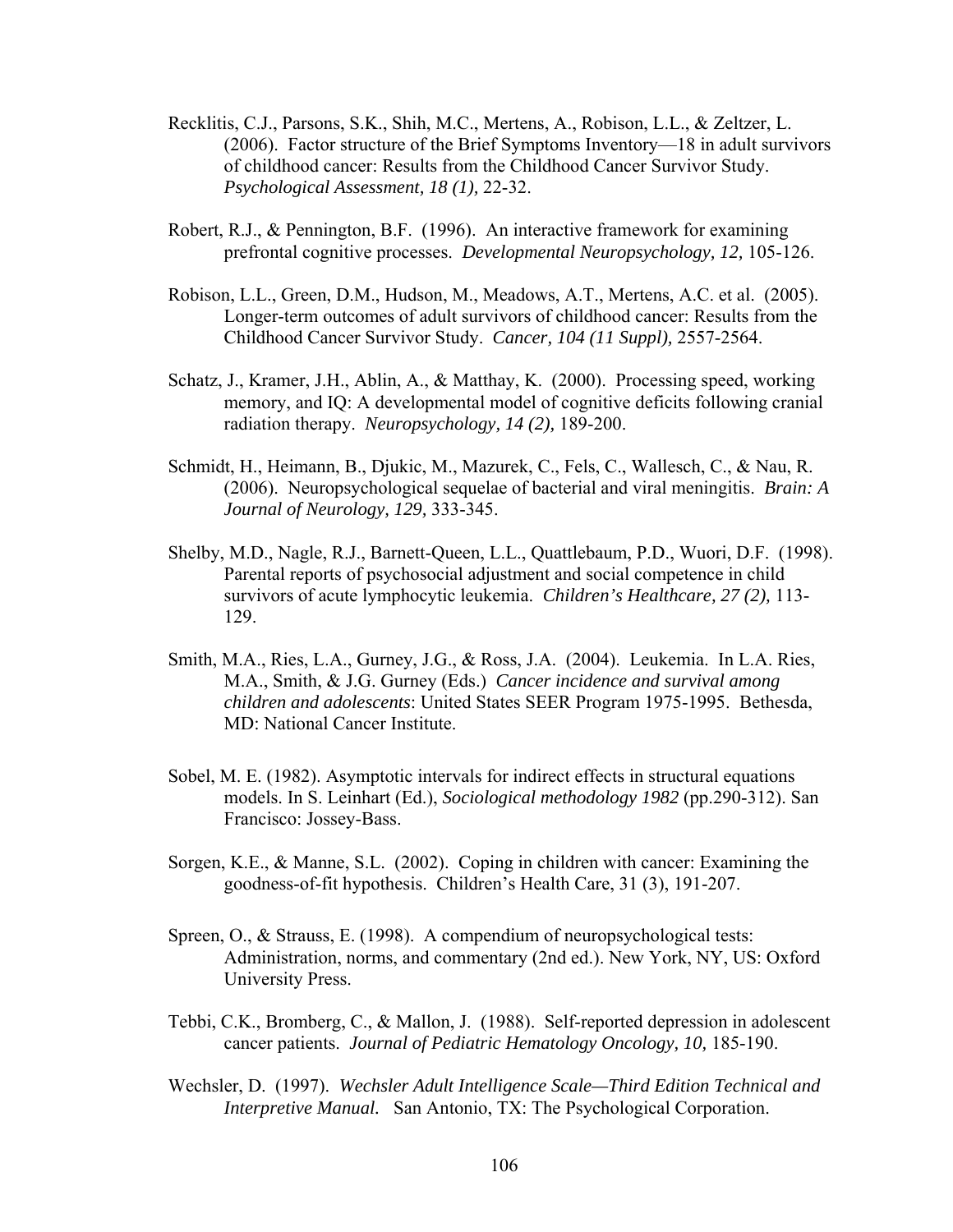Recklitis, C.J., Parsons, S.K., Shih, M.C., Mertens, A., Robison, L.L., & Zeltzer, L. (2006). Factor structure of the Brief Symptoms Inventory—18 in adult survivors of childhood cancer: Results from the Childhood Cancer Survivor Study. *Psychological Assessment, 18 (1),* 22-32.

Robert, R.J., & Pennington, B.F. (1996). An interactive framework for examining prefrontal cognitive processes. *Developmental Neuropsychology, 12,* 105-126.

Robison, L.L., Green, D.M., Hudson, M., Meadows, A.T., Mertens, A.C. et al. (2005). Longer-term outcomes of adult survivors of childhood cancer: Results from the Childhood Cancer Survivor Study. *Cancer, 104 (11 Suppl),* 2557-2564.

Schatz, J., Kramer, J.H., Ablin, A., & Matthay, K. (2000). Processing speed, working memory, and IQ: A developmental model of cognitive deficits following cranial radiation therapy. *Neuropsychology, 14 (2),* 189-200.

Schmidt, H., Heimann, B., Djukic, M., Mazurek, C., Fels, C., Wallesch, C., & Nau, R. (2006). Neuropsychological sequelae of bacterial and viral meningitis. *Brain: A Journal of Neurology, 129,* 333-345.

Shelby, M.D., Nagle, R.J., Barnett-Queen, L.L., Quattlebaum, P.D., Wuori, D.F. (1998). Parental reports of psychosocial adjustment and social competence in child survivors of acute lymphocytic leukemia. *Children's Healthcare, 27 (2),* 113-129.

Smith, M.A., Ries, L.A., Gurney, J.G., & Ross, J.A. (2004). Leukemia. In L.A. Ries, M.A., Smith, & J.G. Gurney (Eds.) *Cancer incidence and survival among children and adolescents*: United States SEER Program 1975-1995. Bethesda, MD: National Cancer Institute.

Sobel, M. E. (1982). Asymptotic intervals for indirect effects in structural equations models. In S. Leinhart (Ed.), *Sociological methodology 1982* (pp.290-312). San Francisco: Jossey-Bass.

Sorgen, K.E., & Manne, S.L. (2002). Coping in children with cancer: Examining the goodness-of-fit hypothesis. Children's Health Care, 31 (3), 191-207.

Spreen, O., & Strauss, E. (1998). A compendium of neuropsychological tests: Administration, norms, and commentary (2nd ed.). New York, NY, US: Oxford University Press.

Tebbi, C.K., Bromberg, C., & Mallon, J. (1988). Self-reported depression in adolescent cancer patients. *Journal of Pediatric Hematology Oncology, 10,* 185-190.

Wechsler, D. (1997). *Wechsler Adult Intelligence Scale—Third Edition Technical and Interpretive Manual.* San Antonio, TX: The Psychological Corporation.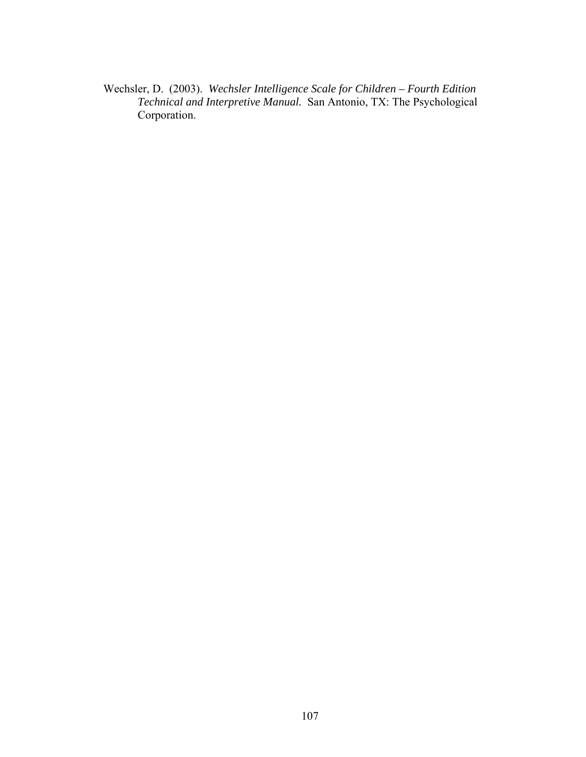Wechsler, D. (2003). *Wechsler Intelligence Scale for Children – Fourth Edition Technical and Interpretive Manual.* San Antonio, TX: The Psychological Corporation.